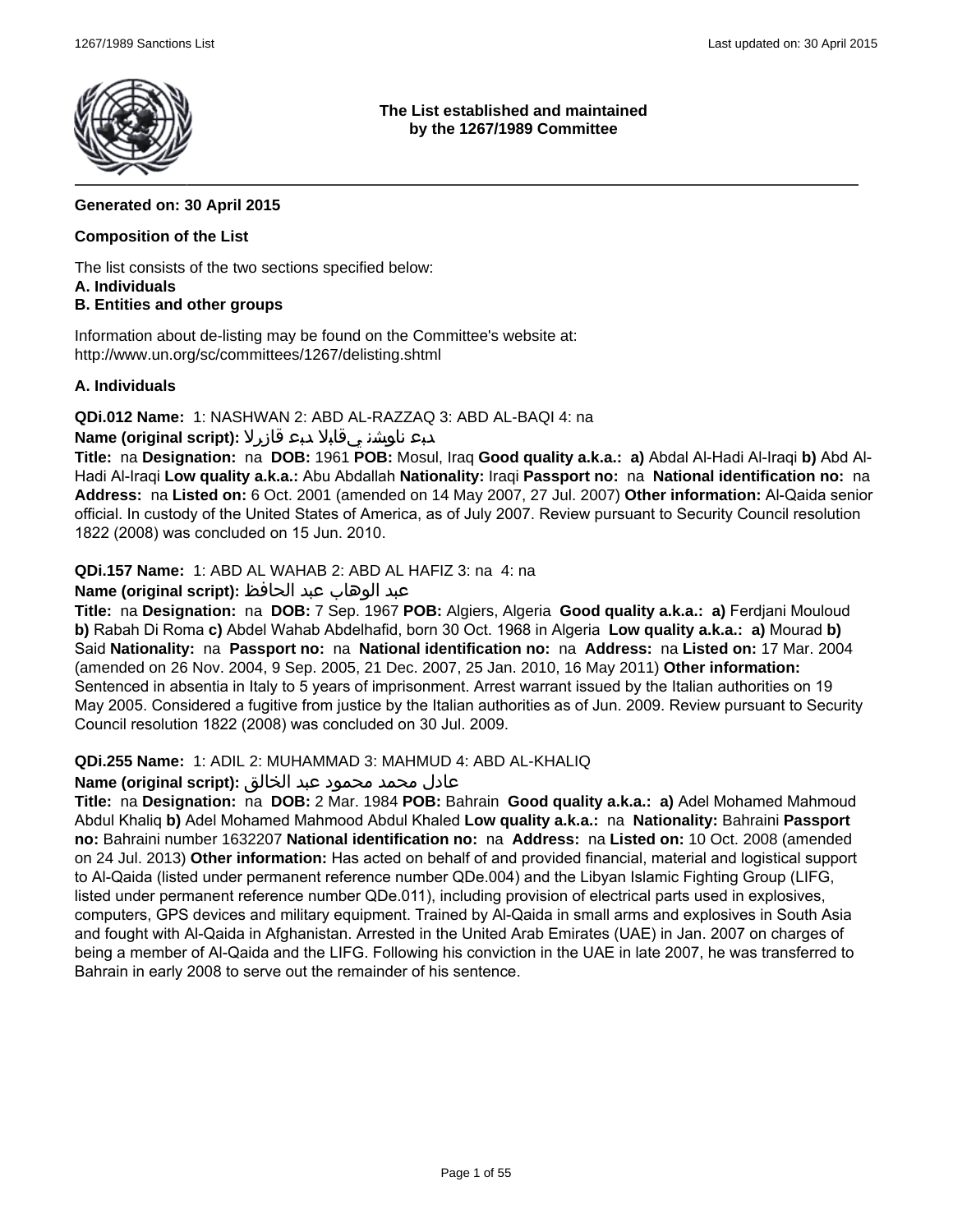**The List established and maintained by the 1267/1989 Committee**

**Generated on: 30 April 2015**

**Composition of the List**

The list consists of the two sections specified below:
**A. Individuals**
**B. Entities and other groups**

Information about de-listing may be found on the Committee's website at:
http://www.un.org/sc/committees/1267/delisting.shtml

**A. Individuals**

**QDi.012 Name:** 1: NASHWAN 2: ABD AL-RAZZAQ 3: ABD AL-BAQI 4: na
**Name (original script):** نشوان عبد الباقي عبد الرزاق
**Title:** na **Designation:** na **DOB:** 1961 **POB:** Mosul, Iraq **Good quality a.k.a.:** **a)** Abdal Al-Hadi Al-Iraqi **b)** Abd Al-Hadi Al-Iraqi **Low quality a.k.a.:** Abu Abdallah **Nationality:** Iraqi **Passport no:** na **National identification no:** na **Address:** na **Listed on:** 6 Oct. 2001 (amended on 14 May 2007, 27 Jul. 2007) **Other information:** Al-Qaida senior official. In custody of the United States of America, as of July 2007. Review pursuant to Security Council resolution 1822 (2008) was concluded on 15 Jun. 2010.

**QDi.157 Name:** 1: ABD AL WAHAB 2: ABD AL HAFIZ 3: na 4: na
**Name (original script):** عبد الوهاب عبد الحافظ
**Title:** na **Designation:** na **DOB:** 7 Sep. 1967 **POB:** Algiers, Algeria **Good quality a.k.a.:** **a)** Ferdjani Mouloud **b)** Rabah Di Roma **c)** Abdel Wahab Abdelhafid, born 30 Oct. 1968 in Algeria **Low quality a.k.a.:** **a)** Mourad **b)** Said **Nationality:** na **Passport no:** na **National identification no:** na **Address:** na **Listed on:** 17 Mar. 2004 (amended on 26 Nov. 2004, 9 Sep. 2005, 21 Dec. 2007, 25 Jan. 2010, 16 May 2011) **Other information:** Sentenced in absentia in Italy to 5 years of imprisonment. Arrest warrant issued by the Italian authorities on 19 May 2005. Considered a fugitive from justice by the Italian authorities as of Jun. 2009. Review pursuant to Security Council resolution 1822 (2008) was concluded on 30 Jul. 2009.

**QDi.255 Name:** 1: ADIL 2: MUHAMMAD 3: MAHMUD 4: ABD AL-KHALIQ
**Name (original script):** عادل محمد محمود عبد الخالق
**Title:** na **Designation:** na **DOB:** 2 Mar. 1984 **POB:** Bahrain **Good quality a.k.a.:** **a)** Adel Mohamed Mahmoud Abdul Khaliq **b)** Adel Mohamed Mahmood Abdul Khaled **Low quality a.k.a.:** na **Nationality:** Bahraini **Passport no:** Bahraini number 1632207 **National identification no:** na **Address:** na **Listed on:** 10 Oct. 2008 (amended on 24 Jul. 2013) **Other information:** Has acted on behalf of and provided financial, material and logistical support to Al-Qaida (listed under permanent reference number QDe.004) and the Libyan Islamic Fighting Group (LIFG, listed under permanent reference number QDe.011), including provision of electrical parts used in explosives, computers, GPS devices and military equipment. Trained by Al-Qaida in small arms and explosives in South Asia and fought with Al-Qaida in Afghanistan. Arrested in the United Arab Emirates (UAE) in Jan. 2007 on charges of being a member of Al-Qaida and the LIFG. Following his conviction in the UAE in late 2007, he was transferred to Bahrain in early 2008 to serve out the remainder of his sentence.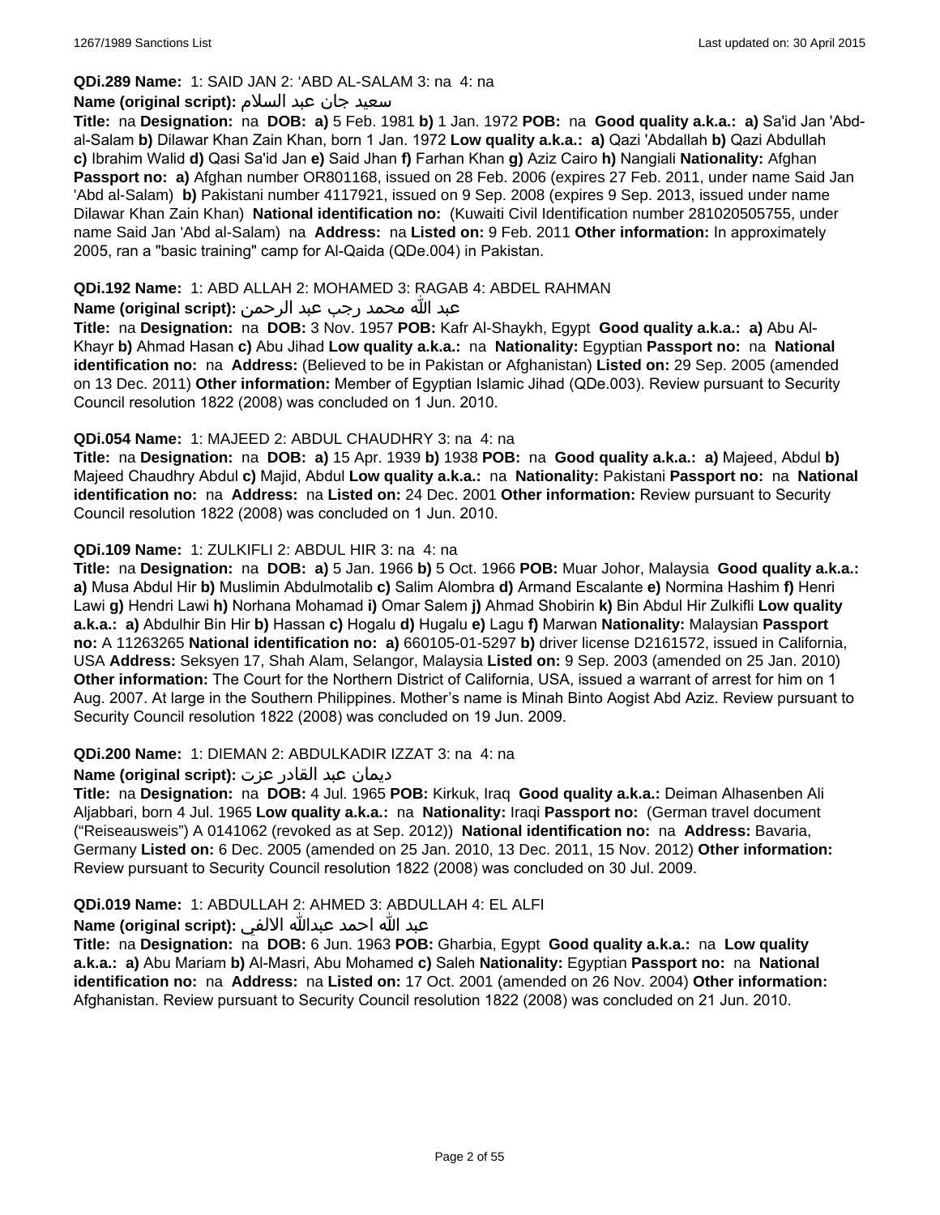**QDi.289 Name:** 1: SAID JAN 2: 'ABD AL-SALAM 3: na 4: na

**Name (original script):** سعيد جان عبد السلام

**Title:** na **Designation:** na **DOB:** **a)** 5 Feb. 1981 **b)** 1 Jan. 1972 **POB:** na **Good quality a.k.a.:** **a)** Sa'id Jan 'Abd-al-Salam **b)** Dilawar Khan Zain Khan, born 1 Jan. 1972 **Low quality a.k.a.:** **a)** Qazi 'Abdallah **b)** Qazi Abdullah **c)** Ibrahim Walid **d)** Qasi Sa'id Jan **e)** Said Jhan **f)** Farhan Khan **g)** Aziz Cairo **h)** Nangiali **Nationality:** Afghan **Passport no:** **a)** Afghan number OR801168, issued on 28 Feb. 2006 (expires 27 Feb. 2011, under name Said Jan 'Abd al-Salam) **b)** Pakistani number 4117921, issued on 9 Sep. 2008 (expires 9 Sep. 2013, issued under name Dilawar Khan Zain Khan) **National identification no:** (Kuwaiti Civil Identification number 281020505755, under name Said Jan 'Abd al-Salam) na **Address:** na **Listed on:** 9 Feb. 2011 **Other information:** In approximately 2005, ran a "basic training" camp for Al-Qaida (QDe.004) in Pakistan.

**QDi.192 Name:** 1: ABD ALLAH 2: MOHAMED 3: RAGAB 4: ABDEL RAHMAN

**Name (original script):** عبد الله محمد رجب عبد الرحمن

**Title:** na **Designation:** na **DOB:** 3 Nov. 1957 **POB:** Kafr Al-Shaykh, Egypt **Good quality a.k.a.:** **a)** Abu Al-Khayr **b)** Ahmad Hasan **c)** Abu Jihad **Low quality a.k.a.:** na **Nationality:** Egyptian **Passport no:** na **National identification no:** na **Address:** (Believed to be in Pakistan or Afghanistan) **Listed on:** 29 Sep. 2005 (amended on 13 Dec. 2011) **Other information:** Member of Egyptian Islamic Jihad (QDe.003). Review pursuant to Security Council resolution 1822 (2008) was concluded on 1 Jun. 2010.

**QDi.054 Name:** 1: MAJEED 2: ABDUL CHAUDHRY 3: na 4: na

**Title:** na **Designation:** na **DOB:** **a)** 15 Apr. 1939 **b)** 1938 **POB:** na **Good quality a.k.a.:** **a)** Majeed, Abdul **b)** Majeed Chaudhry Abdul **c)** Majid, Abdul **Low quality a.k.a.:** na **Nationality:** Pakistani **Passport no:** na **National identification no:** na **Address:** na **Listed on:** 24 Dec. 2001 **Other information:** Review pursuant to Security Council resolution 1822 (2008) was concluded on 1 Jun. 2010.

**QDi.109 Name:** 1: ZULKIFLI 2: ABDUL HIR 3: na 4: na

**Title:** na **Designation:** na **DOB:** **a)** 5 Jan. 1966 **b)** 5 Oct. 1966 **POB:** Muar Johor, Malaysia **Good quality a.k.a.:** **a)** Musa Abdul Hir **b)** Muslimin Abdulmotalib **c)** Salim Alombra **d)** Armand Escalante **e)** Normina Hashim **f)** Henri Lawi **g)** Hendri Lawi **h)** Norhana Mohamad **i)** Omar Salem **j)** Ahmad Shobirin **k)** Bin Abdul Hir Zulkifli **Low quality a.k.a.:** **a)** Abdulhir Bin Hir **b)** Hassan **c)** Hogalu **d)** Hugalu **e)** Lagu **f)** Marwan **Nationality:** Malaysian **Passport no:** A 11263265 **National identification no:** **a)** 660105-01-5297 **b)** driver license D2161572, issued in California, USA **Address:** Seksyen 17, Shah Alam, Selangor, Malaysia **Listed on:** 9 Sep. 2003 (amended on 25 Jan. 2010) **Other information:** The Court for the Northern District of California, USA, issued a warrant of arrest for him on 1 Aug. 2007. At large in the Southern Philippines. Mother's name is Minah Binto Aogist Abd Aziz. Review pursuant to Security Council resolution 1822 (2008) was concluded on 19 Jun. 2009.

**QDi.200 Name:** 1: DIEMAN 2: ABDULKADIR IZZAT 3: na 4: na

**Name (original script):** ديمان عبد القادر عزت

**Title:** na **Designation:** na **DOB:** 4 Jul. 1965 **POB:** Kirkuk, Iraq **Good quality a.k.a.:** Deiman Alhasenben Ali Aljabbari, born 4 Jul. 1965 **Low quality a.k.a.:** na **Nationality:** Iraqi **Passport no:** (German travel document ("Reiseausweis") A 0141062 (revoked as at Sep. 2012)) **National identification no:** na **Address:** Bavaria, Germany **Listed on:** 6 Dec. 2005 (amended on 25 Jan. 2010, 13 Dec. 2011, 15 Nov. 2012) **Other information:** Review pursuant to Security Council resolution 1822 (2008) was concluded on 30 Jul. 2009.

**QDi.019 Name:** 1: ABDULLAH 2: AHMED 3: ABDULLAH 4: EL ALFI

**Name (original script):** عبد الله احمد عبدالله الالفي

**Title:** na **Designation:** na **DOB:** 6 Jun. 1963 **POB:** Gharbia, Egypt **Good quality a.k.a.:** na **Low quality a.k.a.:** **a)** Abu Mariam **b)** Al-Masri, Abu Mohamed **c)** Saleh **Nationality:** Egyptian **Passport no:** na **National identification no:** na **Address:** na **Listed on:** 17 Oct. 2001 (amended on 26 Nov. 2004) **Other information:** Afghanistan. Review pursuant to Security Council resolution 1822 (2008) was concluded on 21 Jun. 2010.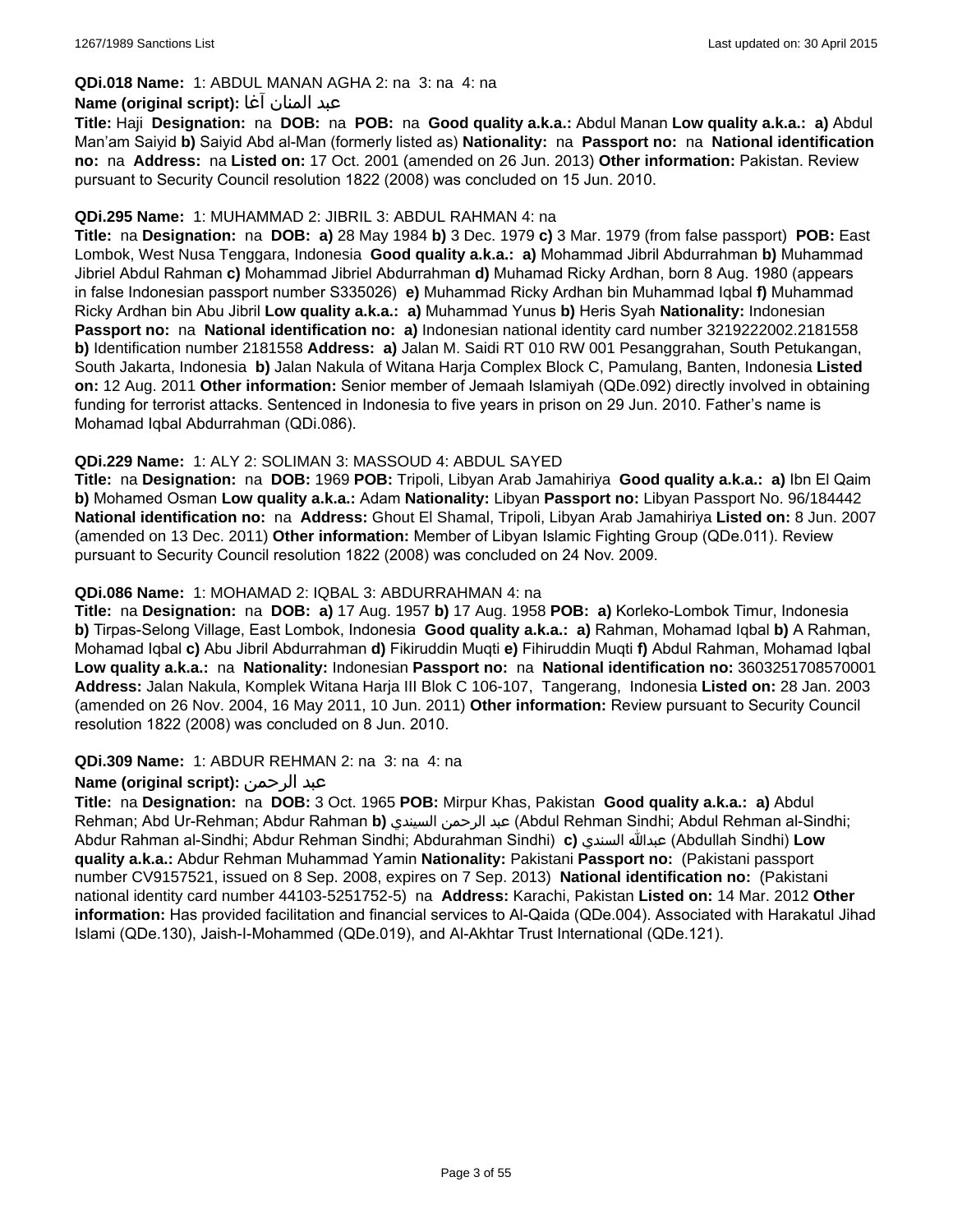**QDi.018 Name:** 1: ABDUL MANAN AGHA 2: na 3: na 4: na

**Name (original script):** عبد المنان آغا

**Title:** Haji **Designation:** na **DOB:** na **POB:** na **Good quality a.k.a.:** Abdul Manan **Low quality a.k.a.:** **a)** Abdul Man'am Saiyid **b)** Saiyid Abd al-Man (formerly listed as) **Nationality:** na **Passport no:** na **National identification no:** na **Address:** na **Listed on:** 17 Oct. 2001 (amended on 26 Jun. 2013) **Other information:** Pakistan. Review pursuant to Security Council resolution 1822 (2008) was concluded on 15 Jun. 2010.

**QDi.295 Name:** 1: MUHAMMAD 2: JIBRIL 3: ABDUL RAHMAN 4: na

**Title:** na **Designation:** na **DOB:** **a)** 28 May 1984 **b)** 3 Dec. 1979 **c)** 3 Mar. 1979 (from false passport) **POB:** East Lombok, West Nusa Tenggara, Indonesia **Good quality a.k.a.:** **a)** Mohammad Jibril Abdurrahman **b)** Muhammad Jibriel Abdul Rahman **c)** Mohammad Jibriel Abdurrahman **d)** Muhamad Ricky Ardhan, born 8 Aug. 1980 (appears in false Indonesian passport number S335026) **e)** Muhammad Ricky Ardhan bin Muhammad Iqbal **f)** Muhammad Ricky Ardhan bin Abu Jibril **Low quality a.k.a.:** **a)** Muhammad Yunus **b)** Heris Syah **Nationality:** Indonesian **Passport no:** na **National identification no:** **a)** Indonesian national identity card number 3219222002.2181558 **b)** Identification number 2181558 **Address:** **a)** Jalan M. Saidi RT 010 RW 001 Pesanggrahan, South Petukangan, South Jakarta, Indonesia **b)** Jalan Nakula of Witana Harja Complex Block C, Pamulang, Banten, Indonesia **Listed on:** 12 Aug. 2011 **Other information:** Senior member of Jemaah Islamiyah (QDe.092) directly involved in obtaining funding for terrorist attacks. Sentenced in Indonesia to five years in prison on 29 Jun. 2010. Father's name is Mohamad Iqbal Abdurrahman (QDi.086).

**QDi.229 Name:** 1: ALY 2: SOLIMAN 3: MASSOUD 4: ABDUL SAYED

**Title:** na **Designation:** na **DOB:** 1969 **POB:** Tripoli, Libyan Arab Jamahiriya **Good quality a.k.a.:** **a)** Ibn El Qaim **b)** Mohamed Osman **Low quality a.k.a.:** Adam **Nationality:** Libyan **Passport no:** Libyan Passport No. 96/184442 **National identification no:** na **Address:** Ghout El Shamal, Tripoli, Libyan Arab Jamahiriya **Listed on:** 8 Jun. 2007 (amended on 13 Dec. 2011) **Other information:** Member of Libyan Islamic Fighting Group (QDe.011). Review pursuant to Security Council resolution 1822 (2008) was concluded on 24 Nov. 2009.

**QDi.086 Name:** 1: MOHAMAD 2: IQBAL 3: ABDURRAHMAN 4: na

**Title:** na **Designation:** na **DOB:** **a)** 17 Aug. 1957 **b)** 17 Aug. 1958 **POB:** **a)** Korleko-Lombok Timur, Indonesia **b)** Tirpas-Selong Village, East Lombok, Indonesia **Good quality a.k.a.:** **a)** Rahman, Mohamad Iqbal **b)** A Rahman, Mohamad Iqbal **c)** Abu Jibril Abdurrahman **d)** Fikiruddin Muqti **e)** Fihiruddin Muqti **f)** Abdul Rahman, Mohamad Iqbal **Low quality a.k.a.:** na **Nationality:** Indonesian **Passport no:** na **National identification no:** 3603251708570001 **Address:** Jalan Nakula, Komplek Witana Harja III Blok C 106-107, Tangerang, Indonesia **Listed on:** 28 Jan. 2003 (amended on 26 Nov. 2004, 16 May 2011, 10 Jun. 2011) **Other information:** Review pursuant to Security Council resolution 1822 (2008) was concluded on 8 Jun. 2010.

**QDi.309 Name:** 1: ABDUR REHMAN 2: na 3: na 4: na

**Name (original script):** عبد الرحمن

**Title:** na **Designation:** na **DOB:** 3 Oct. 1965 **POB:** Mirpur Khas, Pakistan **Good quality a.k.a.:** **a)** Abdul Rehman; Abd Ur-Rehman; Abdur Rahman **b)** عبد الرحمن السيندي (Abdul Rehman Sindhi; Abdul Rehman al-Sindhi; Abdur Rahman al-Sindhi; Abdur Rehman Sindhi; Abdurahman Sindhi) **c)** عبدالله السندي (Abdullah Sindhi) **Low quality a.k.a.:** Abdur Rehman Muhammad Yamin **Nationality:** Pakistani **Passport no:** (Pakistani passport number CV9157521, issued on 8 Sep. 2008, expires on 7 Sep. 2013) **National identification no:** (Pakistani national identity card number 44103-5251752-5) na **Address:** Karachi, Pakistan **Listed on:** 14 Mar. 2012 **Other information:** Has provided facilitation and financial services to Al-Qaida (QDe.004). Associated with Harakatul Jihad Islami (QDe.130), Jaish-I-Mohammed (QDe.019), and Al-Akhtar Trust International (QDe.121).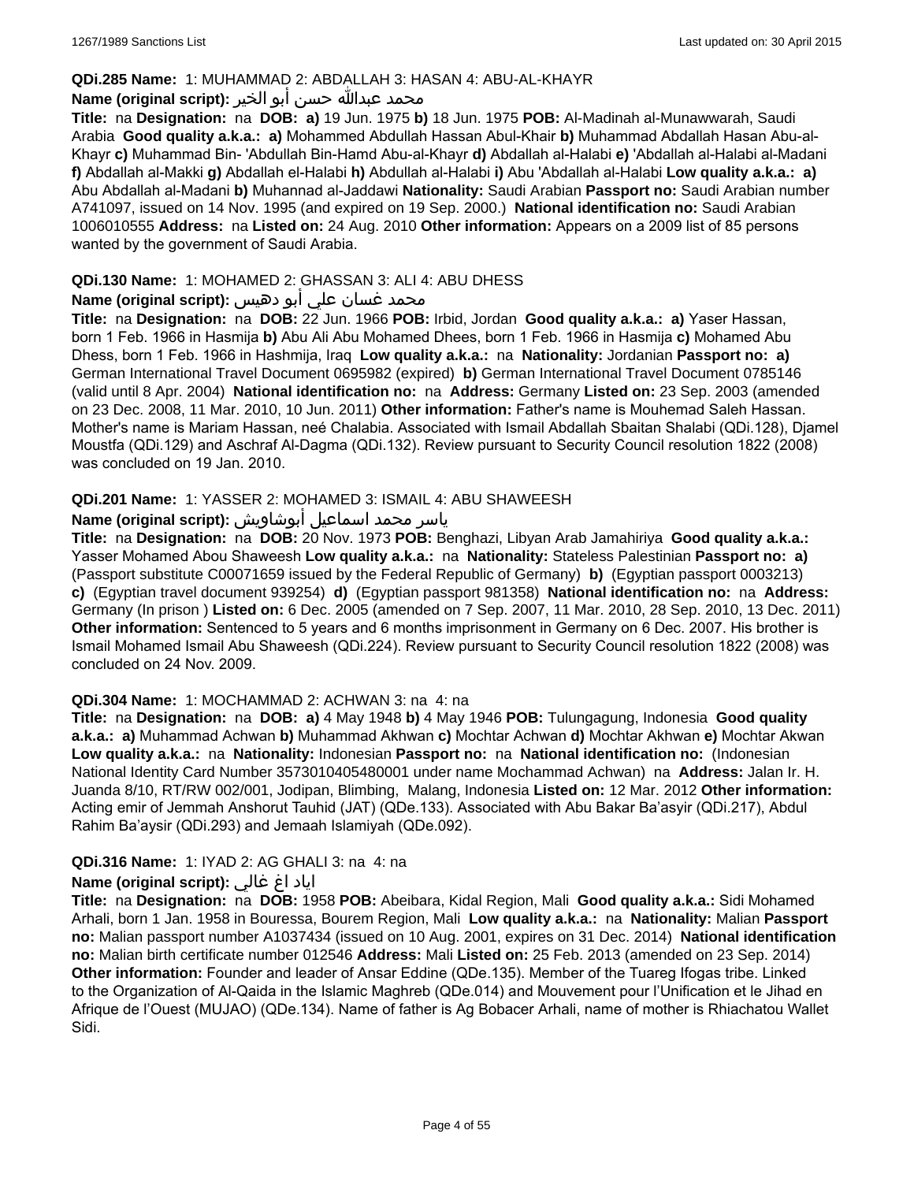**QDi.285 Name:** 1: MUHAMMAD 2: ABDALLAH 3: HASAN 4: ABU-AL-KHAYR

**Name (original script):** محمد عبدالله حسن أبو الخير

**Title:** na **Designation:** na **DOB:** **a)** 19 Jun. 1975 **b)** 18 Jun. 1975 **POB:** Al-Madinah al-Munawwarah, Saudi Arabia **Good quality a.k.a.:** **a)** Mohammed Abdullah Hassan Abul-Khair **b)** Muhammad Abdallah Hasan Abu-al-Khayr **c)** Muhammad Bin- 'Abdullah Bin-Hamd Abu-al-Khayr **d)** Abdallah al-Halabi **e)** 'Abdallah al-Halabi al-Madani **f)** Abdallah al-Makki **g)** Abdallah el-Halabi **h)** Abdullah al-Halabi **i)** Abu 'Abdallah al-Halabi **Low quality a.k.a.:** **a)** Abu Abdallah al-Madani **b)** Muhannad al-Jaddawi **Nationality:** Saudi Arabian **Passport no:** Saudi Arabian number A741097, issued on 14 Nov. 1995 (and expired on 19 Sep. 2000.) **National identification no:** Saudi Arabian 1006010555 **Address:** na **Listed on:** 24 Aug. 2010 **Other information:** Appears on a 2009 list of 85 persons wanted by the government of Saudi Arabia.

**QDi.130 Name:** 1: MOHAMED 2: GHASSAN 3: ALI 4: ABU DHESS

**Name (original script):** محمد غسان علي أبو دهيس

**Title:** na **Designation:** na **DOB:** 22 Jun. 1966 **POB:** Irbid, Jordan **Good quality a.k.a.:** **a)** Yaser Hassan, born 1 Feb. 1966 in Hasmija **b)** Abu Ali Abu Mohamed Dhees, born 1 Feb. 1966 in Hasmija **c)** Mohamed Abu Dhess, born 1 Feb. 1966 in Hashmija, Iraq **Low quality a.k.a.:** na **Nationality:** Jordanian **Passport no:** **a)** German International Travel Document 0695982 (expired) **b)** German International Travel Document 0785146 (valid until 8 Apr. 2004) **National identification no:** na **Address:** Germany **Listed on:** 23 Sep. 2003 (amended on 23 Dec. 2008, 11 Mar. 2010, 10 Jun. 2011) **Other information:** Father's name is Mouhemad Saleh Hassan. Mother's name is Mariam Hassan, neé Chalabia. Associated with Ismail Abdallah Sbaitan Shalabi (QDi.128), Djamel Moustfa (QDi.129) and Aschraf Al-Dagma (QDi.132). Review pursuant to Security Council resolution 1822 (2008) was concluded on 19 Jan. 2010.

**QDi.201 Name:** 1: YASSER 2: MOHAMED 3: ISMAIL 4: ABU SHAWEESH

**Name (original script):** ياسر محمد اسماعيل أبوشاويش

**Title:** na **Designation:** na **DOB:** 20 Nov. 1973 **POB:** Benghazi, Libyan Arab Jamahiriya **Good quality a.k.a.:** Yasser Mohamed Abou Shaweesh **Low quality a.k.a.:** na **Nationality:** Stateless Palestinian **Passport no:** **a)** (Passport substitute C00071659 issued by the Federal Republic of Germany) **b)** (Egyptian passport 0003213) **c)** (Egyptian travel document 939254) **d)** (Egyptian passport 981358) **National identification no:** na **Address:** Germany (In prison ) **Listed on:** 6 Dec. 2005 (amended on 7 Sep. 2007, 11 Mar. 2010, 28 Sep. 2010, 13 Dec. 2011) **Other information:** Sentenced to 5 years and 6 months imprisonment in Germany on 6 Dec. 2007. His brother is Ismail Mohamed Ismail Abu Shaweesh (QDi.224). Review pursuant to Security Council resolution 1822 (2008) was concluded on 24 Nov. 2009.

**QDi.304 Name:** 1: MOCHAMMAD 2: ACHWAN 3: na 4: na

**Title:** na **Designation:** na **DOB:** **a)** 4 May 1948 **b)** 4 May 1946 **POB:** Tulungagung, Indonesia **Good quality a.k.a.:** **a)** Muhammad Achwan **b)** Muhammad Akhwan **c)** Mochtar Achwan **d)** Mochtar Akhwan **e)** Mochtar Akwan **Low quality a.k.a.:** na **Nationality:** Indonesian **Passport no:** na **National identification no:** (Indonesian National Identity Card Number 3573010405480001 under name Mochammad Achwan) na **Address:** Jalan Ir. H. Juanda 8/10, RT/RW 002/001, Jodipan, Blimbing, Malang, Indonesia **Listed on:** 12 Mar. 2012 **Other information:** Acting emir of Jemmah Anshorut Tauhid (JAT) (QDe.133). Associated with Abu Bakar Ba'asyir (QDi.217), Abdul Rahim Ba'aysir (QDi.293) and Jemaah Islamiyah (QDe.092).

**QDi.316 Name:** 1: IYAD 2: AG GHALI 3: na 4: na

**Name (original script):** اياد اغ غالي

**Title:** na **Designation:** na **DOB:** 1958 **POB:** Abeibara, Kidal Region, Mali **Good quality a.k.a.:** Sidi Mohamed Arhali, born 1 Jan. 1958 in Bouressa, Bourem Region, Mali **Low quality a.k.a.:** na **Nationality:** Malian **Passport no:** Malian passport number A1037434 (issued on 10 Aug. 2001, expires on 31 Dec. 2014) **National identification no:** Malian birth certificate number 012546 **Address:** Mali **Listed on:** 25 Feb. 2013 (amended on 23 Sep. 2014) **Other information:** Founder and leader of Ansar Eddine (QDe.135). Member of the Tuareg Ifogas tribe. Linked to the Organization of Al-Qaida in the Islamic Maghreb (QDe.014) and Mouvement pour l'Unification et le Jihad en Afrique de l'Ouest (MUJAO) (QDe.134). Name of father is Ag Bobacer Arhali, name of mother is Rhiachatou Wallet Sidi.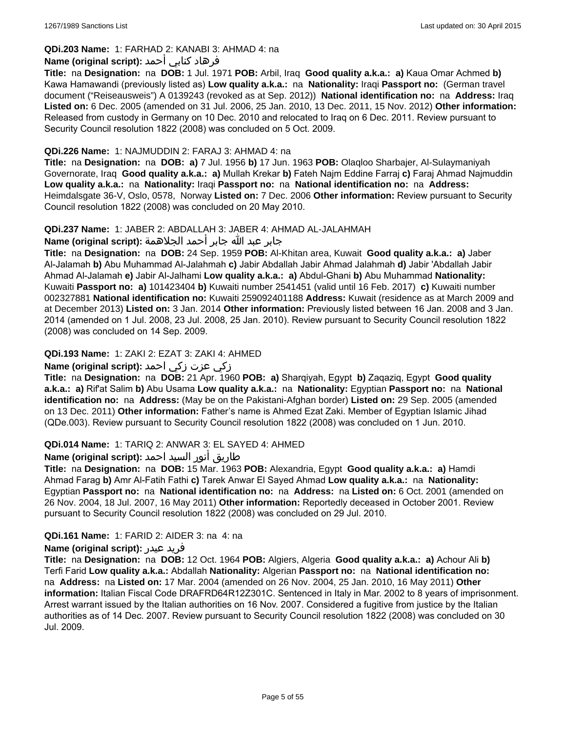**QDi.203 Name:** 1: FARHAD 2: KANABI 3: AHMAD 4: na

**Name (original script):** فرهاد كنابي أحمد

**Title:** na **Designation:** na **DOB:** 1 Jul. 1971 **POB:** Arbil, Iraq **Good quality a.k.a.: a)** Kaua Omar Achmed **b)** Kawa Hamawandi (previously listed as) **Low quality a.k.a.:** na **Nationality:** Iraqi **Passport no:** (German travel document ("Reiseausweis") A 0139243 (revoked as at Sep. 2012)) **National identification no:** na **Address:** Iraq **Listed on:** 6 Dec. 2005 (amended on 31 Jul. 2006, 25 Jan. 2010, 13 Dec. 2011, 15 Nov. 2012) **Other information:** Released from custody in Germany on 10 Dec. 2010 and relocated to Iraq on 6 Dec. 2011. Review pursuant to Security Council resolution 1822 (2008) was concluded on 5 Oct. 2009.

**QDi.226 Name:** 1: NAJMUDDIN 2: FARAJ 3: AHMAD 4: na

**Title:** na **Designation:** na **DOB: a)** 7 Jul. 1956 **b)** 17 Jun. 1963 **POB:** Olaqloo Sharbajer, Al-Sulaymaniyah Governorate, Iraq **Good quality a.k.a.: a)** Mullah Krekar **b)** Fateh Najm Eddine Farraj **c)** Faraj Ahmad Najmuddin **Low quality a.k.a.:** na **Nationality:** Iraqi **Passport no:** na **National identification no:** na **Address:** Heimdalsgate 36-V, Oslo, 0578, Norway **Listed on:** 7 Dec. 2006 **Other information:** Review pursuant to Security Council resolution 1822 (2008) was concluded on 20 May 2010.

**QDi.237 Name:** 1: JABER 2: ABDALLAH 3: JABER 4: AHMAD AL-JALAHMAH

**Name (original script):** جابر عبد الله جابر أحمد الجلاهمة

**Title:** na **Designation:** na **DOB:** 24 Sep. 1959 **POB:** Al-Khitan area, Kuwait **Good quality a.k.a.: a)** Jaber Al-Jalamah **b)** Abu Muhammad Al-Jalahmah **c)** Jabir Abdallah Jabir Ahmad Jalahmah **d)** Jabir 'Abdallah Jabir Ahmad Al-Jalamah **e)** Jabir Al-Jalhami **Low quality a.k.a.: a)** Abdul-Ghani **b)** Abu Muhammad **Nationality:** Kuwaiti **Passport no: a)** 101423404 **b)** Kuwaiti number 2541451 (valid until 16 Feb. 2017) **c)** Kuwaiti number 002327881 **National identification no:** Kuwaiti 259092401188 **Address:** Kuwait (residence as at March 2009 and at December 2013) **Listed on:** 3 Jan. 2014 **Other information:** Previously listed between 16 Jan. 2008 and 3 Jan. 2014 (amended on 1 Jul. 2008, 23 Jul. 2008, 25 Jan. 2010). Review pursuant to Security Council resolution 1822 (2008) was concluded on 14 Sep. 2009.

**QDi.193 Name:** 1: ZAKI 2: EZAT 3: ZAKI 4: AHMED

**Name (original script):** زكي عزت زكي احمد

**Title:** na **Designation:** na **DOB:** 21 Apr. 1960 **POB: a)** Sharqiyah, Egypt **b)** Zaqaziq, Egypt **Good quality a.k.a.: a)** Rif'at Salim **b)** Abu Usama **Low quality a.k.a.:** na **Nationality:** Egyptian **Passport no:** na **National identification no:** na **Address:** (May be on the Pakistani-Afghan border) **Listed on:** 29 Sep. 2005 (amended on 13 Dec. 2011) **Other information:** Father's name is Ahmed Ezat Zaki. Member of Egyptian Islamic Jihad (QDe.003). Review pursuant to Security Council resolution 1822 (2008) was concluded on 1 Jun. 2010.

**QDi.014 Name:** 1: TARIQ 2: ANWAR 3: EL SAYED 4: AHMED

**Name (original script):** طاريق أنور السيد احمد

**Title:** na **Designation:** na **DOB:** 15 Mar. 1963 **POB:** Alexandria, Egypt **Good quality a.k.a.: a)** Hamdi Ahmad Farag **b)** Amr Al-Fatih Fathi **c)** Tarek Anwar El Sayed Ahmad **Low quality a.k.a.:** na **Nationality:** Egyptian **Passport no:** na **National identification no:** na **Address:** na **Listed on:** 6 Oct. 2001 (amended on 26 Nov. 2004, 18 Jul. 2007, 16 May 2011) **Other information:** Reportedly deceased in October 2001. Review pursuant to Security Council resolution 1822 (2008) was concluded on 29 Jul. 2010.

**QDi.161 Name:** 1: FARID 2: AIDER 3: na 4: na

**Name (original script):** فريد عيدر

**Title:** na **Designation:** na **DOB:** 12 Oct. 1964 **POB:** Algiers, Algeria **Good quality a.k.a.: a)** Achour Ali **b)** Terfi Farid **Low quality a.k.a.:** Abdallah **Nationality:** Algerian **Passport no:** na **National identification no:** na **Address:** na **Listed on:** 17 Mar. 2004 (amended on 26 Nov. 2004, 25 Jan. 2010, 16 May 2011) **Other information:** Italian Fiscal Code DRAFRD64R12Z301C. Sentenced in Italy in Mar. 2002 to 8 years of imprisonment. Arrest warrant issued by the Italian authorities on 16 Nov. 2007. Considered a fugitive from justice by the Italian authorities as of 14 Dec. 2007. Review pursuant to Security Council resolution 1822 (2008) was concluded on 30 Jul. 2009.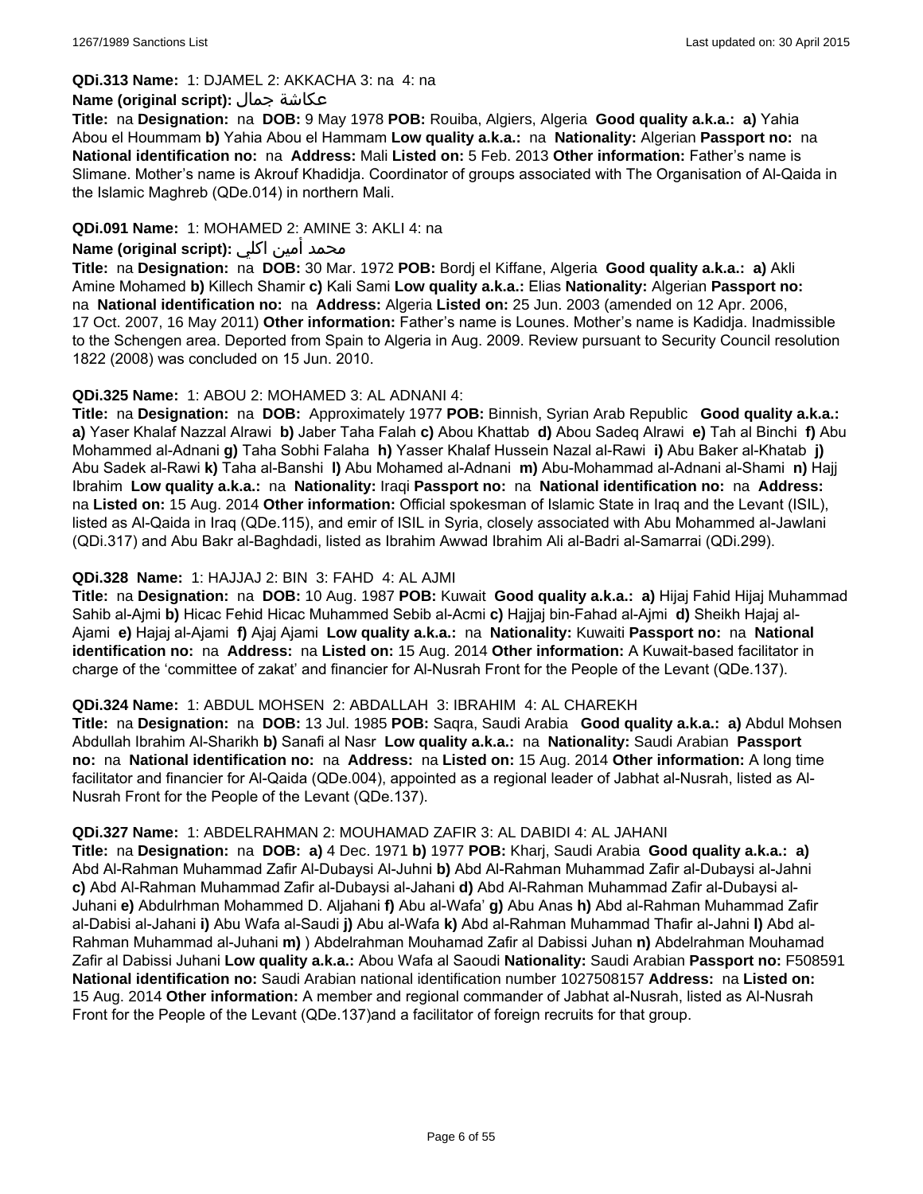**QDi.313 Name:** 1: DJAMEL 2: AKKACHA 3: na 4: na

**Name (original script):** عكاشة جمال

**Title:** na **Designation:** na **DOB:** 9 May 1978 **POB:** Rouiba, Algiers, Algeria **Good quality a.k.a.: a)** Yahia Abou el Hoummam **b)** Yahia Abou el Hammam **Low quality a.k.a.:** na **Nationality:** Algerian **Passport no:** na **National identification no:** na **Address:** Mali **Listed on:** 5 Feb. 2013 **Other information:** Father's name is Slimane. Mother's name is Akrouf Khadidja. Coordinator of groups associated with The Organisation of Al-Qaida in the Islamic Maghreb (QDe.014) in northern Mali.

**QDi.091 Name:** 1: MOHAMED 2: AMINE 3: AKLI 4: na

**Name (original script):** محمد أمين اكلي

**Title:** na **Designation:** na **DOB:** 30 Mar. 1972 **POB:** Bordj el Kiffane, Algeria **Good quality a.k.a.: a)** Akli Amine Mohamed **b)** Killech Shamir **c)** Kali Sami **Low quality a.k.a.:** Elias **Nationality:** Algerian **Passport no:** na **National identification no:** na **Address:** Algeria **Listed on:** 25 Jun. 2003 (amended on 12 Apr. 2006, 17 Oct. 2007, 16 May 2011) **Other information:** Father's name is Lounes. Mother's name is Kadidja. Inadmissible to the Schengen area. Deported from Spain to Algeria in Aug. 2009. Review pursuant to Security Council resolution 1822 (2008) was concluded on 15 Jun. 2010.

**QDi.325 Name:** 1: ABOU 2: MOHAMED 3: AL ADNANI 4:

**Title:** na **Designation:** na **DOB:** Approximately 1977 **POB:** Binnish, Syrian Arab Republic **Good quality a.k.a.: a)** Yaser Khalaf Nazzal Alrawi **b)** Jaber Taha Falah **c)** Abou Khattab **d)** Abou Sadeq Alrawi **e)** Tah al Binchi **f)** Abu Mohammed al-Adnani **g)** Taha Sobhi Falaha **h)** Yasser Khalaf Hussein Nazal al-Rawi **i)** Abu Baker al-Khatab **j)** Abu Sadek al-Rawi **k)** Taha al-Banshi **l)** Abu Mohamed al-Adnani **m)** Abu-Mohammad al-Adnani al-Shami **n)** Hajj Ibrahim **Low quality a.k.a.:** na **Nationality:** Iraqi **Passport no:** na **National identification no:** na **Address:** na **Listed on:** 15 Aug. 2014 **Other information:** Official spokesman of Islamic State in Iraq and the Levant (ISIL), listed as Al-Qaida in Iraq (QDe.115), and emir of ISIL in Syria, closely associated with Abu Mohammed al-Jawlani (QDi.317) and Abu Bakr al-Baghdadi, listed as Ibrahim Awwad Ibrahim Ali al-Badri al-Samarrai (QDi.299).

**QDi.328 Name:** 1: HAJJAJ 2: BIN 3: FAHD 4: AL AJMI

**Title:** na **Designation:** na **DOB:** 10 Aug. 1987 **POB:** Kuwait **Good quality a.k.a.: a)** Hijaj Fahid Hijaj Muhammad Sahib al-Ajmi **b)** Hicac Fehid Hicac Muhammed Sebib al-Acmi **c)** Hajjaj bin-Fahad al-Ajmi **d)** Sheikh Hajaj al-Ajami **e)** Hajaj al-Ajami **f)** Ajaj Ajami **Low quality a.k.a.:** na **Nationality:** Kuwaiti **Passport no:** na **National identification no:** na **Address:** na **Listed on:** 15 Aug. 2014 **Other information:** A Kuwait-based facilitator in charge of the 'committee of zakat' and financier for Al-Nusrah Front for the People of the Levant (QDe.137).

**QDi.324 Name:** 1: ABDUL MOHSEN 2: ABDALLAH 3: IBRAHIM 4: AL CHAREKH

**Title:** na **Designation:** na **DOB:** 13 Jul. 1985 **POB:** Saqra, Saudi Arabia **Good quality a.k.a.: a)** Abdul Mohsen Abdullah Ibrahim Al-Sharikh **b)** Sanafi al Nasr **Low quality a.k.a.:** na **Nationality:** Saudi Arabian **Passport no:** na **National identification no:** na **Address:** na **Listed on:** 15 Aug. 2014 **Other information:** A long time facilitator and financier for Al-Qaida (QDe.004), appointed as a regional leader of Jabhat al-Nusrah, listed as Al-Nusrah Front for the People of the Levant (QDe.137).

**QDi.327 Name:** 1: ABDELRAHMAN 2: MOUHAMAD ZAFIR 3: AL DABIDI 4: AL JAHANI

**Title:** na **Designation:** na **DOB: a)** 4 Dec. 1971 **b)** 1977 **POB:** Kharj, Saudi Arabia **Good quality a.k.a.: a)** Abd Al-Rahman Muhammad Zafir Al-Dubaysi Al-Juhni **b)** Abd Al-Rahman Muhammad Zafir al-Dubaysi al-Jahni **c)** Abd Al-Rahman Muhammad Zafir al-Dubaysi al-Jahani **d)** Abd Al-Rahman Muhammad Zafir al-Dubaysi al-Juhani **e)** Abdulrhman Mohammed D. Aljahani **f)** Abu al-Wafa' **g)** Abu Anas **h)** Abd al-Rahman Muhammad Zafir al-Dabisi al-Jahani **i)** Abu Wafa al-Saudi **j)** Abu al-Wafa **k)** Abd al-Rahman Muhammad Thafir al-Jahni **l)** Abd al-Rahman Muhammad al-Juhani **m)** ) Abdelrahman Mouhamad Zafir al Dabissi Juhan **n)** Abdelrahman Mouhamad Zafir al Dabissi Juhani **Low quality a.k.a.:** Abou Wafa al Saoudi **Nationality:** Saudi Arabian **Passport no:** F508591 **National identification no:** Saudi Arabian national identification number 1027508157 **Address:** na **Listed on:** 15 Aug. 2014 **Other information:** A member and regional commander of Jabhat al-Nusrah, listed as Al-Nusrah Front for the People of the Levant (QDe.137)and a facilitator of foreign recruits for that group.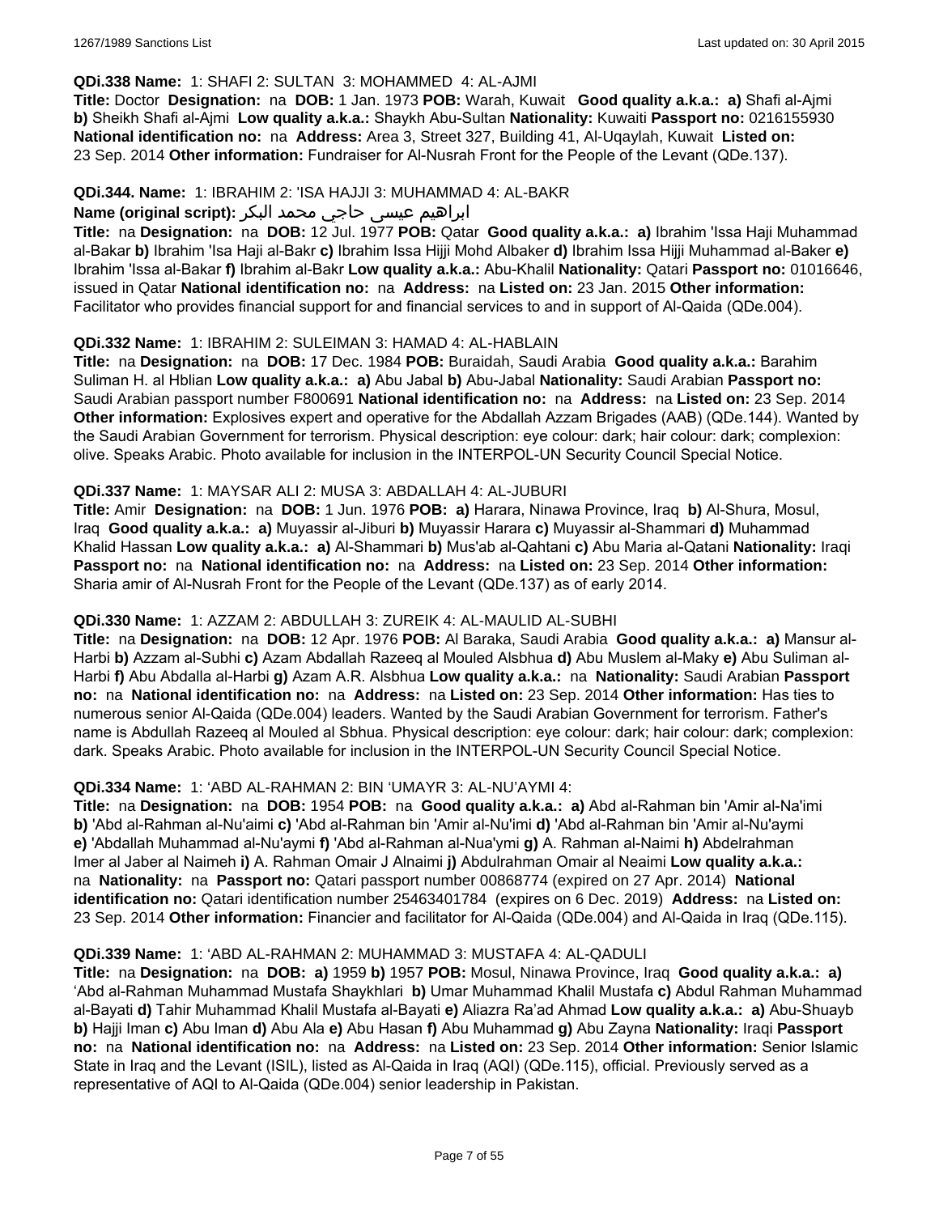**QDi.338 Name:** 1: SHAFI 2: SULTAN 3: MOHAMMED 4: AL-AJMI

**Title:** Doctor **Designation:** na **DOB:** 1 Jan. 1973 **POB:** Warah, Kuwait **Good quality a.k.a.: a)** Shafi al-Ajmi **b)** Sheikh Shafi al-Ajmi **Low quality a.k.a.:** Shaykh Abu-Sultan **Nationality:** Kuwaiti **Passport no:** 0216155930 **National identification no:** na **Address:** Area 3, Street 327, Building 41, Al-Uqaylah, Kuwait **Listed on:** 23 Sep. 2014 **Other information:** Fundraiser for Al-Nusrah Front for the People of the Levant (QDe.137).

**QDi.344. Name:** 1: IBRAHIM 2: 'ISA HAJJI 3: MUHAMMAD 4: AL-BAKR

**Name (original script):** ابراهيم عيسى حاجي محمد البكر

**Title:** na **Designation:** na **DOB:** 12 Jul. 1977 **POB:** Qatar **Good quality a.k.a.: a)** Ibrahim 'Issa Haji Muhammad al-Bakar **b)** Ibrahim 'Isa Haji al-Bakr **c)** Ibrahim Issa Hijji Mohd Albaker **d)** Ibrahim Issa Hijji Muhammad al-Baker **e)** Ibrahim 'Issa al-Bakar **f)** Ibrahim al-Bakr **Low quality a.k.a.:** Abu-Khalil **Nationality:** Qatari **Passport no:** 01016646, issued in Qatar **National identification no:** na **Address:** na **Listed on:** 23 Jan. 2015 **Other information:** Facilitator who provides financial support for and financial services to and in support of Al-Qaida (QDe.004).

**QDi.332 Name:** 1: IBRAHIM 2: SULEIMAN 3: HAMAD 4: AL-HABLAIN

**Title:** na **Designation:** na **DOB:** 17 Dec. 1984 **POB:** Buraidah, Saudi Arabia **Good quality a.k.a.:** Barahim Suliman H. al Hblian **Low quality a.k.a.: a)** Abu Jabal **b)** Abu-Jabal **Nationality:** Saudi Arabian **Passport no:** Saudi Arabian passport number F800691 **National identification no:** na **Address:** na **Listed on:** 23 Sep. 2014 **Other information:** Explosives expert and operative for the Abdallah Azzam Brigades (AAB) (QDe.144). Wanted by the Saudi Arabian Government for terrorism. Physical description: eye colour: dark; hair colour: dark; complexion: olive. Speaks Arabic. Photo available for inclusion in the INTERPOL-UN Security Council Special Notice.

**QDi.337 Name:** 1: MAYSAR ALI 2: MUSA 3: ABDALLAH 4: AL-JUBURI

**Title:** Amir **Designation:** na **DOB:** 1 Jun. 1976 **POB: a)** Harara, Ninawa Province, Iraq **b)** Al-Shura, Mosul, Iraq **Good quality a.k.a.: a)** Muyassir al-Jiburi **b)** Muyassir Harara **c)** Muyassir al-Shammari **d)** Muhammad Khalid Hassan **Low quality a.k.a.: a)** Al-Shammari **b)** Mus'ab al-Qahtani **c)** Abu Maria al-Qatani **Nationality:** Iraqi **Passport no:** na **National identification no:** na **Address:** na **Listed on:** 23 Sep. 2014 **Other information:** Sharia amir of Al-Nusrah Front for the People of the Levant (QDe.137) as of early 2014.

**QDi.330 Name:** 1: AZZAM 2: ABDULLAH 3: ZUREIK 4: AL-MAULID AL-SUBHI

**Title:** na **Designation:** na **DOB:** 12 Apr. 1976 **POB:** Al Baraka, Saudi Arabia **Good quality a.k.a.: a)** Mansur al-Harbi **b)** Azzam al-Subhi **c)** Azam Abdallah Razeeq al Mouled Alsbhua **d)** Abu Muslem al-Maky **e)** Abu Suliman al-Harbi **f)** Abu Abdalla al-Harbi **g)** Azam A.R. Alsbhua **Low quality a.k.a.:** na **Nationality:** Saudi Arabian **Passport no:** na **National identification no:** na **Address:** na **Listed on:** 23 Sep. 2014 **Other information:** Has ties to numerous senior Al-Qaida (QDe.004) leaders. Wanted by the Saudi Arabian Government for terrorism. Father's name is Abdullah Razeeq al Mouled al Sbhua. Physical description: eye colour: dark; hair colour: dark; complexion: dark. Speaks Arabic. Photo available for inclusion in the INTERPOL-UN Security Council Special Notice.

**QDi.334 Name:** 1: 'ABD AL-RAHMAN 2: BIN 'UMAYR 3: AL-NU'AYMI 4:

**Title:** na **Designation:** na **DOB:** 1954 **POB:** na **Good quality a.k.a.: a)** Abd al-Rahman bin 'Amir al-Na'imi **b)** 'Abd al-Rahman al-Nu'aimi **c)** 'Abd al-Rahman bin 'Amir al-Nu'imi **d)** 'Abd al-Rahman bin 'Amir al-Nu'aymi **e)** 'Abdallah Muhammad al-Nu'aymi **f)** 'Abd al-Rahman al-Nua'ymi **g)** A. Rahman al-Naimi **h)** Abdelrahman Imer al Jaber al Naimeh **i)** A. Rahman Omair J Alnaimi **j)** Abdulrahman Omair al Neaimi **Low quality a.k.a.:** na **Nationality:** na **Passport no:** Qatari passport number 00868774 (expired on 27 Apr. 2014) **National identification no:** Qatari identification number 25463401784 (expires on 6 Dec. 2019) **Address:** na **Listed on:** 23 Sep. 2014 **Other information:** Financier and facilitator for Al-Qaida (QDe.004) and Al-Qaida in Iraq (QDe.115).

**QDi.339 Name:** 1: 'ABD AL-RAHMAN 2: MUHAMMAD 3: MUSTAFA 4: AL-QADULI

**Title:** na **Designation:** na **DOB: a)** 1959 **b)** 1957 **POB:** Mosul, Ninawa Province, Iraq **Good quality a.k.a.: a)** 'Abd al-Rahman Muhammad Mustafa Shaykhlari **b)** Umar Muhammad Khalil Mustafa **c)** Abdul Rahman Muhammad al-Bayati **d)** Tahir Muhammad Khalil Mustafa al-Bayati **e)** Aliazra Ra'ad Ahmad **Low quality a.k.a.: a)** Abu-Shuayb **b)** Hajji Iman **c)** Abu Iman **d)** Abu Ala **e)** Abu Hasan **f)** Abu Muhammad **g)** Abu Zayna **Nationality:** Iraqi **Passport no:** na **National identification no:** na **Address:** na **Listed on:** 23 Sep. 2014 **Other information:** Senior Islamic State in Iraq and the Levant (ISIL), listed as Al-Qaida in Iraq (AQI) (QDe.115), official. Previously served as a representative of AQI to Al-Qaida (QDe.004) senior leadership in Pakistan.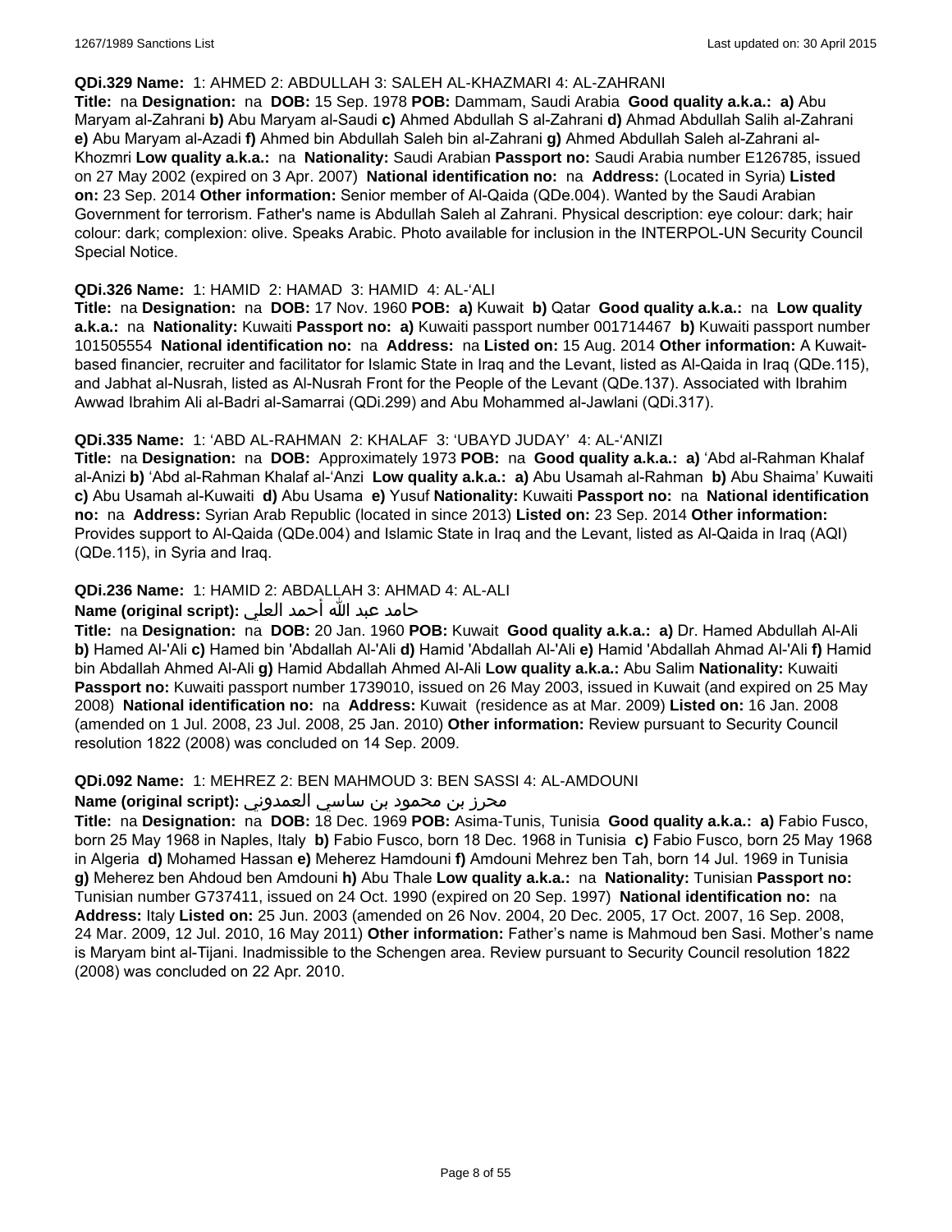**QDi.329 Name:** 1: AHMED 2: ABDULLAH 3: SALEH AL-KHAZMARI 4: AL-ZAHRANI

**Title:** na **Designation:** na **DOB:** 15 Sep. 1978 **POB:** Dammam, Saudi Arabia **Good quality a.k.a.:** **a)** Abu Maryam al-Zahrani **b)** Abu Maryam al-Saudi **c)** Ahmed Abdullah S al-Zahrani **d)** Ahmad Abdullah Salih al-Zahrani **e)** Abu Maryam al-Azadi **f)** Ahmed bin Abdullah Saleh bin al-Zahrani **g)** Ahmed Abdullah Saleh al-Zahrani al-Khozmri **Low quality a.k.a.:** na **Nationality:** Saudi Arabian **Passport no:** Saudi Arabia number E126785, issued on 27 May 2002 (expired on 3 Apr. 2007) **National identification no:** na **Address:** (Located in Syria) **Listed on:** 23 Sep. 2014 **Other information:** Senior member of Al-Qaida (QDe.004). Wanted by the Saudi Arabian Government for terrorism. Father's name is Abdullah Saleh al Zahrani. Physical description: eye colour: dark; hair colour: dark; complexion: olive. Speaks Arabic. Photo available for inclusion in the INTERPOL-UN Security Council Special Notice.

**QDi.326 Name:** 1: HAMID 2: HAMAD 3: HAMID 4: AL-'ALI

**Title:** na **Designation:** na **DOB:** 17 Nov. 1960 **POB:** **a)** Kuwait **b)** Qatar **Good quality a.k.a.:** na **Low quality a.k.a.:** na **Nationality:** Kuwaiti **Passport no:** **a)** Kuwaiti passport number 001714467 **b)** Kuwaiti passport number 101505554 **National identification no:** na **Address:** na **Listed on:** 15 Aug. 2014 **Other information:** A Kuwait-based financier, recruiter and facilitator for Islamic State in Iraq and the Levant, listed as Al-Qaida in Iraq (QDe.115), and Jabhat al-Nusrah, listed as Al-Nusrah Front for the People of the Levant (QDe.137). Associated with Ibrahim Awwad Ibrahim Ali al-Badri al-Samarrai (QDi.299) and Abu Mohammed al-Jawlani (QDi.317).

**QDi.335 Name:** 1: 'ABD AL-RAHMAN 2: KHALAF 3: 'UBAYD JUDAY' 4: AL-'ANIZI

**Title:** na **Designation:** na **DOB:** Approximately 1973 **POB:** na **Good quality a.k.a.:** **a)** 'Abd al-Rahman Khalaf al-Anizi **b)** 'Abd al-Rahman Khalaf al-'Anzi **Low quality a.k.a.:** **a)** Abu Usamah al-Rahman **b)** Abu Shaima' Kuwaiti **c)** Abu Usamah al-Kuwaiti **d)** Abu Usama **e)** Yusuf **Nationality:** Kuwaiti **Passport no:** na **National identification no:** na **Address:** Syrian Arab Republic (located in since 2013) **Listed on:** 23 Sep. 2014 **Other information:** Provides support to Al-Qaida (QDe.004) and Islamic State in Iraq and the Levant, listed as Al-Qaida in Iraq (AQI) (QDe.115), in Syria and Iraq.

**QDi.236 Name:** 1: HAMID 2: ABDALLAH 3: AHMAD 4: AL-ALI

**Name (original script):** حامد عبد الله أحمد العلي

**Title:** na **Designation:** na **DOB:** 20 Jan. 1960 **POB:** Kuwait **Good quality a.k.a.:** **a)** Dr. Hamed Abdullah Al-Ali **b)** Hamed Al-'Ali **c)** Hamed bin 'Abdallah Al-'Ali **d)** Hamid 'Abdallah Al-'Ali **e)** Hamid 'Abdallah Ahmad Al-'Ali **f)** Hamid bin Abdallah Ahmed Al-Ali **g)** Hamid Abdallah Ahmed Al-Ali **Low quality a.k.a.:** Abu Salim **Nationality:** Kuwaiti **Passport no:** Kuwaiti passport number 1739010, issued on 26 May 2003, issued in Kuwait (and expired on 25 May 2008) **National identification no:** na **Address:** Kuwait (residence as at Mar. 2009) **Listed on:** 16 Jan. 2008 (amended on 1 Jul. 2008, 23 Jul. 2008, 25 Jan. 2010) **Other information:** Review pursuant to Security Council resolution 1822 (2008) was concluded on 14 Sep. 2009.

**QDi.092 Name:** 1: MEHREZ 2: BEN MAHMOUD 3: BEN SASSI 4: AL-AMDOUNI

**Name (original script):** محرز بن محمود بن ساسي العمدوني

**Title:** na **Designation:** na **DOB:** 18 Dec. 1969 **POB:** Asima-Tunis, Tunisia **Good quality a.k.a.:** **a)** Fabio Fusco, born 25 May 1968 in Naples, Italy **b)** Fabio Fusco, born 18 Dec. 1968 in Tunisia **c)** Fabio Fusco, born 25 May 1968 in Algeria **d)** Mohamed Hassan **e)** Meherez Hamdouni **f)** Amdouni Mehrez ben Tah, born 14 Jul. 1969 in Tunisia **g)** Meherez ben Ahdoud ben Amdouni **h)** Abu Thale **Low quality a.k.a.:** na **Nationality:** Tunisian **Passport no:** Tunisian number G737411, issued on 24 Oct. 1990 (expired on 20 Sep. 1997) **National identification no:** na **Address:** Italy **Listed on:** 25 Jun. 2003 (amended on 26 Nov. 2004, 20 Dec. 2005, 17 Oct. 2007, 16 Sep. 2008, 24 Mar. 2009, 12 Jul. 2010, 16 May 2011) **Other information:** Father's name is Mahmoud ben Sasi. Mother's name is Maryam bint al-Tijani. Inadmissible to the Schengen area. Review pursuant to Security Council resolution 1822 (2008) was concluded on 22 Apr. 2010.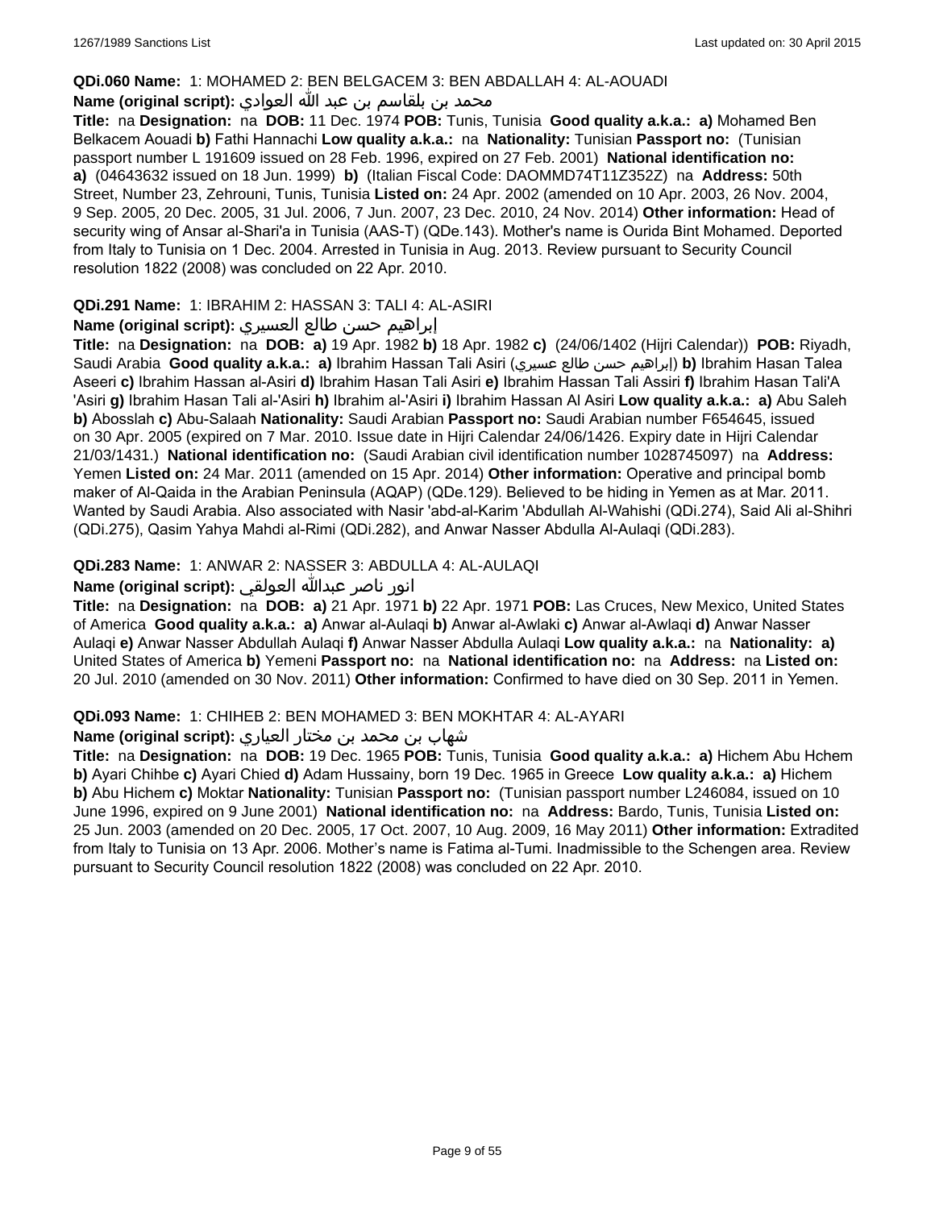**QDi.060 Name:** 1: MOHAMED 2: BEN BELGACEM 3: BEN ABDALLAH 4: AL-AOUADI

**Name (original script):** محمد بن بلقاسم بن عبد الله العوادي

**Title:** na **Designation:** na **DOB:** 11 Dec. 1974 **POB:** Tunis, Tunisia **Good quality a.k.a.:** **a)** Mohamed Ben Belkacem Aouadi **b)** Fathi Hannachi **Low quality a.k.a.:** na **Nationality:** Tunisian **Passport no:** (Tunisian passport number L 191609 issued on 28 Feb. 1996, expired on 27 Feb. 2001) **National identification no:** **a)** (04643632 issued on 18 Jun. 1999) **b)** (Italian Fiscal Code: DAOMMD74T11Z352Z) na **Address:** 50th Street, Number 23, Zehrouni, Tunis, Tunisia **Listed on:** 24 Apr. 2002 (amended on 10 Apr. 2003, 26 Nov. 2004, 9 Sep. 2005, 20 Dec. 2005, 31 Jul. 2006, 7 Jun. 2007, 23 Dec. 2010, 24 Nov. 2014) **Other information:** Head of security wing of Ansar al-Shari'a in Tunisia (AAS-T) (QDe.143). Mother's name is Ourida Bint Mohamed. Deported from Italy to Tunisia on 1 Dec. 2004. Arrested in Tunisia in Aug. 2013. Review pursuant to Security Council resolution 1822 (2008) was concluded on 22 Apr. 2010.

**QDi.291 Name:** 1: IBRAHIM 2: HASSAN 3: TALI 4: AL-ASIRI

**Name (original script):** إبراهيم حسن طالع العسيري

**Title:** na **Designation:** na **DOB:** **a)** 19 Apr. 1982 **b)** 18 Apr. 1982 **c)** (24/06/1402 (Hijri Calendar)) **POB:** Riyadh, Saudi Arabia **Good quality a.k.a.:** **a)** Ibrahim Hassan Tali Asiri (إبراهيم حسن طالع عسيري) **b)** Ibrahim Hasan Talea Aseeri **c)** Ibrahim Hassan al-Asiri **d)** Ibrahim Hasan Tali Asiri **e)** Ibrahim Hassan Tali Assiri **f)** Ibrahim Hasan Tali'A 'Asiri **g)** Ibrahim Hasan Tali al-'Asiri **h)** Ibrahim al-'Asiri **i)** Ibrahim Hassan Al Asiri **Low quality a.k.a.:** **a)** Abu Saleh **b)** Abosslah **c)** Abu-Salaah **Nationality:** Saudi Arabian **Passport no:** Saudi Arabian number F654645, issued on 30 Apr. 2005 (expired on 7 Mar. 2010. Issue date in Hijri Calendar 24/06/1426. Expiry date in Hijri Calendar 21/03/1431.) **National identification no:** (Saudi Arabian civil identification number 1028745097) na **Address:** Yemen **Listed on:** 24 Mar. 2011 (amended on 15 Apr. 2014) **Other information:** Operative and principal bomb maker of Al-Qaida in the Arabian Peninsula (AQAP) (QDe.129). Believed to be hiding in Yemen as at Mar. 2011. Wanted by Saudi Arabia. Also associated with Nasir 'abd-al-Karim 'Abdullah Al-Wahishi (QDi.274), Said Ali al-Shihri (QDi.275), Qasim Yahya Mahdi al-Rimi (QDi.282), and Anwar Nasser Abdulla Al-Aulaqi (QDi.283).

**QDi.283 Name:** 1: ANWAR 2: NASSER 3: ABDULLA 4: AL-AULAQI

**Name (original script):** انور ناصر عبدالله العولقي

**Title:** na **Designation:** na **DOB:** **a)** 21 Apr. 1971 **b)** 22 Apr. 1971 **POB:** Las Cruces, New Mexico, United States of America **Good quality a.k.a.:** **a)** Anwar al-Aulaqi **b)** Anwar al-Awlaki **c)** Anwar al-Awlaqi **d)** Anwar Nasser Aulaqi **e)** Anwar Nasser Abdullah Aulaqi **f)** Anwar Nasser Abdulla Aulaqi **Low quality a.k.a.:** na **Nationality:** **a)** United States of America **b)** Yemeni **Passport no:** na **National identification no:** na **Address:** na **Listed on:** 20 Jul. 2010 (amended on 30 Nov. 2011) **Other information:** Confirmed to have died on 30 Sep. 2011 in Yemen.

**QDi.093 Name:** 1: CHIHEB 2: BEN MOHAMED 3: BEN MOKHTAR 4: AL-AYARI

**Name (original script):** شهاب بن محمد بن مختار العياري

**Title:** na **Designation:** na **DOB:** 19 Dec. 1965 **POB:** Tunis, Tunisia **Good quality a.k.a.:** **a)** Hichem Abu Hchem **b)** Ayari Chihbe **c)** Ayari Chied **d)** Adam Hussainy, born 19 Dec. 1965 in Greece **Low quality a.k.a.:** **a)** Hichem **b)** Abu Hichem **c)** Moktar **Nationality:** Tunisian **Passport no:** (Tunisian passport number L246084, issued on 10 June 1996, expired on 9 June 2001) **National identification no:** na **Address:** Bardo, Tunis, Tunisia **Listed on:** 25 Jun. 2003 (amended on 20 Dec. 2005, 17 Oct. 2007, 10 Aug. 2009, 16 May 2011) **Other information:** Extradited from Italy to Tunisia on 13 Apr. 2006. Mother's name is Fatima al-Tumi. Inadmissible to the Schengen area. Review pursuant to Security Council resolution 1822 (2008) was concluded on 22 Apr. 2010.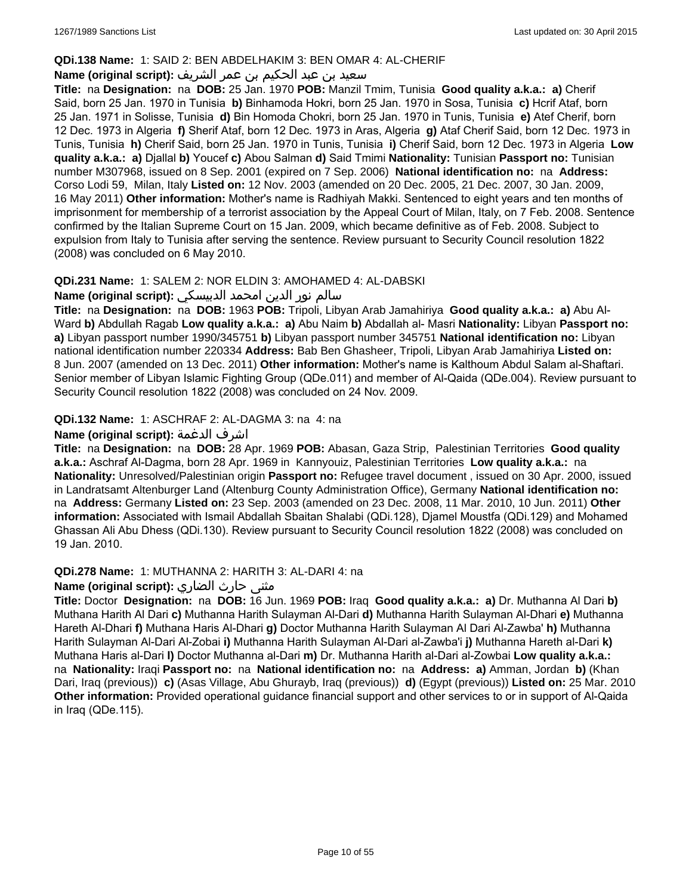**QDi.138 Name:** 1: SAID 2: BEN ABDELHAKIM 3: BEN OMAR 4: AL-CHERIF

**Name (original script):** سعيد بن عبد الحكيم بن عمر الشريف

**Title:** na **Designation:** na **DOB:** 25 Jan. 1970 **POB:** Manzil Tmim, Tunisia **Good quality a.k.a.:** **a)** Cherif Said, born 25 Jan. 1970 in Tunisia **b)** Binhamoda Hokri, born 25 Jan. 1970 in Sosa, Tunisia **c)** Hcrif Ataf, born 25 Jan. 1971 in Solisse, Tunisia **d)** Bin Homoda Chokri, born 25 Jan. 1970 in Tunis, Tunisia **e)** Atef Cherif, born 12 Dec. 1973 in Algeria **f)** Sherif Ataf, born 12 Dec. 1973 in Aras, Algeria **g)** Ataf Cherif Said, born 12 Dec. 1973 in Tunis, Tunisia **h)** Cherif Said, born 25 Jan. 1970 in Tunis, Tunisia **i)** Cherif Said, born 12 Dec. 1973 in Algeria **Low quality a.k.a.:** **a)** Djallal **b)** Youcef **c)** Abou Salman **d)** Said Tmimi **Nationality:** Tunisian **Passport no:** Tunisian number M307968, issued on 8 Sep. 2001 (expired on 7 Sep. 2006) **National identification no:** na **Address:** Corso Lodi 59, Milan, Italy **Listed on:** 12 Nov. 2003 (amended on 20 Dec. 2005, 21 Dec. 2007, 30 Jan. 2009, 16 May 2011) **Other information:** Mother's name is Radhiyah Makki. Sentenced to eight years and ten months of imprisonment for membership of a terrorist association by the Appeal Court of Milan, Italy, on 7 Feb. 2008. Sentence confirmed by the Italian Supreme Court on 15 Jan. 2009, which became definitive as of Feb. 2008. Subject to expulsion from Italy to Tunisia after serving the sentence. Review pursuant to Security Council resolution 1822 (2008) was concluded on 6 May 2010.

**QDi.231 Name:** 1: SALEM 2: NOR ELDIN 3: AMOHAMED 4: AL-DABSKI

**Name (original script):** سالم نور الدين امحمد الدبيسكي

**Title:** na **Designation:** na **DOB:** 1963 **POB:** Tripoli, Libyan Arab Jamahiriya **Good quality a.k.a.:** **a)** Abu Al-Ward **b)** Abdullah Ragab **Low quality a.k.a.:** **a)** Abu Naim **b)** Abdallah al- Masri **Nationality:** Libyan **Passport no:** **a)** Libyan passport number 1990/345751 **b)** Libyan passport number 345751 **National identification no:** Libyan national identification number 220334 **Address:** Bab Ben Ghasheer, Tripoli, Libyan Arab Jamahiriya **Listed on:** 8 Jun. 2007 (amended on 13 Dec. 2011) **Other information:** Mother's name is Kalthoum Abdul Salam al-Shaftari. Senior member of Libyan Islamic Fighting Group (QDe.011) and member of Al-Qaida (QDe.004). Review pursuant to Security Council resolution 1822 (2008) was concluded on 24 Nov. 2009.

**QDi.132 Name:** 1: ASCHRAF 2: AL-DAGMA 3: na 4: na

**Name (original script):** اشرف الدغمة

**Title:** na **Designation:** na **DOB:** 28 Apr. 1969 **POB:** Abasan, Gaza Strip, Palestinian Territories **Good quality a.k.a.:** Aschraf Al-Dagma, born 28 Apr. 1969 in Kannyouiz, Palestinian Territories **Low quality a.k.a.:** na **Nationality:** Unresolved/Palestinian origin **Passport no:** Refugee travel document , issued on 30 Apr. 2000, issued in Landratsamt Altenburger Land (Altenburg County Administration Office), Germany **National identification no:** na **Address:** Germany **Listed on:** 23 Sep. 2003 (amended on 23 Dec. 2008, 11 Mar. 2010, 10 Jun. 2011) **Other information:** Associated with Ismail Abdallah Sbaitan Shalabi (QDi.128), Djamel Moustfa (QDi.129) and Mohamed Ghassan Ali Abu Dhess (QDi.130). Review pursuant to Security Council resolution 1822 (2008) was concluded on 19 Jan. 2010.

**QDi.278 Name:** 1: MUTHANNA 2: HARITH 3: AL-DARI 4: na

**Name (original script):** مثنى حارث الضاري

**Title:** Doctor **Designation:** na **DOB:** 16 Jun. 1969 **POB:** Iraq **Good quality a.k.a.:** **a)** Dr. Muthanna Al Dari **b)** Muthana Harith Al Dari **c)** Muthanna Harith Sulayman Al-Dari **d)** Muthanna Harith Sulayman Al-Dhari **e)** Muthanna Hareth Al-Dhari **f)** Muthana Haris Al-Dhari **g)** Doctor Muthanna Harith Sulayman Al Dari Al-Zawba' **h)** Muthanna Harith Sulayman Al-Dari Al-Zobai **i)** Muthanna Harith Sulayman Al-Dari al-Zawba'i **j)** Muthanna Hareth al-Dari **k)** Muthana Haris al-Dari **l)** Doctor Muthanna al-Dari **m)** Dr. Muthanna Harith al-Dari al-Zowbai **Low quality a.k.a.:** na **Nationality:** Iraqi **Passport no:** na **National identification no:** na **Address:** **a)** Amman, Jordan **b)** (Khan Dari, Iraq (previous)) **c)** (Asas Village, Abu Ghurayb, Iraq (previous)) **d)** (Egypt (previous)) **Listed on:** 25 Mar. 2010 **Other information:** Provided operational guidance financial support and other services to or in support of Al-Qaida in Iraq (QDe.115).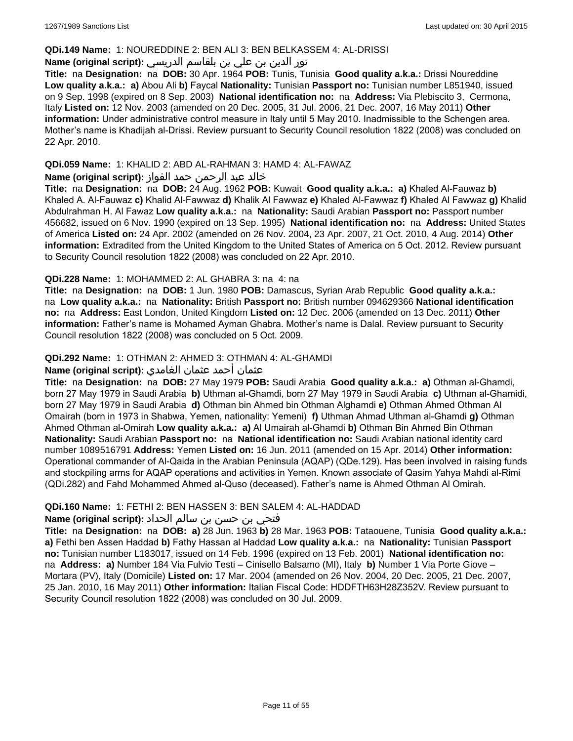**QDi.149 Name:** 1: NOUREDDINE 2: BEN ALI 3: BEN BELKASSEM 4: AL-DRISSI
**Name (original script):** نور الدين بن علي بن بلقاسم الدريسي
**Title:** na **Designation:** na **DOB:** 30 Apr. 1964 **POB:** Tunis, Tunisia **Good quality a.k.a.:** Drissi Noureddine **Low quality a.k.a.:** **a)** Abou Ali **b)** Faycal **Nationality:** Tunisian **Passport no:** Tunisian number L851940, issued on 9 Sep. 1998 (expired on 8 Sep. 2003) **National identification no:** na **Address:** Via Plebiscito 3, Cermona, Italy **Listed on:** 12 Nov. 2003 (amended on 20 Dec. 2005, 31 Jul. 2006, 21 Dec. 2007, 16 May 2011) **Other information:** Under administrative control measure in Italy until 5 May 2010. Inadmissible to the Schengen area. Mother's name is Khadijah al-Drissi. Review pursuant to Security Council resolution 1822 (2008) was concluded on 22 Apr. 2010.

**QDi.059 Name:** 1: KHALID 2: ABD AL-RAHMAN 3: HAMD 4: AL-FAWAZ
**Name (original script):** خالد عبد الرحمن حمد الفواز
**Title:** na **Designation:** na **DOB:** 24 Aug. 1962 **POB:** Kuwait **Good quality a.k.a.:** **a)** Khaled Al-Fauwaz **b)** Khaled A. Al-Fauwaz **c)** Khalid Al-Fawwaz **d)** Khalik Al Fawwaz **e)** Khaled Al-Fawwaz **f)** Khaled Al Fawwaz **g)** Khalid Abdulrahman H. Al Fawaz **Low quality a.k.a.:** na **Nationality:** Saudi Arabian **Passport no:** Passport number 456682, issued on 6 Nov. 1990 (expired on 13 Sep. 1995) **National identification no:** na **Address:** United States of America **Listed on:** 24 Apr. 2002 (amended on 26 Nov. 2004, 23 Apr. 2007, 21 Oct. 2010, 4 Aug. 2014) **Other information:** Extradited from the United Kingdom to the United States of America on 5 Oct. 2012. Review pursuant to Security Council resolution 1822 (2008) was concluded on 22 Apr. 2010.

**QDi.228 Name:** 1: MOHAMMED 2: AL GHABRA 3: na 4: na
**Title:** na **Designation:** na **DOB:** 1 Jun. 1980 **POB:** Damascus, Syrian Arab Republic **Good quality a.k.a.:** na **Low quality a.k.a.:** na **Nationality:** British **Passport no:** British number 094629366 **National identification no:** na **Address:** East London, United Kingdom **Listed on:** 12 Dec. 2006 (amended on 13 Dec. 2011) **Other information:** Father's name is Mohamed Ayman Ghabra. Mother's name is Dalal. Review pursuant to Security Council resolution 1822 (2008) was concluded on 5 Oct. 2009.

**QDi.292 Name:** 1: OTHMAN 2: AHMED 3: OTHMAN 4: AL-GHAMDI
**Name (original script):** عثمان أحمد عثمان الغامدي
**Title:** na **Designation:** na **DOB:** 27 May 1979 **POB:** Saudi Arabia **Good quality a.k.a.:** **a)** Othman al-Ghamdi, born 27 May 1979 in Saudi Arabia **b)** Uthman al-Ghamdi, born 27 May 1979 in Saudi Arabia **c)** Uthman al-Ghamidi, born 27 May 1979 in Saudi Arabia **d)** Othman bin Ahmed bin Othman Alghamdi **e)** Othman Ahmed Othman Al Omairah (born in 1973 in Shabwa, Yemen, nationality: Yemeni) **f)** Uthman Ahmad Uthman al-Ghamdi **g)** Othman Ahmed Othman al-Omirah **Low quality a.k.a.:** **a)** Al Umairah al-Ghamdi **b)** Othman Bin Ahmed Bin Othman **Nationality:** Saudi Arabian **Passport no:** na **National identification no:** Saudi Arabian national identity card number 1089516791 **Address:** Yemen **Listed on:** 16 Jun. 2011 (amended on 15 Apr. 2014) **Other information:** Operational commander of Al-Qaida in the Arabian Peninsula (AQAP) (QDe.129). Has been involved in raising funds and stockpiling arms for AQAP operations and activities in Yemen. Known associate of Qasim Yahya Mahdi al-Rimi (QDi.282) and Fahd Mohammed Ahmed al-Quso (deceased). Father's name is Ahmed Othman Al Omirah.

**QDi.160 Name:** 1: FETHI 2: BEN HASSEN 3: BEN SALEM 4: AL-HADDAD
**Name (original script):** فتحي بن حسن بن سالم الحداد
**Title:** na **Designation:** na **DOB:** **a)** 28 Jun. 1963 **b)** 28 Mar. 1963 **POB:** Tataouene, Tunisia **Good quality a.k.a.:** **a)** Fethi ben Assen Haddad **b)** Fathy Hassan al Haddad **Low quality a.k.a.:** na **Nationality:** Tunisian **Passport no:** Tunisian number L183017, issued on 14 Feb. 1996 (expired on 13 Feb. 2001) **National identification no:** na **Address:** **a)** Number 184 Via Fulvio Testi – Cinisello Balsamo (MI), Italy **b)** Number 1 Via Porte Giove – Mortara (PV), Italy (Domicile) **Listed on:** 17 Mar. 2004 (amended on 26 Nov. 2004, 20 Dec. 2005, 21 Dec. 2007, 25 Jan. 2010, 16 May 2011) **Other information:** Italian Fiscal Code: HDDFTH63H28Z352V. Review pursuant to Security Council resolution 1822 (2008) was concluded on 30 Jul. 2009.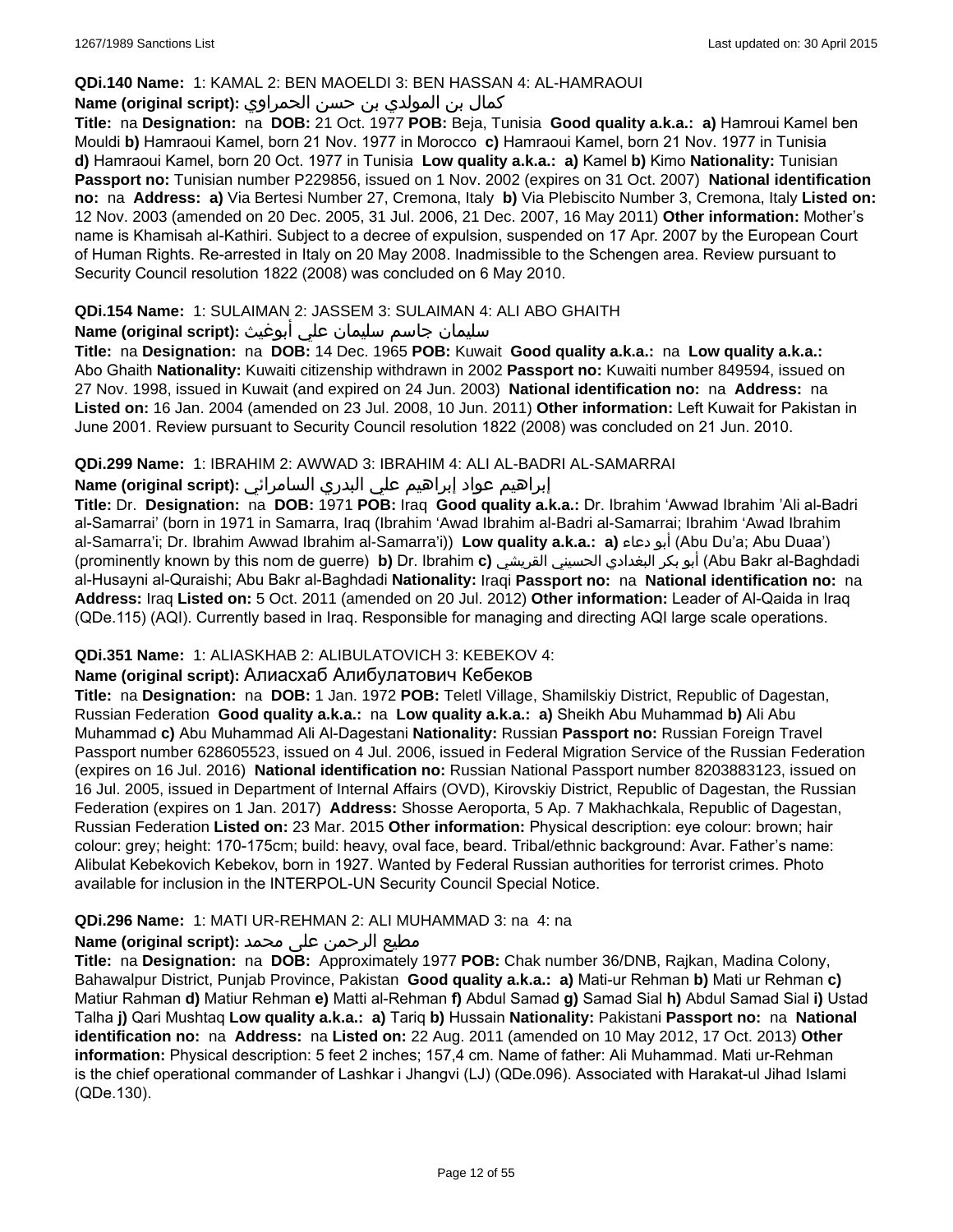**QDi.140 Name:** 1: KAMAL 2: BEN MAOELDI 3: BEN HASSAN 4: AL-HAMRAOUI

**Name (original script):** كمال بن المولدي بن حسن الحمراوي

**Title:** na **Designation:** na **DOB:** 21 Oct. 1977 **POB:** Beja, Tunisia **Good quality a.k.a.:** **a)** Hamroui Kamel ben Mouldi **b)** Hamraoui Kamel, born 21 Nov. 1977 in Morocco **c)** Hamraoui Kamel, born 21 Nov. 1977 in Tunisia **d)** Hamraoui Kamel, born 20 Oct. 1977 in Tunisia **Low quality a.k.a.:** **a)** Kamel **b)** Kimo **Nationality:** Tunisian **Passport no:** Tunisian number P229856, issued on 1 Nov. 2002 (expires on 31 Oct. 2007) **National identification no:** na **Address:** **a)** Via Bertesi Number 27, Cremona, Italy **b)** Via Plebiscito Number 3, Cremona, Italy **Listed on:** 12 Nov. 2003 (amended on 20 Dec. 2005, 31 Jul. 2006, 21 Dec. 2007, 16 May 2011) **Other information:** Mother's name is Khamisah al-Kathiri. Subject to a decree of expulsion, suspended on 17 Apr. 2007 by the European Court of Human Rights. Re-arrested in Italy on 20 May 2008. Inadmissible to the Schengen area. Review pursuant to Security Council resolution 1822 (2008) was concluded on 6 May 2010.

**QDi.154 Name:** 1: SULAIMAN 2: JASSEM 3: SULAIMAN 4: ALI ABO GHAITH

**Name (original script):** سليمان جاسم سليمان علي أبوغيث

**Title:** na **Designation:** na **DOB:** 14 Dec. 1965 **POB:** Kuwait **Good quality a.k.a.:** na **Low quality a.k.a.:** Abo Ghaith **Nationality:** Kuwaiti citizenship withdrawn in 2002 **Passport no:** Kuwaiti number 849594, issued on 27 Nov. 1998, issued in Kuwait (and expired on 24 Jun. 2003) **National identification no:** na **Address:** na **Listed on:** 16 Jan. 2004 (amended on 23 Jul. 2008, 10 Jun. 2011) **Other information:** Left Kuwait for Pakistan in June 2001. Review pursuant to Security Council resolution 1822 (2008) was concluded on 21 Jun. 2010.

**QDi.299 Name:** 1: IBRAHIM 2: AWWAD 3: IBRAHIM 4: ALI AL-BADRI AL-SAMARRAI

**Name (original script):** إبراهيم عواد إبراهيم علي البدري السامرائي

**Title:** Dr. **Designation:** na **DOB:** 1971 **POB:** Iraq **Good quality a.k.a.:** Dr. Ibrahim 'Awwad Ibrahim 'Ali al-Badri al-Samarrai' (born in 1971 in Samarra, Iraq (Ibrahim 'Awad Ibrahim al-Badri al-Samarrai; Ibrahim 'Awad Ibrahim al-Samarra'i; Dr. Ibrahim Awwad Ibrahim al-Samarra'i)) **Low quality a.k.a.:** **a)** أبو دعاء (Abu Du'a; Abu Duaa') (prominently known by this nom de guerre) **b)** Dr. Ibrahim **c)** أبو بكر البغدادي الحسيني القريشي (Abu Bakr al-Baghdadi al-Husayni al-Quraishi; Abu Bakr al-Baghdadi **Nationality:** Iraqi **Passport no:** na **National identification no:** na **Address:** Iraq **Listed on:** 5 Oct. 2011 (amended on 20 Jul. 2012) **Other information:** Leader of Al-Qaida in Iraq (QDe.115) (AQI). Currently based in Iraq. Responsible for managing and directing AQI large scale operations.

**QDi.351 Name:** 1: ALIASKHAB 2: ALIBULATOVICH 3: KEBEKOV 4:

**Name (original script):** Алиасхаб Алибулатович Кебеков

**Title:** na **Designation:** na **DOB:** 1 Jan. 1972 **POB:** Teletl Village, Shamilskiy District, Republic of Dagestan, Russian Federation **Good quality a.k.a.:** na **Low quality a.k.a.:** **a)** Sheikh Abu Muhammad **b)** Ali Abu Muhammad **c)** Abu Muhammad Ali Al-Dagestani **Nationality:** Russian **Passport no:** Russian Foreign Travel Passport number 628605523, issued on 4 Jul. 2006, issued in Federal Migration Service of the Russian Federation (expires on 16 Jul. 2016) **National identification no:** Russian National Passport number 8203883123, issued on 16 Jul. 2005, issued in Department of Internal Affairs (OVD), Kirovskiy District, Republic of Dagestan, the Russian Federation (expires on 1 Jan. 2017) **Address:** Shosse Aeroporta, 5 Ap. 7 Makhachkala, Republic of Dagestan, Russian Federation **Listed on:** 23 Mar. 2015 **Other information:** Physical description: eye colour: brown; hair colour: grey; height: 170-175cm; build: heavy, oval face, beard. Tribal/ethnic background: Avar. Father's name: Alibulat Kebekovich Kebekov, born in 1927. Wanted by Federal Russian authorities for terrorist crimes. Photo available for inclusion in the INTERPOL-UN Security Council Special Notice.

**QDi.296 Name:** 1: MATI UR-REHMAN 2: ALI MUHAMMAD 3: na 4: na

**Name (original script):** مطيع الرحمن علی محمد

**Title:** na **Designation:** na **DOB:** Approximately 1977 **POB:** Chak number 36/DNB, Rajkan, Madina Colony, Bahawalpur District, Punjab Province, Pakistan **Good quality a.k.a.:** **a)** Mati-ur Rehman **b)** Mati ur Rehman **c)** Matiur Rahman **d)** Matiur Rehman **e)** Matti al-Rehman **f)** Abdul Samad **g)** Samad Sial **h)** Abdul Samad Sial **i)** Ustad Talha **j)** Qari Mushtaq **Low quality a.k.a.:** **a)** Tariq **b)** Hussain **Nationality:** Pakistani **Passport no:** na **National identification no:** na **Address:** na **Listed on:** 22 Aug. 2011 (amended on 10 May 2012, 17 Oct. 2013) **Other information:** Physical description: 5 feet 2 inches; 157,4 cm. Name of father: Ali Muhammad. Mati ur-Rehman is the chief operational commander of Lashkar i Jhangvi (LJ) (QDe.096). Associated with Harakat-ul Jihad Islami (QDe.130).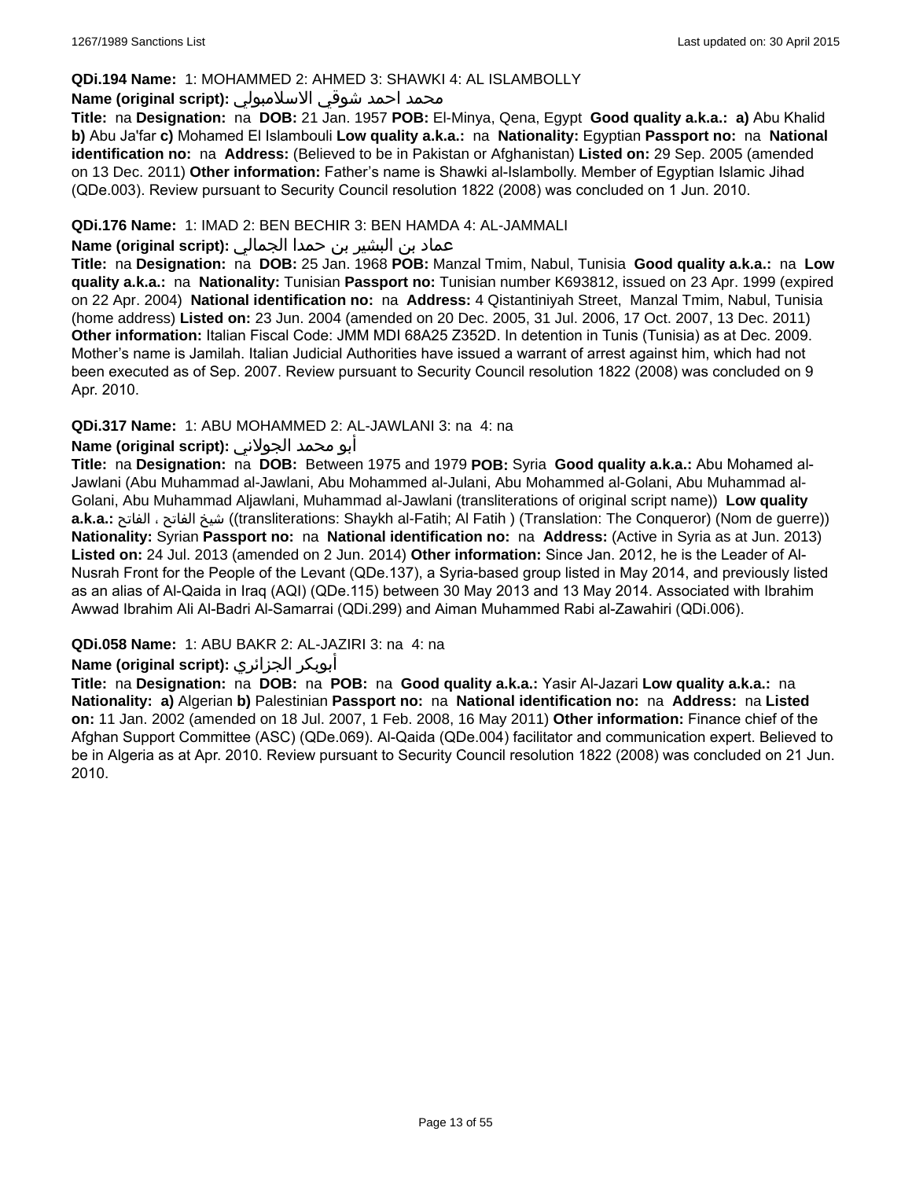**QDi.194 Name:** 1: MOHAMMED 2: AHMED 3: SHAWKI 4: AL ISLAMBOLLY

**Name (original script):** محمد احمد شوقي الاسلامبولي

**Title:** na **Designation:** na **DOB:** 21 Jan. 1957 **POB:** El-Minya, Qena, Egypt **Good quality a.k.a.:** **a)** Abu Khalid **b)** Abu Ja'far **c)** Mohamed El Islambouli **Low quality a.k.a.:** na **Nationality:** Egyptian **Passport no:** na **National identification no:** na **Address:** (Believed to be in Pakistan or Afghanistan) **Listed on:** 29 Sep. 2005 (amended on 13 Dec. 2011) **Other information:** Father's name is Shawki al-Islambolly. Member of Egyptian Islamic Jihad (QDe.003). Review pursuant to Security Council resolution 1822 (2008) was concluded on 1 Jun. 2010.

**QDi.176 Name:** 1: IMAD 2: BEN BECHIR 3: BEN HAMDA 4: AL-JAMMALI

**Name (original script):** عماد بن البشير بن حمدا الجمالي

**Title:** na **Designation:** na **DOB:** 25 Jan. 1968 **POB:** Manzal Tmim, Nabul, Tunisia **Good quality a.k.a.:** na **Low quality a.k.a.:** na **Nationality:** Tunisian **Passport no:** Tunisian number K693812, issued on 23 Apr. 1999 (expired on 22 Apr. 2004) **National identification no:** na **Address:** 4 Qistantiniyah Street, Manzal Tmim, Nabul, Tunisia (home address) **Listed on:** 23 Jun. 2004 (amended on 20 Dec. 2005, 31 Jul. 2006, 17 Oct. 2007, 13 Dec. 2011) **Other information:** Italian Fiscal Code: JMM MDI 68A25 Z352D. In detention in Tunis (Tunisia) as at Dec. 2009. Mother's name is Jamilah. Italian Judicial Authorities have issued a warrant of arrest against him, which had not been executed as of Sep. 2007. Review pursuant to Security Council resolution 1822 (2008) was concluded on 9 Apr. 2010.

**QDi.317 Name:** 1: ABU MOHAMMED 2: AL-JAWLANI 3: na 4: na

**Name (original script):** أبو محمد الجولاني

**Title:** na **Designation:** na **DOB:** Between 1975 and 1979 **POB:** Syria **Good quality a.k.a.:** Abu Mohamed al-Jawlani (Abu Muhammad al-Jawlani, Abu Mohammed al-Julani, Abu Mohammed al-Golani, Abu Muhammad al-Golani, Abu Muhammad Aljawlani, Muhammad al-Jawlani (transliterations of original script name)) **Low quality a.k.a.:** شيخ الفاتح ، الفاتح ((transliterations: Shaykh al-Fatih; Al Fatih ) (Translation: The Conqueror) (Nom de guerre)) **Nationality:** Syrian **Passport no:** na **National identification no:** na **Address:** (Active in Syria as at Jun. 2013) **Listed on:** 24 Jul. 2013 (amended on 2 Jun. 2014) **Other information:** Since Jan. 2012, he is the Leader of Al-Nusrah Front for the People of the Levant (QDe.137), a Syria-based group listed in May 2014, and previously listed as an alias of Al-Qaida in Iraq (AQI) (QDe.115) between 30 May 2013 and 13 May 2014. Associated with Ibrahim Awwad Ibrahim Ali Al-Badri Al-Samarrai (QDi.299) and Aiman Muhammed Rabi al-Zawahiri (QDi.006).

**QDi.058 Name:** 1: ABU BAKR 2: AL-JAZIRI 3: na 4: na

**Name (original script):** أبوبكر الجزائري

**Title:** na **Designation:** na **DOB:** na **POB:** na **Good quality a.k.a.:** Yasir Al-Jazari **Low quality a.k.a.:** na **Nationality:** **a)** Algerian **b)** Palestinian **Passport no:** na **National identification no:** na **Address:** na **Listed on:** 11 Jan. 2002 (amended on 18 Jul. 2007, 1 Feb. 2008, 16 May 2011) **Other information:** Finance chief of the Afghan Support Committee (ASC) (QDe.069). Al-Qaida (QDe.004) facilitator and communication expert. Believed to be in Algeria as at Apr. 2010. Review pursuant to Security Council resolution 1822 (2008) was concluded on 21 Jun. 2010.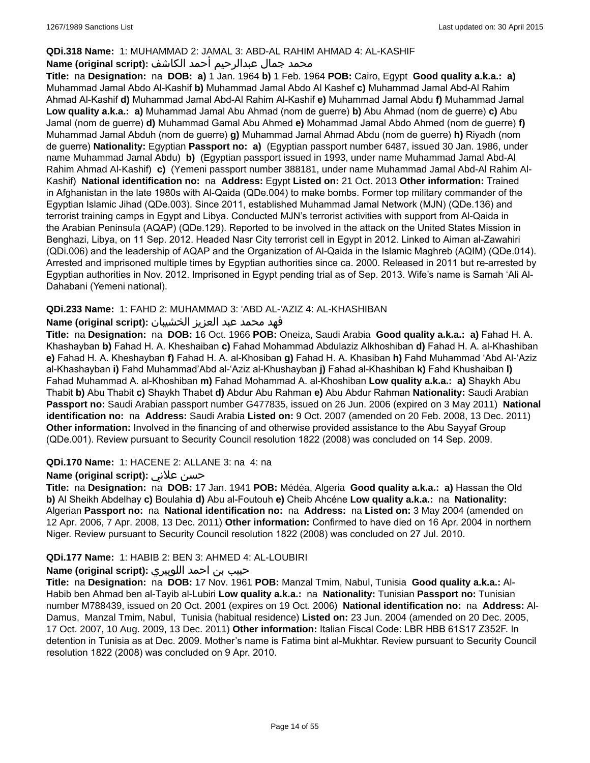**QDi.318 Name:** 1: MUHAMMAD 2: JAMAL 3: ABD-AL RAHIM AHMAD 4: AL-KASHIF

**Name (original script):** محمد جمال عبدالرحيم أحمد الكاشف

**Title:** na **Designation:** na **DOB:** **a)** 1 Jan. 1964 **b)** 1 Feb. 1964 **POB:** Cairo, Egypt **Good quality a.k.a.:** **a)** Muhammad Jamal Abdo Al-Kashif **b)** Muhammad Jamal Abdo Al Kashef **c)** Muhammad Jamal Abd-Al Rahim Ahmad Al-Kashif **d)** Muhammad Jamal Abd-Al Rahim Al-Kashif **e)** Muhammad Jamal Abdu **f)** Muhammad Jamal **Low quality a.k.a.:** **a)** Muhammad Jamal Abu Ahmad (nom de guerre) **b)** Abu Ahmad (nom de guerre) **c)** Abu Jamal (nom de guerre) **d)** Muhammad Gamal Abu Ahmed **e)** Mohammad Jamal Abdo Ahmed (nom de guerre) **f)** Muhammad Jamal Abduh (nom de guerre) **g)** Muhammad Jamal Ahmad Abdu (nom de guerre) **h)** Riyadh (nom de guerre) **Nationality:** Egyptian **Passport no:** **a)** (Egyptian passport number 6487, issued 30 Jan. 1986, under name Muhammad Jamal Abdu) **b)** (Egyptian passport issued in 1993, under name Muhammad Jamal Abd-Al Rahim Ahmad Al-Kashif) **c)** (Yemeni passport number 388181, under name Muhammad Jamal Abd-Al Rahim Al-Kashif) **National identification no:** na **Address:** Egypt **Listed on:** 21 Oct. 2013 **Other information:** Trained in Afghanistan in the late 1980s with Al-Qaida (QDe.004) to make bombs. Former top military commander of the Egyptian Islamic Jihad (QDe.003). Since 2011, established Muhammad Jamal Network (MJN) (QDe.136) and terrorist training camps in Egypt and Libya. Conducted MJN's terrorist activities with support from Al-Qaida in the Arabian Peninsula (AQAP) (QDe.129). Reported to be involved in the attack on the United States Mission in Benghazi, Libya, on 11 Sep. 2012. Headed Nasr City terrorist cell in Egypt in 2012. Linked to Aiman al-Zawahiri (QDi.006) and the leadership of AQAP and the Organization of Al-Qaida in the Islamic Maghreb (AQIM) (QDe.014). Arrested and imprisoned multiple times by Egyptian authorities since ca. 2000. Released in 2011 but re-arrested by Egyptian authorities in Nov. 2012. Imprisoned in Egypt pending trial as of Sep. 2013. Wife's name is Samah 'Ali Al-Dahabani (Yemeni national).

**QDi.233 Name:** 1: FAHD 2: MUHAMMAD 3: 'ABD AL-'AZIZ 4: AL-KHASHIBAN

**Name (original script):** فهد محمد عبد العزيز الخشيبان

**Title:** na **Designation:** na **DOB:** 16 Oct. 1966 **POB:** Oneiza, Saudi Arabia **Good quality a.k.a.:** **a)** Fahad H. A. Khashayban **b)** Fahad H. A. Kheshaiban **c)** Fahad Mohammad Abdulaziz Alkhoshiban **d)** Fahad H. A. al-Khashiban **e)** Fahad H. A. Kheshayban **f)** Fahad H. A. al-Khosiban **g)** Fahad H. A. Khasiban **h)** Fahd Muhammad 'Abd Al-'Aziz al-Khashayban **i)** Fahd Muhammad'Abd al-'Aziz al-Khushayban **j)** Fahad al-Khashiban **k)** Fahd Khushaiban **l)** Fahad Muhammad A. al-Khoshiban **m)** Fahad Mohammad A. al-Khoshiban **Low quality a.k.a.:** **a)** Shaykh Abu Thabit **b)** Abu Thabit **c)** Shaykh Thabet **d)** Abdur Abu Rahman **e)** Abu Abdur Rahman **Nationality:** Saudi Arabian **Passport no:** Saudi Arabian passport number G477835, issued on 26 Jun. 2006 (expired on 3 May 2011) **National identification no:** na **Address:** Saudi Arabia **Listed on:** 9 Oct. 2007 (amended on 20 Feb. 2008, 13 Dec. 2011) **Other information:** Involved in the financing of and otherwise provided assistance to the Abu Sayyaf Group (QDe.001). Review pursuant to Security Council resolution 1822 (2008) was concluded on 14 Sep. 2009.

**QDi.170 Name:** 1: HACENE 2: ALLANE 3: na 4: na

**Name (original script):** حسن علاني

**Title:** na **Designation:** na **DOB:** 17 Jan. 1941 **POB:** Médéa, Algeria **Good quality a.k.a.:** **a)** Hassan the Old **b)** Al Sheikh Abdelhay **c)** Boulahia **d)** Abu al-Foutouh **e)** Cheib Ahcéne **Low quality a.k.a.:** na **Nationality:** Algerian **Passport no:** na **National identification no:** na **Address:** na **Listed on:** 3 May 2004 (amended on 12 Apr. 2006, 7 Apr. 2008, 13 Dec. 2011) **Other information:** Confirmed to have died on 16 Apr. 2004 in northern Niger. Review pursuant to Security Council resolution 1822 (2008) was concluded on 27 Jul. 2010.

**QDi.177 Name:** 1: HABIB 2: BEN 3: AHMED 4: AL-LOUBIRI

**Name (original script):** حبيب بن احمد اللوبيري

**Title:** na **Designation:** na **DOB:** 17 Nov. 1961 **POB:** Manzal Tmim, Nabul, Tunisia **Good quality a.k.a.:** Al-Habib ben Ahmad ben al-Tayib al-Lubiri **Low quality a.k.a.:** na **Nationality:** Tunisian **Passport no:** Tunisian number M788439, issued on 20 Oct. 2001 (expires on 19 Oct. 2006) **National identification no:** na **Address:** Al-Damus, Manzal Tmim, Nabul, Tunisia (habitual residence) **Listed on:** 23 Jun. 2004 (amended on 20 Dec. 2005, 17 Oct. 2007, 10 Aug. 2009, 13 Dec. 2011) **Other information:** Italian Fiscal Code: LBR HBB 61S17 Z352F. In detention in Tunisia as at Dec. 2009. Mother's name is Fatima bint al-Mukhtar. Review pursuant to Security Council resolution 1822 (2008) was concluded on 9 Apr. 2010.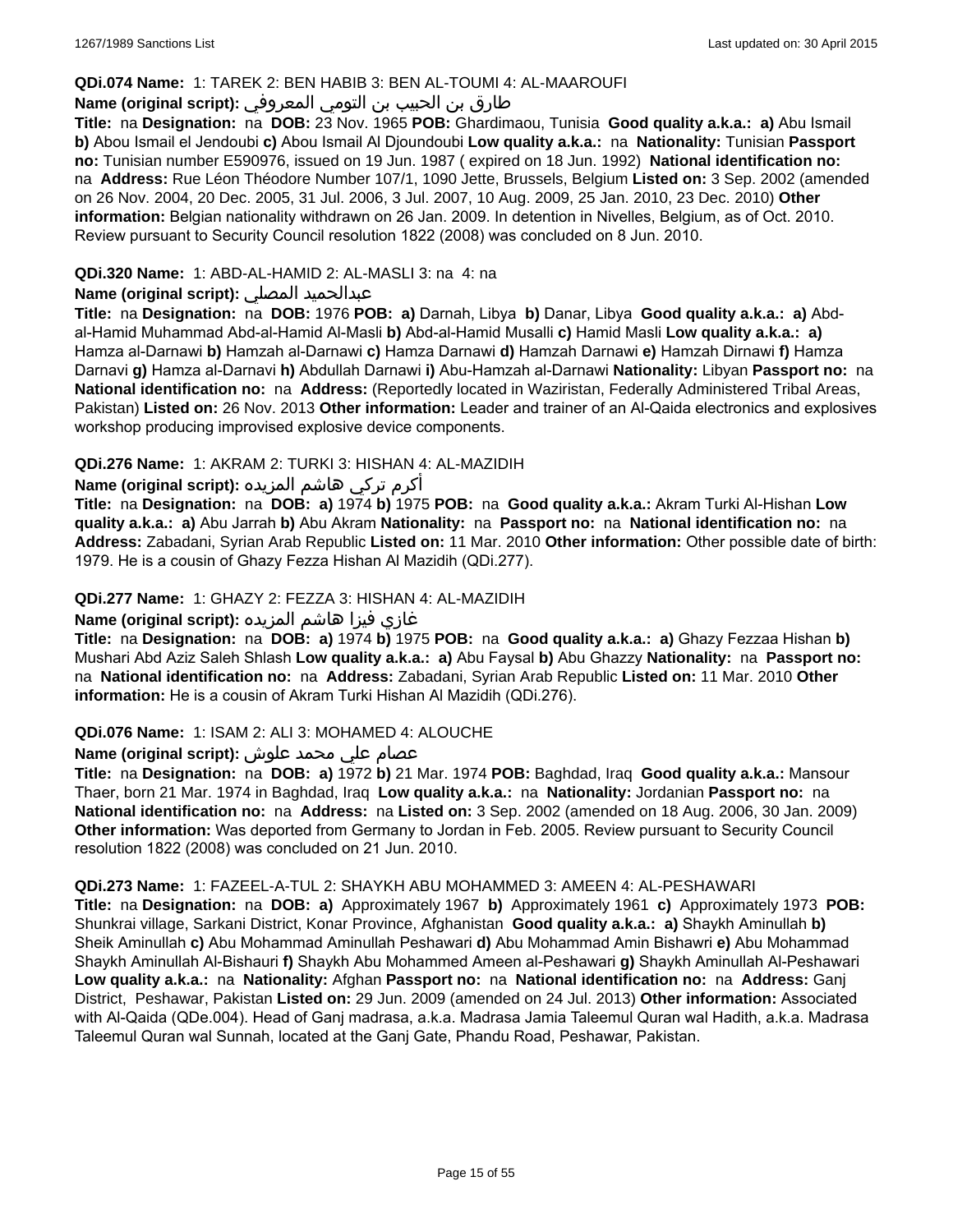**QDi.074 Name:** 1: TAREK 2: BEN HABIB 3: BEN AL-TOUMI 4: AL-MAAROUFI

**Name (original script):** طارق بن الحبيب بن التومي المعروفي

**Title:** na **Designation:** na **DOB:** 23 Nov. 1965 **POB:** Ghardimaou, Tunisia **Good quality a.k.a.:** **a)** Abu Ismail **b)** Abou Ismail el Jendoubi **c)** Abou Ismail Al Djoundoubi **Low quality a.k.a.:** na **Nationality:** Tunisian **Passport no:** Tunisian number E590976, issued on 19 Jun. 1987 ( expired on 18 Jun. 1992) **National identification no:** na **Address:** Rue Léon Théodore Number 107/1, 1090 Jette, Brussels, Belgium **Listed on:** 3 Sep. 2002 (amended on 26 Nov. 2004, 20 Dec. 2005, 31 Jul. 2006, 3 Jul. 2007, 10 Aug. 2009, 25 Jan. 2010, 23 Dec. 2010) **Other information:** Belgian nationality withdrawn on 26 Jan. 2009. In detention in Nivelles, Belgium, as of Oct. 2010. Review pursuant to Security Council resolution 1822 (2008) was concluded on 8 Jun. 2010.

**QDi.320 Name:** 1: ABD-AL-HAMID 2: AL-MASLI 3: na 4: na

**Name (original script):** عبدالحميد المصلي

**Title:** na **Designation:** na **DOB:** 1976 **POB:** **a)** Darnah, Libya **b)** Danar, Libya **Good quality a.k.a.:** **a)** Abd-al-Hamid Muhammad Abd-al-Hamid Al-Masli **b)** Abd-al-Hamid Musalli **c)** Hamid Masli **Low quality a.k.a.:** **a)** Hamza al-Darnawi **b)** Hamzah al-Darnawi **c)** Hamza Darnawi **d)** Hamzah Darnawi **e)** Hamzah Dirnawi **f)** Hamza Darnavi **g)** Hamza al-Darnavi **h)** Abdullah Darnawi **i)** Abu-Hamzah al-Darnawi **Nationality:** Libyan **Passport no:** na **National identification no:** na **Address:** (Reportedly located in Waziristan, Federally Administered Tribal Areas, Pakistan) **Listed on:** 26 Nov. 2013 **Other information:** Leader and trainer of an Al-Qaida electronics and explosives workshop producing improvised explosive device components.

**QDi.276 Name:** 1: AKRAM 2: TURKI 3: HISHAN 4: AL-MAZIDIH

**Name (original script):** أكرم تركي هاشم المزيده

**Title:** na **Designation:** na **DOB:** **a)** 1974 **b)** 1975 **POB:** na **Good quality a.k.a.:** Akram Turki Al-Hishan **Low quality a.k.a.:** **a)** Abu Jarrah **b)** Abu Akram **Nationality:** na **Passport no:** na **National identification no:** na **Address:** Zabadani, Syrian Arab Republic **Listed on:** 11 Mar. 2010 **Other information:** Other possible date of birth: 1979. He is a cousin of Ghazy Fezza Hishan Al Mazidih (QDi.277).

**QDi.277 Name:** 1: GHAZY 2: FEZZA 3: HISHAN 4: AL-MAZIDIH

**Name (original script):** غازي فيزا هاشم المزيده

**Title:** na **Designation:** na **DOB:** **a)** 1974 **b)** 1975 **POB:** na **Good quality a.k.a.:** **a)** Ghazy Fezzaa Hishan **b)** Mushari Abd Aziz Saleh Shlash **Low quality a.k.a.:** **a)** Abu Faysal **b)** Abu Ghazzy **Nationality:** na **Passport no:** na **National identification no:** na **Address:** Zabadani, Syrian Arab Republic **Listed on:** 11 Mar. 2010 **Other information:** He is a cousin of Akram Turki Hishan Al Mazidih (QDi.276).

**QDi.076 Name:** 1: ISAM 2: ALI 3: MOHAMED 4: ALOUCHE

**Name (original script):** عصام علي محمد علوش

**Title:** na **Designation:** na **DOB:** **a)** 1972 **b)** 21 Mar. 1974 **POB:** Baghdad, Iraq **Good quality a.k.a.:** Mansour Thaer, born 21 Mar. 1974 in Baghdad, Iraq **Low quality a.k.a.:** na **Nationality:** Jordanian **Passport no:** na **National identification no:** na **Address:** na **Listed on:** 3 Sep. 2002 (amended on 18 Aug. 2006, 30 Jan. 2009) **Other information:** Was deported from Germany to Jordan in Feb. 2005. Review pursuant to Security Council resolution 1822 (2008) was concluded on 21 Jun. 2010.

**QDi.273 Name:** 1: FAZEEL-A-TUL 2: SHAYKH ABU MOHAMMED 3: AMEEN 4: AL-PESHAWARI

**Title:** na **Designation:** na **DOB:** **a)** Approximately 1967 **b)** Approximately 1961 **c)** Approximately 1973 **POB:** Shunkrai village, Sarkani District, Konar Province, Afghanistan **Good quality a.k.a.:** **a)** Shaykh Aminullah **b)** Sheik Aminullah **c)** Abu Mohammad Aminullah Peshawari **d)** Abu Mohammad Amin Bishawri **e)** Abu Mohammad Shaykh Aminullah Al-Bishauri **f)** Shaykh Abu Mohammed Ameen al-Peshawari **g)** Shaykh Aminullah Al-Peshawari **Low quality a.k.a.:** na **Nationality:** Afghan **Passport no:** na **National identification no:** na **Address:** Ganj District, Peshawar, Pakistan **Listed on:** 29 Jun. 2009 (amended on 24 Jul. 2013) **Other information:** Associated with Al-Qaida (QDe.004). Head of Ganj madrasa, a.k.a. Madrasa Jamia Taleemul Quran wal Hadith, a.k.a. Madrasa Taleemul Quran wal Sunnah, located at the Ganj Gate, Phandu Road, Peshawar, Pakistan.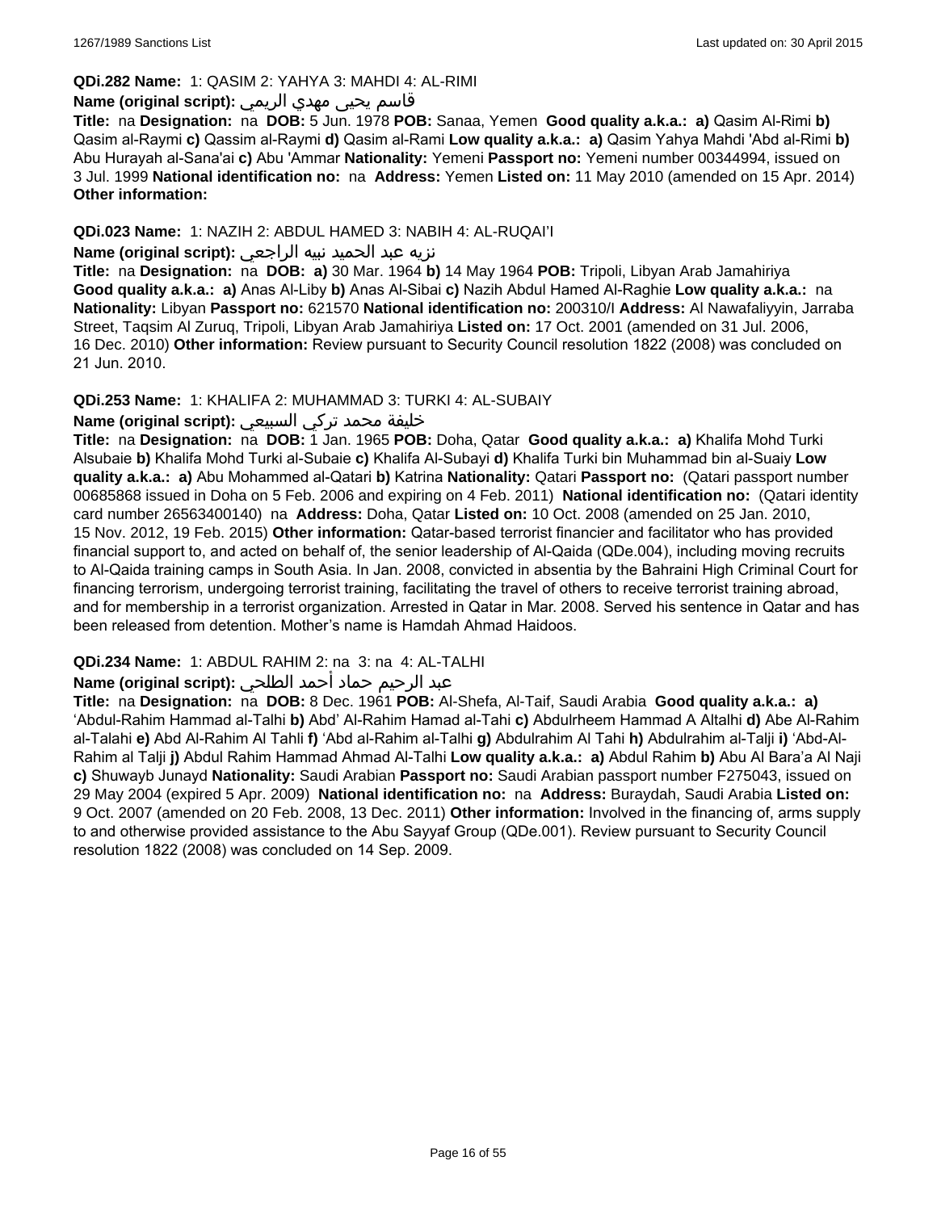**QDi.282 Name:** 1: QASIM 2: YAHYA 3: MAHDI 4: AL-RIMI

**Name (original script):** قاسم يحيى مهدي الريمي

**Title:** na **Designation:** na **DOB:** 5 Jun. 1978 **POB:** Sanaa, Yemen **Good quality a.k.a.:** **a)** Qasim Al-Rimi **b)** Qasim al-Raymi **c)** Qassim al-Raymi **d)** Qasim al-Rami **Low quality a.k.a.:** **a)** Qasim Yahya Mahdi 'Abd al-Rimi **b)** Abu Hurayah al-Sana'ai **c)** Abu 'Ammar **Nationality:** Yemeni **Passport no:** Yemeni number 00344994, issued on 3 Jul. 1999 **National identification no:** na **Address:** Yemen **Listed on:** 11 May 2010 (amended on 15 Apr. 2014) **Other information:**

**QDi.023 Name:** 1: NAZIH 2: ABDUL HAMED 3: NABIH 4: AL-RUQAI'I

**Name (original script):** نزيه عبد الحميد نبيه الراجعي

**Title:** na **Designation:** na **DOB:** **a)** 30 Mar. 1964 **b)** 14 May 1964 **POB:** Tripoli, Libyan Arab Jamahiriya **Good quality a.k.a.:** **a)** Anas Al-Liby **b)** Anas Al-Sibai **c)** Nazih Abdul Hamed Al-Raghie **Low quality a.k.a.:** na **Nationality:** Libyan **Passport no:** 621570 **National identification no:** 200310/I **Address:** Al Nawafaliyyin, Jarraba Street, Taqsim Al Zuruq, Tripoli, Libyan Arab Jamahiriya **Listed on:** 17 Oct. 2001 (amended on 31 Jul. 2006, 16 Dec. 2010) **Other information:** Review pursuant to Security Council resolution 1822 (2008) was concluded on 21 Jun. 2010.

**QDi.253 Name:** 1: KHALIFA 2: MUHAMMAD 3: TURKI 4: AL-SUBAIY

**Name (original script):** خليفة محمد تركي السبيعي

**Title:** na **Designation:** na **DOB:** 1 Jan. 1965 **POB:** Doha, Qatar **Good quality a.k.a.:** **a)** Khalifa Mohd Turki Alsubaie **b)** Khalifa Mohd Turki al-Subaie **c)** Khalifa Al-Subayi **d)** Khalifa Turki bin Muhammad bin al-Suaiy **Low quality a.k.a.:** **a)** Abu Mohammed al-Qatari **b)** Katrina **Nationality:** Qatari **Passport no:** (Qatari passport number 00685868 issued in Doha on 5 Feb. 2006 and expiring on 4 Feb. 2011) **National identification no:** (Qatari identity card number 26563400140) na **Address:** Doha, Qatar **Listed on:** 10 Oct. 2008 (amended on 25 Jan. 2010, 15 Nov. 2012, 19 Feb. 2015) **Other information:** Qatar-based terrorist financier and facilitator who has provided financial support to, and acted on behalf of, the senior leadership of Al-Qaida (QDe.004), including moving recruits to Al-Qaida training camps in South Asia. In Jan. 2008, convicted in absentia by the Bahraini High Criminal Court for financing terrorism, undergoing terrorist training, facilitating the travel of others to receive terrorist training abroad, and for membership in a terrorist organization. Arrested in Qatar in Mar. 2008. Served his sentence in Qatar and has been released from detention. Mother's name is Hamdah Ahmad Haidoos.

**QDi.234 Name:** 1: ABDUL RAHIM 2: na 3: na 4: AL-TALHI

**Name (original script):** عبد الرحيم حماد أحمد الطلحي

**Title:** na **Designation:** na **DOB:** 8 Dec. 1961 **POB:** Al-Shefa, Al-Taif, Saudi Arabia **Good quality a.k.a.:** **a)** 'Abdul-Rahim Hammad al-Talhi **b)** Abd' Al-Rahim Hamad al-Tahi **c)** Abdulrheem Hammad A Altalhi **d)** Abe Al-Rahim al-Talahi **e)** Abd Al-Rahim Al Tahli **f)** 'Abd al-Rahim al-Talhi **g)** Abdulrahim Al Tahi **h)** Abdulrahim al-Talji **i)** 'Abd-Al-Rahim al Talji **j)** Abdul Rahim Hammad Ahmad Al-Talhi **Low quality a.k.a.:** **a)** Abdul Rahim **b)** Abu Al Bara'a Al Naji **c)** Shuwayb Junayd **Nationality:** Saudi Arabian **Passport no:** Saudi Arabian passport number F275043, issued on 29 May 2004 (expired 5 Apr. 2009) **National identification no:** na **Address:** Buraydah, Saudi Arabia **Listed on:** 9 Oct. 2007 (amended on 20 Feb. 2008, 13 Dec. 2011) **Other information:** Involved in the financing of, arms supply to and otherwise provided assistance to the Abu Sayyaf Group (QDe.001). Review pursuant to Security Council resolution 1822 (2008) was concluded on 14 Sep. 2009.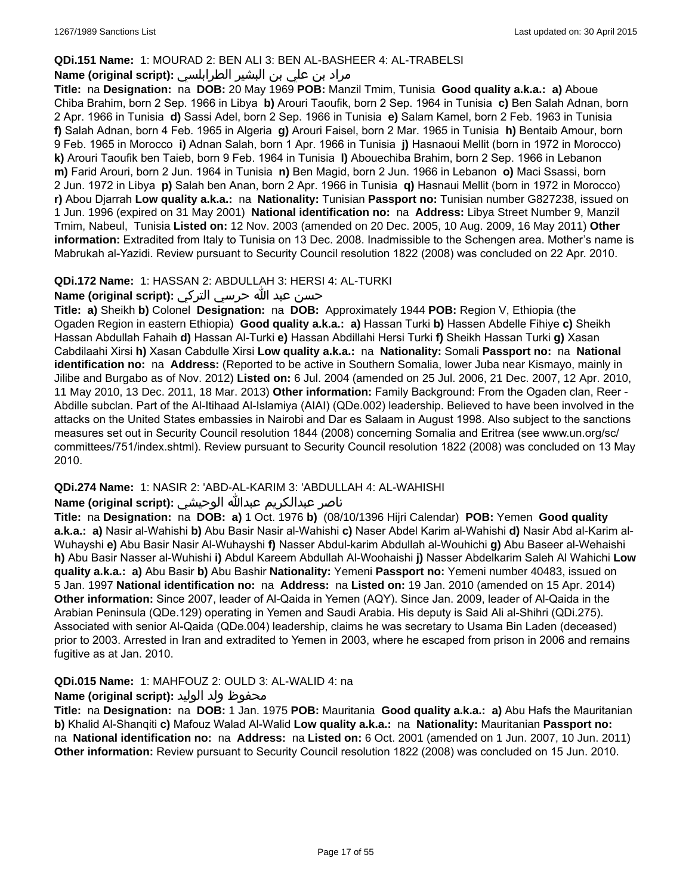**QDi.151 Name:** 1: MOURAD 2: BEN ALI 3: BEN AL-BASHEER 4: AL-TRABELSI

**Name (original script):** مراد بن علي بن البشير الطرابلسي

**Title:** na **Designation:** na **DOB:** 20 May 1969 **POB:** Manzil Tmim, Tunisia **Good quality a.k.a.:** **a)** Aboue Chiba Brahim, born 2 Sep. 1966 in Libya **b)** Arouri Taoufik, born 2 Sep. 1964 in Tunisia **c)** Ben Salah Adnan, born 2 Apr. 1966 in Tunisia **d)** Sassi Adel, born 2 Sep. 1966 in Tunisia **e)** Salam Kamel, born 2 Feb. 1963 in Tunisia **f)** Salah Adnan, born 4 Feb. 1965 in Algeria **g)** Arouri Faisel, born 2 Mar. 1965 in Tunisia **h)** Bentaib Amour, born 9 Feb. 1965 in Morocco **i)** Adnan Salah, born 1 Apr. 1966 in Tunisia **j)** Hasnaoui Mellit (born in 1972 in Morocco) **k)** Arouri Taoufik ben Taieb, born 9 Feb. 1964 in Tunisia **l)** Abouechiba Brahim, born 2 Sep. 1966 in Lebanon **m)** Farid Arouri, born 2 Jun. 1964 in Tunisia **n)** Ben Magid, born 2 Jun. 1966 in Lebanon **o)** Maci Ssassi, born 2 Jun. 1972 in Libya **p)** Salah ben Anan, born 2 Apr. 1966 in Tunisia **q)** Hasnaui Mellit (born in 1972 in Morocco) **r)** Abou Djarrah **Low quality a.k.a.:** na **Nationality:** Tunisian **Passport no:** Tunisian number G827238, issued on 1 Jun. 1996 (expired on 31 May 2001) **National identification no:** na **Address:** Libya Street Number 9, Manzil Tmim, Nabeul, Tunisia **Listed on:** 12 Nov. 2003 (amended on 20 Dec. 2005, 10 Aug. 2009, 16 May 2011) **Other information:** Extradited from Italy to Tunisia on 13 Dec. 2008. Inadmissible to the Schengen area. Mother's name is Mabrukah al-Yazidi. Review pursuant to Security Council resolution 1822 (2008) was concluded on 22 Apr. 2010.

**QDi.172 Name:** 1: HASSAN 2: ABDULLAH 3: HERSI 4: AL-TURKI

**Name (original script):** حسن عبد الله حرسي التركي

**Title:** **a)** Sheikh **b)** Colonel **Designation:** na **DOB:** Approximately 1944 **POB:** Region V, Ethiopia (the Ogaden Region in eastern Ethiopia) **Good quality a.k.a.:** **a)** Hassan Turki **b)** Hassen Abdelle Fihiye **c)** Sheikh Hassan Abdullah Fahaih **d)** Hassan Al-Turki **e)** Hassan Abdillahi Hersi Turki **f)** Sheikh Hassan Turki **g)** Xasan Cabdilaahi Xirsi **h)** Xasan Cabdulle Xirsi **Low quality a.k.a.:** na **Nationality:** Somali **Passport no:** na **National identification no:** na **Address:** (Reported to be active in Southern Somalia, lower Juba near Kismayo, mainly in Jilibe and Burgabo as of Nov. 2012) **Listed on:** 6 Jul. 2004 (amended on 25 Jul. 2006, 21 Dec. 2007, 12 Apr. 2010, 11 May 2010, 13 Dec. 2011, 18 Mar. 2013) **Other information:** Family Background: From the Ogaden clan, Reer - Abdille subclan. Part of the Al-Itihaad Al-Islamiya (AIAI) (QDe.002) leadership. Believed to have been involved in the attacks on the United States embassies in Nairobi and Dar es Salaam in August 1998. Also subject to the sanctions measures set out in Security Council resolution 1844 (2008) concerning Somalia and Eritrea (see www.un.org/sc/committees/751/index.shtml). Review pursuant to Security Council resolution 1822 (2008) was concluded on 13 May 2010.

**QDi.274 Name:** 1: NASIR 2: 'ABD-AL-KARIM 3: 'ABDULLAH 4: AL-WAHISHI

**Name (original script):** ناصر عبدالكريم عبدالله الوحيشي

**Title:** na **Designation:** na **DOB:** **a)** 1 Oct. 1976 **b)** (08/10/1396 Hijri Calendar) **POB:** Yemen **Good quality a.k.a.:** **a)** Nasir al-Wahishi **b)** Abu Basir Nasir al-Wahishi **c)** Naser Abdel Karim al-Wahishi **d)** Nasir Abd al-Karim al-Wuhayshi **e)** Abu Basir Nasir Al-Wuhayshi **f)** Nasser Abdul-karim Abdullah al-Wouhichi **g)** Abu Baseer al-Wehaishi **h)** Abu Basir Nasser al-Wuhishi **i)** Abdul Kareem Abdullah Al-Woohaishi **j)** Nasser Abdelkarim Saleh Al Wahichi **Low quality a.k.a.:** **a)** Abu Basir **b)** Abu Bashir **Nationality:** Yemeni **Passport no:** Yemeni number 40483, issued on 5 Jan. 1997 **National identification no:** na **Address:** na **Listed on:** 19 Jan. 2010 (amended on 15 Apr. 2014) **Other information:** Since 2007, leader of Al-Qaida in Yemen (AQY). Since Jan. 2009, leader of Al-Qaida in the Arabian Peninsula (QDe.129) operating in Yemen and Saudi Arabia. His deputy is Said Ali al-Shihri (QDi.275). Associated with senior Al-Qaida (QDe.004) leadership, claims he was secretary to Usama Bin Laden (deceased) prior to 2003. Arrested in Iran and extradited to Yemen in 2003, where he escaped from prison in 2006 and remains fugitive as at Jan. 2010.

**QDi.015 Name:** 1: MAHFOUZ 2: OULD 3: AL-WALID 4: na

**Name (original script):** محفوظ ولد الوليد

**Title:** na **Designation:** na **DOB:** 1 Jan. 1975 **POB:** Mauritania **Good quality a.k.a.:** **a)** Abu Hafs the Mauritanian **b)** Khalid Al-Shanqiti **c)** Mafouz Walad Al-Walid **Low quality a.k.a.:** na **Nationality:** Mauritanian **Passport no:** na **National identification no:** na **Address:** na **Listed on:** 6 Oct. 2001 (amended on 1 Jun. 2007, 10 Jun. 2011) **Other information:** Review pursuant to Security Council resolution 1822 (2008) was concluded on 15 Jun. 2010.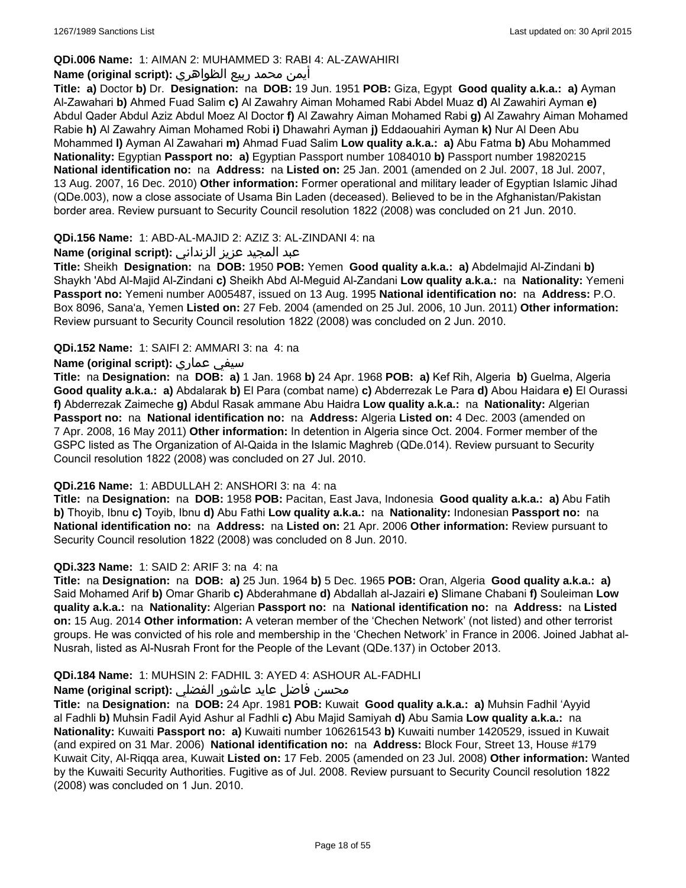**QDi.006 Name:** 1: AIMAN 2: MUHAMMED 3: RABI 4: AL-ZAWAHIRI

**Name (original script):** أيمن محمد ربيع الظواهري

**Title:** **a)** Doctor **b)** Dr. **Designation:** na **DOB:** 19 Jun. 1951 **POB:** Giza, Egypt **Good quality a.k.a.:** **a)** Ayman Al-Zawahari **b)** Ahmed Fuad Salim **c)** Al Zawahry Aiman Mohamed Rabi Abdel Muaz **d)** Al Zawahiri Ayman **e)** Abdul Qader Abdul Aziz Abdul Moez Al Doctor **f)** Al Zawahry Aiman Mohamed Rabi **g)** Al Zawahry Aiman Mohamed Rabie **h)** Al Zawahry Aiman Mohamed Robi **i)** Dhawahri Ayman **j)** Eddaouahiri Ayman **k)** Nur Al Deen Abu Mohammed **l)** Ayman Al Zawahari **m)** Ahmad Fuad Salim **Low quality a.k.a.:** **a)** Abu Fatma **b)** Abu Mohammed **Nationality:** Egyptian **Passport no:** **a)** Egyptian Passport number 1084010 **b)** Passport number 19820215 **National identification no:** na **Address:** na **Listed on:** 25 Jan. 2001 (amended on 2 Jul. 2007, 18 Jul. 2007, 13 Aug. 2007, 16 Dec. 2010) **Other information:** Former operational and military leader of Egyptian Islamic Jihad (QDe.003), now a close associate of Usama Bin Laden (deceased). Believed to be in the Afghanistan/Pakistan border area. Review pursuant to Security Council resolution 1822 (2008) was concluded on 21 Jun. 2010.

**QDi.156 Name:** 1: ABD-AL-MAJID 2: AZIZ 3: AL-ZINDANI 4: na

**Name (original script):** عبد المجيد عزيز الزنداني

**Title:** Sheikh **Designation:** na **DOB:** 1950 **POB:** Yemen **Good quality a.k.a.:** **a)** Abdelmajid Al-Zindani **b)** Shaykh 'Abd Al-Majid Al-Zindani **c)** Sheikh Abd Al-Meguid Al-Zandani **Low quality a.k.a.:** na **Nationality:** Yemeni **Passport no:** Yemeni number A005487, issued on 13 Aug. 1995 **National identification no:** na **Address:** P.O. Box 8096, Sana'a, Yemen **Listed on:** 27 Feb. 2004 (amended on 25 Jul. 2006, 10 Jun. 2011) **Other information:** Review pursuant to Security Council resolution 1822 (2008) was concluded on 2 Jun. 2010.

**QDi.152 Name:** 1: SAIFI 2: AMMARI 3: na 4: na

**Name (original script):** سيفي عماري

**Title:** na **Designation:** na **DOB:** **a)** 1 Jan. 1968 **b)** 24 Apr. 1968 **POB:** **a)** Kef Rih, Algeria **b)** Guelma, Algeria **Good quality a.k.a.:** **a)** Abdalarak **b)** El Para (combat name) **c)** Abderrezak Le Para **d)** Abou Haidara **e)** El Ourassi **f)** Abderrezak Zaimeche **g)** Abdul Rasak ammane Abu Haidra **Low quality a.k.a.:** na **Nationality:** Algerian **Passport no:** na **National identification no:** na **Address:** Algeria **Listed on:** 4 Dec. 2003 (amended on 7 Apr. 2008, 16 May 2011) **Other information:** In detention in Algeria since Oct. 2004. Former member of the GSPC listed as The Organization of Al-Qaida in the Islamic Maghreb (QDe.014). Review pursuant to Security Council resolution 1822 (2008) was concluded on 27 Jul. 2010.

**QDi.216 Name:** 1: ABDULLAH 2: ANSHORI 3: na 4: na

**Title:** na **Designation:** na **DOB:** 1958 **POB:** Pacitan, East Java, Indonesia **Good quality a.k.a.:** **a)** Abu Fatih **b)** Thoyib, Ibnu **c)** Toyib, Ibnu **d)** Abu Fathi **Low quality a.k.a.:** na **Nationality:** Indonesian **Passport no:** na **National identification no:** na **Address:** na **Listed on:** 21 Apr. 2006 **Other information:** Review pursuant to Security Council resolution 1822 (2008) was concluded on 8 Jun. 2010.

**QDi.323 Name:** 1: SAID 2: ARIF 3: na 4: na

**Title:** na **Designation:** na **DOB:** **a)** 25 Jun. 1964 **b)** 5 Dec. 1965 **POB:** Oran, Algeria **Good quality a.k.a.:** **a)** Said Mohamed Arif **b)** Omar Gharib **c)** Abderahmane **d)** Abdallah al-Jazairi **e)** Slimane Chabani **f)** Souleiman **Low quality a.k.a.:** na **Nationality:** Algerian **Passport no:** na **National identification no:** na **Address:** na **Listed on:** 15 Aug. 2014 **Other information:** A veteran member of the 'Chechen Network' (not listed) and other terrorist groups. He was convicted of his role and membership in the 'Chechen Network' in France in 2006. Joined Jabhat al-Nusrah, listed as Al-Nusrah Front for the People of the Levant (QDe.137) in October 2013.

**QDi.184 Name:** 1: MUHSIN 2: FADHIL 3: AYED 4: ASHOUR AL-FADHLI

**Name (original script):** محسن فاضل عايد عاشور الفضلي

**Title:** na **Designation:** na **DOB:** 24 Apr. 1981 **POB:** Kuwait **Good quality a.k.a.:** **a)** Muhsin Fadhil 'Ayyid al Fadhli **b)** Muhsin Fadil Ayid Ashur al Fadhli **c)** Abu Majid Samiyah **d)** Abu Samia **Low quality a.k.a.:** na **Nationality:** Kuwaiti **Passport no:** **a)** Kuwaiti number 106261543 **b)** Kuwaiti number 1420529, issued in Kuwait (and expired on 31 Mar. 2006) **National identification no:** na **Address:** Block Four, Street 13, House #179 Kuwait City, Al-Riqqa area, Kuwait **Listed on:** 17 Feb. 2005 (amended on 23 Jul. 2008) **Other information:** Wanted by the Kuwaiti Security Authorities. Fugitive as of Jul. 2008. Review pursuant to Security Council resolution 1822 (2008) was concluded on 1 Jun. 2010.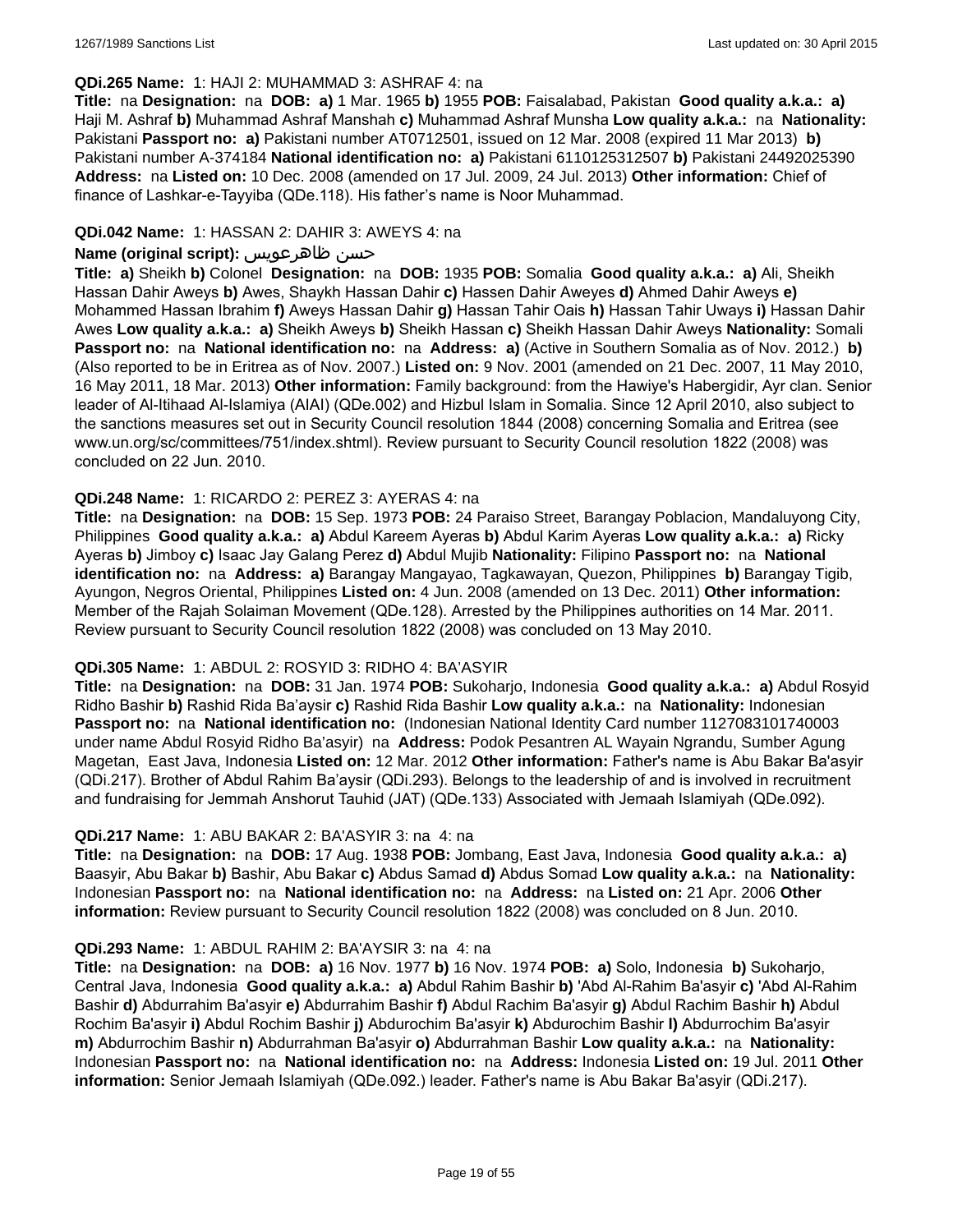**QDi.265 Name:** 1: HAJI 2: MUHAMMAD 3: ASHRAF 4: na

**Title:** na **Designation:** na **DOB:** **a)** 1 Mar. 1965 **b)** 1955 **POB:** Faisalabad, Pakistan **Good quality a.k.a.:** **a)** Haji M. Ashraf **b)** Muhammad Ashraf Manshah **c)** Muhammad Ashraf Munsha **Low quality a.k.a.:** na **Nationality:** Pakistani **Passport no:** **a)** Pakistani number AT0712501, issued on 12 Mar. 2008 (expired 11 Mar 2013) **b)** Pakistani number A-374184 **National identification no:** **a)** Pakistani 6110125312507 **b)** Pakistani 24492025390 **Address:** na **Listed on:** 10 Dec. 2008 (amended on 17 Jul. 2009, 24 Jul. 2013) **Other information:** Chief of finance of Lashkar-e-Tayyiba (QDe.118). His father's name is Noor Muhammad.

**QDi.042 Name:** 1: HASSAN 2: DAHIR 3: AWEYS 4: na

**Name (original script):** حسن ظاهرعويس

**Title:** **a)** Sheikh **b)** Colonel **Designation:** na **DOB:** 1935 **POB:** Somalia **Good quality a.k.a.:** **a)** Ali, Sheikh Hassan Dahir Aweys **b)** Awes, Shaykh Hassan Dahir **c)** Hassen Dahir Aweyes **d)** Ahmed Dahir Aweys **e)** Mohammed Hassan Ibrahim **f)** Aweys Hassan Dahir **g)** Hassan Tahir Oais **h)** Hassan Tahir Uways **i)** Hassan Dahir Awes **Low quality a.k.a.:** **a)** Sheikh Aweys **b)** Sheikh Hassan **c)** Sheikh Hassan Dahir Aweys **Nationality:** Somali **Passport no:** na **National identification no:** na **Address:** **a)** (Active in Southern Somalia as of Nov. 2012.) **b)** (Also reported to be in Eritrea as of Nov. 2007.) **Listed on:** 9 Nov. 2001 (amended on 21 Dec. 2007, 11 May 2010, 16 May 2011, 18 Mar. 2013) **Other information:** Family background: from the Hawiye's Habergidir, Ayr clan. Senior leader of Al-Itihaad Al-Islamiya (AIAI) (QDe.002) and Hizbul Islam in Somalia. Since 12 April 2010, also subject to the sanctions measures set out in Security Council resolution 1844 (2008) concerning Somalia and Eritrea (see www.un.org/sc/committees/751/index.shtml). Review pursuant to Security Council resolution 1822 (2008) was concluded on 22 Jun. 2010.

**QDi.248 Name:** 1: RICARDO 2: PEREZ 3: AYERAS 4: na

**Title:** na **Designation:** na **DOB:** 15 Sep. 1973 **POB:** 24 Paraiso Street, Barangay Poblacion, Mandaluyong City, Philippines **Good quality a.k.a.:** **a)** Abdul Kareem Ayeras **b)** Abdul Karim Ayeras **Low quality a.k.a.:** **a)** Ricky Ayeras **b)** Jimboy **c)** Isaac Jay Galang Perez **d)** Abdul Mujib **Nationality:** Filipino **Passport no:** na **National identification no:** na **Address:** **a)** Barangay Mangayao, Tagkawayan, Quezon, Philippines **b)** Barangay Tigib, Ayungon, Negros Oriental, Philippines **Listed on:** 4 Jun. 2008 (amended on 13 Dec. 2011) **Other information:** Member of the Rajah Solaiman Movement (QDe.128). Arrested by the Philippines authorities on 14 Mar. 2011. Review pursuant to Security Council resolution 1822 (2008) was concluded on 13 May 2010.

**QDi.305 Name:** 1: ABDUL 2: ROSYID 3: RIDHO 4: BA'ASYIR

**Title:** na **Designation:** na **DOB:** 31 Jan. 1974 **POB:** Sukoharjo, Indonesia **Good quality a.k.a.:** **a)** Abdul Rosyid Ridho Bashir **b)** Rashid Rida Ba'aysir **c)** Rashid Rida Bashir **Low quality a.k.a.:** na **Nationality:** Indonesian **Passport no:** na **National identification no:** (Indonesian National Identity Card number 1127083101740003 under name Abdul Rosyid Ridho Ba'asyir) na **Address:** Podok Pesantren AL Wayain Ngrandu, Sumber Agung Magetan, East Java, Indonesia **Listed on:** 12 Mar. 2012 **Other information:** Father's name is Abu Bakar Ba'asyir (QDi.217). Brother of Abdul Rahim Ba'aysir (QDi.293). Belongs to the leadership of and is involved in recruitment and fundraising for Jemmah Anshorut Tauhid (JAT) (QDe.133) Associated with Jemaah Islamiyah (QDe.092).

**QDi.217 Name:** 1: ABU BAKAR 2: BA'ASYIR 3: na 4: na

**Title:** na **Designation:** na **DOB:** 17 Aug. 1938 **POB:** Jombang, East Java, Indonesia **Good quality a.k.a.:** **a)** Baasyir, Abu Bakar **b)** Bashir, Abu Bakar **c)** Abdus Samad **d)** Abdus Somad **Low quality a.k.a.:** na **Nationality:** Indonesian **Passport no:** na **National identification no:** na **Address:** na **Listed on:** 21 Apr. 2006 **Other information:** Review pursuant to Security Council resolution 1822 (2008) was concluded on 8 Jun. 2010.

**QDi.293 Name:** 1: ABDUL RAHIM 2: BA'AYSIR 3: na 4: na

**Title:** na **Designation:** na **DOB:** **a)** 16 Nov. 1977 **b)** 16 Nov. 1974 **POB:** **a)** Solo, Indonesia **b)** Sukoharjo, Central Java, Indonesia **Good quality a.k.a.:** **a)** Abdul Rahim Bashir **b)** 'Abd Al-Rahim Ba'asyir **c)** 'Abd Al-Rahim Bashir **d)** Abdurrahim Ba'asyir **e)** Abdurrahim Bashir **f)** Abdul Rachim Ba'asyir **g)** Abdul Rachim Bashir **h)** Abdul Rochim Ba'asyir **i)** Abdul Rochim Bashir **j)** Abdurochim Ba'asyir **k)** Abdurochim Bashir **l)** Abdurrochim Ba'asyir **m)** Abdurrochim Bashir **n)** Abdurrahman Ba'asyir **o)** Abdurrahman Bashir **Low quality a.k.a.:** na **Nationality:** Indonesian **Passport no:** na **National identification no:** na **Address:** Indonesia **Listed on:** 19 Jul. 2011 **Other information:** Senior Jemaah Islamiyah (QDe.092.) leader. Father's name is Abu Bakar Ba'asyir (QDi.217).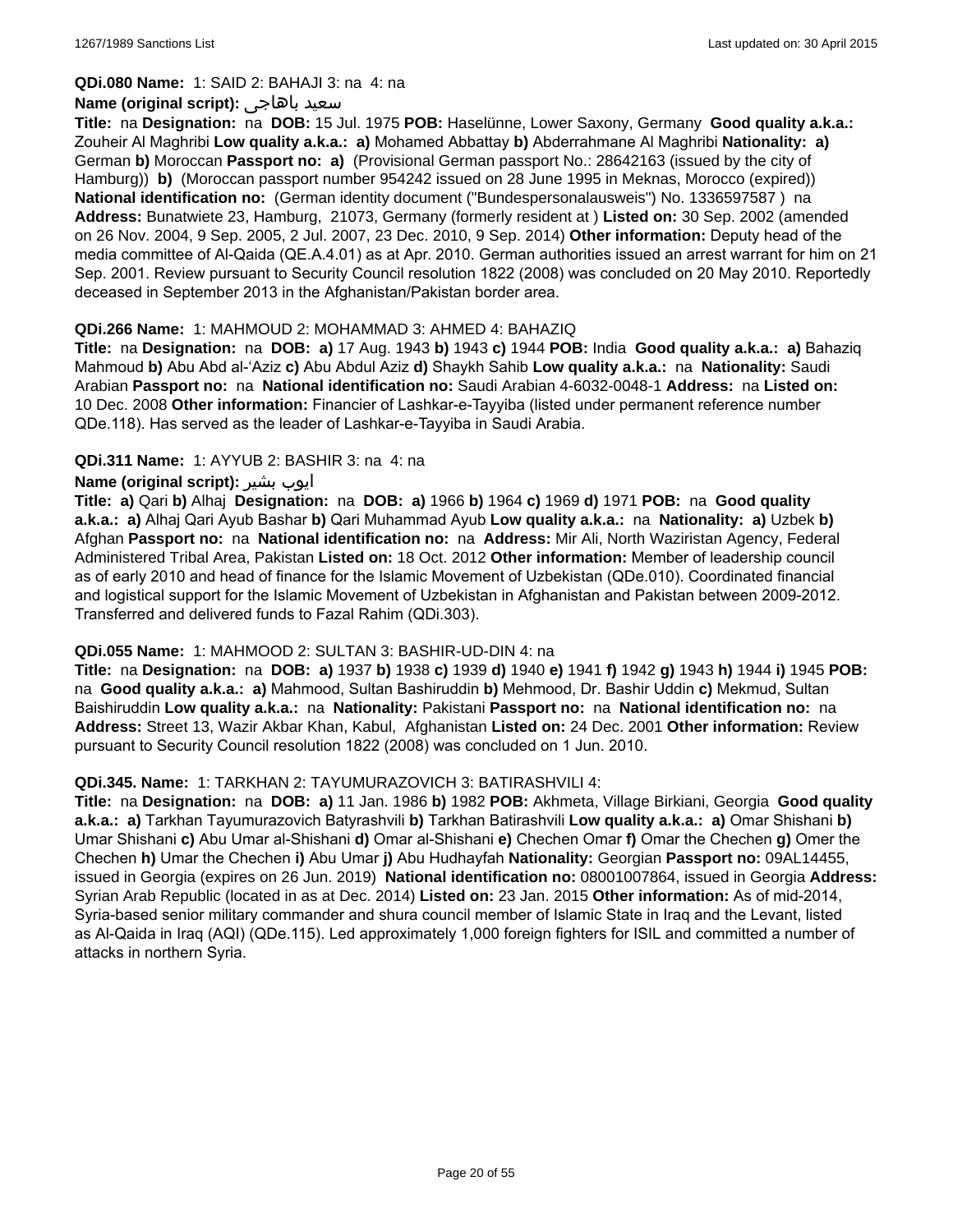**QDi.080 Name:** 1: SAID 2: BAHAJI 3: na 4: na

**Name (original script):** سعيد باهاجى

**Title:** na **Designation:** na **DOB:** 15 Jul. 1975 **POB:** Haselünne, Lower Saxony, Germany **Good quality a.k.a.:** Zouheir Al Maghribi **Low quality a.k.a.:** **a)** Mohamed Abbattay **b)** Abderrahmane Al Maghribi **Nationality:** **a)** German **b)** Moroccan **Passport no:** **a)** (Provisional German passport No.: 28642163 (issued by the city of Hamburg)) **b)** (Moroccan passport number 954242 issued on 28 June 1995 in Meknas, Morocco (expired)) **National identification no:** (German identity document ("Bundespersonalausweis") No. 1336597587 ) na **Address:** Bunatwiete 23, Hamburg, 21073, Germany (formerly resident at ) **Listed on:** 30 Sep. 2002 (amended on 26 Nov. 2004, 9 Sep. 2005, 2 Jul. 2007, 23 Dec. 2010, 9 Sep. 2014) **Other information:** Deputy head of the media committee of Al-Qaida (QE.A.4.01) as at Apr. 2010. German authorities issued an arrest warrant for him on 21 Sep. 2001. Review pursuant to Security Council resolution 1822 (2008) was concluded on 20 May 2010. Reportedly deceased in September 2013 in the Afghanistan/Pakistan border area.

**QDi.266 Name:** 1: MAHMOUD 2: MOHAMMAD 3: AHMED 4: BAHAZIQ

**Title:** na **Designation:** na **DOB:** **a)** 17 Aug. 1943 **b)** 1943 **c)** 1944 **POB:** India **Good quality a.k.a.:** **a)** Bahaziq Mahmoud **b)** Abu Abd al-'Aziz **c)** Abu Abdul Aziz **d)** Shaykh Sahib **Low quality a.k.a.:** na **Nationality:** Saudi Arabian **Passport no:** na **National identification no:** Saudi Arabian 4-6032-0048-1 **Address:** na **Listed on:** 10 Dec. 2008 **Other information:** Financier of Lashkar-e-Tayyiba (listed under permanent reference number QDe.118). Has served as the leader of Lashkar-e-Tayyiba in Saudi Arabia.

**QDi.311 Name:** 1: AYYUB 2: BASHIR 3: na 4: na

**Name (original script):** ايوب بشير

**Title:** **a)** Qari **b)** Alhaj **Designation:** na **DOB:** **a)** 1966 **b)** 1964 **c)** 1969 **d)** 1971 **POB:** na **Good quality a.k.a.:** **a)** Alhaj Qari Ayub Bashar **b)** Qari Muhammad Ayub **Low quality a.k.a.:** na **Nationality:** **a)** Uzbek **b)** Afghan **Passport no:** na **National identification no:** na **Address:** Mir Ali, North Waziristan Agency, Federal Administered Tribal Area, Pakistan **Listed on:** 18 Oct. 2012 **Other information:** Member of leadership council as of early 2010 and head of finance for the Islamic Movement of Uzbekistan (QDe.010). Coordinated financial and logistical support for the Islamic Movement of Uzbekistan in Afghanistan and Pakistan between 2009-2012. Transferred and delivered funds to Fazal Rahim (QDi.303).

**QDi.055 Name:** 1: MAHMOOD 2: SULTAN 3: BASHIR-UD-DIN 4: na

**Title:** na **Designation:** na **DOB:** **a)** 1937 **b)** 1938 **c)** 1939 **d)** 1940 **e)** 1941 **f)** 1942 **g)** 1943 **h)** 1944 **i)** 1945 **POB:** na **Good quality a.k.a.:** **a)** Mahmood, Sultan Bashiruddin **b)** Mehmood, Dr. Bashir Uddin **c)** Mekmud, Sultan Baishiruddin **Low quality a.k.a.:** na **Nationality:** Pakistani **Passport no:** na **National identification no:** na **Address:** Street 13, Wazir Akbar Khan, Kabul, Afghanistan **Listed on:** 24 Dec. 2001 **Other information:** Review pursuant to Security Council resolution 1822 (2008) was concluded on 1 Jun. 2010.

**QDi.345. Name:** 1: TARKHAN 2: TAYUMURAZOVICH 3: BATIRASHVILI 4:

**Title:** na **Designation:** na **DOB:** **a)** 11 Jan. 1986 **b)** 1982 **POB:** Akhmeta, Village Birkiani, Georgia **Good quality a.k.a.:** **a)** Tarkhan Tayumurazovich Batyrashvili **b)** Tarkhan Batirashvili **Low quality a.k.a.:** **a)** Omar Shishani **b)** Umar Shishani **c)** Abu Umar al-Shishani **d)** Omar al-Shishani **e)** Chechen Omar **f)** Omar the Chechen **g)** Omer the Chechen **h)** Umar the Chechen **i)** Abu Umar **j)** Abu Hudhayfah **Nationality:** Georgian **Passport no:** 09AL14455, issued in Georgia (expires on 26 Jun. 2019) **National identification no:** 08001007864, issued in Georgia **Address:** Syrian Arab Republic (located in as at Dec. 2014) **Listed on:** 23 Jan. 2015 **Other information:** As of mid-2014, Syria-based senior military commander and shura council member of Islamic State in Iraq and the Levant, listed as Al-Qaida in Iraq (AQI) (QDe.115). Led approximately 1,000 foreign fighters for ISIL and committed a number of attacks in northern Syria.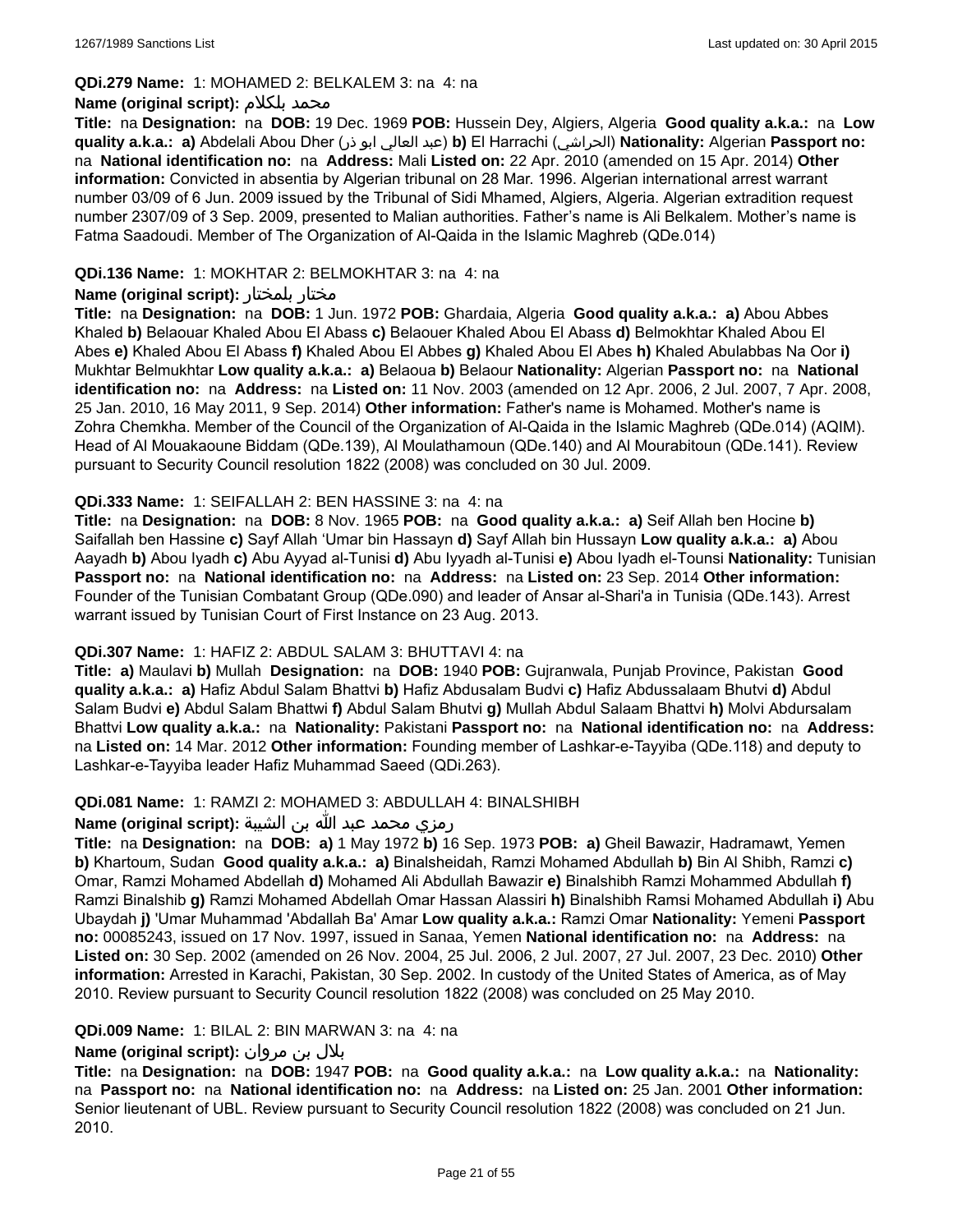**QDi.279 Name:** 1: MOHAMED 2: BELKALEM 3: na 4: na

**Name (original script):** محمد بلكلام

**Title:** na **Designation:** na **DOB:** 19 Dec. 1969 **POB:** Hussein Dey, Algiers, Algeria **Good quality a.k.a.:** na **Low quality a.k.a.:** **a)** Abdelali Abou Dher (عبد العالي ابو ذر) **b)** El Harrachi (الحراشي) **Nationality:** Algerian **Passport no:** na **National identification no:** na **Address:** Mali **Listed on:** 22 Apr. 2010 (amended on 15 Apr. 2014) **Other information:** Convicted in absentia by Algerian tribunal on 28 Mar. 1996. Algerian international arrest warrant number 03/09 of 6 Jun. 2009 issued by the Tribunal of Sidi Mhamed, Algiers, Algeria. Algerian extradition request number 2307/09 of 3 Sep. 2009, presented to Malian authorities. Father's name is Ali Belkalem. Mother's name is Fatma Saadoudi. Member of The Organization of Al-Qaida in the Islamic Maghreb (QDe.014)

**QDi.136 Name:** 1: MOKHTAR 2: BELMOKHTAR 3: na 4: na

**Name (original script):** مختار بلمختار

**Title:** na **Designation:** na **DOB:** 1 Jun. 1972 **POB:** Ghardaia, Algeria **Good quality a.k.a.:** **a)** Abou Abbes Khaled **b)** Belaouar Khaled Abou El Abass **c)** Belaouer Khaled Abou El Abass **d)** Belmokhtar Khaled Abou El Abes **e)** Khaled Abou El Abass **f)** Khaled Abou El Abbes **g)** Khaled Abou El Abes **h)** Khaled Abulabbas Na Oor **i)** Mukhtar Belmukhtar **Low quality a.k.a.:** **a)** Belaoua **b)** Belaour **Nationality:** Algerian **Passport no:** na **National identification no:** na **Address:** na **Listed on:** 11 Nov. 2003 (amended on 12 Apr. 2006, 2 Jul. 2007, 7 Apr. 2008, 25 Jan. 2010, 16 May 2011, 9 Sep. 2014) **Other information:** Father's name is Mohamed. Mother's name is Zohra Chemkha. Member of the Council of the Organization of Al-Qaida in the Islamic Maghreb (QDe.014) (AQIM). Head of Al Mouakaoune Biddam (QDe.139), Al Moulathamoun (QDe.140) and Al Mourabitoun (QDe.141). Review pursuant to Security Council resolution 1822 (2008) was concluded on 30 Jul. 2009.

**QDi.333 Name:** 1: SEIFALLAH 2: BEN HASSINE 3: na 4: na

**Title:** na **Designation:** na **DOB:** 8 Nov. 1965 **POB:** na **Good quality a.k.a.:** **a)** Seif Allah ben Hocine **b)** Saifallah ben Hassine **c)** Sayf Allah 'Umar bin Hassayn **d)** Sayf Allah bin Hussayn **Low quality a.k.a.:** **a)** Abou Aayadh **b)** Abou Iyadh **c)** Abu Ayyad al-Tunisi **d)** Abu Iyyadh al-Tunisi **e)** Abou Iyadh el-Tounsi **Nationality:** Tunisian **Passport no:** na **National identification no:** na **Address:** na **Listed on:** 23 Sep. 2014 **Other information:** Founder of the Tunisian Combatant Group (QDe.090) and leader of Ansar al-Shari'a in Tunisia (QDe.143). Arrest warrant issued by Tunisian Court of First Instance on 23 Aug. 2013.

**QDi.307 Name:** 1: HAFIZ 2: ABDUL SALAM 3: BHUTTAVI 4: na

**Title:** **a)** Maulavi **b)** Mullah **Designation:** na **DOB:** 1940 **POB:** Gujranwala, Punjab Province, Pakistan **Good quality a.k.a.:** **a)** Hafiz Abdul Salam Bhattvi **b)** Hafiz Abdusalam Budvi **c)** Hafiz Abdussalaam Bhutvi **d)** Abdul Salam Budvi **e)** Abdul Salam Bhattwi **f)** Abdul Salam Bhutvi **g)** Mullah Abdul Salaam Bhattvi **h)** Molvi Abdursalam Bhattvi **Low quality a.k.a.:** na **Nationality:** Pakistani **Passport no:** na **National identification no:** na **Address:** na **Listed on:** 14 Mar. 2012 **Other information:** Founding member of Lashkar-e-Tayyiba (QDe.118) and deputy to Lashkar-e-Tayyiba leader Hafiz Muhammad Saeed (QDi.263).

**QDi.081 Name:** 1: RAMZI 2: MOHAMED 3: ABDULLAH 4: BINALSHIBH

**Name (original script):** رمزي محمد عبد الله بن الشيبة

**Title:** na **Designation:** na **DOB:** **a)** 1 May 1972 **b)** 16 Sep. 1973 **POB:** **a)** Gheil Bawazir, Hadramawt, Yemen **b)** Khartoum, Sudan **Good quality a.k.a.:** **a)** Binalsheidah, Ramzi Mohamed Abdullah **b)** Bin Al Shibh, Ramzi **c)** Omar, Ramzi Mohamed Abdellah **d)** Mohamed Ali Abdullah Bawazir **e)** Binalshibh Ramzi Mohammed Abdullah **f)** Ramzi Binalshib **g)** Ramzi Mohamed Abdellah Omar Hassan Alassiri **h)** Binalshibh Ramsi Mohamed Abdullah **i)** Abu Ubaydah **j)** 'Umar Muhammad 'Abdallah Ba' Amar **Low quality a.k.a.:** Ramzi Omar **Nationality:** Yemeni **Passport no:** 00085243, issued on 17 Nov. 1997, issued in Sanaa, Yemen **National identification no:** na **Address:** na **Listed on:** 30 Sep. 2002 (amended on 26 Nov. 2004, 25 Jul. 2006, 2 Jul. 2007, 27 Jul. 2007, 23 Dec. 2010) **Other information:** Arrested in Karachi, Pakistan, 30 Sep. 2002. In custody of the United States of America, as of May 2010. Review pursuant to Security Council resolution 1822 (2008) was concluded on 25 May 2010.

**QDi.009 Name:** 1: BILAL 2: BIN MARWAN 3: na 4: na

**Name (original script):** بلال بن مروان

**Title:** na **Designation:** na **DOB:** 1947 **POB:** na **Good quality a.k.a.:** na **Low quality a.k.a.:** na **Nationality:** na **Passport no:** na **National identification no:** na **Address:** na **Listed on:** 25 Jan. 2001 **Other information:** Senior lieutenant of UBL. Review pursuant to Security Council resolution 1822 (2008) was concluded on 21 Jun. 2010.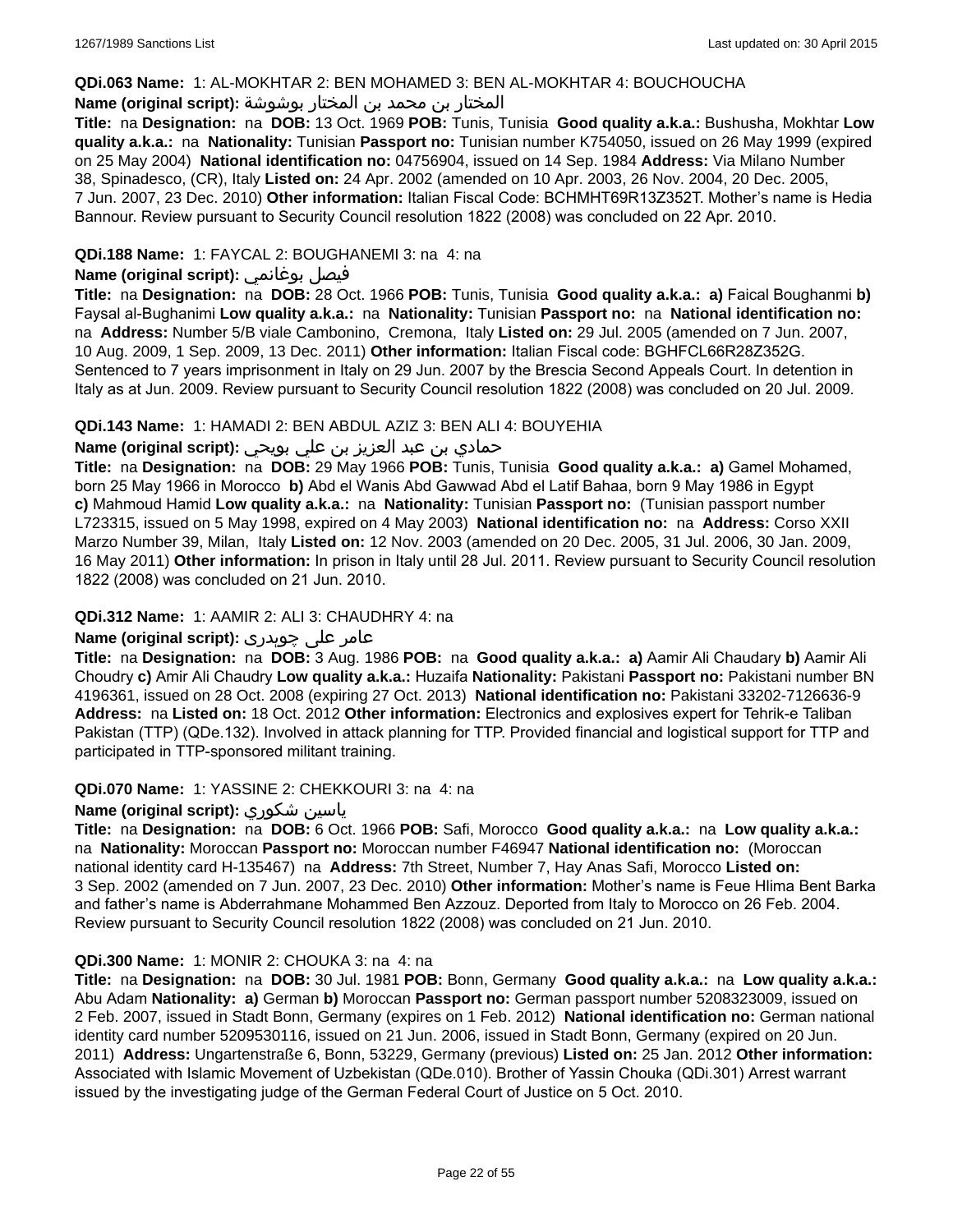**QDi.063 Name:** 1: AL-MOKHTAR 2: BEN MOHAMED 3: BEN AL-MOKHTAR 4: BOUCHOUCHA

**Name (original script):** المختار بن محمد بن المختار بوشوشة

**Title:** na **Designation:** na **DOB:** 13 Oct. 1969 **POB:** Tunis, Tunisia **Good quality a.k.a.:** Bushusha, Mokhtar **Low quality a.k.a.:** na **Nationality:** Tunisian **Passport no:** Tunisian number K754050, issued on 26 May 1999 (expired on 25 May 2004) **National identification no:** 04756904, issued on 14 Sep. 1984 **Address:** Via Milano Number 38, Spinadesco, (CR), Italy **Listed on:** 24 Apr. 2002 (amended on 10 Apr. 2003, 26 Nov. 2004, 20 Dec. 2005, 7 Jun. 2007, 23 Dec. 2010) **Other information:** Italian Fiscal Code: BCHMHT69R13Z352T. Mother's name is Hedia Bannour. Review pursuant to Security Council resolution 1822 (2008) was concluded on 22 Apr. 2010.

**QDi.188 Name:** 1: FAYCAL 2: BOUGHANEMI 3: na 4: na

**Name (original script):** فيصل بوغانمي

**Title:** na **Designation:** na **DOB:** 28 Oct. 1966 **POB:** Tunis, Tunisia **Good quality a.k.a.:** **a)** Faical Boughanmi **b)** Faysal al-Bughanimi **Low quality a.k.a.:** na **Nationality:** Tunisian **Passport no:** na **National identification no:** na **Address:** Number 5/B viale Cambonino, Cremona, Italy **Listed on:** 29 Jul. 2005 (amended on 7 Jun. 2007, 10 Aug. 2009, 1 Sep. 2009, 13 Dec. 2011) **Other information:** Italian Fiscal code: BGHFCL66R28Z352G. Sentenced to 7 years imprisonment in Italy on 29 Jun. 2007 by the Brescia Second Appeals Court. In detention in Italy as at Jun. 2009. Review pursuant to Security Council resolution 1822 (2008) was concluded on 20 Jul. 2009.

**QDi.143 Name:** 1: HAMADI 2: BEN ABDUL AZIZ 3: BEN ALI 4: BOUYEHIA

**Name (original script):** حمادي بن عبد العزيز بن علي بويحي

**Title:** na **Designation:** na **DOB:** 29 May 1966 **POB:** Tunis, Tunisia **Good quality a.k.a.:** **a)** Gamel Mohamed, born 25 May 1966 in Morocco **b)** Abd el Wanis Abd Gawwad Abd el Latif Bahaa, born 9 May 1986 in Egypt **c)** Mahmoud Hamid **Low quality a.k.a.:** na **Nationality:** Tunisian **Passport no:** (Tunisian passport number L723315, issued on 5 May 1998, expired on 4 May 2003) **National identification no:** na **Address:** Corso XXII Marzo Number 39, Milan, Italy **Listed on:** 12 Nov. 2003 (amended on 20 Dec. 2005, 31 Jul. 2006, 30 Jan. 2009, 16 May 2011) **Other information:** In prison in Italy until 28 Jul. 2011. Review pursuant to Security Council resolution 1822 (2008) was concluded on 21 Jun. 2010.

**QDi.312 Name:** 1: AAMIR 2: ALI 3: CHAUDHRY 4: na

**Name (original script):** عامر علی چوہدری

**Title:** na **Designation:** na **DOB:** 3 Aug. 1986 **POB:** na **Good quality a.k.a.:** **a)** Aamir Ali Chaudary **b)** Aamir Ali Choudry **c)** Amir Ali Chaudry **Low quality a.k.a.:** Huzaifa **Nationality:** Pakistani **Passport no:** Pakistani number BN 4196361, issued on 28 Oct. 2008 (expiring 27 Oct. 2013) **National identification no:** Pakistani 33202-7126636-9 **Address:** na **Listed on:** 18 Oct. 2012 **Other information:** Electronics and explosives expert for Tehrik-e Taliban Pakistan (TTP) (QDe.132). Involved in attack planning for TTP. Provided financial and logistical support for TTP and participated in TTP-sponsored militant training.

**QDi.070 Name:** 1: YASSINE 2: CHEKKOURI 3: na 4: na

**Name (original script):** ياسين شكوري

**Title:** na **Designation:** na **DOB:** 6 Oct. 1966 **POB:** Safi, Morocco **Good quality a.k.a.:** na **Low quality a.k.a.:** na **Nationality:** Moroccan **Passport no:** Moroccan number F46947 **National identification no:** (Moroccan national identity card H-135467) na **Address:** 7th Street, Number 7, Hay Anas Safi, Morocco **Listed on:** 3 Sep. 2002 (amended on 7 Jun. 2007, 23 Dec. 2010) **Other information:** Mother's name is Feue Hlima Bent Barka and father's name is Abderrahmane Mohammed Ben Azzouz. Deported from Italy to Morocco on 26 Feb. 2004. Review pursuant to Security Council resolution 1822 (2008) was concluded on 21 Jun. 2010.

**QDi.300 Name:** 1: MONIR 2: CHOUKA 3: na 4: na

**Title:** na **Designation:** na **DOB:** 30 Jul. 1981 **POB:** Bonn, Germany **Good quality a.k.a.:** na **Low quality a.k.a.:** Abu Adam **Nationality:** **a)** German **b)** Moroccan **Passport no:** German passport number 5208323009, issued on 2 Feb. 2007, issued in Stadt Bonn, Germany (expires on 1 Feb. 2012) **National identification no:** German national identity card number 5209530116, issued on 21 Jun. 2006, issued in Stadt Bonn, Germany (expired on 20 Jun. 2011) **Address:** Ungartenstraße 6, Bonn, 53229, Germany (previous) **Listed on:** 25 Jan. 2012 **Other information:** Associated with Islamic Movement of Uzbekistan (QDe.010). Brother of Yassin Chouka (QDi.301) Arrest warrant issued by the investigating judge of the German Federal Court of Justice on 5 Oct. 2010.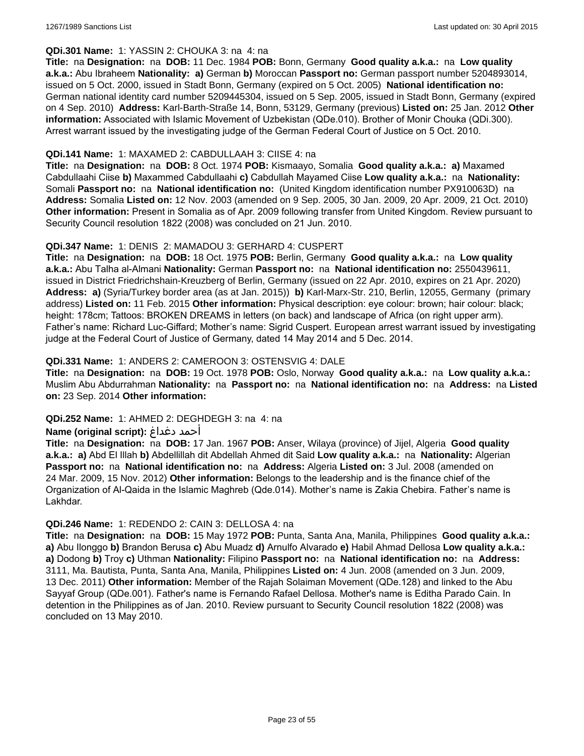**QDi.301 Name:** 1: YASSIN 2: CHOUKA 3: na 4: na

**Title:** na **Designation:** na **DOB:** 11 Dec. 1984 **POB:** Bonn, Germany **Good quality a.k.a.:** na **Low quality a.k.a.:** Abu Ibraheem **Nationality:** **a)** German **b)** Moroccan **Passport no:** German passport number 5204893014, issued on 5 Oct. 2000, issued in Stadt Bonn, Germany (expired on 5 Oct. 2005) **National identification no:** German national identity card number 5209445304, issued on 5 Sep. 2005, issued in Stadt Bonn, Germany (expired on 4 Sep. 2010) **Address:** Karl-Barth-Straße 14, Bonn, 53129, Germany (previous) **Listed on:** 25 Jan. 2012 **Other information:** Associated with Islamic Movement of Uzbekistan (QDe.010). Brother of Monir Chouka (QDi.300). Arrest warrant issued by the investigating judge of the German Federal Court of Justice on 5 Oct. 2010.

**QDi.141 Name:** 1: MAXAMED 2: CABDULLAAH 3: CIISE 4: na

**Title:** na **Designation:** na **DOB:** 8 Oct. 1974 **POB:** Kismaayo, Somalia **Good quality a.k.a.:** **a)** Maxamed Cabdullaahi Ciise **b)** Maxammed Cabdullaahi **c)** Cabdullah Mayamed Ciise **Low quality a.k.a.:** na **Nationality:** Somali **Passport no:** na **National identification no:** (United Kingdom identification number PX910063D) na **Address:** Somalia **Listed on:** 12 Nov. 2003 (amended on 9 Sep. 2005, 30 Jan. 2009, 20 Apr. 2009, 21 Oct. 2010) **Other information:** Present in Somalia as of Apr. 2009 following transfer from United Kingdom. Review pursuant to Security Council resolution 1822 (2008) was concluded on 21 Jun. 2010.

**QDi.347 Name:** 1: DENIS 2: MAMADOU 3: GERHARD 4: CUSPERT

**Title:** na **Designation:** na **DOB:** 18 Oct. 1975 **POB:** Berlin, Germany **Good quality a.k.a.:** na **Low quality a.k.a.:** Abu Talha al-Almani **Nationality:** German **Passport no:** na **National identification no:** 2550439611, issued in District Friedrichshain-Kreuzberg of Berlin, Germany (issued on 22 Apr. 2010, expires on 21 Apr. 2020) **Address:** **a)** (Syria/Turkey border area (as at Jan. 2015)) **b)** Karl-Marx-Str. 210, Berlin, 12055, Germany (primary address) **Listed on:** 11 Feb. 2015 **Other information:** Physical description: eye colour: brown; hair colour: black; height: 178cm; Tattoos: BROKEN DREAMS in letters (on back) and landscape of Africa (on right upper arm). Father's name: Richard Luc-Giffard; Mother's name: Sigrid Cuspert. European arrest warrant issued by investigating judge at the Federal Court of Justice of Germany, dated 14 May 2014 and 5 Dec. 2014.

**QDi.331 Name:** 1: ANDERS 2: CAMEROON 3: OSTENSVIG 4: DALE

**Title:** na **Designation:** na **DOB:** 19 Oct. 1978 **POB:** Oslo, Norway **Good quality a.k.a.:** na **Low quality a.k.a.:** Muslim Abu Abdurrahman **Nationality:** na **Passport no:** na **National identification no:** na **Address:** na **Listed on:** 23 Sep. 2014 **Other information:**

**QDi.252 Name:** 1: AHMED 2: DEGHDEGH 3: na 4: na

**Name (original script):** أحمد دغداغ

**Title:** na **Designation:** na **DOB:** 17 Jan. 1967 **POB:** Anser, Wilaya (province) of Jijel, Algeria **Good quality a.k.a.:** **a)** Abd El Illah **b)** Abdellillah dit Abdellah Ahmed dit Said **Low quality a.k.a.:** na **Nationality:** Algerian **Passport no:** na **National identification no:** na **Address:** Algeria **Listed on:** 3 Jul. 2008 (amended on 24 Mar. 2009, 15 Nov. 2012) **Other information:** Belongs to the leadership and is the finance chief of the Organization of Al-Qaida in the Islamic Maghreb (Qde.014). Mother's name is Zakia Chebira. Father's name is Lakhdar.

**QDi.246 Name:** 1: REDENDO 2: CAIN 3: DELLOSA 4: na

**Title:** na **Designation:** na **DOB:** 15 May 1972 **POB:** Punta, Santa Ana, Manila, Philippines **Good quality a.k.a.:** **a)** Abu Ilonggo **b)** Brandon Berusa **c)** Abu Muadz **d)** Arnulfo Alvarado **e)** Habil Ahmad Dellosa **Low quality a.k.a.:** **a)** Dodong **b)** Troy **c)** Uthman **Nationality:** Filipino **Passport no:** na **National identification no:** na **Address:** 3111, Ma. Bautista, Punta, Santa Ana, Manila, Philippines **Listed on:** 4 Jun. 2008 (amended on 3 Jun. 2009, 13 Dec. 2011) **Other information:** Member of the Rajah Solaiman Movement (QDe.128) and linked to the Abu Sayyaf Group (QDe.001). Father's name is Fernando Rafael Dellosa. Mother's name is Editha Parado Cain. In detention in the Philippines as of Jan. 2010. Review pursuant to Security Council resolution 1822 (2008) was concluded on 13 May 2010.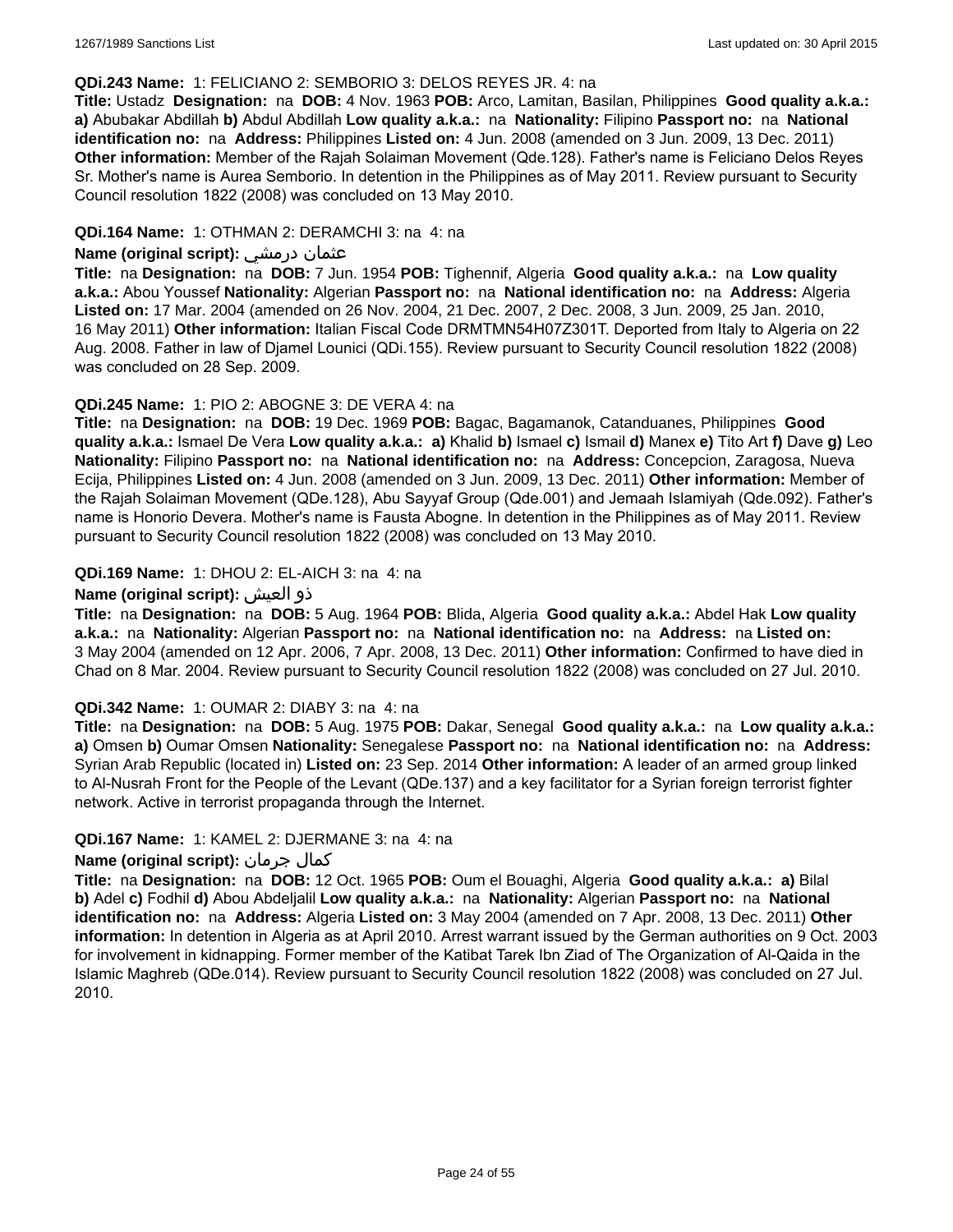**QDi.243 Name:** 1: FELICIANO 2: SEMBORIO 3: DELOS REYES JR. 4: na

**Title:** Ustadz **Designation:** na **DOB:** 4 Nov. 1963 **POB:** Arco, Lamitan, Basilan, Philippines **Good quality a.k.a.:** **a)** Abubakar Abdillah **b)** Abdul Abdillah **Low quality a.k.a.:** na **Nationality:** Filipino **Passport no:** na **National identification no:** na **Address:** Philippines **Listed on:** 4 Jun. 2008 (amended on 3 Jun. 2009, 13 Dec. 2011) **Other information:** Member of the Rajah Solaiman Movement (Qde.128). Father's name is Feliciano Delos Reyes Sr. Mother's name is Aurea Semborio. In detention in the Philippines as of May 2011. Review pursuant to Security Council resolution 1822 (2008) was concluded on 13 May 2010.

**QDi.164 Name:** 1: OTHMAN 2: DERAMCHI 3: na 4: na

**Name (original script):** عثمان درمشي

**Title:** na **Designation:** na **DOB:** 7 Jun. 1954 **POB:** Tighennif, Algeria **Good quality a.k.a.:** na **Low quality a.k.a.:** Abou Youssef **Nationality:** Algerian **Passport no:** na **National identification no:** na **Address:** Algeria **Listed on:** 17 Mar. 2004 (amended on 26 Nov. 2004, 21 Dec. 2007, 2 Dec. 2008, 3 Jun. 2009, 25 Jan. 2010, 16 May 2011) **Other information:** Italian Fiscal Code DRMTMN54H07Z301T. Deported from Italy to Algeria on 22 Aug. 2008. Father in law of Djamel Lounici (QDi.155). Review pursuant to Security Council resolution 1822 (2008) was concluded on 28 Sep. 2009.

**QDi.245 Name:** 1: PIO 2: ABOGNE 3: DE VERA 4: na

**Title:** na **Designation:** na **DOB:** 19 Dec. 1969 **POB:** Bagac, Bagamanok, Catanduanes, Philippines **Good quality a.k.a.:** Ismael De Vera **Low quality a.k.a.:** **a)** Khalid **b)** Ismael **c)** Ismail **d)** Manex **e)** Tito Art **f)** Dave **g)** Leo **Nationality:** Filipino **Passport no:** na **National identification no:** na **Address:** Concepcion, Zaragosa, Nueva Ecija, Philippines **Listed on:** 4 Jun. 2008 (amended on 3 Jun. 2009, 13 Dec. 2011) **Other information:** Member of the Rajah Solaiman Movement (QDe.128), Abu Sayyaf Group (Qde.001) and Jemaah Islamiyah (Qde.092). Father's name is Honorio Devera. Mother's name is Fausta Abogne. In detention in the Philippines as of May 2011. Review pursuant to Security Council resolution 1822 (2008) was concluded on 13 May 2010.

**QDi.169 Name:** 1: DHOU 2: EL-AICH 3: na 4: na

**Name (original script):** ذو العيش

**Title:** na **Designation:** na **DOB:** 5 Aug. 1964 **POB:** Blida, Algeria **Good quality a.k.a.:** Abdel Hak **Low quality a.k.a.:** na **Nationality:** Algerian **Passport no:** na **National identification no:** na **Address:** na **Listed on:** 3 May 2004 (amended on 12 Apr. 2006, 7 Apr. 2008, 13 Dec. 2011) **Other information:** Confirmed to have died in Chad on 8 Mar. 2004. Review pursuant to Security Council resolution 1822 (2008) was concluded on 27 Jul. 2010.

**QDi.342 Name:** 1: OUMAR 2: DIABY 3: na 4: na

**Title:** na **Designation:** na **DOB:** 5 Aug. 1975 **POB:** Dakar, Senegal **Good quality a.k.a.:** na **Low quality a.k.a.:** **a)** Omsen **b)** Oumar Omsen **Nationality:** Senegalese **Passport no:** na **National identification no:** na **Address:** Syrian Arab Republic (located in) **Listed on:** 23 Sep. 2014 **Other information:** A leader of an armed group linked to Al-Nusrah Front for the People of the Levant (QDe.137) and a key facilitator for a Syrian foreign terrorist fighter network. Active in terrorist propaganda through the Internet.

**QDi.167 Name:** 1: KAMEL 2: DJERMANE 3: na 4: na

**Name (original script):** كمال جرمان

**Title:** na **Designation:** na **DOB:** 12 Oct. 1965 **POB:** Oum el Bouaghi, Algeria **Good quality a.k.a.:** **a)** Bilal **b)** Adel **c)** Fodhil **d)** Abou Abdeljalil **Low quality a.k.a.:** na **Nationality:** Algerian **Passport no:** na **National identification no:** na **Address:** Algeria **Listed on:** 3 May 2004 (amended on 7 Apr. 2008, 13 Dec. 2011) **Other information:** In detention in Algeria as at April 2010. Arrest warrant issued by the German authorities on 9 Oct. 2003 for involvement in kidnapping. Former member of the Katibat Tarek Ibn Ziad of The Organization of Al-Qaida in the Islamic Maghreb (QDe.014). Review pursuant to Security Council resolution 1822 (2008) was concluded on 27 Jul. 2010.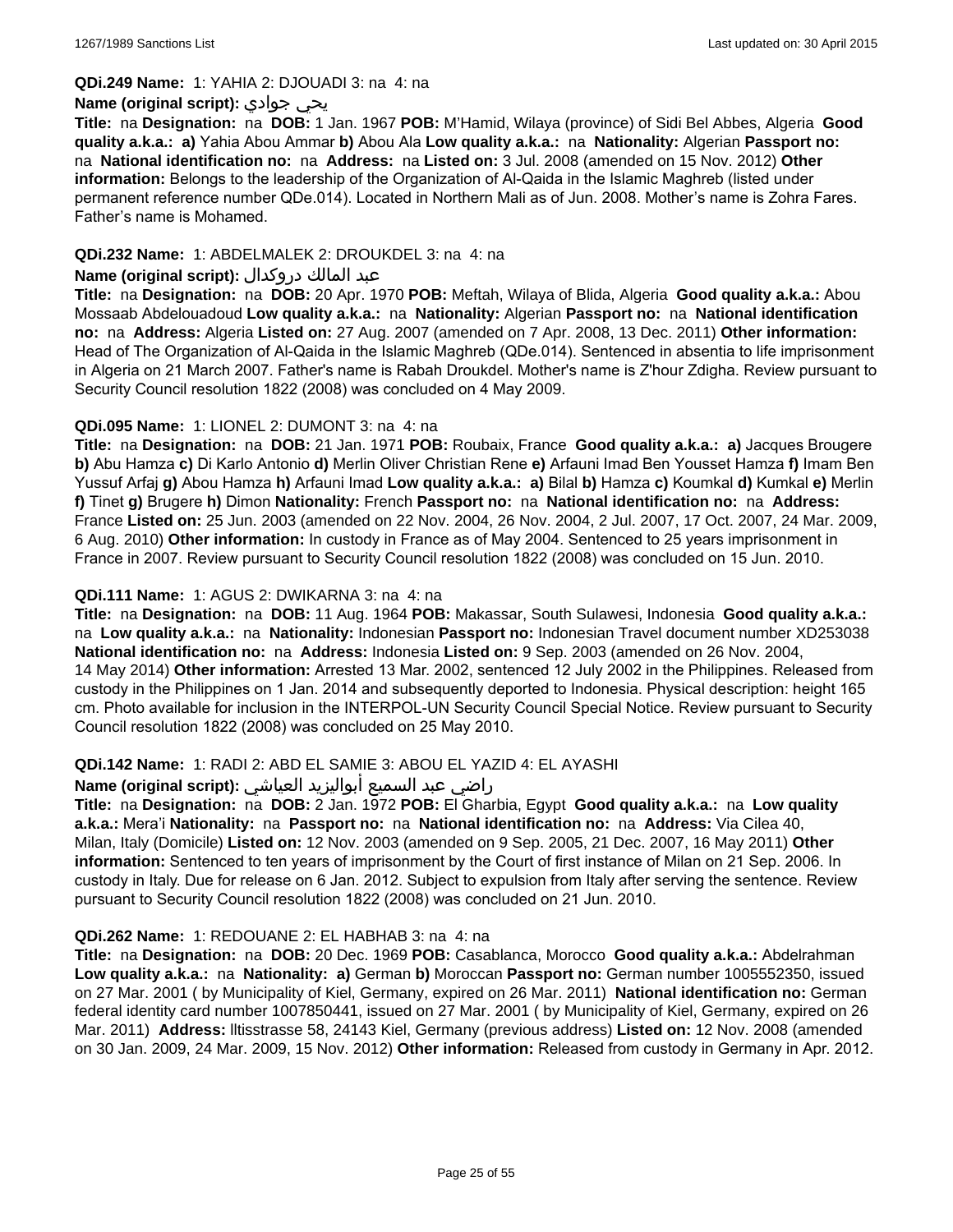**QDi.249 Name:** 1: YAHIA 2: DJOUADI 3: na 4: na

**Name (original script):** يحي جوادي

**Title:** na **Designation:** na **DOB:** 1 Jan. 1967 **POB:** M'Hamid, Wilaya (province) of Sidi Bel Abbes, Algeria **Good quality a.k.a.:** **a)** Yahia Abou Ammar **b)** Abou Ala **Low quality a.k.a.:** na **Nationality:** Algerian **Passport no:** na **National identification no:** na **Address:** na **Listed on:** 3 Jul. 2008 (amended on 15 Nov. 2012) **Other information:** Belongs to the leadership of the Organization of Al-Qaida in the Islamic Maghreb (listed under permanent reference number QDe.014). Located in Northern Mali as of Jun. 2008. Mother's name is Zohra Fares. Father's name is Mohamed.

**QDi.232 Name:** 1: ABDELMALEK 2: DROUKDEL 3: na 4: na

**Name (original script):** عبد المالك دروكدال

**Title:** na **Designation:** na **DOB:** 20 Apr. 1970 **POB:** Meftah, Wilaya of Blida, Algeria **Good quality a.k.a.:** Abou Mossaab Abdelouadoud **Low quality a.k.a.:** na **Nationality:** Algerian **Passport no:** na **National identification no:** na **Address:** Algeria **Listed on:** 27 Aug. 2007 (amended on 7 Apr. 2008, 13 Dec. 2011) **Other information:** Head of The Organization of Al-Qaida in the Islamic Maghreb (QDe.014). Sentenced in absentia to life imprisonment in Algeria on 21 March 2007. Father's name is Rabah Droukdel. Mother's name is Z'hour Zdigha. Review pursuant to Security Council resolution 1822 (2008) was concluded on 4 May 2009.

**QDi.095 Name:** 1: LIONEL 2: DUMONT 3: na 4: na

**Title:** na **Designation:** na **DOB:** 21 Jan. 1971 **POB:** Roubaix, France **Good quality a.k.a.:** **a)** Jacques Brougere **b)** Abu Hamza **c)** Di Karlo Antonio **d)** Merlin Oliver Christian Rene **e)** Arfauni Imad Ben Yousset Hamza **f)** Imam Ben Yussuf Arfaj **g)** Abou Hamza **h)** Arfauni Imad **Low quality a.k.a.:** **a)** Bilal **b)** Hamza **c)** Koumkal **d)** Kumkal **e)** Merlin **f)** Tinet **g)** Brugere **h)** Dimon **Nationality:** French **Passport no:** na **National identification no:** na **Address:** France **Listed on:** 25 Jun. 2003 (amended on 22 Nov. 2004, 26 Nov. 2004, 2 Jul. 2007, 17 Oct. 2007, 24 Mar. 2009, 6 Aug. 2010) **Other information:** In custody in France as of May 2004. Sentenced to 25 years imprisonment in France in 2007. Review pursuant to Security Council resolution 1822 (2008) was concluded on 15 Jun. 2010.

**QDi.111 Name:** 1: AGUS 2: DWIKARNA 3: na 4: na

**Title:** na **Designation:** na **DOB:** 11 Aug. 1964 **POB:** Makassar, South Sulawesi, Indonesia **Good quality a.k.a.:** na **Low quality a.k.a.:** na **Nationality:** Indonesian **Passport no:** Indonesian Travel document number XD253038 **National identification no:** na **Address:** Indonesia **Listed on:** 9 Sep. 2003 (amended on 26 Nov. 2004, 14 May 2014) **Other information:** Arrested 13 Mar. 2002, sentenced 12 July 2002 in the Philippines. Released from custody in the Philippines on 1 Jan. 2014 and subsequently deported to Indonesia. Physical description: height 165 cm. Photo available for inclusion in the INTERPOL-UN Security Council Special Notice. Review pursuant to Security Council resolution 1822 (2008) was concluded on 25 May 2010.

**QDi.142 Name:** 1: RADI 2: ABD EL SAMIE 3: ABOU EL YAZID 4: EL AYASHI

**Name (original script):** راضي عبد السميع أبواليزيد العياشي

**Title:** na **Designation:** na **DOB:** 2 Jan. 1972 **POB:** El Gharbia, Egypt **Good quality a.k.a.:** na **Low quality a.k.a.:** Mera'i **Nationality:** na **Passport no:** na **National identification no:** na **Address:** Via Cilea 40, Milan, Italy (Domicile) **Listed on:** 12 Nov. 2003 (amended on 9 Sep. 2005, 21 Dec. 2007, 16 May 2011) **Other information:** Sentenced to ten years of imprisonment by the Court of first instance of Milan on 21 Sep. 2006. In custody in Italy. Due for release on 6 Jan. 2012. Subject to expulsion from Italy after serving the sentence. Review pursuant to Security Council resolution 1822 (2008) was concluded on 21 Jun. 2010.

**QDi.262 Name:** 1: REDOUANE 2: EL HABHAB 3: na 4: na

**Title:** na **Designation:** na **DOB:** 20 Dec. 1969 **POB:** Casablanca, Morocco **Good quality a.k.a.:** Abdelrahman **Low quality a.k.a.:** na **Nationality:** **a)** German **b)** Moroccan **Passport no:** German number 1005552350, issued on 27 Mar. 2001 ( by Municipality of Kiel, Germany, expired on 26 Mar. 2011) **National identification no:** German federal identity card number 1007850441, issued on 27 Mar. 2001 ( by Municipality of Kiel, Germany, expired on 26 Mar. 2011) **Address:** lltisstrasse 58, 24143 Kiel, Germany (previous address) **Listed on:** 12 Nov. 2008 (amended on 30 Jan. 2009, 24 Mar. 2009, 15 Nov. 2012) **Other information:** Released from custody in Germany in Apr. 2012.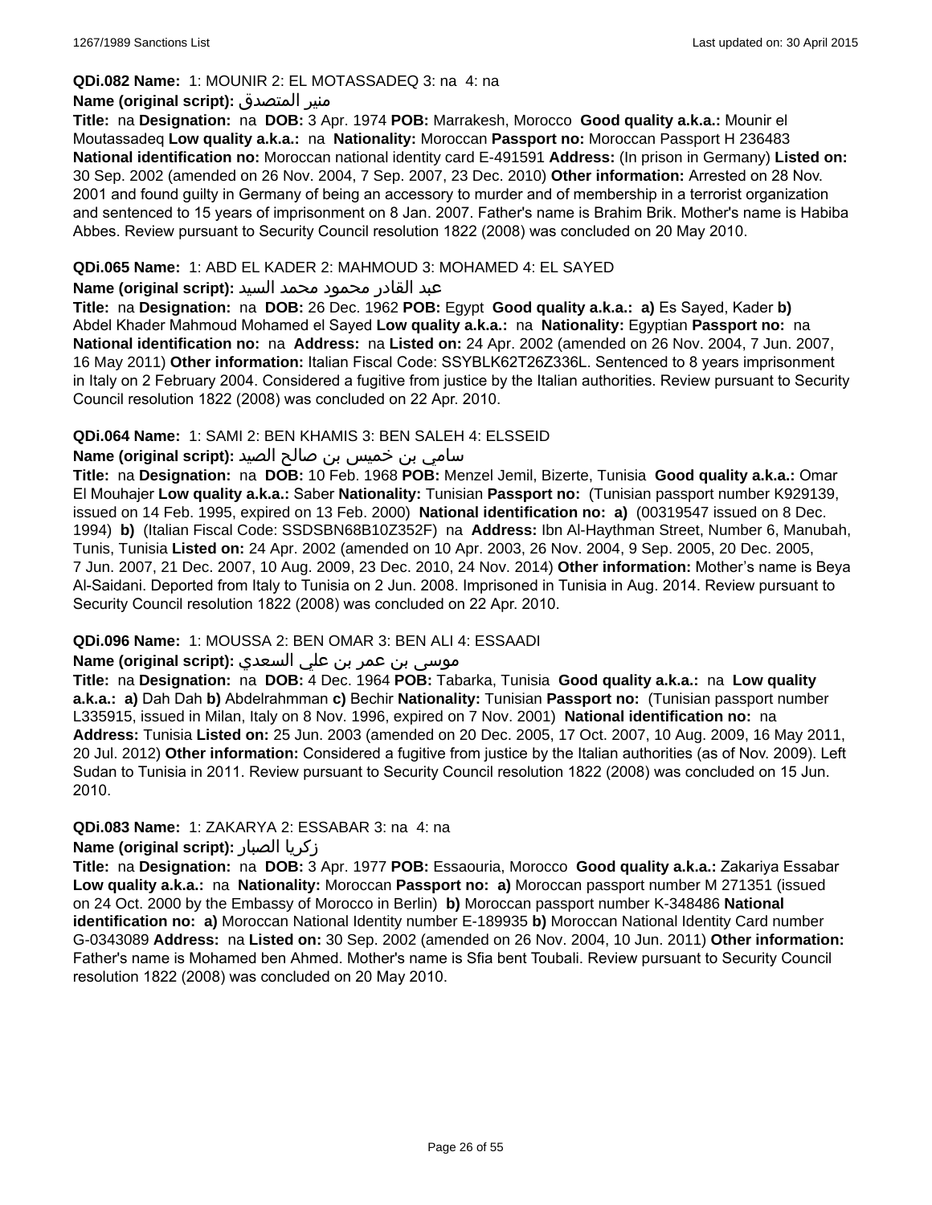**QDi.082 Name:** 1: MOUNIR 2: EL MOTASSADEQ 3: na 4: na

**Name (original script):** منير المتصدق

**Title:** na **Designation:** na **DOB:** 3 Apr. 1974 **POB:** Marrakesh, Morocco **Good quality a.k.a.:** Mounir el Moutassadeq **Low quality a.k.a.:** na **Nationality:** Moroccan **Passport no:** Moroccan Passport H 236483 **National identification no:** Moroccan national identity card E-491591 **Address:** (In prison in Germany) **Listed on:** 30 Sep. 2002 (amended on 26 Nov. 2004, 7 Sep. 2007, 23 Dec. 2010) **Other information:** Arrested on 28 Nov. 2001 and found guilty in Germany of being an accessory to murder and of membership in a terrorist organization and sentenced to 15 years of imprisonment on 8 Jan. 2007. Father's name is Brahim Brik. Mother's name is Habiba Abbes. Review pursuant to Security Council resolution 1822 (2008) was concluded on 20 May 2010.

**QDi.065 Name:** 1: ABD EL KADER 2: MAHMOUD 3: MOHAMED 4: EL SAYED

**Name (original script):** عبد القادر محمود محمد السيد

**Title:** na **Designation:** na **DOB:** 26 Dec. 1962 **POB:** Egypt **Good quality a.k.a.:** **a)** Es Sayed, Kader **b)** Abdel Khader Mahmoud Mohamed el Sayed **Low quality a.k.a.:** na **Nationality:** Egyptian **Passport no:** na **National identification no:** na **Address:** na **Listed on:** 24 Apr. 2002 (amended on 26 Nov. 2004, 7 Jun. 2007, 16 May 2011) **Other information:** Italian Fiscal Code: SSYBLK62T26Z336L. Sentenced to 8 years imprisonment in Italy on 2 February 2004. Considered a fugitive from justice by the Italian authorities. Review pursuant to Security Council resolution 1822 (2008) was concluded on 22 Apr. 2010.

**QDi.064 Name:** 1: SAMI 2: BEN KHAMIS 3: BEN SALEH 4: ELSSEID

**Name (original script):** سامي بن خميس بن صالح الصيد

**Title:** na **Designation:** na **DOB:** 10 Feb. 1968 **POB:** Menzel Jemil, Bizerte, Tunisia **Good quality a.k.a.:** Omar El Mouhajer **Low quality a.k.a.:** Saber **Nationality:** Tunisian **Passport no:** (Tunisian passport number K929139, issued on 14 Feb. 1995, expired on 13 Feb. 2000) **National identification no:** **a)** (00319547 issued on 8 Dec. 1994) **b)** (Italian Fiscal Code: SSDSBN68B10Z352F) na **Address:** Ibn Al-Haythman Street, Number 6, Manubah, Tunis, Tunisia **Listed on:** 24 Apr. 2002 (amended on 10 Apr. 2003, 26 Nov. 2004, 9 Sep. 2005, 20 Dec. 2005, 7 Jun. 2007, 21 Dec. 2007, 10 Aug. 2009, 23 Dec. 2010, 24 Nov. 2014) **Other information:** Mother's name is Beya Al-Saidani. Deported from Italy to Tunisia on 2 Jun. 2008. Imprisoned in Tunisia in Aug. 2014. Review pursuant to Security Council resolution 1822 (2008) was concluded on 22 Apr. 2010.

**QDi.096 Name:** 1: MOUSSA 2: BEN OMAR 3: BEN ALI 4: ESSAADI

**Name (original script):** موسى بن عمر بن علي السعدي

**Title:** na **Designation:** na **DOB:** 4 Dec. 1964 **POB:** Tabarka, Tunisia **Good quality a.k.a.:** na **Low quality a.k.a.:** **a)** Dah Dah **b)** Abdelrahmman **c)** Bechir **Nationality:** Tunisian **Passport no:** (Tunisian passport number L335915, issued in Milan, Italy on 8 Nov. 1996, expired on 7 Nov. 2001) **National identification no:** na **Address:** Tunisia **Listed on:** 25 Jun. 2003 (amended on 20 Dec. 2005, 17 Oct. 2007, 10 Aug. 2009, 16 May 2011, 20 Jul. 2012) **Other information:** Considered a fugitive from justice by the Italian authorities (as of Nov. 2009). Left Sudan to Tunisia in 2011. Review pursuant to Security Council resolution 1822 (2008) was concluded on 15 Jun. 2010.

**QDi.083 Name:** 1: ZAKARYA 2: ESSABAR 3: na 4: na

**Name (original script):** زكريا الصبار

**Title:** na **Designation:** na **DOB:** 3 Apr. 1977 **POB:** Essaouria, Morocco **Good quality a.k.a.:** Zakariya Essabar **Low quality a.k.a.:** na **Nationality:** Moroccan **Passport no:** **a)** Moroccan passport number M 271351 (issued on 24 Oct. 2000 by the Embassy of Morocco in Berlin) **b)** Moroccan passport number K-348486 **National identification no:** **a)** Moroccan National Identity number E-189935 **b)** Moroccan National Identity Card number G-0343089 **Address:** na **Listed on:** 30 Sep. 2002 (amended on 26 Nov. 2004, 10 Jun. 2011) **Other information:** Father's name is Mohamed ben Ahmed. Mother's name is Sfia bent Toubali. Review pursuant to Security Council resolution 1822 (2008) was concluded on 20 May 2010.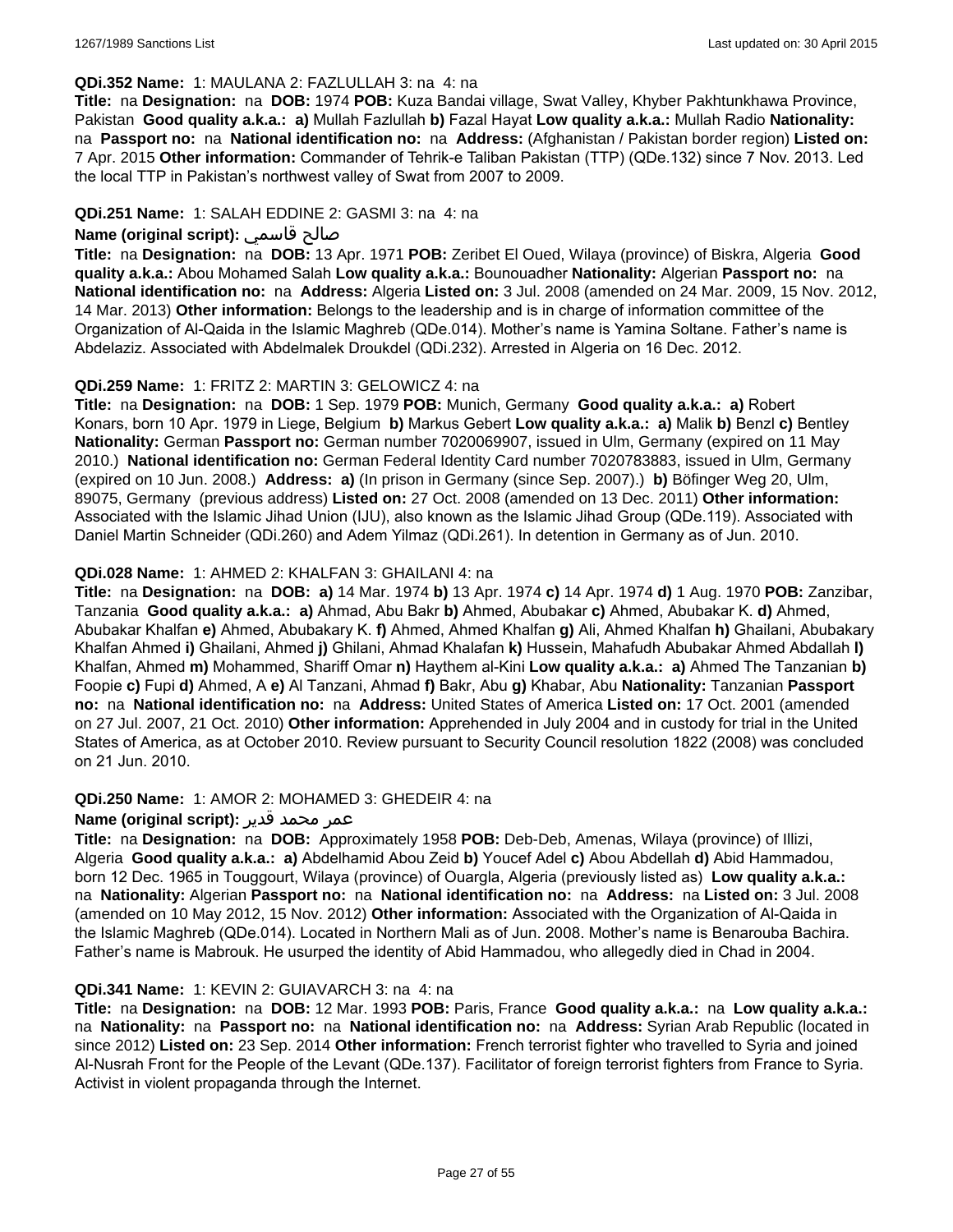**QDi.352 Name:** 1: MAULANA 2: FAZLULLAH 3: na 4: na

**Title:** na **Designation:** na **DOB:** 1974 **POB:** Kuza Bandai village, Swat Valley, Khyber Pakhtunkhawa Province, Pakistan **Good quality a.k.a.:** **a)** Mullah Fazlullah **b)** Fazal Hayat **Low quality a.k.a.:** Mullah Radio **Nationality:** na **Passport no:** na **National identification no:** na **Address:** (Afghanistan / Pakistan border region) **Listed on:** 7 Apr. 2015 **Other information:** Commander of Tehrik-e Taliban Pakistan (TTP) (QDe.132) since 7 Nov. 2013. Led the local TTP in Pakistan's northwest valley of Swat from 2007 to 2009.

**QDi.251 Name:** 1: SALAH EDDINE 2: GASMI 3: na 4: na

**Name (original script):** صالح قاسمي

**Title:** na **Designation:** na **DOB:** 13 Apr. 1971 **POB:** Zeribet El Oued, Wilaya (province) of Biskra, Algeria **Good quality a.k.a.:** Abou Mohamed Salah **Low quality a.k.a.:** Bounouadher **Nationality:** Algerian **Passport no:** na **National identification no:** na **Address:** Algeria **Listed on:** 3 Jul. 2008 (amended on 24 Mar. 2009, 15 Nov. 2012, 14 Mar. 2013) **Other information:** Belongs to the leadership and is in charge of information committee of the Organization of Al-Qaida in the Islamic Maghreb (QDe.014). Mother's name is Yamina Soltane. Father's name is Abdelaziz. Associated with Abdelmalek Droukdel (QDi.232). Arrested in Algeria on 16 Dec. 2012.

**QDi.259 Name:** 1: FRITZ 2: MARTIN 3: GELOWICZ 4: na

**Title:** na **Designation:** na **DOB:** 1 Sep. 1979 **POB:** Munich, Germany **Good quality a.k.a.:** **a)** Robert Konars, born 10 Apr. 1979 in Liege, Belgium **b)** Markus Gebert **Low quality a.k.a.:** **a)** Malik **b)** Benzl **c)** Bentley **Nationality:** German **Passport no:** German number 7020069907, issued in Ulm, Germany (expired on 11 May 2010.) **National identification no:** German Federal Identity Card number 7020783883, issued in Ulm, Germany (expired on 10 Jun. 2008.) **Address:** **a)** (In prison in Germany (since Sep. 2007).) **b)** Böfinger Weg 20, Ulm, 89075, Germany (previous address) **Listed on:** 27 Oct. 2008 (amended on 13 Dec. 2011) **Other information:** Associated with the Islamic Jihad Union (IJU), also known as the Islamic Jihad Group (QDe.119). Associated with Daniel Martin Schneider (QDi.260) and Adem Yilmaz (QDi.261). In detention in Germany as of Jun. 2010.

**QDi.028 Name:** 1: AHMED 2: KHALFAN 3: GHAILANI 4: na

**Title:** na **Designation:** na **DOB:** **a)** 14 Mar. 1974 **b)** 13 Apr. 1974 **c)** 14 Apr. 1974 **d)** 1 Aug. 1970 **POB:** Zanzibar, Tanzania **Good quality a.k.a.:** **a)** Ahmad, Abu Bakr **b)** Ahmed, Abubakar **c)** Ahmed, Abubakar K. **d)** Ahmed, Abubakar Khalfan **e)** Ahmed, Abubakary K. **f)** Ahmed, Ahmed Khalfan **g)** Ali, Ahmed Khalfan **h)** Ghailani, Abubakary Khalfan Ahmed **i)** Ghailani, Ahmed **j)** Ghilani, Ahmad Khalafan **k)** Hussein, Mahafudh Abubakar Ahmed Abdallah **l)** Khalfan, Ahmed **m)** Mohammed, Shariff Omar **n)** Haythem al-Kini **Low quality a.k.a.:** **a)** Ahmed The Tanzanian **b)** Foopie **c)** Fupi **d)** Ahmed, A **e)** Al Tanzani, Ahmad **f)** Bakr, Abu **g)** Khabar, Abu **Nationality:** Tanzanian **Passport no:** na **National identification no:** na **Address:** United States of America **Listed on:** 17 Oct. 2001 (amended on 27 Jul. 2007, 21 Oct. 2010) **Other information:** Apprehended in July 2004 and in custody for trial in the United States of America, as at October 2010. Review pursuant to Security Council resolution 1822 (2008) was concluded on 21 Jun. 2010.

**QDi.250 Name:** 1: AMOR 2: MOHAMED 3: GHEDEIR 4: na

**Name (original script):** عمر محمد قدير

**Title:** na **Designation:** na **DOB:** Approximately 1958 **POB:** Deb-Deb, Amenas, Wilaya (province) of Illizi, Algeria **Good quality a.k.a.:** **a)** Abdelhamid Abou Zeid **b)** Youcef Adel **c)** Abou Abdellah **d)** Abid Hammadou, born 12 Dec. 1965 in Touggourt, Wilaya (province) of Ouargla, Algeria (previously listed as) **Low quality a.k.a.:** na **Nationality:** Algerian **Passport no:** na **National identification no:** na **Address:** na **Listed on:** 3 Jul. 2008 (amended on 10 May 2012, 15 Nov. 2012) **Other information:** Associated with the Organization of Al-Qaida in the Islamic Maghreb (QDe.014). Located in Northern Mali as of Jun. 2008. Mother's name is Benarouba Bachira. Father's name is Mabrouk. He usurped the identity of Abid Hammadou, who allegedly died in Chad in 2004.

**QDi.341 Name:** 1: KEVIN 2: GUIAVARCH 3: na 4: na

**Title:** na **Designation:** na **DOB:** 12 Mar. 1993 **POB:** Paris, France **Good quality a.k.a.:** na **Low quality a.k.a.:** na **Nationality:** na **Passport no:** na **National identification no:** na **Address:** Syrian Arab Republic (located in since 2012) **Listed on:** 23 Sep. 2014 **Other information:** French terrorist fighter who travelled to Syria and joined Al-Nusrah Front for the People of the Levant (QDe.137). Facilitator of foreign terrorist fighters from France to Syria. Activist in violent propaganda through the Internet.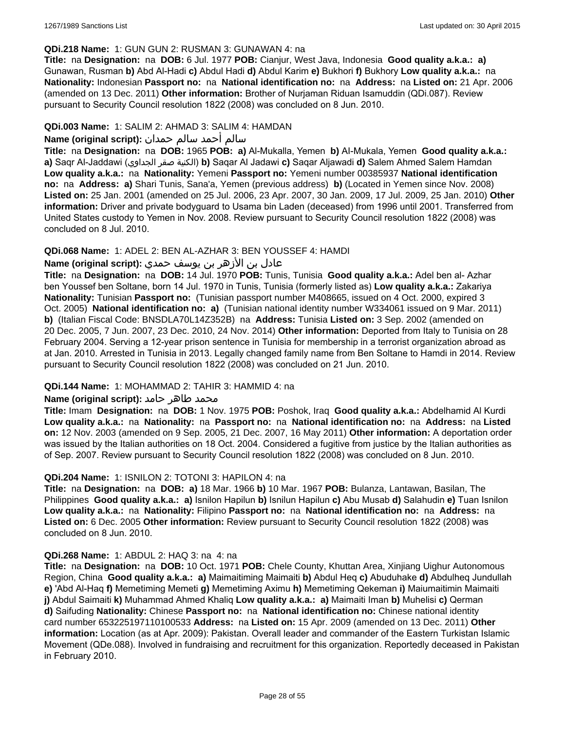**QDi.218 Name:** 1: GUN GUN 2: RUSMAN 3: GUNAWAN 4: na

**Title:** na **Designation:** na **DOB:** 6 Jul. 1977 **POB:** Cianjur, West Java, Indonesia **Good quality a.k.a.:** **a)** Gunawan, Rusman **b)** Abd Al-Hadi **c)** Abdul Hadi **d)** Abdul Karim **e)** Bukhori **f)** Bukhory **Low quality a.k.a.:** na **Nationality:** Indonesian **Passport no:** na **National identification no:** na **Address:** na **Listed on:** 21 Apr. 2006 (amended on 13 Dec. 2011) **Other information:** Brother of Nurjaman Riduan Isamuddin (QDi.087). Review pursuant to Security Council resolution 1822 (2008) was concluded on 8 Jun. 2010.

**QDi.003 Name:** 1: SALIM 2: AHMAD 3: SALIM 4: HAMDAN

**Name (original script):** سالم أحمد سالم حمدان

**Title:** na **Designation:** na **DOB:** 1965 **POB:** **a)** Al-Mukalla, Yemen **b)** Al-Mukala, Yemen **Good quality a.k.a.:** **a)** Saqr Al-Jaddawi (الكنية صقر الجداوي) **b)** Saqar Al Jadawi **c)** Saqar Aljawadi **d)** Salem Ahmed Salem Hamdan **Low quality a.k.a.:** na **Nationality:** Yemeni **Passport no:** Yemeni number 00385937 **National identification no:** na **Address:** **a)** Shari Tunis, Sana'a, Yemen (previous address) **b)** (Located in Yemen since Nov. 2008) **Listed on:** 25 Jan. 2001 (amended on 25 Jul. 2006, 23 Apr. 2007, 30 Jan. 2009, 17 Jul. 2009, 25 Jan. 2010) **Other information:** Driver and private bodyguard to Usama bin Laden (deceased) from 1996 until 2001. Transferred from United States custody to Yemen in Nov. 2008. Review pursuant to Security Council resolution 1822 (2008) was concluded on 8 Jul. 2010.

**QDi.068 Name:** 1: ADEL 2: BEN AL-AZHAR 3: BEN YOUSSEF 4: HAMDI

**Name (original script):** عادل بن الأزهر بن يوسف حمدي

**Title:** na **Designation:** na **DOB:** 14 Jul. 1970 **POB:** Tunis, Tunisia **Good quality a.k.a.:** Adel ben al- Azhar ben Youssef ben Soltane, born 14 Jul. 1970 in Tunis, Tunisia (formerly listed as) **Low quality a.k.a.:** Zakariya **Nationality:** Tunisian **Passport no:** (Tunisian passport number M408665, issued on 4 Oct. 2000, expired 3 Oct. 2005) **National identification no:** **a)** (Tunisian national identity number W334061 issued on 9 Mar. 2011) **b)** (Italian Fiscal Code: BNSDLA70L14Z352B) na **Address:** Tunisia **Listed on:** 3 Sep. 2002 (amended on 20 Dec. 2005, 7 Jun. 2007, 23 Dec. 2010, 24 Nov. 2014) **Other information:** Deported from Italy to Tunisia on 28 February 2004. Serving a 12-year prison sentence in Tunisia for membership in a terrorist organization abroad as at Jan. 2010. Arrested in Tunisia in 2013. Legally changed family name from Ben Soltane to Hamdi in 2014. Review pursuant to Security Council resolution 1822 (2008) was concluded on 21 Jun. 2010.

**QDi.144 Name:** 1: MOHAMMAD 2: TAHIR 3: HAMMID 4: na

**Name (original script):** محمد طاهر حامد

**Title:** Imam **Designation:** na **DOB:** 1 Nov. 1975 **POB:** Poshok, Iraq **Good quality a.k.a.:** Abdelhamid Al Kurdi **Low quality a.k.a.:** na **Nationality:** na **Passport no:** na **National identification no:** na **Address:** na **Listed on:** 12 Nov. 2003 (amended on 9 Sep. 2005, 21 Dec. 2007, 16 May 2011) **Other information:** A deportation order was issued by the Italian authorities on 18 Oct. 2004. Considered a fugitive from justice by the Italian authorities as of Sep. 2007. Review pursuant to Security Council resolution 1822 (2008) was concluded on 8 Jun. 2010.

**QDi.204 Name:** 1: ISNILON 2: TOTONI 3: HAPILON 4: na

**Title:** na **Designation:** na **DOB:** **a)** 18 Mar. 1966 **b)** 10 Mar. 1967 **POB:** Bulanza, Lantawan, Basilan, The Philippines **Good quality a.k.a.:** **a)** Isnilon Hapilun **b)** Isnilun Hapilun **c)** Abu Musab **d)** Salahudin **e)** Tuan Isnilon **Low quality a.k.a.:** na **Nationality:** Filipino **Passport no:** na **National identification no:** na **Address:** na **Listed on:** 6 Dec. 2005 **Other information:** Review pursuant to Security Council resolution 1822 (2008) was concluded on 8 Jun. 2010.

**QDi.268 Name:** 1: ABDUL 2: HAQ 3: na 4: na

**Title:** na **Designation:** na **DOB:** 10 Oct. 1971 **POB:** Chele County, Khuttan Area, Xinjiang Uighur Autonomous Region, China **Good quality a.k.a.:** **a)** Maimaitiming Maimaiti **b)** Abdul Heq **c)** Abuduhake **d)** Abdulheq Jundullah **e)** 'Abd Al-Haq **f)** Memetiming Memeti **g)** Memetiming Aximu **h)** Memetiming Qekeman **i)** Maiumaitimin Maimaiti **j)** Abdul Saimaiti **k)** Muhammad Ahmed Khaliq **Low quality a.k.a.:** **a)** Maimaiti Iman **b)** Muhelisi **c)** Qerman **d)** Saifuding **Nationality:** Chinese **Passport no:** na **National identification no:** Chinese national identity card number 653225197110100533 **Address:** na **Listed on:** 15 Apr. 2009 (amended on 13 Dec. 2011) **Other information:** Location (as at Apr. 2009): Pakistan. Overall leader and commander of the Eastern Turkistan Islamic Movement (QDe.088). Involved in fundraising and recruitment for this organization. Reportedly deceased in Pakistan in February 2010.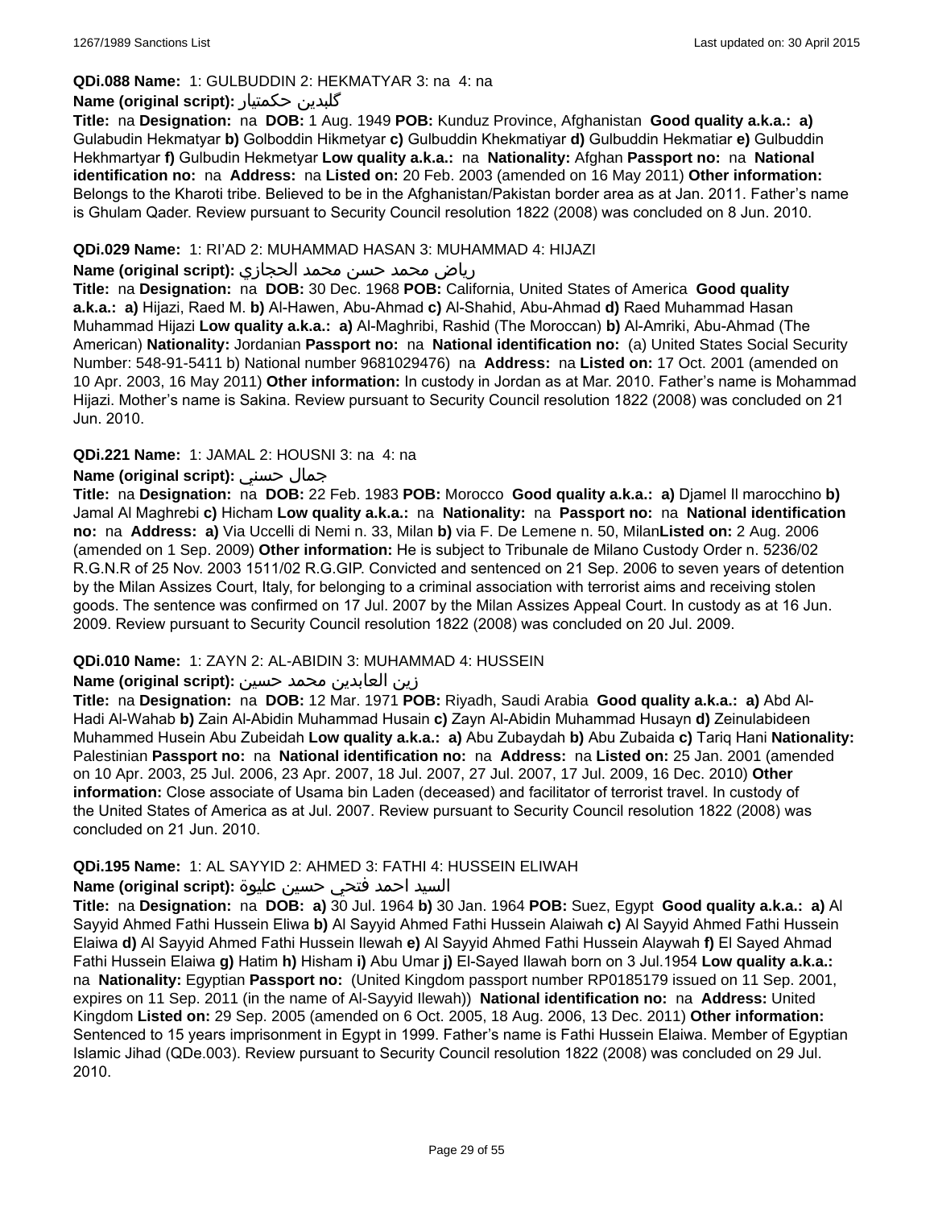**QDi.088 Name:** 1: GULBUDDIN 2: HEKMATYAR 3: na 4: na

**Name (original script):** گلبدين حکمتيار

**Title:** na **Designation:** na **DOB:** 1 Aug. 1949 **POB:** Kunduz Province, Afghanistan **Good quality a.k.a.: a)** Gulabudin Hekmatyar **b)** Golboddin Hikmetyar **c)** Gulbuddin Khekmatiyar **d)** Gulbuddin Hekmatiar **e)** Gulbuddin Hekhmartyar **f)** Gulbudin Hekmetyar **Low quality a.k.a.:** na **Nationality:** Afghan **Passport no:** na **National identification no:** na **Address:** na **Listed on:** 20 Feb. 2003 (amended on 16 May 2011) **Other information:** Belongs to the Kharoti tribe. Believed to be in the Afghanistan/Pakistan border area as at Jan. 2011. Father's name is Ghulam Qader. Review pursuant to Security Council resolution 1822 (2008) was concluded on 8 Jun. 2010.

**QDi.029 Name:** 1: RI'AD 2: MUHAMMAD HASAN 3: MUHAMMAD 4: HIJAZI

**Name (original script):** رياض محمد حسن محمد الحجازي

**Title:** na **Designation:** na **DOB:** 30 Dec. 1968 **POB:** California, United States of America **Good quality a.k.a.: a)** Hijazi, Raed M. **b)** Al-Hawen, Abu-Ahmad **c)** Al-Shahid, Abu-Ahmad **d)** Raed Muhammad Hasan Muhammad Hijazi **Low quality a.k.a.: a)** Al-Maghribi, Rashid (The Moroccan) **b)** Al-Amriki, Abu-Ahmad (The American) **Nationality:** Jordanian **Passport no:** na **National identification no:** (a) United States Social Security Number: 548-91-5411 b) National number 9681029476) na **Address:** na **Listed on:** 17 Oct. 2001 (amended on 10 Apr. 2003, 16 May 2011) **Other information:** In custody in Jordan as at Mar. 2010. Father's name is Mohammad Hijazi. Mother's name is Sakina. Review pursuant to Security Council resolution 1822 (2008) was concluded on 21 Jun. 2010.

**QDi.221 Name:** 1: JAMAL 2: HOUSNI 3: na 4: na

**Name (original script):** جمال حسني

**Title:** na **Designation:** na **DOB:** 22 Feb. 1983 **POB:** Morocco **Good quality a.k.a.: a)** Djamel Il marocchino **b)** Jamal Al Maghrebi **c)** Hicham **Low quality a.k.a.:** na **Nationality:** na **Passport no:** na **National identification no:** na **Address: a)** Via Uccelli di Nemi n. 33, Milan **b)** via F. De Lemene n. 50, Milan**Listed on:** 2 Aug. 2006 (amended on 1 Sep. 2009) **Other information:** He is subject to Tribunale de Milano Custody Order n. 5236/02 R.G.N.R of 25 Nov. 2003 1511/02 R.G.GIP. Convicted and sentenced on 21 Sep. 2006 to seven years of detention by the Milan Assizes Court, Italy, for belonging to a criminal association with terrorist aims and receiving stolen goods. The sentence was confirmed on 17 Jul. 2007 by the Milan Assizes Appeal Court. In custody as at 16 Jun. 2009. Review pursuant to Security Council resolution 1822 (2008) was concluded on 20 Jul. 2009.

**QDi.010 Name:** 1: ZAYN 2: AL-ABIDIN 3: MUHAMMAD 4: HUSSEIN

**Name (original script):** زين العابدين محمد حسين

**Title:** na **Designation:** na **DOB:** 12 Mar. 1971 **POB:** Riyadh, Saudi Arabia **Good quality a.k.a.: a)** Abd Al-Hadi Al-Wahab **b)** Zain Al-Abidin Muhammad Husain **c)** Zayn Al-Abidin Muhammad Husayn **d)** Zeinulabideen Muhammed Husein Abu Zubeidah **Low quality a.k.a.: a)** Abu Zubaydah **b)** Abu Zubaida **c)** Tariq Hani **Nationality:** Palestinian **Passport no:** na **National identification no:** na **Address:** na **Listed on:** 25 Jan. 2001 (amended on 10 Apr. 2003, 25 Jul. 2006, 23 Apr. 2007, 18 Jul. 2007, 27 Jul. 2007, 17 Jul. 2009, 16 Dec. 2010) **Other information:** Close associate of Usama bin Laden (deceased) and facilitator of terrorist travel. In custody of the United States of America as at Jul. 2007. Review pursuant to Security Council resolution 1822 (2008) was concluded on 21 Jun. 2010.

**QDi.195 Name:** 1: AL SAYYID 2: AHMED 3: FATHI 4: HUSSEIN ELIWAH

**Name (original script):** السيد احمد فتحي حسين عليوة

**Title:** na **Designation:** na **DOB: a)** 30 Jul. 1964 **b)** 30 Jan. 1964 **POB:** Suez, Egypt **Good quality a.k.a.: a)** Al Sayyid Ahmed Fathi Hussein Eliwa **b)** Al Sayyid Ahmed Fathi Hussein Alaiwah **c)** Al Sayyid Ahmed Fathi Hussein Elaiwa **d)** Al Sayyid Ahmed Fathi Hussein Ilewah **e)** Al Sayyid Ahmed Fathi Hussein Alaywah **f)** El Sayed Ahmad Fathi Hussein Elaiwa **g)** Hatim **h)** Hisham **i)** Abu Umar **j)** El-Sayed Ilawah born on 3 Jul.1954 **Low quality a.k.a.:** na **Nationality:** Egyptian **Passport no:** (United Kingdom passport number RP0185179 issued on 11 Sep. 2001, expires on 11 Sep. 2011 (in the name of Al-Sayyid Ilewah)) **National identification no:** na **Address:** United Kingdom **Listed on:** 29 Sep. 2005 (amended on 6 Oct. 2005, 18 Aug. 2006, 13 Dec. 2011) **Other information:** Sentenced to 15 years imprisonment in Egypt in 1999. Father's name is Fathi Hussein Elaiwa. Member of Egyptian Islamic Jihad (QDe.003). Review pursuant to Security Council resolution 1822 (2008) was concluded on 29 Jul. 2010.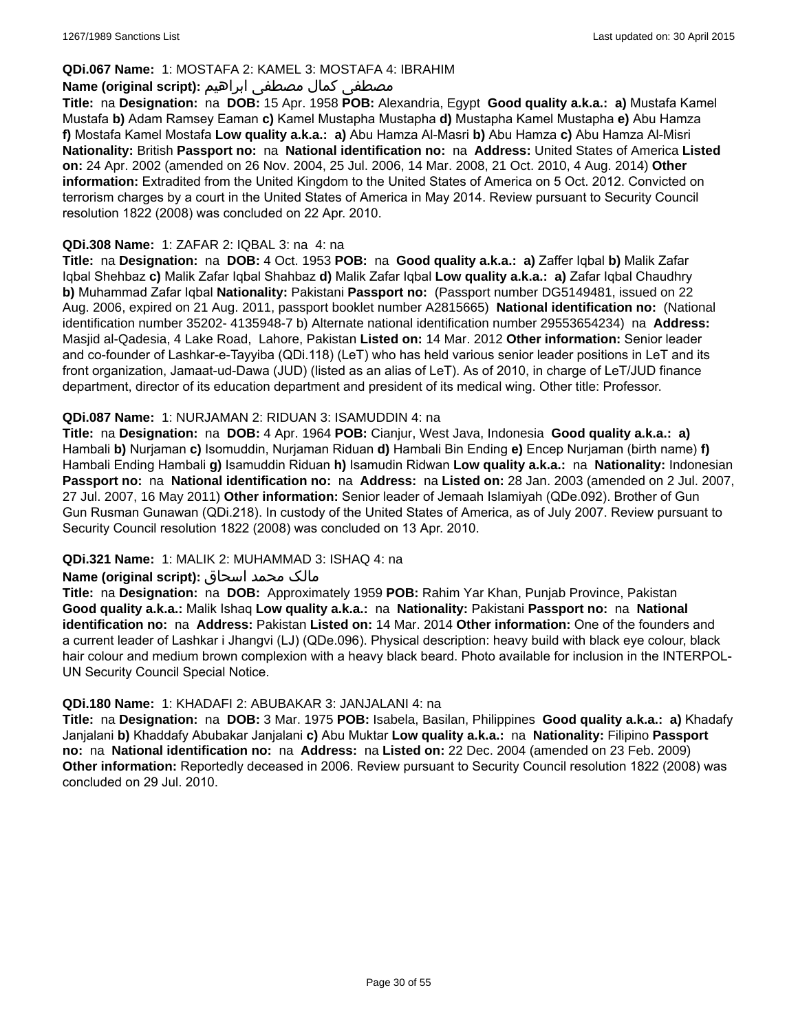**QDi.067 Name:** 1: MOSTAFA 2: KAMEL 3: MOSTAFA 4: IBRAHIM

**Name (original script):** مصطفى كمال مصطفى ابراهيم

**Title:** na **Designation:** na **DOB:** 15 Apr. 1958 **POB:** Alexandria, Egypt **Good quality a.k.a.: a)** Mustafa Kamel Mustafa **b)** Adam Ramsey Eaman **c)** Kamel Mustapha Mustapha **d)** Mustapha Kamel Mustapha **e)** Abu Hamza **f)** Mostafa Kamel Mostafa **Low quality a.k.a.: a)** Abu Hamza Al-Masri **b)** Abu Hamza **c)** Abu Hamza Al-Misri **Nationality:** British **Passport no:** na **National identification no:** na **Address:** United States of America **Listed on:** 24 Apr. 2002 (amended on 26 Nov. 2004, 25 Jul. 2006, 14 Mar. 2008, 21 Oct. 2010, 4 Aug. 2014) **Other information:** Extradited from the United Kingdom to the United States of America on 5 Oct. 2012. Convicted on terrorism charges by a court in the United States of America in May 2014. Review pursuant to Security Council resolution 1822 (2008) was concluded on 22 Apr. 2010.

**QDi.308 Name:** 1: ZAFAR 2: IQBAL 3: na 4: na

**Title:** na **Designation:** na **DOB:** 4 Oct. 1953 **POB:** na **Good quality a.k.a.: a)** Zaffer Iqbal **b)** Malik Zafar Iqbal Shehbaz **c)** Malik Zafar Iqbal Shahbaz **d)** Malik Zafar Iqbal **Low quality a.k.a.: a)** Zafar Iqbal Chaudhry **b)** Muhammad Zafar Iqbal **Nationality:** Pakistani **Passport no:** (Passport number DG5149481, issued on 22 Aug. 2006, expired on 21 Aug. 2011, passport booklet number A2815665) **National identification no:** (National identification number 35202- 4135948-7 b) Alternate national identification number 29553654234) na **Address:** Masjid al-Qadesia, 4 Lake Road, Lahore, Pakistan **Listed on:** 14 Mar. 2012 **Other information:** Senior leader and co-founder of Lashkar-e-Tayyiba (QDi.118) (LeT) who has held various senior leader positions in LeT and its front organization, Jamaat-ud-Dawa (JUD) (listed as an alias of LeT). As of 2010, in charge of LeT/JUD finance department, director of its education department and president of its medical wing. Other title: Professor.

**QDi.087 Name:** 1: NURJAMAN 2: RIDUAN 3: ISAMUDDIN 4: na

**Title:** na **Designation:** na **DOB:** 4 Apr. 1964 **POB:** Cianjur, West Java, Indonesia **Good quality a.k.a.: a)** Hambali **b)** Nurjaman **c)** Isomuddin, Nurjaman Riduan **d)** Hambali Bin Ending **e)** Encep Nurjaman (birth name) **f)** Hambali Ending Hambali **g)** Isamuddin Riduan **h)** Isamudin Ridwan **Low quality a.k.a.:** na **Nationality:** Indonesian **Passport no:** na **National identification no:** na **Address:** na **Listed on:** 28 Jan. 2003 (amended on 2 Jul. 2007, 27 Jul. 2007, 16 May 2011) **Other information:** Senior leader of Jemaah Islamiyah (QDe.092). Brother of Gun Gun Rusman Gunawan (QDi.218). In custody of the United States of America, as of July 2007. Review pursuant to Security Council resolution 1822 (2008) was concluded on 13 Apr. 2010.

**QDi.321 Name:** 1: MALIK 2: MUHAMMAD 3: ISHAQ 4: na

**Name (original script):** مالک محمد اسحاق

**Title:** na **Designation:** na **DOB:** Approximately 1959 **POB:** Rahim Yar Khan, Punjab Province, Pakistan **Good quality a.k.a.:** Malik Ishaq **Low quality a.k.a.:** na **Nationality:** Pakistani **Passport no:** na **National identification no:** na **Address:** Pakistan **Listed on:** 14 Mar. 2014 **Other information:** One of the founders and a current leader of Lashkar i Jhangvi (LJ) (QDe.096). Physical description: heavy build with black eye colour, black hair colour and medium brown complexion with a heavy black beard. Photo available for inclusion in the INTERPOL-UN Security Council Special Notice.

**QDi.180 Name:** 1: KHADAFI 2: ABUBAKAR 3: JANJALANI 4: na

**Title:** na **Designation:** na **DOB:** 3 Mar. 1975 **POB:** Isabela, Basilan, Philippines **Good quality a.k.a.: a)** Khadafy Janjalani **b)** Khaddafy Abubakar Janjalani **c)** Abu Muktar **Low quality a.k.a.:** na **Nationality:** Filipino **Passport no:** na **National identification no:** na **Address:** na **Listed on:** 22 Dec. 2004 (amended on 23 Feb. 2009) **Other information:** Reportedly deceased in 2006. Review pursuant to Security Council resolution 1822 (2008) was concluded on 29 Jul. 2010.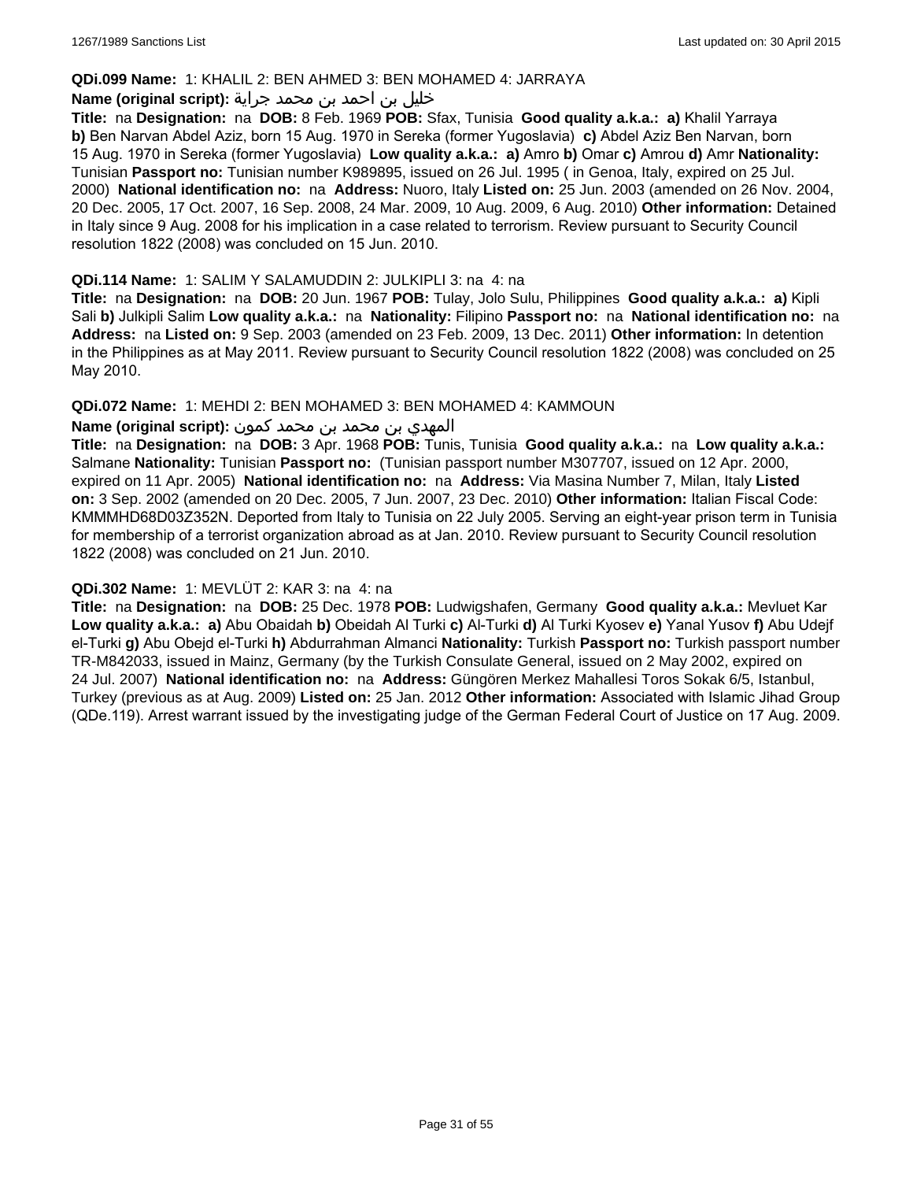**QDi.099 Name:** 1: KHALIL 2: BEN AHMED 3: BEN MOHAMED 4: JARRAYA

**Name (original script):** خليل بن احمد بن محمد جراية

**Title:** na **Designation:** na **DOB:** 8 Feb. 1969 **POB:** Sfax, Tunisia **Good quality a.k.a.:** **a)** Khalil Yarraya **b)** Ben Narvan Abdel Aziz, born 15 Aug. 1970 in Sereka (former Yugoslavia) **c)** Abdel Aziz Ben Narvan, born 15 Aug. 1970 in Sereka (former Yugoslavia) **Low quality a.k.a.:** **a)** Amro **b)** Omar **c)** Amrou **d)** Amr **Nationality:** Tunisian **Passport no:** Tunisian number K989895, issued on 26 Jul. 1995 ( in Genoa, Italy, expired on 25 Jul. 2000) **National identification no:** na **Address:** Nuoro, Italy **Listed on:** 25 Jun. 2003 (amended on 26 Nov. 2004, 20 Dec. 2005, 17 Oct. 2007, 16 Sep. 2008, 24 Mar. 2009, 10 Aug. 2009, 6 Aug. 2010) **Other information:** Detained in Italy since 9 Aug. 2008 for his implication in a case related to terrorism. Review pursuant to Security Council resolution 1822 (2008) was concluded on 15 Jun. 2010.

**QDi.114 Name:** 1: SALIM Y SALAMUDDIN 2: JULKIPLI 3: na 4: na

**Title:** na **Designation:** na **DOB:** 20 Jun. 1967 **POB:** Tulay, Jolo Sulu, Philippines **Good quality a.k.a.:** **a)** Kipli Sali **b)** Julkipli Salim **Low quality a.k.a.:** na **Nationality:** Filipino **Passport no:** na **National identification no:** na **Address:** na **Listed on:** 9 Sep. 2003 (amended on 23 Feb. 2009, 13 Dec. 2011) **Other information:** In detention in the Philippines as at May 2011. Review pursuant to Security Council resolution 1822 (2008) was concluded on 25 May 2010.

**QDi.072 Name:** 1: MEHDI 2: BEN MOHAMED 3: BEN MOHAMED 4: KAMMOUN

**Name (original script):** المهدي بن محمد بن محمد كمون

**Title:** na **Designation:** na **DOB:** 3 Apr. 1968 **POB:** Tunis, Tunisia **Good quality a.k.a.:** na **Low quality a.k.a.:** Salmane **Nationality:** Tunisian **Passport no:** (Tunisian passport number M307707, issued on 12 Apr. 2000, expired on 11 Apr. 2005) **National identification no:** na **Address:** Via Masina Number 7, Milan, Italy **Listed on:** 3 Sep. 2002 (amended on 20 Dec. 2005, 7 Jun. 2007, 23 Dec. 2010) **Other information:** Italian Fiscal Code: KMMMHD68D03Z352N. Deported from Italy to Tunisia on 22 July 2005. Serving an eight-year prison term in Tunisia for membership of a terrorist organization abroad as at Jan. 2010. Review pursuant to Security Council resolution 1822 (2008) was concluded on 21 Jun. 2010.

**QDi.302 Name:** 1: MEVLÜT 2: KAR 3: na 4: na

**Title:** na **Designation:** na **DOB:** 25 Dec. 1978 **POB:** Ludwigshafen, Germany **Good quality a.k.a.:** Mevluet Kar **Low quality a.k.a.:** **a)** Abu Obaidah **b)** Obeidah Al Turki **c)** Al-Turki **d)** Al Turki Kyosev **e)** Yanal Yusov **f)** Abu Udejf el-Turki **g)** Abu Obejd el-Turki **h)** Abdurrahman Almanci **Nationality:** Turkish **Passport no:** Turkish passport number TR-M842033, issued in Mainz, Germany (by the Turkish Consulate General, issued on 2 May 2002, expired on 24 Jul. 2007) **National identification no:** na **Address:** Güngören Merkez Mahallesi Toros Sokak 6/5, Istanbul, Turkey (previous as at Aug. 2009) **Listed on:** 25 Jan. 2012 **Other information:** Associated with Islamic Jihad Group (QDe.119). Arrest warrant issued by the investigating judge of the German Federal Court of Justice on 17 Aug. 2009.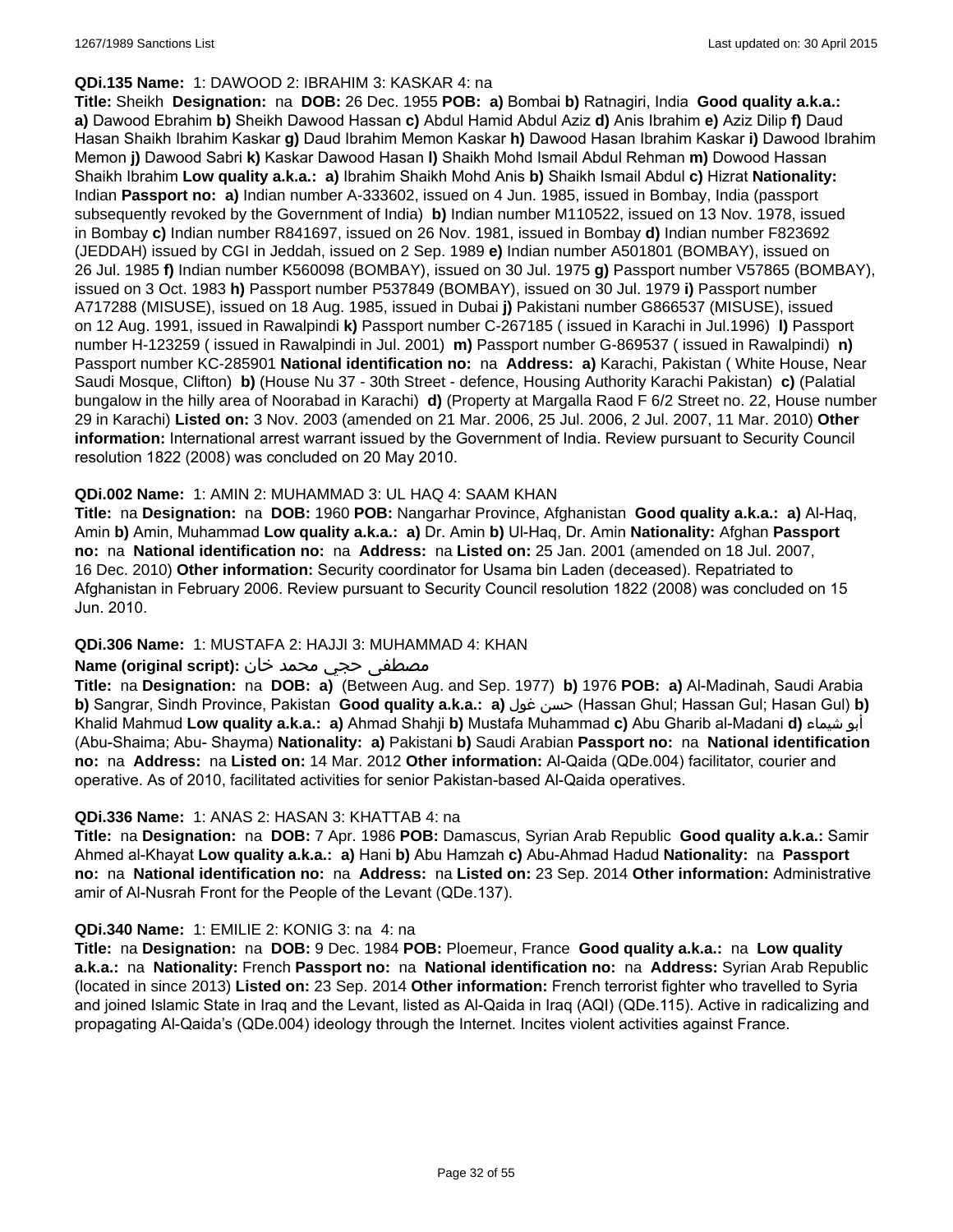**QDi.135 Name:** 1: DAWOOD 2: IBRAHIM 3: KASKAR 4: na

**Title:** Sheikh **Designation:** na **DOB:** 26 Dec. 1955 **POB:** **a)** Bombai **b)** Ratnagiri, India **Good quality a.k.a.:** **a)** Dawood Ebrahim **b)** Sheikh Dawood Hassan **c)** Abdul Hamid Abdul Aziz **d)** Anis Ibrahim **e)** Aziz Dilip **f)** Daud Hasan Shaikh Ibrahim Kaskar **g)** Daud Ibrahim Memon Kaskar **h)** Dawood Hasan Ibrahim Kaskar **i)** Dawood Ibrahim Memon **j)** Dawood Sabri **k)** Kaskar Dawood Hasan **l)** Shaikh Mohd Ismail Abdul Rehman **m)** Dowood Hassan Shaikh Ibrahim **Low quality a.k.a.:** **a)** Ibrahim Shaikh Mohd Anis **b)** Shaikh Ismail Abdul **c)** Hizrat **Nationality:** Indian **Passport no:** **a)** Indian number A-333602, issued on 4 Jun. 1985, issued in Bombay, India (passport subsequently revoked by the Government of India) **b)** Indian number M110522, issued on 13 Nov. 1978, issued in Bombay **c)** Indian number R841697, issued on 26 Nov. 1981, issued in Bombay **d)** Indian number F823692 (JEDDAH) issued by CGI in Jeddah, issued on 2 Sep. 1989 **e)** Indian number A501801 (BOMBAY), issued on 26 Jul. 1985 **f)** Indian number K560098 (BOMBAY), issued on 30 Jul. 1975 **g)** Passport number V57865 (BOMBAY), issued on 3 Oct. 1983 **h)** Passport number P537849 (BOMBAY), issued on 30 Jul. 1979 **i)** Passport number A717288 (MISUSE), issued on 18 Aug. 1985, issued in Dubai **j)** Pakistani number G866537 (MISUSE), issued on 12 Aug. 1991, issued in Rawalpindi **k)** Passport number C-267185 ( issued in Karachi in Jul.1996) **l)** Passport number H-123259 ( issued in Rawalpindi in Jul. 2001) **m)** Passport number G-869537 ( issued in Rawalpindi) **n)** Passport number KC-285901 **National identification no:** na **Address:** **a)** Karachi, Pakistan ( White House, Near Saudi Mosque, Clifton) **b)** (House Nu 37 - 30th Street - defence, Housing Authority Karachi Pakistan) **c)** (Palatial bungalow in the hilly area of Noorabad in Karachi) **d)** (Property at Margalla Raod F 6/2 Street no. 22, House number 29 in Karachi) **Listed on:** 3 Nov. 2003 (amended on 21 Mar. 2006, 25 Jul. 2006, 2 Jul. 2007, 11 Mar. 2010) **Other information:** International arrest warrant issued by the Government of India. Review pursuant to Security Council resolution 1822 (2008) was concluded on 20 May 2010.

**QDi.002 Name:** 1: AMIN 2: MUHAMMAD 3: UL HAQ 4: SAAM KHAN

**Title:** na **Designation:** na **DOB:** 1960 **POB:** Nangarhar Province, Afghanistan **Good quality a.k.a.:** **a)** Al-Haq, Amin **b)** Amin, Muhammad **Low quality a.k.a.:** **a)** Dr. Amin **b)** Ul-Haq, Dr. Amin **Nationality:** Afghan **Passport no:** na **National identification no:** na **Address:** na **Listed on:** 25 Jan. 2001 (amended on 18 Jul. 2007, 16 Dec. 2010) **Other information:** Security coordinator for Usama bin Laden (deceased). Repatriated to Afghanistan in February 2006. Review pursuant to Security Council resolution 1822 (2008) was concluded on 15 Jun. 2010.

**QDi.306 Name:** 1: MUSTAFA 2: HAJJI 3: MUHAMMAD 4: KHAN

**Name (original script):** مصطفى حجي محمد خان

**Title:** na **Designation:** na **DOB:** **a)** (Between Aug. and Sep. 1977) **b)** 1976 **POB:** **a)** Al-Madinah, Saudi Arabia **b)** Sangrar, Sindh Province, Pakistan **Good quality a.k.a.:** **a)** حسن غول (Hassan Ghul; Hassan Gul; Hasan Gul) **b)** Khalid Mahmud **Low quality a.k.a.:** **a)** Ahmad Shahji **b)** Mustafa Muhammad **c)** Abu Gharib al-Madani **d)** أبو شيماء (Abu-Shaima; Abu- Shayma) **Nationality:** **a)** Pakistani **b)** Saudi Arabian **Passport no:** na **National identification no:** na **Address:** na **Listed on:** 14 Mar. 2012 **Other information:** Al-Qaida (QDe.004) facilitator, courier and operative. As of 2010, facilitated activities for senior Pakistan-based Al-Qaida operatives.

**QDi.336 Name:** 1: ANAS 2: HASAN 3: KHATTAB 4: na

**Title:** na **Designation:** na **DOB:** 7 Apr. 1986 **POB:** Damascus, Syrian Arab Republic **Good quality a.k.a.:** Samir Ahmed al-Khayat **Low quality a.k.a.:** **a)** Hani **b)** Abu Hamzah **c)** Abu-Ahmad Hadud **Nationality:** na **Passport no:** na **National identification no:** na **Address:** na **Listed on:** 23 Sep. 2014 **Other information:** Administrative amir of Al-Nusrah Front for the People of the Levant (QDe.137).

**QDi.340 Name:** 1: EMILIE 2: KONIG 3: na 4: na

**Title:** na **Designation:** na **DOB:** 9 Dec. 1984 **POB:** Ploemeur, France **Good quality a.k.a.:** na **Low quality a.k.a.:** na **Nationality:** French **Passport no:** na **National identification no:** na **Address:** Syrian Arab Republic (located in since 2013) **Listed on:** 23 Sep. 2014 **Other information:** French terrorist fighter who travelled to Syria and joined Islamic State in Iraq and the Levant, listed as Al-Qaida in Iraq (AQI) (QDe.115). Active in radicalizing and propagating Al-Qaida's (QDe.004) ideology through the Internet. Incites violent activities against France.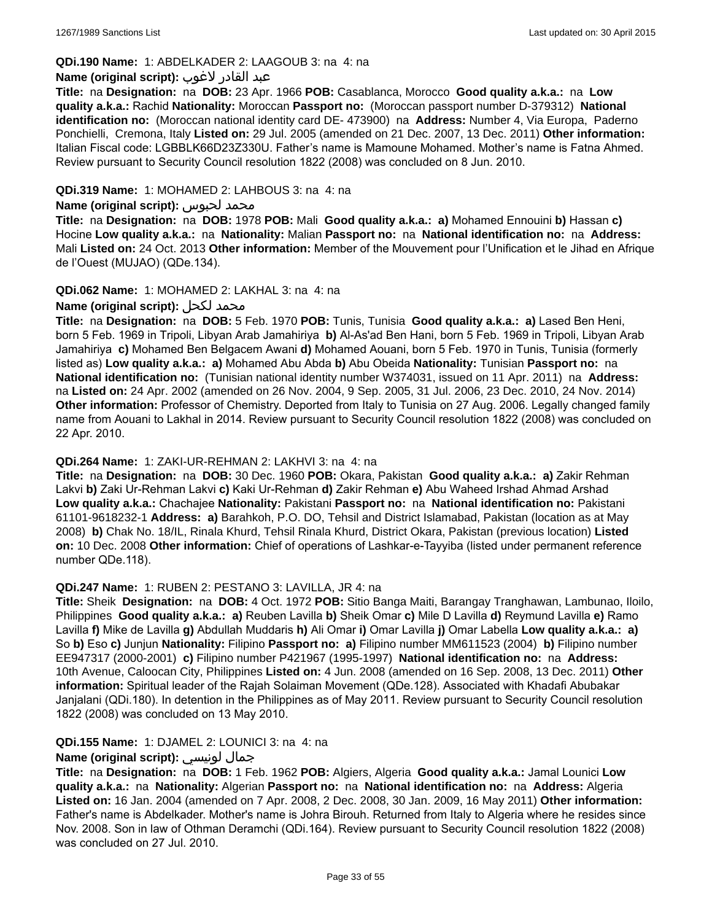**QDi.190 Name:** 1: ABDELKADER 2: LAAGOUB 3: na 4: na

**Name (original script):** عبد القادر لاغوب

**Title:** na **Designation:** na **DOB:** 23 Apr. 1966 **POB:** Casablanca, Morocco **Good quality a.k.a.:** na **Low quality a.k.a.:** Rachid **Nationality:** Moroccan **Passport no:** (Moroccan passport number D-379312) **National identification no:** (Moroccan national identity card DE- 473900) na **Address:** Number 4, Via Europa, Paderno Ponchielli, Cremona, Italy **Listed on:** 29 Jul. 2005 (amended on 21 Dec. 2007, 13 Dec. 2011) **Other information:** Italian Fiscal code: LGBBLK66D23Z330U. Father's name is Mamoune Mohamed. Mother's name is Fatna Ahmed. Review pursuant to Security Council resolution 1822 (2008) was concluded on 8 Jun. 2010.

**QDi.319 Name:** 1: MOHAMED 2: LAHBOUS 3: na 4: na

**Name (original script):** محمد لحبوس

**Title:** na **Designation:** na **DOB:** 1978 **POB:** Mali **Good quality a.k.a.:** **a)** Mohamed Ennouini **b)** Hassan **c)** Hocine **Low quality a.k.a.:** na **Nationality:** Malian **Passport no:** na **National identification no:** na **Address:** Mali **Listed on:** 24 Oct. 2013 **Other information:** Member of the Mouvement pour l'Unification et le Jihad en Afrique de l'Ouest (MUJAO) (QDe.134).

**QDi.062 Name:** 1: MOHAMED 2: LAKHAL 3: na 4: na

**Name (original script):** محمد لكحل

**Title:** na **Designation:** na **DOB:** 5 Feb. 1970 **POB:** Tunis, Tunisia **Good quality a.k.a.:** **a)** Lased Ben Heni, born 5 Feb. 1969 in Tripoli, Libyan Arab Jamahiriya **b)** Al-As'ad Ben Hani, born 5 Feb. 1969 in Tripoli, Libyan Arab Jamahiriya **c)** Mohamed Ben Belgacem Awani **d)** Mohamed Aouani, born 5 Feb. 1970 in Tunis, Tunisia (formerly listed as) **Low quality a.k.a.:** **a)** Mohamed Abu Abda **b)** Abu Obeida **Nationality:** Tunisian **Passport no:** na **National identification no:** (Tunisian national identity number W374031, issued on 11 Apr. 2011) na **Address:** na **Listed on:** 24 Apr. 2002 (amended on 26 Nov. 2004, 9 Sep. 2005, 31 Jul. 2006, 23 Dec. 2010, 24 Nov. 2014) **Other information:** Professor of Chemistry. Deported from Italy to Tunisia on 27 Aug. 2006. Legally changed family name from Aouani to Lakhal in 2014. Review pursuant to Security Council resolution 1822 (2008) was concluded on 22 Apr. 2010.

**QDi.264 Name:** 1: ZAKI-UR-REHMAN 2: LAKHVI 3: na 4: na

**Title:** na **Designation:** na **DOB:** 30 Dec. 1960 **POB:** Okara, Pakistan **Good quality a.k.a.:** **a)** Zakir Rehman Lakvi **b)** Zaki Ur-Rehman Lakvi **c)** Kaki Ur-Rehman **d)** Zakir Rehman **e)** Abu Waheed Irshad Ahmad Arshad **Low quality a.k.a.:** Chachajee **Nationality:** Pakistani **Passport no:** na **National identification no:** Pakistani 61101-9618232-1 **Address:** **a)** Barahkoh, P.O. DO, Tehsil and District Islamabad, Pakistan (location as at May 2008) **b)** Chak No. 18/IL, Rinala Khurd, Tehsil Rinala Khurd, District Okara, Pakistan (previous location) **Listed on:** 10 Dec. 2008 **Other information:** Chief of operations of Lashkar-e-Tayyiba (listed under permanent reference number QDe.118).

**QDi.247 Name:** 1: RUBEN 2: PESTANO 3: LAVILLA, JR 4: na

**Title:** Sheik **Designation:** na **DOB:** 4 Oct. 1972 **POB:** Sitio Banga Maiti, Barangay Tranghawan, Lambunao, Iloilo, Philippines **Good quality a.k.a.:** **a)** Reuben Lavilla **b)** Sheik Omar **c)** Mile D Lavilla **d)** Reymund Lavilla **e)** Ramo Lavilla **f)** Mike de Lavilla **g)** Abdullah Muddaris **h)** Ali Omar **i)** Omar Lavilla **j)** Omar Labella **Low quality a.k.a.:** **a)** So **b)** Eso **c)** Junjun **Nationality:** Filipino **Passport no:** **a)** Filipino number MM611523 (2004) **b)** Filipino number EE947317 (2000-2001) **c)** Filipino number P421967 (1995-1997) **National identification no:** na **Address:** 10th Avenue, Caloocan City, Philippines **Listed on:** 4 Jun. 2008 (amended on 16 Sep. 2008, 13 Dec. 2011) **Other information:** Spiritual leader of the Rajah Solaiman Movement (QDe.128). Associated with Khadafi Abubakar Janjalani (QDi.180). In detention in the Philippines as of May 2011. Review pursuant to Security Council resolution 1822 (2008) was concluded on 13 May 2010.

**QDi.155 Name:** 1: DJAMEL 2: LOUNICI 3: na 4: na

**Name (original script):** جمال لونيسي

**Title:** na **Designation:** na **DOB:** 1 Feb. 1962 **POB:** Algiers, Algeria **Good quality a.k.a.:** Jamal Lounici **Low quality a.k.a.:** na **Nationality:** Algerian **Passport no:** na **National identification no:** na **Address:** Algeria **Listed on:** 16 Jan. 2004 (amended on 7 Apr. 2008, 2 Dec. 2008, 30 Jan. 2009, 16 May 2011) **Other information:** Father's name is Abdelkader. Mother's name is Johra Birouh. Returned from Italy to Algeria where he resides since Nov. 2008. Son in law of Othman Deramchi (QDi.164). Review pursuant to Security Council resolution 1822 (2008) was concluded on 27 Jul. 2010.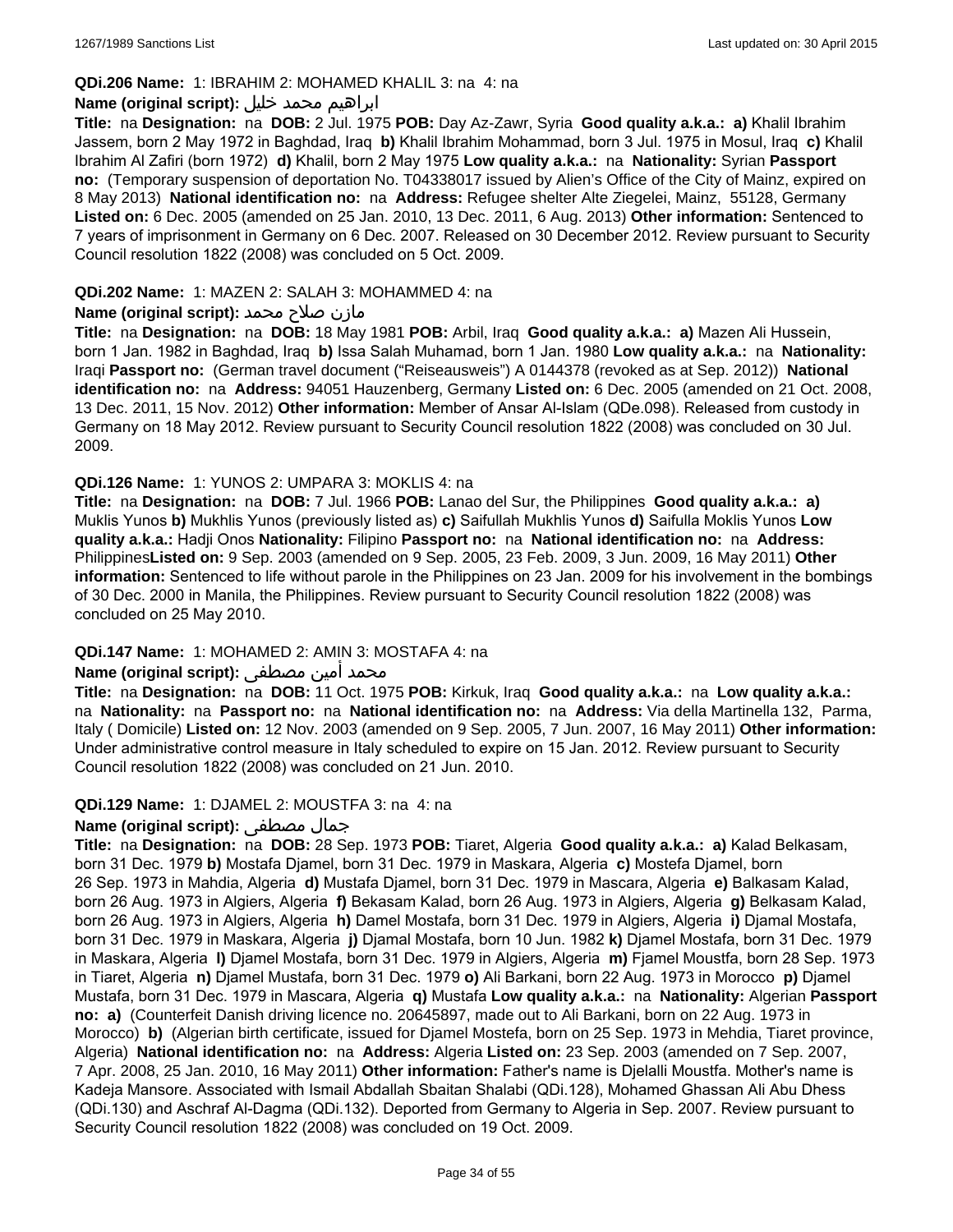**QDi.206 Name:** 1: IBRAHIM 2: MOHAMED KHALIL 3: na 4: na

**Name (original script):** ابراهيم محمد خليل

**Title:** na **Designation:** na **DOB:** 2 Jul. 1975 **POB:** Day Az-Zawr, Syria **Good quality a.k.a.:** **a)** Khalil Ibrahim Jassem, born 2 May 1972 in Baghdad, Iraq **b)** Khalil Ibrahim Mohammad, born 3 Jul. 1975 in Mosul, Iraq **c)** Khalil Ibrahim Al Zafiri (born 1972) **d)** Khalil, born 2 May 1975 **Low quality a.k.a.:** na **Nationality:** Syrian **Passport no:** (Temporary suspension of deportation No. T04338017 issued by Alien's Office of the City of Mainz, expired on 8 May 2013) **National identification no:** na **Address:** Refugee shelter Alte Ziegelei, Mainz, 55128, Germany **Listed on:** 6 Dec. 2005 (amended on 25 Jan. 2010, 13 Dec. 2011, 6 Aug. 2013) **Other information:** Sentenced to 7 years of imprisonment in Germany on 6 Dec. 2007. Released on 30 December 2012. Review pursuant to Security Council resolution 1822 (2008) was concluded on 5 Oct. 2009.

**QDi.202 Name:** 1: MAZEN 2: SALAH 3: MOHAMMED 4: na

**Name (original script):** مازن صلاح محمد

**Title:** na **Designation:** na **DOB:** 18 May 1981 **POB:** Arbil, Iraq **Good quality a.k.a.:** **a)** Mazen Ali Hussein, born 1 Jan. 1982 in Baghdad, Iraq **b)** Issa Salah Muhamad, born 1 Jan. 1980 **Low quality a.k.a.:** na **Nationality:** Iraqi **Passport no:** (German travel document ("Reiseausweis") A 0144378 (revoked as at Sep. 2012)) **National identification no:** na **Address:** 94051 Hauzenberg, Germany **Listed on:** 6 Dec. 2005 (amended on 21 Oct. 2008, 13 Dec. 2011, 15 Nov. 2012) **Other information:** Member of Ansar Al-Islam (QDe.098). Released from custody in Germany on 18 May 2012. Review pursuant to Security Council resolution 1822 (2008) was concluded on 30 Jul. 2009.

**QDi.126 Name:** 1: YUNOS 2: UMPARA 3: MOKLIS 4: na

**Title:** na **Designation:** na **DOB:** 7 Jul. 1966 **POB:** Lanao del Sur, the Philippines **Good quality a.k.a.:** **a)** Muklis Yunos **b)** Mukhlis Yunos (previously listed as) **c)** Saifullah Mukhlis Yunos **d)** Saifulla Moklis Yunos **Low quality a.k.a.:** Hadji Onos **Nationality:** Filipino **Passport no:** na **National identification no:** na **Address:** Philippines**Listed on:** 9 Sep. 2003 (amended on 9 Sep. 2005, 23 Feb. 2009, 3 Jun. 2009, 16 May 2011) **Other information:** Sentenced to life without parole in the Philippines on 23 Jan. 2009 for his involvement in the bombings of 30 Dec. 2000 in Manila, the Philippines. Review pursuant to Security Council resolution 1822 (2008) was concluded on 25 May 2010.

**QDi.147 Name:** 1: MOHAMED 2: AMIN 3: MOSTAFA 4: na

**Name (original script):** محمد أمين مصطفى

**Title:** na **Designation:** na **DOB:** 11 Oct. 1975 **POB:** Kirkuk, Iraq **Good quality a.k.a.:** na **Low quality a.k.a.:** na **Nationality:** na **Passport no:** na **National identification no:** na **Address:** Via della Martinella 132, Parma, Italy ( Domicile) **Listed on:** 12 Nov. 2003 (amended on 9 Sep. 2005, 7 Jun. 2007, 16 May 2011) **Other information:** Under administrative control measure in Italy scheduled to expire on 15 Jan. 2012. Review pursuant to Security Council resolution 1822 (2008) was concluded on 21 Jun. 2010.

**QDi.129 Name:** 1: DJAMEL 2: MOUSTFA 3: na 4: na

**Name (original script):** جمال مصطفى

**Title:** na **Designation:** na **DOB:** 28 Sep. 1973 **POB:** Tiaret, Algeria **Good quality a.k.a.:** **a)** Kalad Belkasam, born 31 Dec. 1979 **b)** Mostafa Djamel, born 31 Dec. 1979 in Maskara, Algeria **c)** Mostefa Djamel, born 26 Sep. 1973 in Mahdia, Algeria **d)** Mustafa Djamel, born 31 Dec. 1979 in Mascara, Algeria **e)** Balkasam Kalad, born 26 Aug. 1973 in Algiers, Algeria **f)** Bekasam Kalad, born 26 Aug. 1973 in Algiers, Algeria **g)** Belkasam Kalad, born 26 Aug. 1973 in Algiers, Algeria **h)** Damel Mostafa, born 31 Dec. 1979 in Algiers, Algeria **i)** Djamal Mostafa, born 31 Dec. 1979 in Maskara, Algeria **j)** Djamal Mostafa, born 10 Jun. 1982 **k)** Djamel Mostafa, born 31 Dec. 1979 in Maskara, Algeria **l)** Djamel Mostafa, born 31 Dec. 1979 in Algiers, Algeria **m)** Fjamel Moustfa, born 28 Sep. 1973 in Tiaret, Algeria **n)** Djamel Mustafa, born 31 Dec. 1979 **o)** Ali Barkani, born 22 Aug. 1973 in Morocco **p)** Djamel Mustafa, born 31 Dec. 1979 in Mascara, Algeria **q)** Mustafa **Low quality a.k.a.:** na **Nationality:** Algerian **Passport no:** **a)** (Counterfeit Danish driving licence no. 20645897, made out to Ali Barkani, born on 22 Aug. 1973 in Morocco) **b)** (Algerian birth certificate, issued for Djamel Mostefa, born on 25 Sep. 1973 in Mehdia, Tiaret province, Algeria) **National identification no:** na **Address:** Algeria **Listed on:** 23 Sep. 2003 (amended on 7 Sep. 2007, 7 Apr. 2008, 25 Jan. 2010, 16 May 2011) **Other information:** Father's name is Djelalli Moustfa. Mother's name is Kadeja Mansore. Associated with Ismail Abdallah Sbaitan Shalabi (QDi.128), Mohamed Ghassan Ali Abu Dhess (QDi.130) and Aschraf Al-Dagma (QDi.132). Deported from Germany to Algeria in Sep. 2007. Review pursuant to Security Council resolution 1822 (2008) was concluded on 19 Oct. 2009.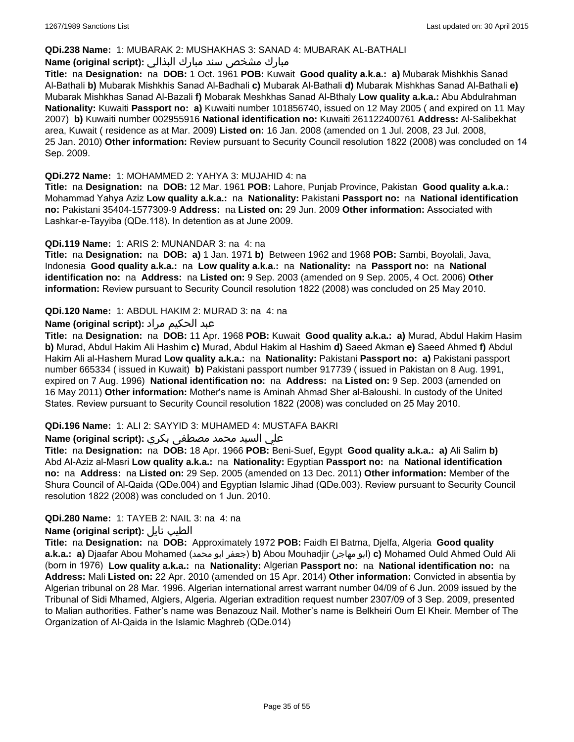**QDi.238 Name:** 1: MUBARAK 2: MUSHAKHAS 3: SANAD 4: MUBARAK AL-BATHALI

**Name (original script):** مبارك مشخص سند مبارك البذالي

**Title:** na **Designation:** na **DOB:** 1 Oct. 1961 **POB:** Kuwait **Good quality a.k.a.: a)** Mubarak Mishkhis Sanad Al-Bathali **b)** Mubarak Mishkhis Sanad Al-Badhali **c)** Mubarak Al-Bathali **d)** Mubarak Mishkhas Sanad Al-Bathali **e)** Mubarak Mishkhas Sanad Al-Bazali **f)** Mobarak Meshkhas Sanad Al-Bthaly **Low quality a.k.a.:** Abu Abdulrahman **Nationality:** Kuwaiti **Passport no: a)** Kuwaiti number 101856740, issued on 12 May 2005 ( and expired on 11 May 2007) **b)** Kuwaiti number 002955916 **National identification no:** Kuwaiti 261122400761 **Address:** Al-Salibekhat area, Kuwait ( residence as at Mar. 2009) **Listed on:** 16 Jan. 2008 (amended on 1 Jul. 2008, 23 Jul. 2008, 25 Jan. 2010) **Other information:** Review pursuant to Security Council resolution 1822 (2008) was concluded on 14 Sep. 2009.

**QDi.272 Name:** 1: MOHAMMED 2: YAHYA 3: MUJAHID 4: na

**Title:** na **Designation:** na **DOB:** 12 Mar. 1961 **POB:** Lahore, Punjab Province, Pakistan **Good quality a.k.a.:** Mohammad Yahya Aziz **Low quality a.k.a.:** na **Nationality:** Pakistani **Passport no:** na **National identification no:** Pakistani 35404-1577309-9 **Address:** na **Listed on:** 29 Jun. 2009 **Other information:** Associated with Lashkar-e-Tayyiba (QDe.118). In detention as at June 2009.

**QDi.119 Name:** 1: ARIS 2: MUNANDAR 3: na 4: na

**Title:** na **Designation:** na **DOB: a)** 1 Jan. 1971 **b)** Between 1962 and 1968 **POB:** Sambi, Boyolali, Java, Indonesia **Good quality a.k.a.:** na **Low quality a.k.a.:** na **Nationality:** na **Passport no:** na **National identification no:** na **Address:** na **Listed on:** 9 Sep. 2003 (amended on 9 Sep. 2005, 4 Oct. 2006) **Other information:** Review pursuant to Security Council resolution 1822 (2008) was concluded on 25 May 2010.

**QDi.120 Name:** 1: ABDUL HAKIM 2: MURAD 3: na 4: na

**Name (original script):** عبد الحكيم مراد

**Title:** na **Designation:** na **DOB:** 11 Apr. 1968 **POB:** Kuwait **Good quality a.k.a.: a)** Murad, Abdul Hakim Hasim **b)** Murad, Abdul Hakim Ali Hashim **c)** Murad, Abdul Hakim al Hashim **d)** Saeed Akman **e)** Saeed Ahmed **f)** Abdul Hakim Ali al-Hashem Murad **Low quality a.k.a.:** na **Nationality:** Pakistani **Passport no: a)** Pakistani passport number 665334 ( issued in Kuwait) **b)** Pakistani passport number 917739 ( issued in Pakistan on 8 Aug. 1991, expired on 7 Aug. 1996) **National identification no:** na **Address:** na **Listed on:** 9 Sep. 2003 (amended on 16 May 2011) **Other information:** Mother's name is Aminah Ahmad Sher al-Baloushi. In custody of the United States. Review pursuant to Security Council resolution 1822 (2008) was concluded on 25 May 2010.

**QDi.196 Name:** 1: ALI 2: SAYYID 3: MUHAMED 4: MUSTAFA BAKRI

**Name (original script):** علي السيد محمد مصطفى بكري

**Title:** na **Designation:** na **DOB:** 18 Apr. 1966 **POB:** Beni-Suef, Egypt **Good quality a.k.a.: a)** Ali Salim **b)** Abd Al-Aziz al-Masri **Low quality a.k.a.:** na **Nationality:** Egyptian **Passport no:** na **National identification no:** na **Address:** na **Listed on:** 29 Sep. 2005 (amended on 13 Dec. 2011) **Other information:** Member of the Shura Council of Al-Qaida (QDe.004) and Egyptian Islamic Jihad (QDe.003). Review pursuant to Security Council resolution 1822 (2008) was concluded on 1 Jun. 2010.

**QDi.280 Name:** 1: TAYEB 2: NAIL 3: na 4: na

**Name (original script):** الطيب نايل

**Title:** na **Designation:** na **DOB:** Approximately 1972 **POB:** Faidh El Batma, Djelfa, Algeria **Good quality a.k.a.: a)** Djaafar Abou Mohamed (جعفر ابو محمد) **b)** Abou Mouhadjir (ابو مهاجر) **c)** Mohamed Ould Ahmed Ould Ali (born in 1976) **Low quality a.k.a.:** na **Nationality:** Algerian **Passport no:** na **National identification no:** na **Address:** Mali **Listed on:** 22 Apr. 2010 (amended on 15 Apr. 2014) **Other information:** Convicted in absentia by Algerian tribunal on 28 Mar. 1996. Algerian international arrest warrant number 04/09 of 6 Jun. 2009 issued by the Tribunal of Sidi Mhamed, Algiers, Algeria. Algerian extradition request number 2307/09 of 3 Sep. 2009, presented to Malian authorities. Father's name was Benazouz Nail. Mother's name is Belkheiri Oum El Kheir. Member of The Organization of Al-Qaida in the Islamic Maghreb (QDe.014)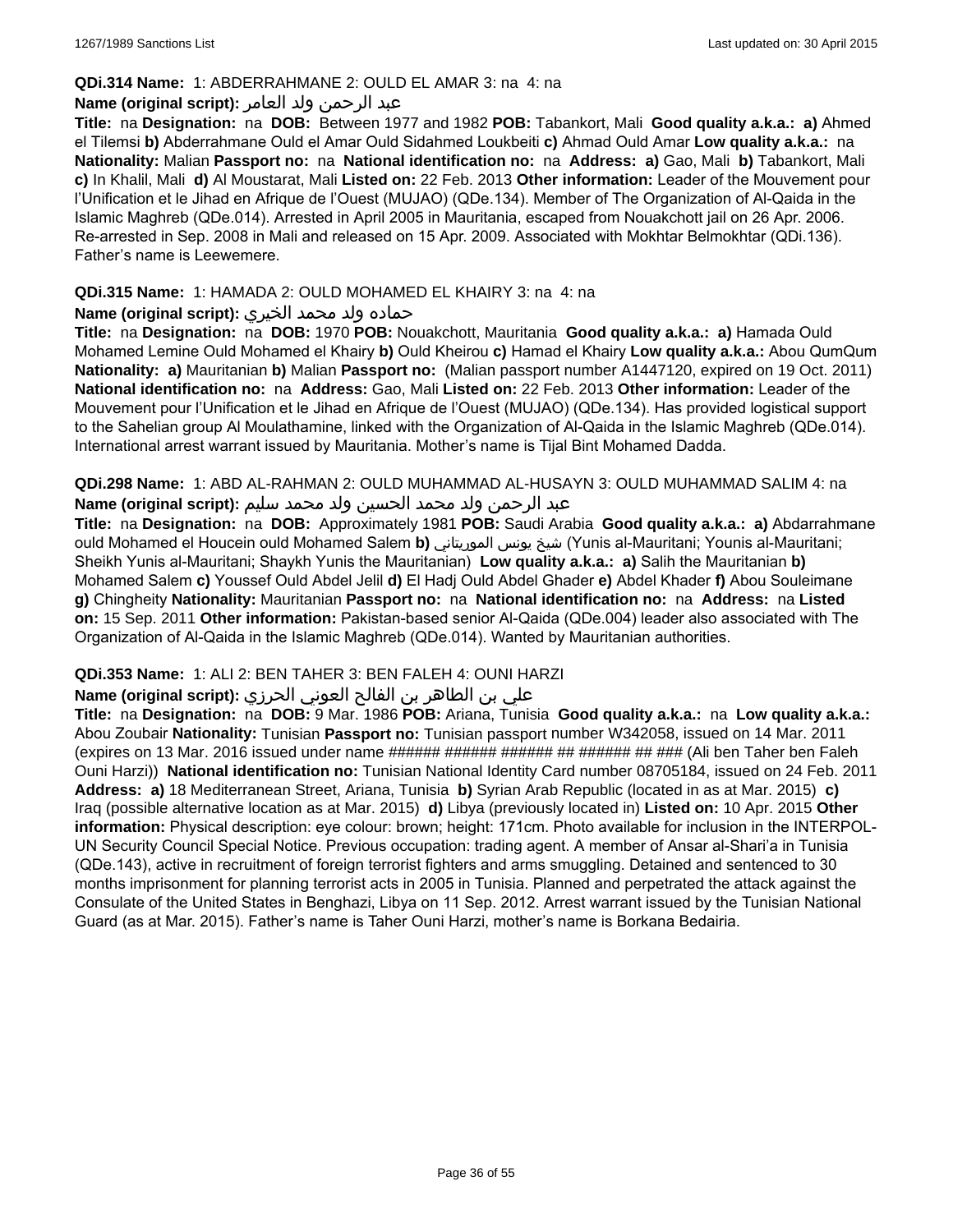**QDi.314 Name:** 1: ABDERRAHMANE 2: OULD EL AMAR 3: na 4: na

**Name (original script):** عبد الرحمن ولد العامر

**Title:** na **Designation:** na **DOB:** Between 1977 and 1982 **POB:** Tabankort, Mali **Good quality a.k.a.: a)** Ahmed el Tilemsi **b)** Abderrahmane Ould el Amar Ould Sidahmed Loukbeiti **c)** Ahmad Ould Amar **Low quality a.k.a.:** na **Nationality:** Malian **Passport no:** na **National identification no:** na **Address: a)** Gao, Mali **b)** Tabankort, Mali **c)** In Khalil, Mali **d)** Al Moustarat, Mali **Listed on:** 22 Feb. 2013 **Other information:** Leader of the Mouvement pour l'Unification et le Jihad en Afrique de l'Ouest (MUJAO) (QDe.134). Member of The Organization of Al-Qaida in the Islamic Maghreb (QDe.014). Arrested in April 2005 in Mauritania, escaped from Nouakchott jail on 26 Apr. 2006. Re-arrested in Sep. 2008 in Mali and released on 15 Apr. 2009. Associated with Mokhtar Belmokhtar (QDi.136). Father's name is Leewemere.

**QDi.315 Name:** 1: HAMADA 2: OULD MOHAMED EL KHAIRY 3: na 4: na

**Name (original script):** حماده ولد محمد الخيري

**Title:** na **Designation:** na **DOB:** 1970 **POB:** Nouakchott, Mauritania **Good quality a.k.a.: a)** Hamada Ould Mohamed Lemine Ould Mohamed el Khairy **b)** Ould Kheirou **c)** Hamad el Khairy **Low quality a.k.a.:** Abou QumQum **Nationality: a)** Mauritanian **b)** Malian **Passport no:** (Malian passport number A1447120, expired on 19 Oct. 2011) **National identification no:** na **Address:** Gao, Mali **Listed on:** 22 Feb. 2013 **Other information:** Leader of the Mouvement pour l'Unification et le Jihad en Afrique de l'Ouest (MUJAO) (QDe.134). Has provided logistical support to the Sahelian group Al Moulathamine, linked with the Organization of Al-Qaida in the Islamic Maghreb (QDe.014). International arrest warrant issued by Mauritania. Mother's name is Tijal Bint Mohamed Dadda.

**QDi.298 Name:** 1: ABD AL-RAHMAN 2: OULD MUHAMMAD AL-HUSAYN 3: OULD MUHAMMAD SALIM 4: na

**Name (original script):** عبد الرحمن ولد محمد الحسين ولد محمد سليم

**Title:** na **Designation:** na **DOB:** Approximately 1981 **POB:** Saudi Arabia **Good quality a.k.a.: a)** Abdarrahmane ould Mohamed el Houcein ould Mohamed Salem **b)** شيخ يونس الموريتاني (Yunis al-Mauritani; Younis al-Mauritani; Sheikh Yunis al-Mauritani; Shaykh Yunis the Mauritanian) **Low quality a.k.a.: a)** Salih the Mauritanian **b)** Mohamed Salem **c)** Youssef Ould Abdel Jelil **d)** El Hadj Ould Abdel Ghader **e)** Abdel Khader **f)** Abou Souleimane **g)** Chingheity **Nationality:** Mauritanian **Passport no:** na **National identification no:** na **Address:** na **Listed on:** 15 Sep. 2011 **Other information:** Pakistan-based senior Al-Qaida (QDe.004) leader also associated with The Organization of Al-Qaida in the Islamic Maghreb (QDe.014). Wanted by Mauritanian authorities.

**QDi.353 Name:** 1: ALI 2: BEN TAHER 3: BEN FALEH 4: OUNI HARZI

**Name (original script):** علي بن الطاهر بن الفالح العوني الحرزي

**Title:** na **Designation:** na **DOB:** 9 Mar. 1986 **POB:** Ariana, Tunisia **Good quality a.k.a.:** na **Low quality a.k.a.:** Abou Zoubair **Nationality:** Tunisian **Passport no:** Tunisian passport number W342058, issued on 14 Mar. 2011 (expires on 13 Mar. 2016 issued under name ###### ###### ###### ## ###### ## ### (Ali ben Taher ben Faleh Ouni Harzi)) **National identification no:** Tunisian National Identity Card number 08705184, issued on 24 Feb. 2011 **Address: a)** 18 Mediterranean Street, Ariana, Tunisia **b)** Syrian Arab Republic (located in as at Mar. 2015) **c)** Iraq (possible alternative location as at Mar. 2015) **d)** Libya (previously located in) **Listed on:** 10 Apr. 2015 **Other information:** Physical description: eye colour: brown; height: 171cm. Photo available for inclusion in the INTERPOL-UN Security Council Special Notice. Previous occupation: trading agent. A member of Ansar al-Shari'a in Tunisia (QDe.143), active in recruitment of foreign terrorist fighters and arms smuggling. Detained and sentenced to 30 months imprisonment for planning terrorist acts in 2005 in Tunisia. Planned and perpetrated the attack against the Consulate of the United States in Benghazi, Libya on 11 Sep. 2012. Arrest warrant issued by the Tunisian National Guard (as at Mar. 2015). Father's name is Taher Ouni Harzi, mother's name is Borkana Bedairia.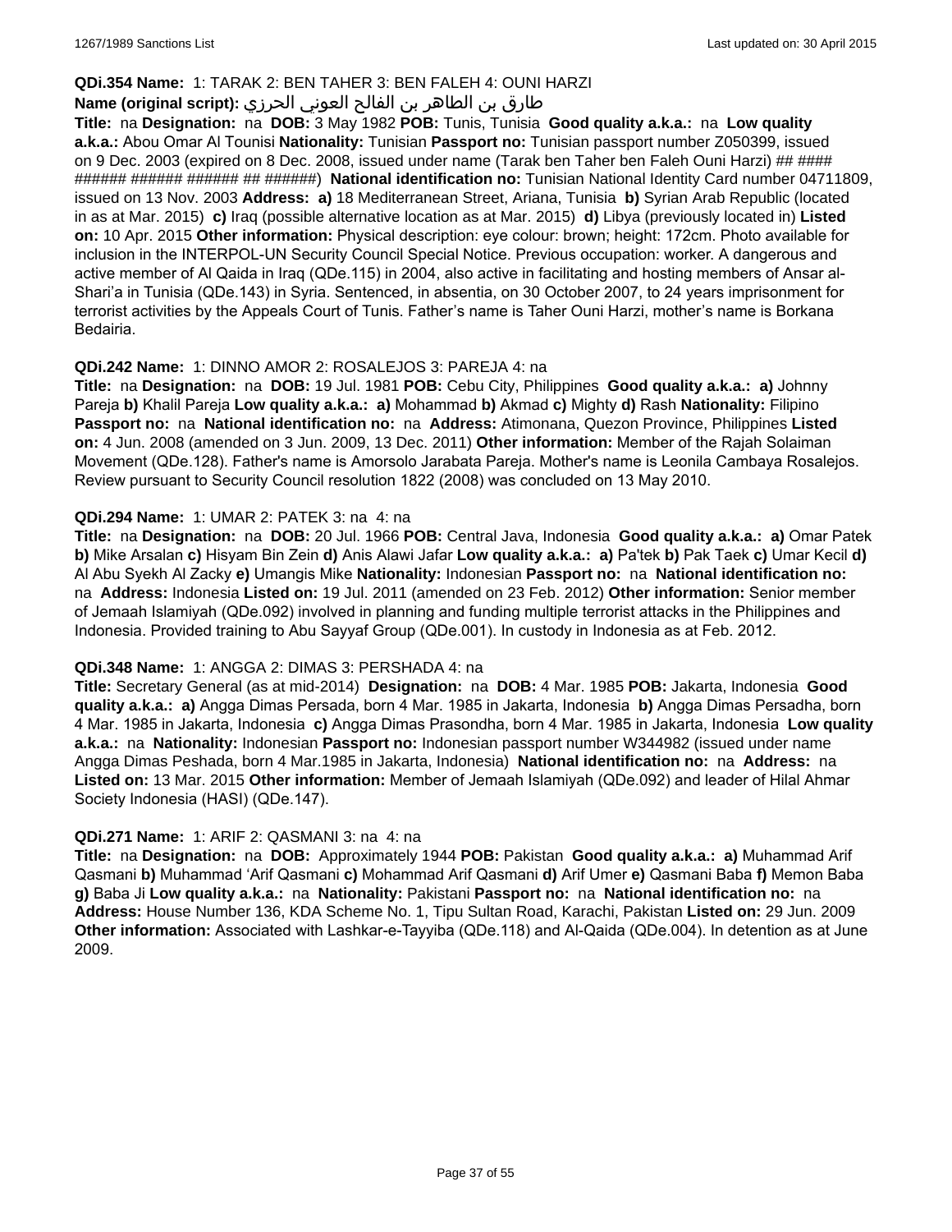**QDi.354 Name:** 1: TARAK 2: BEN TAHER 3: BEN FALEH 4: OUNI HARZI

**Name (original script):** طارق بن الطاهر بن الفالح العوني الحرزي

**Title:** na **Designation:** na **DOB:** 3 May 1982 **POB:** Tunis, Tunisia **Good quality a.k.a.:** na **Low quality a.k.a.:** Abou Omar Al Tounisi **Nationality:** Tunisian **Passport no:** Tunisian passport number Z050399, issued on 9 Dec. 2003 (expired on 8 Dec. 2008, issued under name (Tarak ben Taher ben Faleh Ouni Harzi) ## #### ###### ###### ###### ## ######) **National identification no:** Tunisian National Identity Card number 04711809, issued on 13 Nov. 2003 **Address:** **a)** 18 Mediterranean Street, Ariana, Tunisia **b)** Syrian Arab Republic (located in as at Mar. 2015) **c)** Iraq (possible alternative location as at Mar. 2015) **d)** Libya (previously located in) **Listed on:** 10 Apr. 2015 **Other information:** Physical description: eye colour: brown; height: 172cm. Photo available for inclusion in the INTERPOL-UN Security Council Special Notice. Previous occupation: worker. A dangerous and active member of Al Qaida in Iraq (QDe.115) in 2004, also active in facilitating and hosting members of Ansar al-Shari'a in Tunisia (QDe.143) in Syria. Sentenced, in absentia, on 30 October 2007, to 24 years imprisonment for terrorist activities by the Appeals Court of Tunis. Father's name is Taher Ouni Harzi, mother's name is Borkana Bedairia.

**QDi.242 Name:** 1: DINNO AMOR 2: ROSALEJOS 3: PAREJA 4: na

**Title:** na **Designation:** na **DOB:** 19 Jul. 1981 **POB:** Cebu City, Philippines **Good quality a.k.a.:** **a)** Johnny Pareja **b)** Khalil Pareja **Low quality a.k.a.:** **a)** Mohammad **b)** Akmad **c)** Mighty **d)** Rash **Nationality:** Filipino **Passport no:** na **National identification no:** na **Address:** Atimonana, Quezon Province, Philippines **Listed on:** 4 Jun. 2008 (amended on 3 Jun. 2009, 13 Dec. 2011) **Other information:** Member of the Rajah Solaiman Movement (QDe.128). Father's name is Amorsolo Jarabata Pareja. Mother's name is Leonila Cambaya Rosalejos. Review pursuant to Security Council resolution 1822 (2008) was concluded on 13 May 2010.

**QDi.294 Name:** 1: UMAR 2: PATEK 3: na 4: na

**Title:** na **Designation:** na **DOB:** 20 Jul. 1966 **POB:** Central Java, Indonesia **Good quality a.k.a.:** **a)** Omar Patek **b)** Mike Arsalan **c)** Hisyam Bin Zein **d)** Anis Alawi Jafar **Low quality a.k.a.:** **a)** Pa'tek **b)** Pak Taek **c)** Umar Kecil **d)** Al Abu Syekh Al Zacky **e)** Umangis Mike **Nationality:** Indonesian **Passport no:** na **National identification no:** na **Address:** Indonesia **Listed on:** 19 Jul. 2011 (amended on 23 Feb. 2012) **Other information:** Senior member of Jemaah Islamiyah (QDe.092) involved in planning and funding multiple terrorist attacks in the Philippines and Indonesia. Provided training to Abu Sayyaf Group (QDe.001). In custody in Indonesia as at Feb. 2012.

**QDi.348 Name:** 1: ANGGA 2: DIMAS 3: PERSHADA 4: na

**Title:** Secretary General (as at mid-2014) **Designation:** na **DOB:** 4 Mar. 1985 **POB:** Jakarta, Indonesia **Good quality a.k.a.:** **a)** Angga Dimas Persada, born 4 Mar. 1985 in Jakarta, Indonesia **b)** Angga Dimas Persadha, born 4 Mar. 1985 in Jakarta, Indonesia **c)** Angga Dimas Prasondha, born 4 Mar. 1985 in Jakarta, Indonesia **Low quality a.k.a.:** na **Nationality:** Indonesian **Passport no:** Indonesian passport number W344982 (issued under name Angga Dimas Peshada, born 4 Mar.1985 in Jakarta, Indonesia) **National identification no:** na **Address:** na **Listed on:** 13 Mar. 2015 **Other information:** Member of Jemaah Islamiyah (QDe.092) and leader of Hilal Ahmar Society Indonesia (HASI) (QDe.147).

**QDi.271 Name:** 1: ARIF 2: QASMANI 3: na 4: na

**Title:** na **Designation:** na **DOB:** Approximately 1944 **POB:** Pakistan **Good quality a.k.a.:** **a)** Muhammad Arif Qasmani **b)** Muhammad 'Arif Qasmani **c)** Mohammad Arif Qasmani **d)** Arif Umer **e)** Qasmani Baba **f)** Memon Baba **g)** Baba Ji **Low quality a.k.a.:** na **Nationality:** Pakistani **Passport no:** na **National identification no:** na **Address:** House Number 136, KDA Scheme No. 1, Tipu Sultan Road, Karachi, Pakistan **Listed on:** 29 Jun. 2009 **Other information:** Associated with Lashkar-e-Tayyiba (QDe.118) and Al-Qaida (QDe.004). In detention as at June 2009.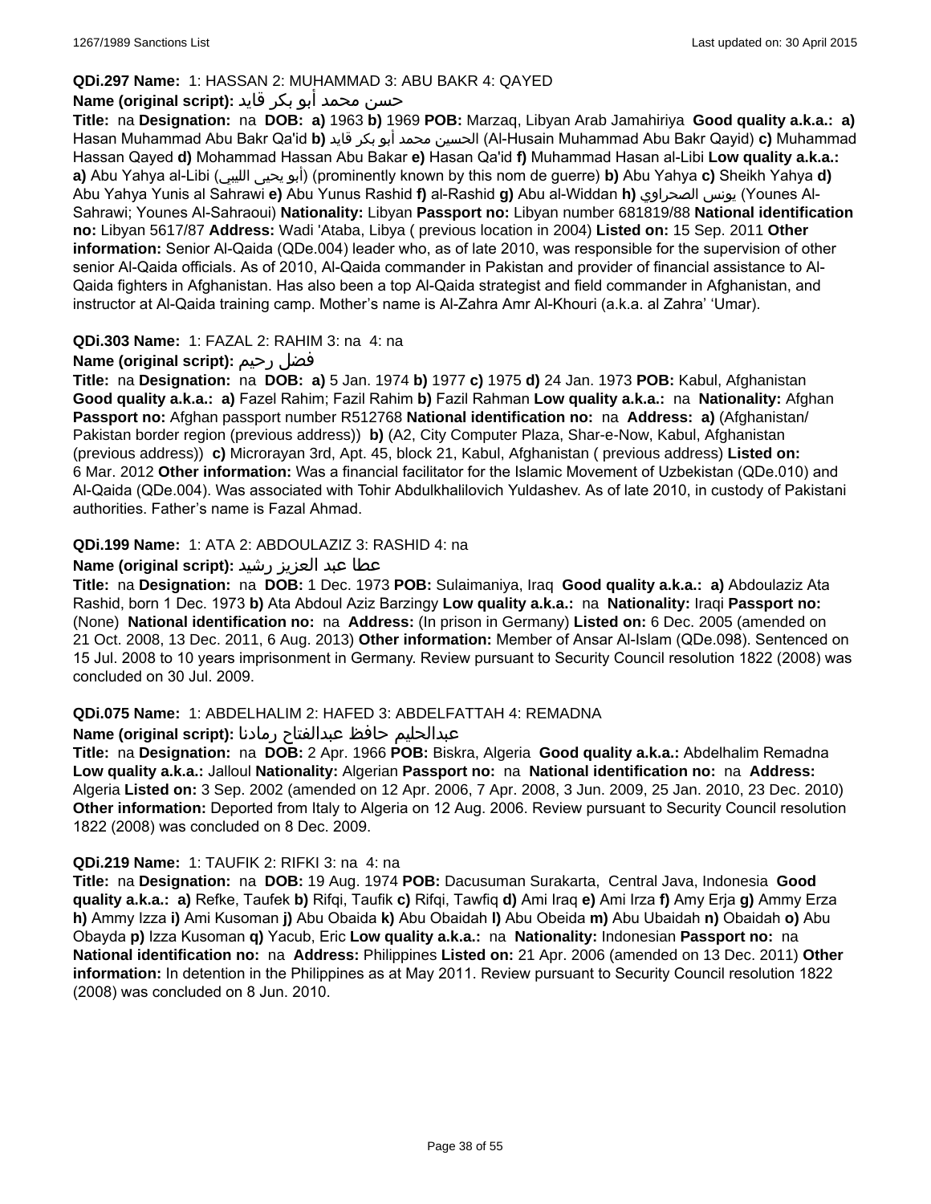**QDi.297 Name:** 1: HASSAN 2: MUHAMMAD 3: ABU BAKR 4: QAYED

**Name (original script):** حسن محمد أبو بكر قايد

**Title:** na **Designation:** na **DOB:** **a)** 1963 **b)** 1969 **POB:** Marzaq, Libyan Arab Jamahiriya **Good quality a.k.a.:** **a)** Hasan Muhammad Abu Bakr Qa'id **b)** الحسين محمد أبو بكر قايد (Al-Husain Muhammad Abu Bakr Qayid) **c)** Muhammad Hassan Qayed **d)** Mohammad Hassan Abu Bakar **e)** Hasan Qa'id **f)** Muhammad Hasan al-Libi **Low quality a.k.a.:** **a)** Abu Yahya al-Libi (أبو يحيى الليبي) (prominently known by this nom de guerre) **b)** Abu Yahya **c)** Sheikh Yahya **d)** Abu Yahya Yunis al Sahrawi **e)** Abu Yunus Rashid **f)** al-Rashid **g)** Abu al-Widdan **h)** يونس الصحراوي (Younes Al-Sahrawi; Younes Al-Sahraoui) **Nationality:** Libyan **Passport no:** Libyan number 681819/88 **National identification no:** Libyan 5617/87 **Address:** Wadi 'Ataba, Libya ( previous location in 2004) **Listed on:** 15 Sep. 2011 **Other information:** Senior Al-Qaida (QDe.004) leader who, as of late 2010, was responsible for the supervision of other senior Al-Qaida officials. As of 2010, Al-Qaida commander in Pakistan and provider of financial assistance to Al-Qaida fighters in Afghanistan. Has also been a top Al-Qaida strategist and field commander in Afghanistan, and instructor at Al-Qaida training camp. Mother's name is Al-Zahra Amr Al-Khouri (a.k.a. al Zahra' 'Umar).

**QDi.303 Name:** 1: FAZAL 2: RAHIM 3: na 4: na

**Name (original script):** فضل رحيم

**Title:** na **Designation:** na **DOB:** **a)** 5 Jan. 1974 **b)** 1977 **c)** 1975 **d)** 24 Jan. 1973 **POB:** Kabul, Afghanistan **Good quality a.k.a.:** **a)** Fazel Rahim; Fazil Rahim **b)** Fazil Rahman **Low quality a.k.a.:** na **Nationality:** Afghan **Passport no:** Afghan passport number R512768 **National identification no:** na **Address:** **a)** (Afghanistan/ Pakistan border region (previous address)) **b)** (A2, City Computer Plaza, Shar-e-Now, Kabul, Afghanistan (previous address)) **c)** Microrayan 3rd, Apt. 45, block 21, Kabul, Afghanistan ( previous address) **Listed on:** 6 Mar. 2012 **Other information:** Was a financial facilitator for the Islamic Movement of Uzbekistan (QDe.010) and Al-Qaida (QDe.004). Was associated with Tohir Abdulkhalilovich Yuldashev. As of late 2010, in custody of Pakistani authorities. Father's name is Fazal Ahmad.

**QDi.199 Name:** 1: ATA 2: ABDOULAZIZ 3: RASHID 4: na

**Name (original script):** عطا عبد العزيز رشيد

**Title:** na **Designation:** na **DOB:** 1 Dec. 1973 **POB:** Sulaimaniya, Iraq **Good quality a.k.a.:** **a)** Abdoulaziz Ata Rashid, born 1 Dec. 1973 **b)** Ata Abdoul Aziz Barzingy **Low quality a.k.a.:** na **Nationality:** Iraqi **Passport no:** (None) **National identification no:** na **Address:** (In prison in Germany) **Listed on:** 6 Dec. 2005 (amended on 21 Oct. 2008, 13 Dec. 2011, 6 Aug. 2013) **Other information:** Member of Ansar Al-Islam (QDe.098). Sentenced on 15 Jul. 2008 to 10 years imprisonment in Germany. Review pursuant to Security Council resolution 1822 (2008) was concluded on 30 Jul. 2009.

**QDi.075 Name:** 1: ABDELHALIM 2: HAFED 3: ABDELFATTAH 4: REMADNA

**Name (original script):** عبدالحليم حافظ عبدالفتاح رمادنا

**Title:** na **Designation:** na **DOB:** 2 Apr. 1966 **POB:** Biskra, Algeria **Good quality a.k.a.:** Abdelhalim Remadna **Low quality a.k.a.:** Jalloul **Nationality:** Algerian **Passport no:** na **National identification no:** na **Address:** Algeria **Listed on:** 3 Sep. 2002 (amended on 12 Apr. 2006, 7 Apr. 2008, 3 Jun. 2009, 25 Jan. 2010, 23 Dec. 2010) **Other information:** Deported from Italy to Algeria on 12 Aug. 2006. Review pursuant to Security Council resolution 1822 (2008) was concluded on 8 Dec. 2009.

**QDi.219 Name:** 1: TAUFIK 2: RIFKI 3: na 4: na

**Title:** na **Designation:** na **DOB:** 19 Aug. 1974 **POB:** Dacusuman Surakarta, Central Java, Indonesia **Good quality a.k.a.:** **a)** Refke, Taufek **b)** Rifqi, Taufik **c)** Rifqi, Tawfiq **d)** Ami Iraq **e)** Ami Irza **f)** Amy Erja **g)** Ammy Erza **h)** Ammy Izza **i)** Ami Kusoman **j)** Abu Obaida **k)** Abu Obaidah **l)** Abu Obeida **m)** Abu Ubaidah **n)** Obaidah **o)** Abu Obayda **p)** Izza Kusoman **q)** Yacub, Eric **Low quality a.k.a.:** na **Nationality:** Indonesian **Passport no:** na **National identification no:** na **Address:** Philippines **Listed on:** 21 Apr. 2006 (amended on 13 Dec. 2011) **Other information:** In detention in the Philippines as at May 2011. Review pursuant to Security Council resolution 1822 (2008) was concluded on 8 Jun. 2010.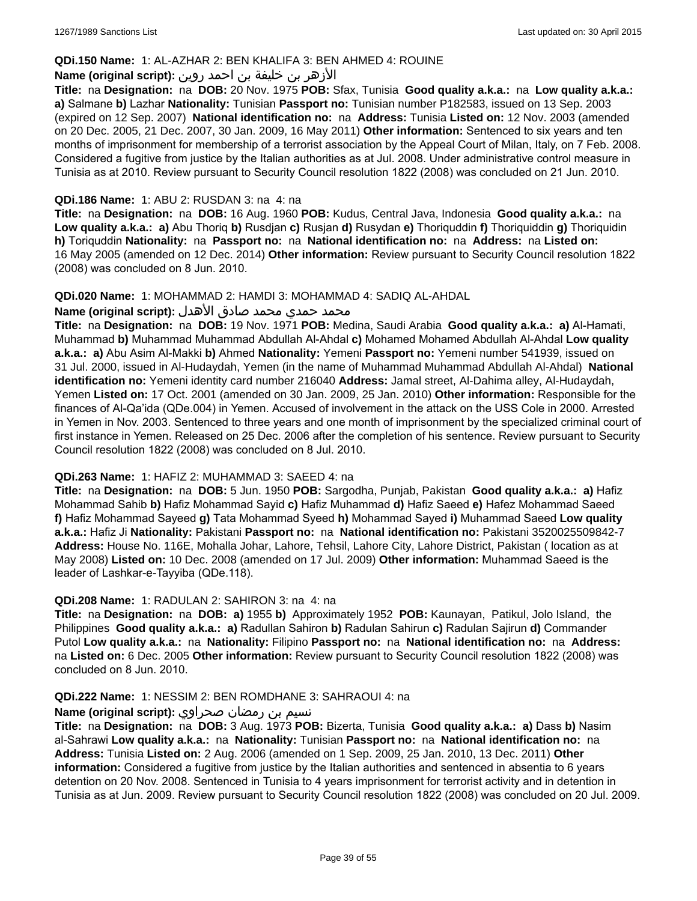**QDi.150 Name:** 1: AL-AZHAR 2: BEN KHALIFA 3: BEN AHMED 4: ROUINE

**Name (original script):** الأزهر بن خليفة بن احمد روين

**Title:** na **Designation:** na **DOB:** 20 Nov. 1975 **POB:** Sfax, Tunisia **Good quality a.k.a.:** na **Low quality a.k.a.:** **a)** Salmane **b)** Lazhar **Nationality:** Tunisian **Passport no:** Tunisian number P182583, issued on 13 Sep. 2003 (expired on 12 Sep. 2007) **National identification no:** na **Address:** Tunisia **Listed on:** 12 Nov. 2003 (amended on 20 Dec. 2005, 21 Dec. 2007, 30 Jan. 2009, 16 May 2011) **Other information:** Sentenced to six years and ten months of imprisonment for membership of a terrorist association by the Appeal Court of Milan, Italy, on 7 Feb. 2008. Considered a fugitive from justice by the Italian authorities as at Jul. 2008. Under administrative control measure in Tunisia as at 2010. Review pursuant to Security Council resolution 1822 (2008) was concluded on 21 Jun. 2010.

**QDi.186 Name:** 1: ABU 2: RUSDAN 3: na 4: na

**Title:** na **Designation:** na **DOB:** 16 Aug. 1960 **POB:** Kudus, Central Java, Indonesia **Good quality a.k.a.:** na **Low quality a.k.a.:** **a)** Abu Thoriq **b)** Rusdjan **c)** Rusjan **d)** Rusydan **e)** Thoriquddin **f)** Thoriquiddin **g)** Thoriquidin **h)** Toriquddin **Nationality:** na **Passport no:** na **National identification no:** na **Address:** na **Listed on:** 16 May 2005 (amended on 12 Dec. 2014) **Other information:** Review pursuant to Security Council resolution 1822 (2008) was concluded on 8 Jun. 2010.

**QDi.020 Name:** 1: MOHAMMAD 2: HAMDI 3: MOHAMMAD 4: SADIQ AL-AHDAL

**Name (original script):** محمد حمدي محمد صادق الأهدل

**Title:** na **Designation:** na **DOB:** 19 Nov. 1971 **POB:** Medina, Saudi Arabia **Good quality a.k.a.:** **a)** Al-Hamati, Muhammad **b)** Muhammad Muhammad Abdullah Al-Ahdal **c)** Mohamed Mohamed Abdullah Al-Ahdal **Low quality a.k.a.:** **a)** Abu Asim Al-Makki **b)** Ahmed **Nationality:** Yemeni **Passport no:** Yemeni number 541939, issued on 31 Jul. 2000, issued in Al-Hudaydah, Yemen (in the name of Muhammad Muhammad Abdullah Al-Ahdal) **National identification no:** Yemeni identity card number 216040 **Address:** Jamal street, Al-Dahima alley, Al-Hudaydah, Yemen **Listed on:** 17 Oct. 2001 (amended on 30 Jan. 2009, 25 Jan. 2010) **Other information:** Responsible for the finances of Al-Qa'ida (QDe.004) in Yemen. Accused of involvement in the attack on the USS Cole in 2000. Arrested in Yemen in Nov. 2003. Sentenced to three years and one month of imprisonment by the specialized criminal court of first instance in Yemen. Released on 25 Dec. 2006 after the completion of his sentence. Review pursuant to Security Council resolution 1822 (2008) was concluded on 8 Jul. 2010.

**QDi.263 Name:** 1: HAFIZ 2: MUHAMMAD 3: SAEED 4: na

**Title:** na **Designation:** na **DOB:** 5 Jun. 1950 **POB:** Sargodha, Punjab, Pakistan **Good quality a.k.a.:** **a)** Hafiz Mohammad Sahib **b)** Hafiz Mohammad Sayid **c)** Hafiz Muhammad **d)** Hafiz Saeed **e)** Hafez Mohammad Saeed **f)** Hafiz Mohammad Sayeed **g)** Tata Mohammad Syeed **h)** Mohammad Sayed **i)** Muhammad Saeed **Low quality a.k.a.:** Hafiz Ji **Nationality:** Pakistani **Passport no:** na **National identification no:** Pakistani 3520025509842-7 **Address:** House No. 116E, Mohalla Johar, Lahore, Tehsil, Lahore City, Lahore District, Pakistan ( location as at May 2008) **Listed on:** 10 Dec. 2008 (amended on 17 Jul. 2009) **Other information:** Muhammad Saeed is the leader of Lashkar-e-Tayyiba (QDe.118).

**QDi.208 Name:** 1: RADULAN 2: SAHIRON 3: na 4: na

**Title:** na **Designation:** na **DOB:** **a)** 1955 **b)** Approximately 1952 **POB:** Kaunayan, Patikul, Jolo Island, the Philippines **Good quality a.k.a.:** **a)** Radullan Sahiron **b)** Radulan Sahirun **c)** Radulan Sajirun **d)** Commander Putol **Low quality a.k.a.:** na **Nationality:** Filipino **Passport no:** na **National identification no:** na **Address:** na **Listed on:** 6 Dec. 2005 **Other information:** Review pursuant to Security Council resolution 1822 (2008) was concluded on 8 Jun. 2010.

**QDi.222 Name:** 1: NESSIM 2: BEN ROMDHANE 3: SAHRAOUI 4: na

**Name (original script):** نسيم بن رمضان صحراوي

**Title:** na **Designation:** na **DOB:** 3 Aug. 1973 **POB:** Bizerta, Tunisia **Good quality a.k.a.:** **a)** Dass **b)** Nasim al-Sahrawi **Low quality a.k.a.:** na **Nationality:** Tunisian **Passport no:** na **National identification no:** na **Address:** Tunisia **Listed on:** 2 Aug. 2006 (amended on 1 Sep. 2009, 25 Jan. 2010, 13 Dec. 2011) **Other information:** Considered a fugitive from justice by the Italian authorities and sentenced in absentia to 6 years detention on 20 Nov. 2008. Sentenced in Tunisia to 4 years imprisonment for terrorist activity and in detention in Tunisia as at Jun. 2009. Review pursuant to Security Council resolution 1822 (2008) was concluded on 20 Jul. 2009.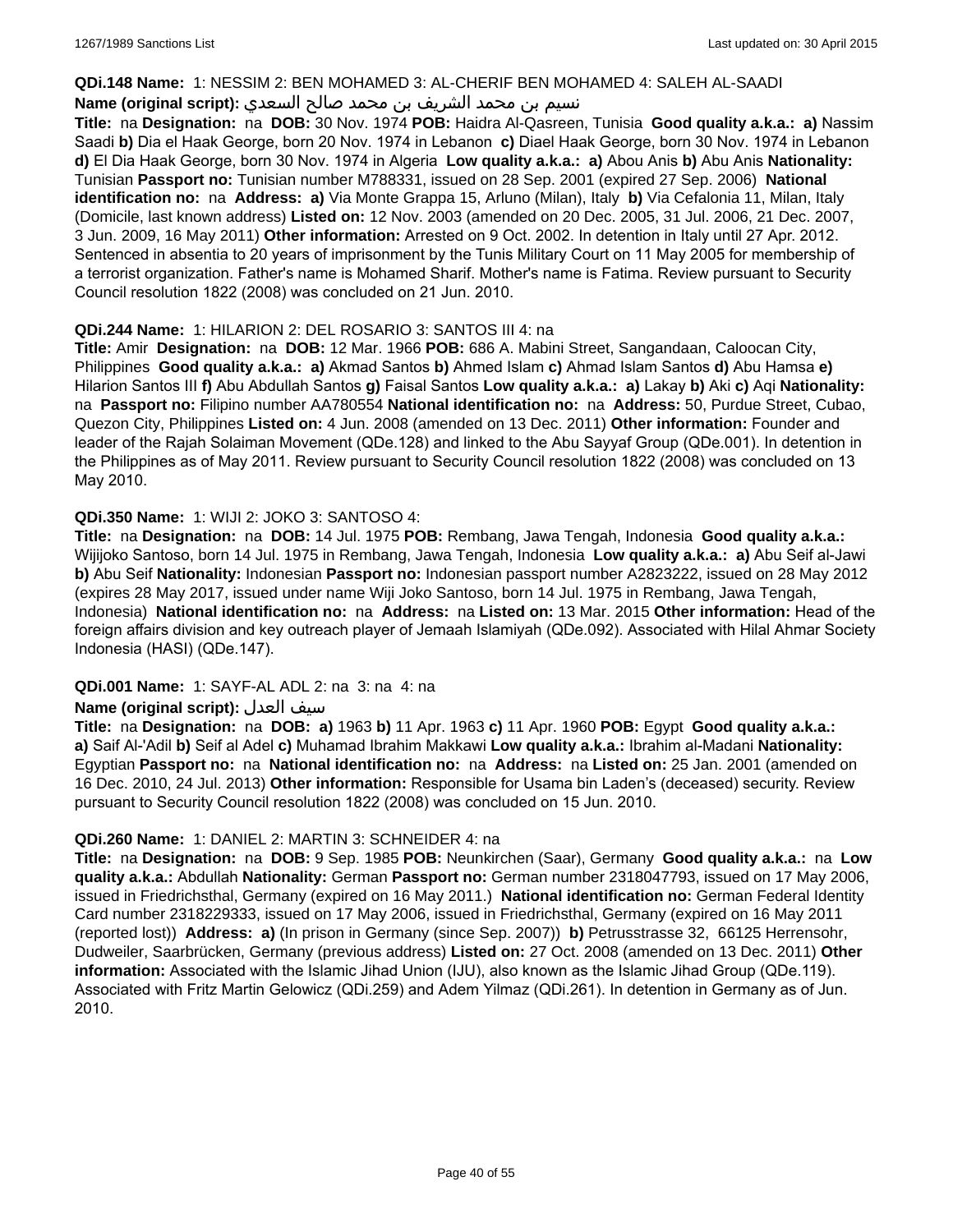**QDi.148 Name:** 1: NESSIM 2: BEN MOHAMED 3: AL-CHERIF BEN MOHAMED 4: SALEH AL-SAADI
**Name (original script):** نسيم بن محمد الشريف بن محمد صالح السعدي
**Title:** na **Designation:** na **DOB:** 30 Nov. 1974 **POB:** Haidra Al-Qasreen, Tunisia **Good quality a.k.a.:** **a)** Nassim Saadi **b)** Dia el Haak George, born 20 Nov. 1974 in Lebanon **c)** Diael Haak George, born 30 Nov. 1974 in Lebanon **d)** El Dia Haak George, born 30 Nov. 1974 in Algeria **Low quality a.k.a.:** **a)** Abou Anis **b)** Abu Anis **Nationality:** Tunisian **Passport no:** Tunisian number M788331, issued on 28 Sep. 2001 (expired 27 Sep. 2006) **National identification no:** na **Address:** **a)** Via Monte Grappa 15, Arluno (Milan), Italy **b)** Via Cefalonia 11, Milan, Italy (Domicile, last known address) **Listed on:** 12 Nov. 2003 (amended on 20 Dec. 2005, 31 Jul. 2006, 21 Dec. 2007, 3 Jun. 2009, 16 May 2011) **Other information:** Arrested on 9 Oct. 2002. In detention in Italy until 27 Apr. 2012. Sentenced in absentia to 20 years of imprisonment by the Tunis Military Court on 11 May 2005 for membership of a terrorist organization. Father's name is Mohamed Sharif. Mother's name is Fatima. Review pursuant to Security Council resolution 1822 (2008) was concluded on 21 Jun. 2010.

**QDi.244 Name:** 1: HILARION 2: DEL ROSARIO 3: SANTOS III 4: na
**Title:** Amir **Designation:** na **DOB:** 12 Mar. 1966 **POB:** 686 A. Mabini Street, Sangandaan, Caloocan City, Philippines **Good quality a.k.a.:** **a)** Akmad Santos **b)** Ahmed Islam **c)** Ahmad Islam Santos **d)** Abu Hamsa **e)** Hilarion Santos III **f)** Abu Abdullah Santos **g)** Faisal Santos **Low quality a.k.a.:** **a)** Lakay **b)** Aki **c)** Aqi **Nationality:** na **Passport no:** Filipino number AA780554 **National identification no:** na **Address:** 50, Purdue Street, Cubao, Quezon City, Philippines **Listed on:** 4 Jun. 2008 (amended on 13 Dec. 2011) **Other information:** Founder and leader of the Rajah Solaiman Movement (QDe.128) and linked to the Abu Sayyaf Group (QDe.001). In detention in the Philippines as of May 2011. Review pursuant to Security Council resolution 1822 (2008) was concluded on 13 May 2010.

**QDi.350 Name:** 1: WIJI 2: JOKO 3: SANTOSO 4:
**Title:** na **Designation:** na **DOB:** 14 Jul. 1975 **POB:** Rembang, Jawa Tengah, Indonesia **Good quality a.k.a.:** Wijijoko Santoso, born 14 Jul. 1975 in Rembang, Jawa Tengah, Indonesia **Low quality a.k.a.:** **a)** Abu Seif al-Jawi **b)** Abu Seif **Nationality:** Indonesian **Passport no:** Indonesian passport number A2823222, issued on 28 May 2012 (expires 28 May 2017, issued under name Wiji Joko Santoso, born 14 Jul. 1975 in Rembang, Jawa Tengah, Indonesia) **National identification no:** na **Address:** na **Listed on:** 13 Mar. 2015 **Other information:** Head of the foreign affairs division and key outreach player of Jemaah Islamiyah (QDe.092). Associated with Hilal Ahmar Society Indonesia (HASI) (QDe.147).

**QDi.001 Name:** 1: SAYF-AL ADL 2: na 3: na 4: na
**Name (original script):** سيف العدل
**Title:** na **Designation:** na **DOB:** **a)** 1963 **b)** 11 Apr. 1963 **c)** 11 Apr. 1960 **POB:** Egypt **Good quality a.k.a.:** **a)** Saif Al-'Adil **b)** Seif al Adel **c)** Muhamad Ibrahim Makkawi **Low quality a.k.a.:** Ibrahim al-Madani **Nationality:** Egyptian **Passport no:** na **National identification no:** na **Address:** na **Listed on:** 25 Jan. 2001 (amended on 16 Dec. 2010, 24 Jul. 2013) **Other information:** Responsible for Usama bin Laden's (deceased) security. Review pursuant to Security Council resolution 1822 (2008) was concluded on 15 Jun. 2010.

**QDi.260 Name:** 1: DANIEL 2: MARTIN 3: SCHNEIDER 4: na
**Title:** na **Designation:** na **DOB:** 9 Sep. 1985 **POB:** Neunkirchen (Saar), Germany **Good quality a.k.a.:** na **Low quality a.k.a.:** Abdullah **Nationality:** German **Passport no:** German number 2318047793, issued on 17 May 2006, issued in Friedrichsthal, Germany (expired on 16 May 2011.) **National identification no:** German Federal Identity Card number 2318229333, issued on 17 May 2006, issued in Friedrichsthal, Germany (expired on 16 May 2011 (reported lost)) **Address:** **a)** (In prison in Germany (since Sep. 2007)) **b)** Petrusstrasse 32, 66125 Herrensohr, Dudweiler, Saarbrücken, Germany (previous address) **Listed on:** 27 Oct. 2008 (amended on 13 Dec. 2011) **Other information:** Associated with the Islamic Jihad Union (IJU), also known as the Islamic Jihad Group (QDe.119). Associated with Fritz Martin Gelowicz (QDi.259) and Adem Yilmaz (QDi.261). In detention in Germany as of Jun. 2010.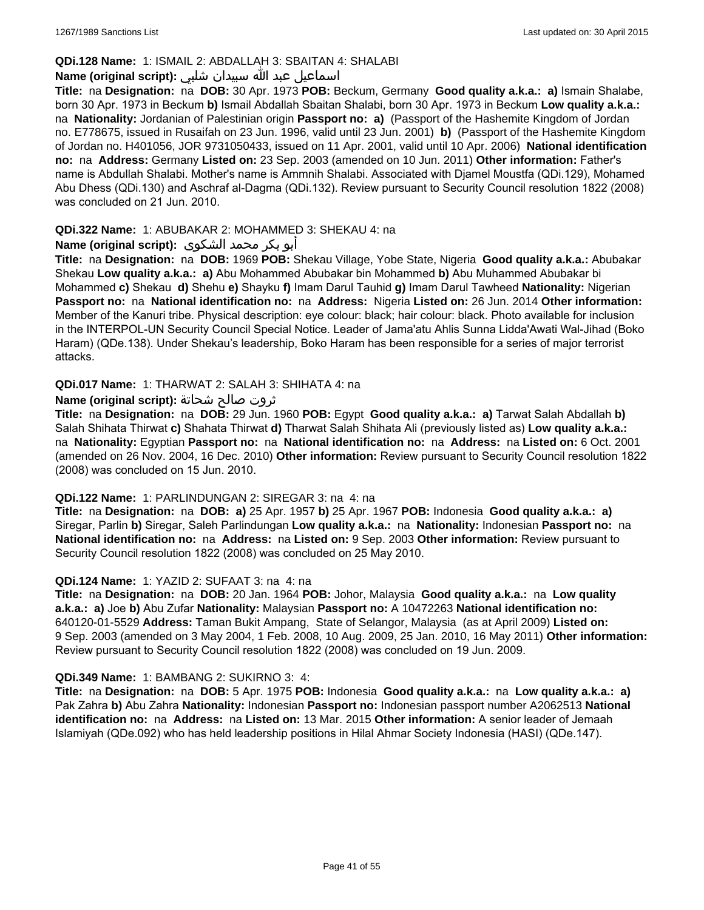**QDi.128 Name:** 1: ISMAIL 2: ABDALLAH 3: SBAITAN 4: SHALABI

**Name (original script):** اسماعيل عبد الله سبيدان شلبي

**Title:** na **Designation:** na **DOB:** 30 Apr. 1973 **POB:** Beckum, Germany **Good quality a.k.a.: a)** Ismain Shalabe, born 30 Apr. 1973 in Beckum **b)** Ismail Abdallah Sbaitan Shalabi, born 30 Apr. 1973 in Beckum **Low quality a.k.a.:** na **Nationality:** Jordanian of Palestinian origin **Passport no: a)** (Passport of the Hashemite Kingdom of Jordan no. E778675, issued in Rusaifah on 23 Jun. 1996, valid until 23 Jun. 2001) **b)** (Passport of the Hashemite Kingdom of Jordan no. H401056, JOR 9731050433, issued on 11 Apr. 2001, valid until 10 Apr. 2006) **National identification no:** na **Address:** Germany **Listed on:** 23 Sep. 2003 (amended on 10 Jun. 2011) **Other information:** Father's name is Abdullah Shalabi. Mother's name is Ammnih Shalabi. Associated with Djamel Moustfa (QDi.129), Mohamed Abu Dhess (QDi.130) and Aschraf al-Dagma (QDi.132). Review pursuant to Security Council resolution 1822 (2008) was concluded on 21 Jun. 2010.

**QDi.322 Name:** 1: ABUBAKAR 2: MOHAMMED 3: SHEKAU 4: na

**Name (original script):** أبو بكر محمد الشكوى

**Title:** na **Designation:** na **DOB:** 1969 **POB:** Shekau Village, Yobe State, Nigeria **Good quality a.k.a.:** Abubakar Shekau **Low quality a.k.a.: a)** Abu Mohammed Abubakar bin Mohammed **b)** Abu Muhammed Abubakar bi Mohammed **c)** Shekau **d)** Shehu **e)** Shayku **f)** Imam Darul Tauhid **g)** Imam Darul Tawheed **Nationality:** Nigerian **Passport no:** na **National identification no:** na **Address:** Nigeria **Listed on:** 26 Jun. 2014 **Other information:** Member of the Kanuri tribe. Physical description: eye colour: black; hair colour: black. Photo available for inclusion in the INTERPOL-UN Security Council Special Notice. Leader of Jama'atu Ahlis Sunna Lidda'Awati Wal-Jihad (Boko Haram) (QDe.138). Under Shekau's leadership, Boko Haram has been responsible for a series of major terrorist attacks.

**QDi.017 Name:** 1: THARWAT 2: SALAH 3: SHIHATA 4: na

**Name (original script):** ثروت صالح شحاتة

**Title:** na **Designation:** na **DOB:** 29 Jun. 1960 **POB:** Egypt **Good quality a.k.a.: a)** Tarwat Salah Abdallah **b)** Salah Shihata Thirwat **c)** Shahata Thirwat **d)** Tharwat Salah Shihata Ali (previously listed as) **Low quality a.k.a.:** na **Nationality:** Egyptian **Passport no:** na **National identification no:** na **Address:** na **Listed on:** 6 Oct. 2001 (amended on 26 Nov. 2004, 16 Dec. 2010) **Other information:** Review pursuant to Security Council resolution 1822 (2008) was concluded on 15 Jun. 2010.

**QDi.122 Name:** 1: PARLINDUNGAN 2: SIREGAR 3: na 4: na

**Title:** na **Designation:** na **DOB: a)** 25 Apr. 1957 **b)** 25 Apr. 1967 **POB:** Indonesia **Good quality a.k.a.: a)** Siregar, Parlin **b)** Siregar, Saleh Parlindungan **Low quality a.k.a.:** na **Nationality:** Indonesian **Passport no:** na **National identification no:** na **Address:** na **Listed on:** 9 Sep. 2003 **Other information:** Review pursuant to Security Council resolution 1822 (2008) was concluded on 25 May 2010.

**QDi.124 Name:** 1: YAZID 2: SUFAAT 3: na 4: na

**Title:** na **Designation:** na **DOB:** 20 Jan. 1964 **POB:** Johor, Malaysia **Good quality a.k.a.:** na **Low quality a.k.a.: a)** Joe **b)** Abu Zufar **Nationality:** Malaysian **Passport no:** A 10472263 **National identification no:** 640120-01-5529 **Address:** Taman Bukit Ampang, State of Selangor, Malaysia (as at April 2009) **Listed on:** 9 Sep. 2003 (amended on 3 May 2004, 1 Feb. 2008, 10 Aug. 2009, 25 Jan. 2010, 16 May 2011) **Other information:** Review pursuant to Security Council resolution 1822 (2008) was concluded on 19 Jun. 2009.

**QDi.349 Name:** 1: BAMBANG 2: SUKIRNO 3: 4:

**Title:** na **Designation:** na **DOB:** 5 Apr. 1975 **POB:** Indonesia **Good quality a.k.a.:** na **Low quality a.k.a.: a)** Pak Zahra **b)** Abu Zahra **Nationality:** Indonesian **Passport no:** Indonesian passport number A2062513 **National identification no:** na **Address:** na **Listed on:** 13 Mar. 2015 **Other information:** A senior leader of Jemaah Islamiyah (QDe.092) who has held leadership positions in Hilal Ahmar Society Indonesia (HASI) (QDe.147).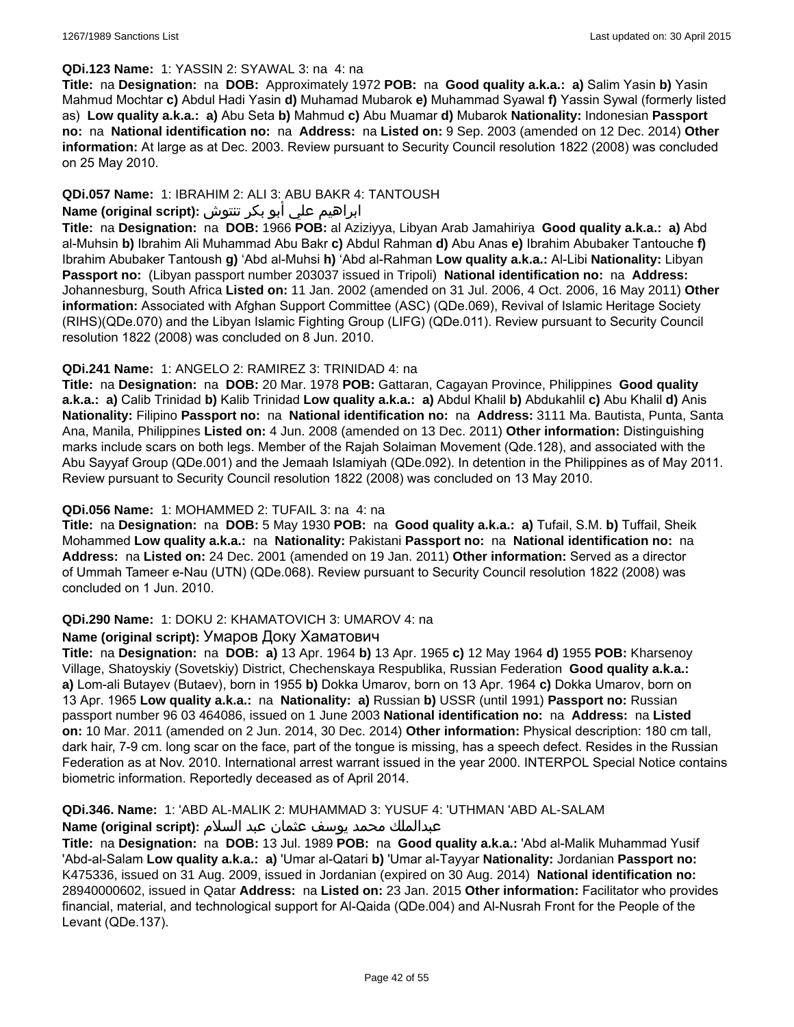**QDi.123 Name:** 1: YASSIN 2: SYAWAL 3: na 4: na

**Title:** na **Designation:** na **DOB:** Approximately 1972 **POB:** na **Good quality a.k.a.: a)** Salim Yasin **b)** Yasin Mahmud Mochtar **c)** Abdul Hadi Yasin **d)** Muhamad Mubarok **e)** Muhammad Syawal **f)** Yassin Sywal (formerly listed as) **Low quality a.k.a.: a)** Abu Seta **b)** Mahmud **c)** Abu Muamar **d)** Mubarok **Nationality:** Indonesian **Passport no:** na **National identification no:** na **Address:** na **Listed on:** 9 Sep. 2003 (amended on 12 Dec. 2014) **Other information:** At large as at Dec. 2003. Review pursuant to Security Council resolution 1822 (2008) was concluded on 25 May 2010.

**QDi.057 Name:** 1: IBRAHIM 2: ALI 3: ABU BAKR 4: TANTOUSH

**Name (original script):** ابراهيم علي أبو بكر تنتوش

**Title:** na **Designation:** na **DOB:** 1966 **POB:** al Aziziyya, Libyan Arab Jamahiriya **Good quality a.k.a.: a)** Abd al-Muhsin **b)** Ibrahim Ali Muhammad Abu Bakr **c)** Abdul Rahman **d)** Abu Anas **e)** Ibrahim Abubaker Tantouche **f)** Ibrahim Abubaker Tantoush **g)** 'Abd al-Muhsi **h)** 'Abd al-Rahman **Low quality a.k.a.:** Al-Libi **Nationality:** Libyan **Passport no:** (Libyan passport number 203037 issued in Tripoli) **National identification no:** na **Address:** Johannesburg, South Africa **Listed on:** 11 Jan. 2002 (amended on 31 Jul. 2006, 4 Oct. 2006, 16 May 2011) **Other information:** Associated with Afghan Support Committee (ASC) (QDe.069), Revival of Islamic Heritage Society (RIHS)(QDe.070) and the Libyan Islamic Fighting Group (LIFG) (QDe.011). Review pursuant to Security Council resolution 1822 (2008) was concluded on 8 Jun. 2010.

**QDi.241 Name:** 1: ANGELO 2: RAMIREZ 3: TRINIDAD 4: na

**Title:** na **Designation:** na **DOB:** 20 Mar. 1978 **POB:** Gattaran, Cagayan Province, Philippines **Good quality a.k.a.: a)** Calib Trinidad **b)** Kalib Trinidad **Low quality a.k.a.: a)** Abdul Khalil **b)** Abdukahlil **c)** Abu Khalil **d)** Anis **Nationality:** Filipino **Passport no:** na **National identification no:** na **Address:** 3111 Ma. Bautista, Punta, Santa Ana, Manila, Philippines **Listed on:** 4 Jun. 2008 (amended on 13 Dec. 2011) **Other information:** Distinguishing marks include scars on both legs. Member of the Rajah Solaiman Movement (Qde.128), and associated with the Abu Sayyaf Group (QDe.001) and the Jemaah Islamiyah (QDe.092). In detention in the Philippines as of May 2011. Review pursuant to Security Council resolution 1822 (2008) was concluded on 13 May 2010.

**QDi.056 Name:** 1: MOHAMMED 2: TUFAIL 3: na 4: na

**Title:** na **Designation:** na **DOB:** 5 May 1930 **POB:** na **Good quality a.k.a.: a)** Tufail, S.M. **b)** Tuffail, Sheik Mohammed **Low quality a.k.a.:** na **Nationality:** Pakistani **Passport no:** na **National identification no:** na **Address:** na **Listed on:** 24 Dec. 2001 (amended on 19 Jan. 2011) **Other information:** Served as a director of Ummah Tameer e-Nau (UTN) (QDe.068). Review pursuant to Security Council resolution 1822 (2008) was concluded on 1 Jun. 2010.

**QDi.290 Name:** 1: DOKU 2: KHAMATOVICH 3: UMAROV 4: na

**Name (original script):** Умаров Доку Хаматович

**Title:** na **Designation:** na **DOB: a)** 13 Apr. 1964 **b)** 13 Apr. 1965 **c)** 12 May 1964 **d)** 1955 **POB:** Kharsenoy Village, Shatoyskiy (Sovetskiy) District, Chechenskaya Respublika, Russian Federation **Good quality a.k.a.: a)** Lom-ali Butayev (Butaev), born in 1955 **b)** Dokka Umarov, born on 13 Apr. 1964 **c)** Dokka Umarov, born on 13 Apr. 1965 **Low quality a.k.a.:** na **Nationality: a)** Russian **b)** USSR (until 1991) **Passport no:** Russian passport number 96 03 464086, issued on 1 June 2003 **National identification no:** na **Address:** na **Listed on:** 10 Mar. 2011 (amended on 2 Jun. 2014, 30 Dec. 2014) **Other information:** Physical description: 180 cm tall, dark hair, 7-9 cm. long scar on the face, part of the tongue is missing, has a speech defect. Resides in the Russian Federation as at Nov. 2010. International arrest warrant issued in the year 2000. INTERPOL Special Notice contains biometric information. Reportedly deceased as of April 2014.

**QDi.346. Name:** 1: 'ABD AL-MALIK 2: MUHAMMAD 3: YUSUF 4: 'UTHMAN 'ABD AL-SALAM

**Name (original script):** عبدالملك محمد يوسف عثمان عبد السلام

**Title:** na **Designation:** na **DOB:** 13 Jul. 1989 **POB:** na **Good quality a.k.a.:** 'Abd al-Malik Muhammad Yusif 'Abd-al-Salam **Low quality a.k.a.: a)** 'Umar al-Qatari **b)** 'Umar al-Tayyar **Nationality:** Jordanian **Passport no:** K475336, issued on 31 Aug. 2009, issued in Jordanian (expired on 30 Aug. 2014) **National identification no:** 28940000602, issued in Qatar **Address:** na **Listed on:** 23 Jan. 2015 **Other information:** Facilitator who provides financial, material, and technological support for Al-Qaida (QDe.004) and Al-Nusrah Front for the People of the Levant (QDe.137).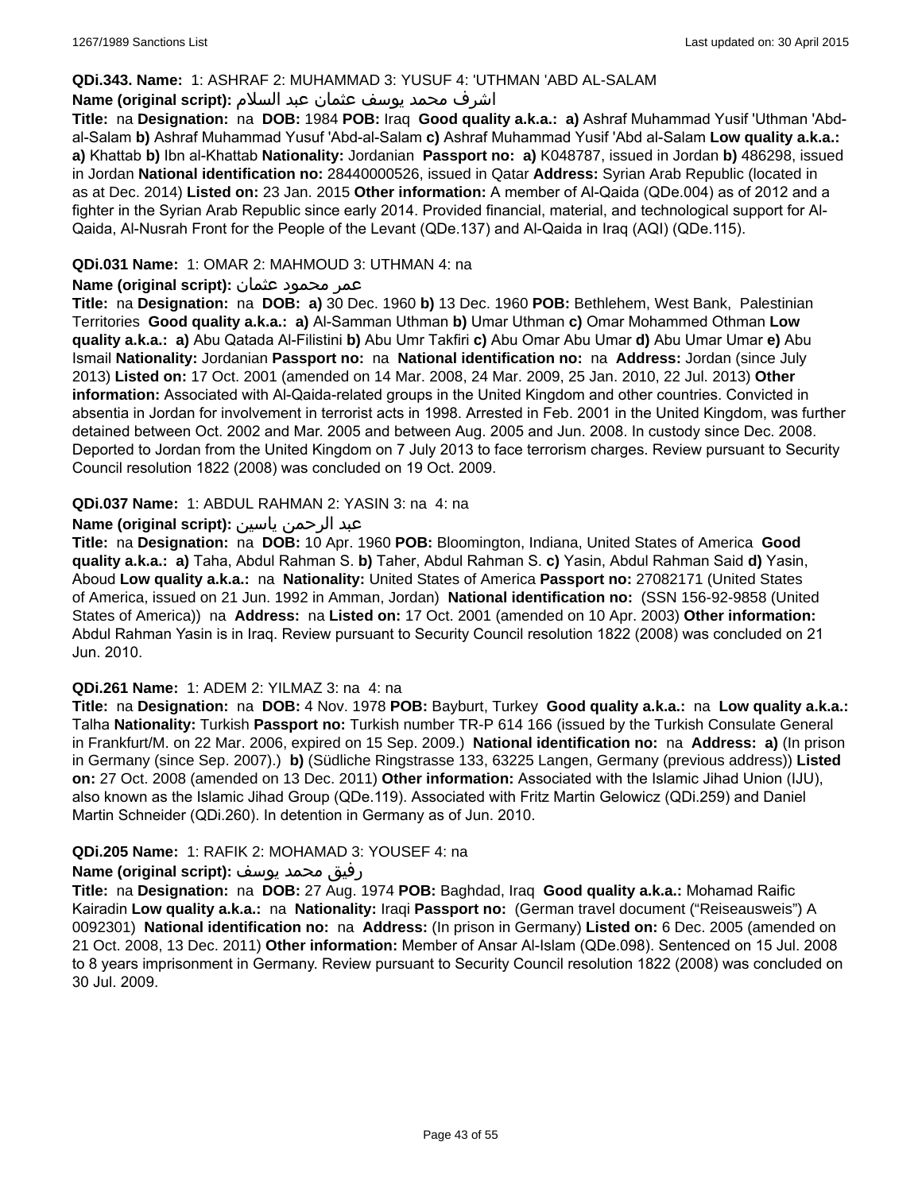**QDi.343. Name:** 1: ASHRAF 2: MUHAMMAD 3: YUSUF 4: 'UTHMAN 'ABD AL-SALAM

**Name (original script):** اشرف محمد يوسف عثمان عبد السلام

**Title:** na **Designation:** na **DOB:** 1984 **POB:** Iraq **Good quality a.k.a.:** **a)** Ashraf Muhammad Yusif 'Uthman 'Abd-al-Salam **b)** Ashraf Muhammad Yusuf 'Abd-al-Salam **c)** Ashraf Muhammad Yusif 'Abd al-Salam **Low quality a.k.a.:** **a)** Khattab **b)** Ibn al-Khattab **Nationality:** Jordanian **Passport no:** **a)** K048787, issued in Jordan **b)** 486298, issued in Jordan **National identification no:** 28440000526, issued in Qatar **Address:** Syrian Arab Republic (located in as at Dec. 2014) **Listed on:** 23 Jan. 2015 **Other information:** A member of Al-Qaida (QDe.004) as of 2012 and a fighter in the Syrian Arab Republic since early 2014. Provided financial, material, and technological support for Al-Qaida, Al-Nusrah Front for the People of the Levant (QDe.137) and Al-Qaida in Iraq (AQI) (QDe.115).

**QDi.031 Name:** 1: OMAR 2: MAHMOUD 3: UTHMAN 4: na

**Name (original script):** عمر محمود عثمان

**Title:** na **Designation:** na **DOB:** **a)** 30 Dec. 1960 **b)** 13 Dec. 1960 **POB:** Bethlehem, West Bank, Palestinian Territories **Good quality a.k.a.:** **a)** Al-Samman Uthman **b)** Umar Uthman **c)** Omar Mohammed Othman **Low quality a.k.a.:** **a)** Abu Qatada Al-Filistini **b)** Abu Umr Takfiri **c)** Abu Omar Abu Umar **d)** Abu Umar Umar **e)** Abu Ismail **Nationality:** Jordanian **Passport no:** na **National identification no:** na **Address:** Jordan (since July 2013) **Listed on:** 17 Oct. 2001 (amended on 14 Mar. 2008, 24 Mar. 2009, 25 Jan. 2010, 22 Jul. 2013) **Other information:** Associated with Al-Qaida-related groups in the United Kingdom and other countries. Convicted in absentia in Jordan for involvement in terrorist acts in 1998. Arrested in Feb. 2001 in the United Kingdom, was further detained between Oct. 2002 and Mar. 2005 and between Aug. 2005 and Jun. 2008. In custody since Dec. 2008. Deported to Jordan from the United Kingdom on 7 July 2013 to face terrorism charges. Review pursuant to Security Council resolution 1822 (2008) was concluded on 19 Oct. 2009.

**QDi.037 Name:** 1: ABDUL RAHMAN 2: YASIN 3: na 4: na

**Name (original script):** عبد الرحمن ياسين

**Title:** na **Designation:** na **DOB:** 10 Apr. 1960 **POB:** Bloomington, Indiana, United States of America **Good quality a.k.a.:** **a)** Taha, Abdul Rahman S. **b)** Taher, Abdul Rahman S. **c)** Yasin, Abdul Rahman Said **d)** Yasin, Aboud **Low quality a.k.a.:** na **Nationality:** United States of America **Passport no:** 27082171 (United States of America, issued on 21 Jun. 1992 in Amman, Jordan) **National identification no:** (SSN 156-92-9858 (United States of America)) na **Address:** na **Listed on:** 17 Oct. 2001 (amended on 10 Apr. 2003) **Other information:** Abdul Rahman Yasin is in Iraq. Review pursuant to Security Council resolution 1822 (2008) was concluded on 21 Jun. 2010.

**QDi.261 Name:** 1: ADEM 2: YILMAZ 3: na 4: na

**Title:** na **Designation:** na **DOB:** 4 Nov. 1978 **POB:** Bayburt, Turkey **Good quality a.k.a.:** na **Low quality a.k.a.:** Talha **Nationality:** Turkish **Passport no:** Turkish number TR-P 614 166 (issued by the Turkish Consulate General in Frankfurt/M. on 22 Mar. 2006, expired on 15 Sep. 2009.) **National identification no:** na **Address:** **a)** (In prison in Germany (since Sep. 2007).) **b)** (Südliche Ringstrasse 133, 63225 Langen, Germany (previous address)) **Listed on:** 27 Oct. 2008 (amended on 13 Dec. 2011) **Other information:** Associated with the Islamic Jihad Union (IJU), also known as the Islamic Jihad Group (QDe.119). Associated with Fritz Martin Gelowicz (QDi.259) and Daniel Martin Schneider (QDi.260). In detention in Germany as of Jun. 2010.

**QDi.205 Name:** 1: RAFIK 2: MOHAMAD 3: YOUSEF 4: na

**Name (original script):** رفيق محمد يوسف

**Title:** na **Designation:** na **DOB:** 27 Aug. 1974 **POB:** Baghdad, Iraq **Good quality a.k.a.:** Mohamad Raific Kairadin **Low quality a.k.a.:** na **Nationality:** Iraqi **Passport no:** (German travel document ("Reiseausweis") A 0092301) **National identification no:** na **Address:** (In prison in Germany) **Listed on:** 6 Dec. 2005 (amended on 21 Oct. 2008, 13 Dec. 2011) **Other information:** Member of Ansar Al-Islam (QDe.098). Sentenced on 15 Jul. 2008 to 8 years imprisonment in Germany. Review pursuant to Security Council resolution 1822 (2008) was concluded on 30 Jul. 2009.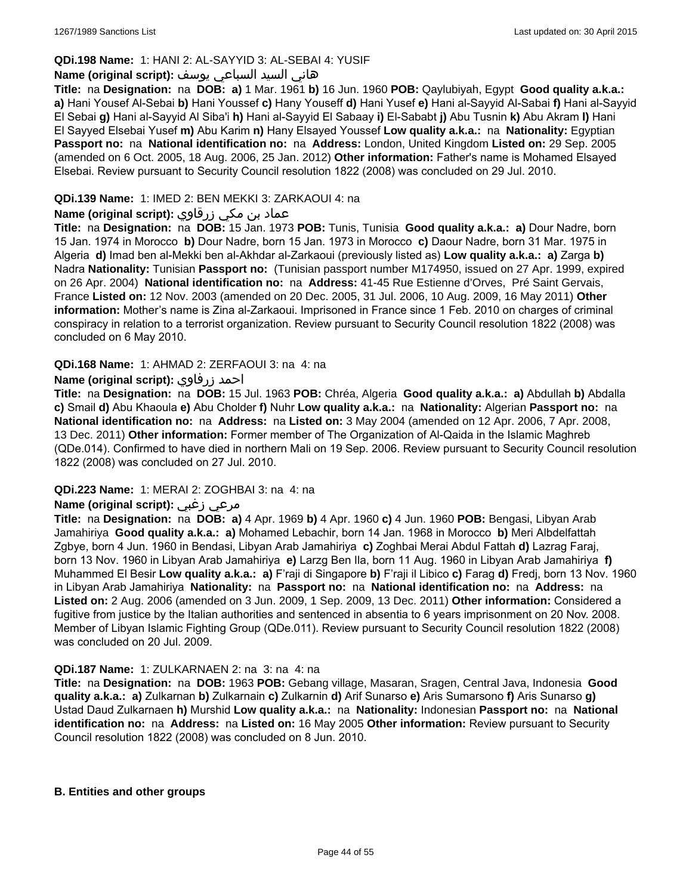**QDi.198 Name:** 1: HANI 2: AL-SAYYID 3: AL-SEBAI 4: YUSIF

**Name (original script):** هاني السيد السباعي يوسف

**Title:** na **Designation:** na **DOB:** **a)** 1 Mar. 1961 **b)** 16 Jun. 1960 **POB:** Qaylubiyah, Egypt **Good quality a.k.a.:** **a)** Hani Yousef Al-Sebai **b)** Hani Youssef **c)** Hany Youseff **d)** Hani Yusef **e)** Hani al-Sayyid Al-Sabai **f)** Hani al-Sayyid El Sebai **g)** Hani al-Sayyid Al Siba'i **h)** Hani al-Sayyid El Sabaay **i)** El-Sababt **j)** Abu Tusnin **k)** Abu Akram **l)** Hani El Sayyed Elsebai Yusef **m)** Abu Karim **n)** Hany Elsayed Youssef **Low quality a.k.a.:** na **Nationality:** Egyptian **Passport no:** na **National identification no:** na **Address:** London, United Kingdom **Listed on:** 29 Sep. 2005 (amended on 6 Oct. 2005, 18 Aug. 2006, 25 Jan. 2012) **Other information:** Father's name is Mohamed Elsayed Elsebai. Review pursuant to Security Council resolution 1822 (2008) was concluded on 29 Jul. 2010.

**QDi.139 Name:** 1: IMED 2: BEN MEKKI 3: ZARKAOUI 4: na

**Name (original script):** عماد بن مكي زرقاوي

**Title:** na **Designation:** na **DOB:** 15 Jan. 1973 **POB:** Tunis, Tunisia **Good quality a.k.a.:** **a)** Dour Nadre, born 15 Jan. 1974 in Morocco **b)** Dour Nadre, born 15 Jan. 1973 in Morocco **c)** Daour Nadre, born 31 Mar. 1975 in Algeria **d)** Imad ben al-Mekki ben al-Akhdar al-Zarkaoui (previously listed as) **Low quality a.k.a.:** **a)** Zarga **b)** Nadra **Nationality:** Tunisian **Passport no:** (Tunisian passport number M174950, issued on 27 Apr. 1999, expired on 26 Apr. 2004) **National identification no:** na **Address:** 41-45 Rue Estienne d'Orves, Pré Saint Gervais, France **Listed on:** 12 Nov. 2003 (amended on 20 Dec. 2005, 31 Jul. 2006, 10 Aug. 2009, 16 May 2011) **Other information:** Mother's name is Zina al-Zarkaoui. Imprisoned in France since 1 Feb. 2010 on charges of criminal conspiracy in relation to a terrorist organization. Review pursuant to Security Council resolution 1822 (2008) was concluded on 6 May 2010.

**QDi.168 Name:** 1: AHMAD 2: ZERFAOUI 3: na 4: na

**Name (original script):** احمد زرفاوي

**Title:** na **Designation:** na **DOB:** 15 Jul. 1963 **POB:** Chréa, Algeria **Good quality a.k.a.:** **a)** Abdullah **b)** Abdalla **c)** Smail **d)** Abu Khaoula **e)** Abu Cholder **f)** Nuhr **Low quality a.k.a.:** na **Nationality:** Algerian **Passport no:** na **National identification no:** na **Address:** na **Listed on:** 3 May 2004 (amended on 12 Apr. 2006, 7 Apr. 2008, 13 Dec. 2011) **Other information:** Former member of The Organization of Al-Qaida in the Islamic Maghreb (QDe.014). Confirmed to have died in northern Mali on 19 Sep. 2006. Review pursuant to Security Council resolution 1822 (2008) was concluded on 27 Jul. 2010.

**QDi.223 Name:** 1: MERAI 2: ZOGHBAI 3: na 4: na

**Name (original script):** مرعي زغبي

**Title:** na **Designation:** na **DOB:** **a)** 4 Apr. 1969 **b)** 4 Apr. 1960 **c)** 4 Jun. 1960 **POB:** Bengasi, Libyan Arab Jamahiriya **Good quality a.k.a.:** **a)** Mohamed Lebachir, born 14 Jan. 1968 in Morocco **b)** Meri Albdelfattah Zgbye, born 4 Jun. 1960 in Bendasi, Libyan Arab Jamahiriya **c)** Zoghbai Merai Abdul Fattah **d)** Lazrag Faraj, born 13 Nov. 1960 in Libyan Arab Jamahiriya **e)** Larzg Ben Ila, born 11 Aug. 1960 in Libyan Arab Jamahiriya **f)** Muhammed El Besir **Low quality a.k.a.:** **a)** F'raji di Singapore **b)** F'raji il Libico **c)** Farag **d)** Fredj, born 13 Nov. 1960 in Libyan Arab Jamahiriya **Nationality:** na **Passport no:** na **National identification no:** na **Address:** na **Listed on:** 2 Aug. 2006 (amended on 3 Jun. 2009, 1 Sep. 2009, 13 Dec. 2011) **Other information:** Considered a fugitive from justice by the Italian authorities and sentenced in absentia to 6 years imprisonment on 20 Nov. 2008. Member of Libyan Islamic Fighting Group (QDe.011). Review pursuant to Security Council resolution 1822 (2008) was concluded on 20 Jul. 2009.

**QDi.187 Name:** 1: ZULKARNAEN 2: na 3: na 4: na

**Title:** na **Designation:** na **DOB:** 1963 **POB:** Gebang village, Masaran, Sragen, Central Java, Indonesia **Good quality a.k.a.:** **a)** Zulkarnan **b)** Zulkarnain **c)** Zulkarnin **d)** Arif Sunarso **e)** Aris Sumarsono **f)** Aris Sunarso **g)** Ustad Daud Zulkarnaen **h)** Murshid **Low quality a.k.a.:** na **Nationality:** Indonesian **Passport no:** na **National identification no:** na **Address:** na **Listed on:** 16 May 2005 **Other information:** Review pursuant to Security Council resolution 1822 (2008) was concluded on 8 Jun. 2010.

**B. Entities and other groups**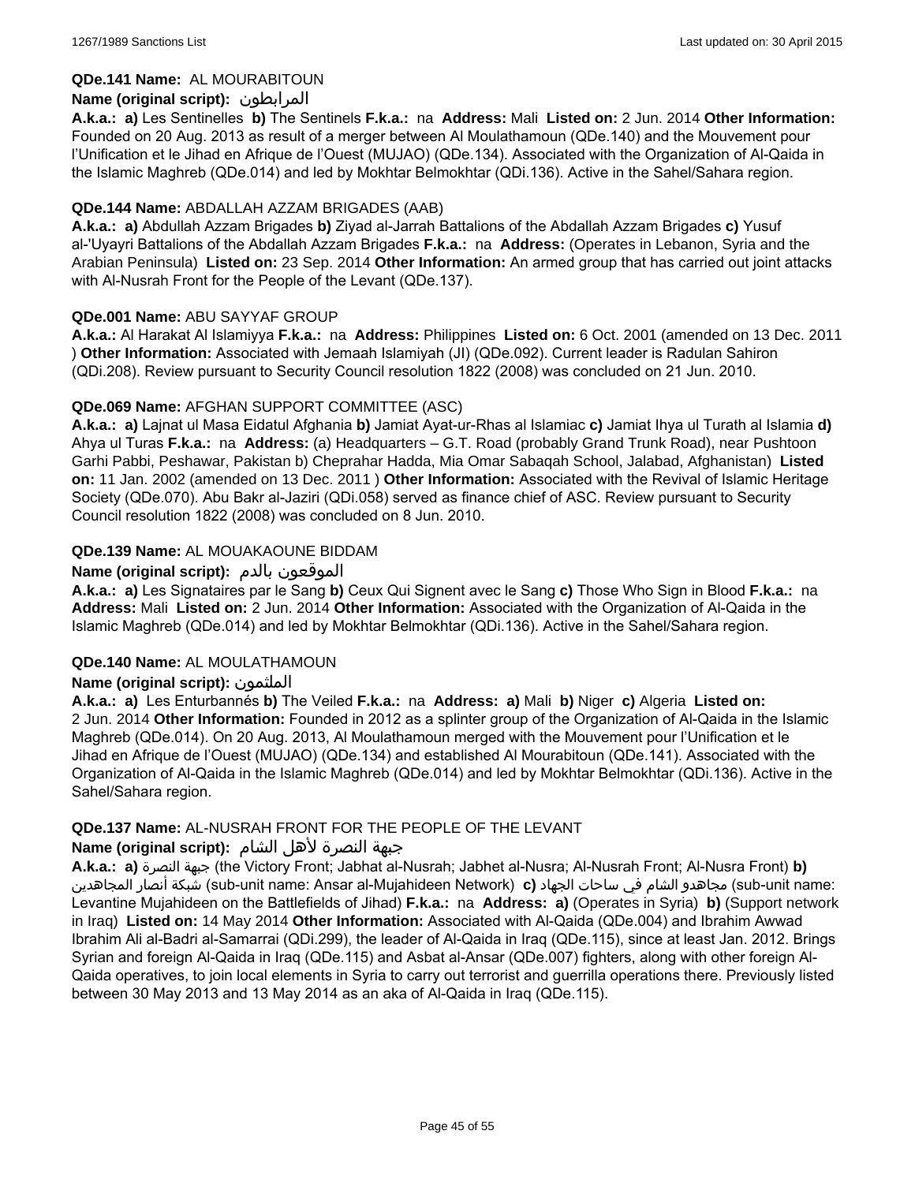**QDe.141 Name:** AL MOURABITOUN

**Name (original script):** المرابطون

**A.k.a.: a)** Les Sentinelles **b)** The Sentinels **F.k.a.:** na **Address:** Mali **Listed on:** 2 Jun. 2014 **Other Information:** Founded on 20 Aug. 2013 as result of a merger between Al Moulathamoun (QDe.140) and the Mouvement pour l'Unification et le Jihad en Afrique de l'Ouest (MUJAO) (QDe.134). Associated with the Organization of Al-Qaida in the Islamic Maghreb (QDe.014) and led by Mokhtar Belmokhtar (QDi.136). Active in the Sahel/Sahara region.

**QDe.144 Name:** ABDALLAH AZZAM BRIGADES (AAB)

**A.k.a.: a)** Abdullah Azzam Brigades **b)** Ziyad al-Jarrah Battalions of the Abdallah Azzam Brigades **c)** Yusuf al-'Uyayri Battalions of the Abdallah Azzam Brigades **F.k.a.:** na **Address:** (Operates in Lebanon, Syria and the Arabian Peninsula) **Listed on:** 23 Sep. 2014 **Other Information:** An armed group that has carried out joint attacks with Al-Nusrah Front for the People of the Levant (QDe.137).

**QDe.001 Name:** ABU SAYYAF GROUP

**A.k.a.:** Al Harakat Al Islamiyya **F.k.a.:** na **Address:** Philippines **Listed on:** 6 Oct. 2001 (amended on 13 Dec. 2011 ) **Other Information:** Associated with Jemaah Islamiyah (JI) (QDe.092). Current leader is Radulan Sahiron (QDi.208). Review pursuant to Security Council resolution 1822 (2008) was concluded on 21 Jun. 2010.

**QDe.069 Name:** AFGHAN SUPPORT COMMITTEE (ASC)

**A.k.a.: a)** Lajnat ul Masa Eidatul Afghania **b)** Jamiat Ayat-ur-Rhas al Islamiac **c)** Jamiat Ihya ul Turath al Islamia **d)** Ahya ul Turas **F.k.a.:** na **Address:** (a) Headquarters – G.T. Road (probably Grand Trunk Road), near Pushtoon Garhi Pabbi, Peshawar, Pakistan b) Cheprahar Hadda, Mia Omar Sabaqah School, Jalabad, Afghanistan) **Listed on:** 11 Jan. 2002 (amended on 13 Dec. 2011 ) **Other Information:** Associated with the Revival of Islamic Heritage Society (QDe.070). Abu Bakr al-Jaziri (QDi.058) served as finance chief of ASC. Review pursuant to Security Council resolution 1822 (2008) was concluded on 8 Jun. 2010.

**QDe.139 Name:** AL MOUAKAOUNE BIDDAM

**Name (original script):** الموقعون بالدم

**A.k.a.: a)** Les Signataires par le Sang **b)** Ceux Qui Signent avec le Sang **c)** Those Who Sign in Blood **F.k.a.:** na **Address:** Mali **Listed on:** 2 Jun. 2014 **Other Information:** Associated with the Organization of Al-Qaida in the Islamic Maghreb (QDe.014) and led by Mokhtar Belmokhtar (QDi.136). Active in the Sahel/Sahara region.

**QDe.140 Name:** AL MOULATHAMOUN

**Name (original script):** الملثمون

**A.k.a.: a)** Les Enturbannés **b)** The Veiled **F.k.a.:** na **Address: a)** Mali **b)** Niger **c)** Algeria **Listed on:** 2 Jun. 2014 **Other Information:** Founded in 2012 as a splinter group of the Organization of Al-Qaida in the Islamic Maghreb (QDe.014). On 20 Aug. 2013, Al Moulathamoun merged with the Mouvement pour l'Unification et le Jihad en Afrique de l'Ouest (MUJAO) (QDe.134) and established Al Mourabitoun (QDe.141). Associated with the Organization of Al-Qaida in the Islamic Maghreb (QDe.014) and led by Mokhtar Belmokhtar (QDi.136). Active in the Sahel/Sahara region.

**QDe.137 Name:** AL-NUSRAH FRONT FOR THE PEOPLE OF THE LEVANT

**Name (original script):** جبهة النصرة لأهل الشام

**A.k.a.: a)** جبهة النصرة (the Victory Front; Jabhat al-Nusrah; Jabhet al-Nusra; Al-Nusrah Front; Al-Nusra Front) **b)** شبكة أنصار المجاهدين (sub-unit name: Ansar al-Mujahideen Network) **c)** مجاهدو الشام في ساحات الجهاد (sub-unit name: Levantine Mujahideen on the Battlefields of Jihad) **F.k.a.:** na **Address: a)** (Operates in Syria) **b)** (Support network in Iraq) **Listed on:** 14 May 2014 **Other Information:** Associated with Al-Qaida (QDe.004) and Ibrahim Awwad Ibrahim Ali al-Badri al-Samarrai (QDi.299), the leader of Al-Qaida in Iraq (QDe.115), since at least Jan. 2012. Brings Syrian and foreign Al-Qaida in Iraq (QDe.115) and Asbat al-Ansar (QDe.007) fighters, along with other foreign Al-Qaida operatives, to join local elements in Syria to carry out terrorist and guerrilla operations there. Previously listed between 30 May 2013 and 13 May 2014 as an aka of Al-Qaida in Iraq (QDe.115).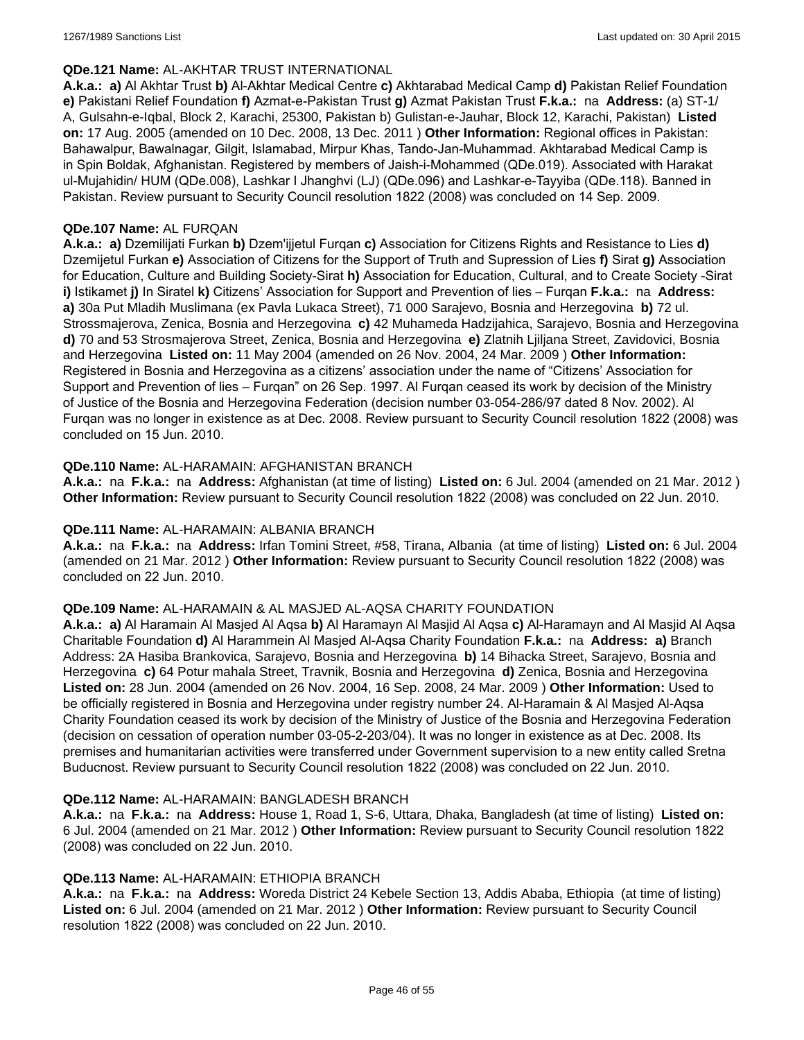**QDe.121 Name:** AL-AKHTAR TRUST INTERNATIONAL

**A.k.a.:** **a)** Al Akhtar Trust **b)** Al-Akhtar Medical Centre **c)** Akhtarabad Medical Camp **d)** Pakistan Relief Foundation **e)** Pakistani Relief Foundation **f)** Azmat-e-Pakistan Trust **g)** Azmat Pakistan Trust **F.k.a.:** na **Address:** (a) ST-1/ A, Gulsahn-e-Iqbal, Block 2, Karachi, 25300, Pakistan b) Gulistan-e-Jauhar, Block 12, Karachi, Pakistan) **Listed on:** 17 Aug. 2005 (amended on 10 Dec. 2008, 13 Dec. 2011 ) **Other Information:** Regional offices in Pakistan: Bahawalpur, Bawalnagar, Gilgit, Islamabad, Mirpur Khas, Tando-Jan-Muhammad. Akhtarabad Medical Camp is in Spin Boldak, Afghanistan. Registered by members of Jaish-i-Mohammed (QDe.019). Associated with Harakat ul-Mujahidin/ HUM (QDe.008), Lashkar I Jhanghvi (LJ) (QDe.096) and Lashkar-e-Tayyiba (QDe.118). Banned in Pakistan. Review pursuant to Security Council resolution 1822 (2008) was concluded on 14 Sep. 2009.

**QDe.107 Name:** AL FURQAN

**A.k.a.:** **a)** Dzemilijati Furkan **b)** Dzem'ijjetul Furqan **c)** Association for Citizens Rights and Resistance to Lies **d)** Dzemijetul Furkan **e)** Association of Citizens for the Support of Truth and Supression of Lies **f)** Sirat **g)** Association for Education, Culture and Building Society-Sirat **h)** Association for Education, Cultural, and to Create Society -Sirat **i)** Istikamet **j)** In Siratel **k)** Citizens' Association for Support and Prevention of lies – Furqan **F.k.a.:** na **Address:** **a)** 30a Put Mladih Muslimana (ex Pavla Lukaca Street), 71 000 Sarajevo, Bosnia and Herzegovina **b)** 72 ul. Strossmajerova, Zenica, Bosnia and Herzegovina **c)** 42 Muhameda Hadzijahica, Sarajevo, Bosnia and Herzegovina **d)** 70 and 53 Strosmajerova Street, Zenica, Bosnia and Herzegovina **e)** Zlatnih Ljiljana Street, Zavidovici, Bosnia and Herzegovina **Listed on:** 11 May 2004 (amended on 26 Nov. 2004, 24 Mar. 2009 ) **Other Information:** Registered in Bosnia and Herzegovina as a citizens' association under the name of "Citizens' Association for Support and Prevention of lies – Furqan" on 26 Sep. 1997. Al Furqan ceased its work by decision of the Ministry of Justice of the Bosnia and Herzegovina Federation (decision number 03-054-286/97 dated 8 Nov. 2002). Al Furqan was no longer in existence as at Dec. 2008. Review pursuant to Security Council resolution 1822 (2008) was concluded on 15 Jun. 2010.

**QDe.110 Name:** AL-HARAMAIN: AFGHANISTAN BRANCH

**A.k.a.:** na **F.k.a.:** na **Address:** Afghanistan (at time of listing) **Listed on:** 6 Jul. 2004 (amended on 21 Mar. 2012 ) **Other Information:** Review pursuant to Security Council resolution 1822 (2008) was concluded on 22 Jun. 2010.

**QDe.111 Name:** AL-HARAMAIN: ALBANIA BRANCH

**A.k.a.:** na **F.k.a.:** na **Address:** Irfan Tomini Street, #58, Tirana, Albania (at time of listing) **Listed on:** 6 Jul. 2004 (amended on 21 Mar. 2012 ) **Other Information:** Review pursuant to Security Council resolution 1822 (2008) was concluded on 22 Jun. 2010.

**QDe.109 Name:** AL-HARAMAIN & AL MASJED AL-AQSA CHARITY FOUNDATION

**A.k.a.:** **a)** Al Haramain Al Masjed Al Aqsa **b)** Al Haramayn Al Masjid Al Aqsa **c)** Al-Haramayn and Al Masjid Al Aqsa Charitable Foundation **d)** Al Harammein Al Masjed Al-Aqsa Charity Foundation **F.k.a.:** na **Address:** **a)** Branch Address: 2A Hasiba Brankovica, Sarajevo, Bosnia and Herzegovina **b)** 14 Bihacka Street, Sarajevo, Bosnia and Herzegovina **c)** 64 Potur mahala Street, Travnik, Bosnia and Herzegovina **d)** Zenica, Bosnia and Herzegovina **Listed on:** 28 Jun. 2004 (amended on 26 Nov. 2004, 16 Sep. 2008, 24 Mar. 2009 ) **Other Information:** Used to be officially registered in Bosnia and Herzegovina under registry number 24. Al-Haramain & Al Masjed Al-Aqsa Charity Foundation ceased its work by decision of the Ministry of Justice of the Bosnia and Herzegovina Federation (decision on cessation of operation number 03-05-2-203/04). It was no longer in existence as at Dec. 2008. Its premises and humanitarian activities were transferred under Government supervision to a new entity called Sretna Buducnost. Review pursuant to Security Council resolution 1822 (2008) was concluded on 22 Jun. 2010.

**QDe.112 Name:** AL-HARAMAIN: BANGLADESH BRANCH

**A.k.a.:** na **F.k.a.:** na **Address:** House 1, Road 1, S-6, Uttara, Dhaka, Bangladesh (at time of listing) **Listed on:** 6 Jul. 2004 (amended on 21 Mar. 2012 ) **Other Information:** Review pursuant to Security Council resolution 1822 (2008) was concluded on 22 Jun. 2010.

**QDe.113 Name:** AL-HARAMAIN: ETHIOPIA BRANCH

**A.k.a.:** na **F.k.a.:** na **Address:** Woreda District 24 Kebele Section 13, Addis Ababa, Ethiopia (at time of listing) **Listed on:** 6 Jul. 2004 (amended on 21 Mar. 2012 ) **Other Information:** Review pursuant to Security Council resolution 1822 (2008) was concluded on 22 Jun. 2010.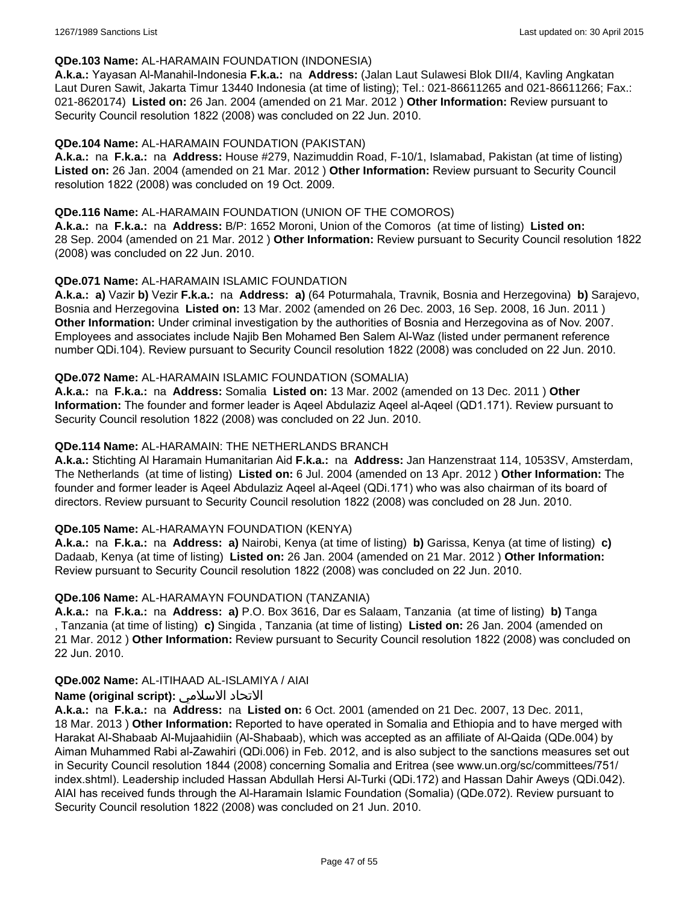**QDe.103 Name:** AL-HARAMAIN FOUNDATION (INDONESIA)

**A.k.a.:** Yayasan Al-Manahil-Indonesia **F.k.a.:** na **Address:** (Jalan Laut Sulawesi Blok DII/4, Kavling Angkatan Laut Duren Sawit, Jakarta Timur 13440 Indonesia (at time of listing); Tel.: 021-86611265 and 021-86611266; Fax.: 021-8620174) **Listed on:** 26 Jan. 2004 (amended on 21 Mar. 2012 ) **Other Information:** Review pursuant to Security Council resolution 1822 (2008) was concluded on 22 Jun. 2010.

**QDe.104 Name:** AL-HARAMAIN FOUNDATION (PAKISTAN)

**A.k.a.:** na **F.k.a.:** na **Address:** House #279, Nazimuddin Road, F-10/1, Islamabad, Pakistan (at time of listing) **Listed on:** 26 Jan. 2004 (amended on 21 Mar. 2012 ) **Other Information:** Review pursuant to Security Council resolution 1822 (2008) was concluded on 19 Oct. 2009.

**QDe.116 Name:** AL-HARAMAIN FOUNDATION (UNION OF THE COMOROS)

**A.k.a.:** na **F.k.a.:** na **Address:** B/P: 1652 Moroni, Union of the Comoros (at time of listing) **Listed on:** 28 Sep. 2004 (amended on 21 Mar. 2012 ) **Other Information:** Review pursuant to Security Council resolution 1822 (2008) was concluded on 22 Jun. 2010.

**QDe.071 Name:** AL-HARAMAIN ISLAMIC FOUNDATION

**A.k.a.:** **a)** Vazir **b)** Vezir **F.k.a.:** na **Address:** **a)** (64 Poturmahala, Travnik, Bosnia and Herzegovina) **b)** Sarajevo, Bosnia and Herzegovina **Listed on:** 13 Mar. 2002 (amended on 26 Dec. 2003, 16 Sep. 2008, 16 Jun. 2011 ) **Other Information:** Under criminal investigation by the authorities of Bosnia and Herzegovina as of Nov. 2007. Employees and associates include Najib Ben Mohamed Ben Salem Al-Waz (listed under permanent reference number QDi.104). Review pursuant to Security Council resolution 1822 (2008) was concluded on 22 Jun. 2010.

**QDe.072 Name:** AL-HARAMAIN ISLAMIC FOUNDATION (SOMALIA)

**A.k.a.:** na **F.k.a.:** na **Address:** Somalia **Listed on:** 13 Mar. 2002 (amended on 13 Dec. 2011 ) **Other Information:** The founder and former leader is Aqeel Abdulaziz Aqeel al-Aqeel (QD1.171). Review pursuant to Security Council resolution 1822 (2008) was concluded on 22 Jun. 2010.

**QDe.114 Name:** AL-HARAMAIN: THE NETHERLANDS BRANCH

**A.k.a.:** Stichting Al Haramain Humanitarian Aid **F.k.a.:** na **Address:** Jan Hanzenstraat 114, 1053SV, Amsterdam, The Netherlands (at time of listing) **Listed on:** 6 Jul. 2004 (amended on 13 Apr. 2012 ) **Other Information:** The founder and former leader is Aqeel Abdulaziz Aqeel al-Aqeel (QDi.171) who was also chairman of its board of directors. Review pursuant to Security Council resolution 1822 (2008) was concluded on 28 Jun. 2010.

**QDe.105 Name:** AL-HARAMAYN FOUNDATION (KENYA)

**A.k.a.:** na **F.k.a.:** na **Address:** **a)** Nairobi, Kenya (at time of listing) **b)** Garissa, Kenya (at time of listing) **c)** Dadaab, Kenya (at time of listing) **Listed on:** 26 Jan. 2004 (amended on 21 Mar. 2012 ) **Other Information:** Review pursuant to Security Council resolution 1822 (2008) was concluded on 22 Jun. 2010.

**QDe.106 Name:** AL-HARAMAYN FOUNDATION (TANZANIA)

**A.k.a.:** na **F.k.a.:** na **Address:** **a)** P.O. Box 3616, Dar es Salaam, Tanzania (at time of listing) **b)** Tanga , Tanzania (at time of listing) **c)** Singida , Tanzania (at time of listing) **Listed on:** 26 Jan. 2004 (amended on 21 Mar. 2012 ) **Other Information:** Review pursuant to Security Council resolution 1822 (2008) was concluded on 22 Jun. 2010.

**QDe.002 Name:** AL-ITIHAAD AL-ISLAMIYA / AIAI

**Name (original script):** الاتحاد الاسلامي

**A.k.a.:** na **F.k.a.:** na **Address:** na **Listed on:** 6 Oct. 2001 (amended on 21 Dec. 2007, 13 Dec. 2011, 18 Mar. 2013 ) **Other Information:** Reported to have operated in Somalia and Ethiopia and to have merged with Harakat Al-Shabaab Al-Mujaahidiin (Al-Shabaab), which was accepted as an affiliate of Al-Qaida (QDe.004) by Aiman Muhammed Rabi al-Zawahiri (QDi.006) in Feb. 2012, and is also subject to the sanctions measures set out in Security Council resolution 1844 (2008) concerning Somalia and Eritrea (see www.un.org/sc/committees/751/ index.shtml). Leadership included Hassan Abdullah Hersi Al-Turki (QDi.172) and Hassan Dahir Aweys (QDi.042). AIAI has received funds through the Al-Haramain Islamic Foundation (Somalia) (QDe.072). Review pursuant to Security Council resolution 1822 (2008) was concluded on 21 Jun. 2010.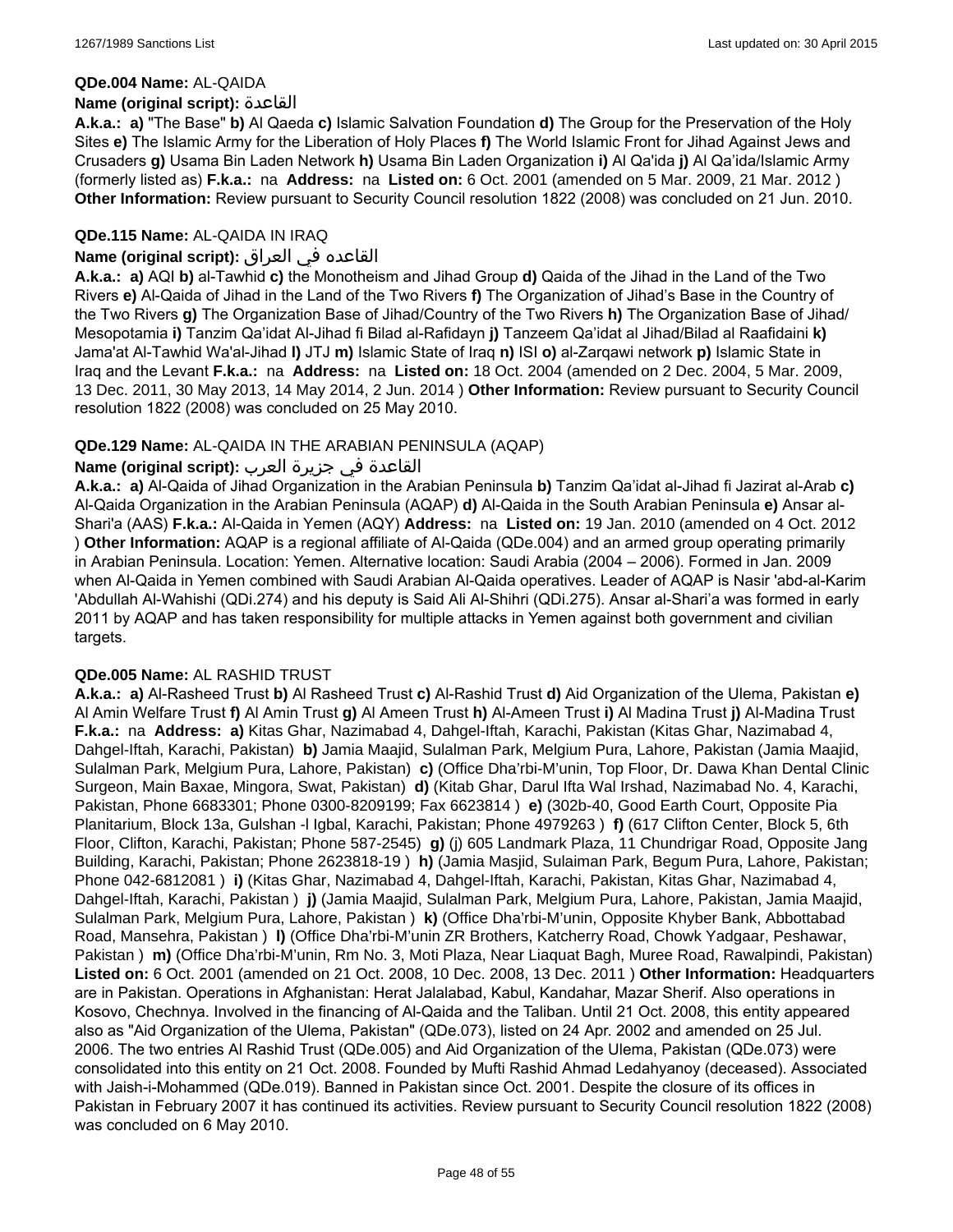**QDe.004 Name:** AL-QAIDA

**Name (original script):** القاعدة

**A.k.a.:** **a)** "The Base" **b)** Al Qaeda **c)** Islamic Salvation Foundation **d)** The Group for the Preservation of the Holy Sites **e)** The Islamic Army for the Liberation of Holy Places **f)** The World Islamic Front for Jihad Against Jews and Crusaders **g)** Usama Bin Laden Network **h)** Usama Bin Laden Organization **i)** Al Qa'ida **j)** Al Qa'ida/Islamic Army (formerly listed as) **F.k.a.:** na **Address:** na **Listed on:** 6 Oct. 2001 (amended on 5 Mar. 2009, 21 Mar. 2012 ) **Other Information:** Review pursuant to Security Council resolution 1822 (2008) was concluded on 21 Jun. 2010.

**QDe.115 Name:** AL-QAIDA IN IRAQ

**Name (original script):** القاعده في العراق

**A.k.a.:** **a)** AQI **b)** al-Tawhid **c)** the Monotheism and Jihad Group **d)** Qaida of the Jihad in the Land of the Two Rivers **e)** Al-Qaida of Jihad in the Land of the Two Rivers **f)** The Organization of Jihad's Base in the Country of the Two Rivers **g)** The Organization Base of Jihad/Country of the Two Rivers **h)** The Organization Base of Jihad/ Mesopotamia **i)** Tanzim Qa'idat Al-Jihad fi Bilad al-Rafidayn **j)** Tanzeem Qa'idat al Jihad/Bilad al Raafidaini **k)** Jama'at Al-Tawhid Wa'al-Jihad **l)** JTJ **m)** Islamic State of Iraq **n)** ISI **o)** al-Zarqawi network **p)** Islamic State in Iraq and the Levant **F.k.a.:** na **Address:** na **Listed on:** 18 Oct. 2004 (amended on 2 Dec. 2004, 5 Mar. 2009, 13 Dec. 2011, 30 May 2013, 14 May 2014, 2 Jun. 2014 ) **Other Information:** Review pursuant to Security Council resolution 1822 (2008) was concluded on 25 May 2010.

**QDe.129 Name:** AL-QAIDA IN THE ARABIAN PENINSULA (AQAP)

**Name (original script):** القاعدة في جزيرة العرب

**A.k.a.:** **a)** Al-Qaida of Jihad Organization in the Arabian Peninsula **b)** Tanzim Qa'idat al-Jihad fi Jazirat al-Arab **c)** Al-Qaida Organization in the Arabian Peninsula (AQAP) **d)** Al-Qaida in the South Arabian Peninsula **e)** Ansar al-Shari'a (AAS) **F.k.a.:** Al-Qaida in Yemen (AQY) **Address:** na **Listed on:** 19 Jan. 2010 (amended on 4 Oct. 2012 ) **Other Information:** AQAP is a regional affiliate of Al-Qaida (QDe.004) and an armed group operating primarily in Arabian Peninsula. Location: Yemen. Alternative location: Saudi Arabia (2004 – 2006). Formed in Jan. 2009 when Al-Qaida in Yemen combined with Saudi Arabian Al-Qaida operatives. Leader of AQAP is Nasir 'abd-al-Karim 'Abdullah Al-Wahishi (QDi.274) and his deputy is Said Ali Al-Shihri (QDi.275). Ansar al-Shari'a was formed in early 2011 by AQAP and has taken responsibility for multiple attacks in Yemen against both government and civilian targets.

**QDe.005 Name:** AL RASHID TRUST

**A.k.a.:** **a)** Al-Rasheed Trust **b)** Al Rasheed Trust **c)** Al-Rashid Trust **d)** Aid Organization of the Ulema, Pakistan **e)** Al Amin Welfare Trust **f)** Al Amin Trust **g)** Al Ameen Trust **h)** Al-Ameen Trust **i)** Al Madina Trust **j)** Al-Madina Trust **F.k.a.:** na **Address:** **a)** Kitas Ghar, Nazimabad 4, Dahgel-Iftah, Karachi, Pakistan (Kitas Ghar, Nazimabad 4, Dahgel-Iftah, Karachi, Pakistan) **b)** Jamia Maajid, Sulalman Park, Melgium Pura, Lahore, Pakistan (Jamia Maajid, Sulalman Park, Melgium Pura, Lahore, Pakistan) **c)** (Office Dha'rbi-M'unin, Top Floor, Dr. Dawa Khan Dental Clinic Surgeon, Main Baxae, Mingora, Swat, Pakistan) **d)** (Kitab Ghar, Darul Ifta Wal Irshad, Nazimabad No. 4, Karachi, Pakistan, Phone 6683301; Phone 0300-8209199; Fax 6623814 ) **e)** (302b-40, Good Earth Court, Opposite Pia Planitarium, Block 13a, Gulshan -l Igbal, Karachi, Pakistan; Phone 4979263 ) **f)** (617 Clifton Center, Block 5, 6th Floor, Clifton, Karachi, Pakistan; Phone 587-2545) **g)** (j) 605 Landmark Plaza, 11 Chundrigar Road, Opposite Jang Building, Karachi, Pakistan; Phone 2623818-19 ) **h)** (Jamia Masjid, Sulaiman Park, Begum Pura, Lahore, Pakistan; Phone 042-6812081 ) **i)** (Kitas Ghar, Nazimabad 4, Dahgel-Iftah, Karachi, Pakistan, Kitas Ghar, Nazimabad 4, Dahgel-Iftah, Karachi, Pakistan ) **j)** (Jamia Maajid, Sulalman Park, Melgium Pura, Lahore, Pakistan, Jamia Maajid, Sulalman Park, Melgium Pura, Lahore, Pakistan ) **k)** (Office Dha'rbi-M'unin, Opposite Khyber Bank, Abbottabad Road, Mansehra, Pakistan ) **l)** (Office Dha'rbi-M'unin ZR Brothers, Katcherry Road, Chowk Yadgaar, Peshawar, Pakistan ) **m)** (Office Dha'rbi-M'unin, Rm No. 3, Moti Plaza, Near Liaquat Bagh, Muree Road, Rawalpindi, Pakistan) **Listed on:** 6 Oct. 2001 (amended on 21 Oct. 2008, 10 Dec. 2008, 13 Dec. 2011 ) **Other Information:** Headquarters are in Pakistan. Operations in Afghanistan: Herat Jalalabad, Kabul, Kandahar, Mazar Sherif. Also operations in Kosovo, Chechnya. Involved in the financing of Al-Qaida and the Taliban. Until 21 Oct. 2008, this entity appeared also as "Aid Organization of the Ulema, Pakistan" (QDe.073), listed on 24 Apr. 2002 and amended on 25 Jul. 2006. The two entries Al Rashid Trust (QDe.005) and Aid Organization of the Ulema, Pakistan (QDe.073) were consolidated into this entity on 21 Oct. 2008. Founded by Mufti Rashid Ahmad Ledahyanoy (deceased). Associated with Jaish-i-Mohammed (QDe.019). Banned in Pakistan since Oct. 2001. Despite the closure of its offices in Pakistan in February 2007 it has continued its activities. Review pursuant to Security Council resolution 1822 (2008) was concluded on 6 May 2010.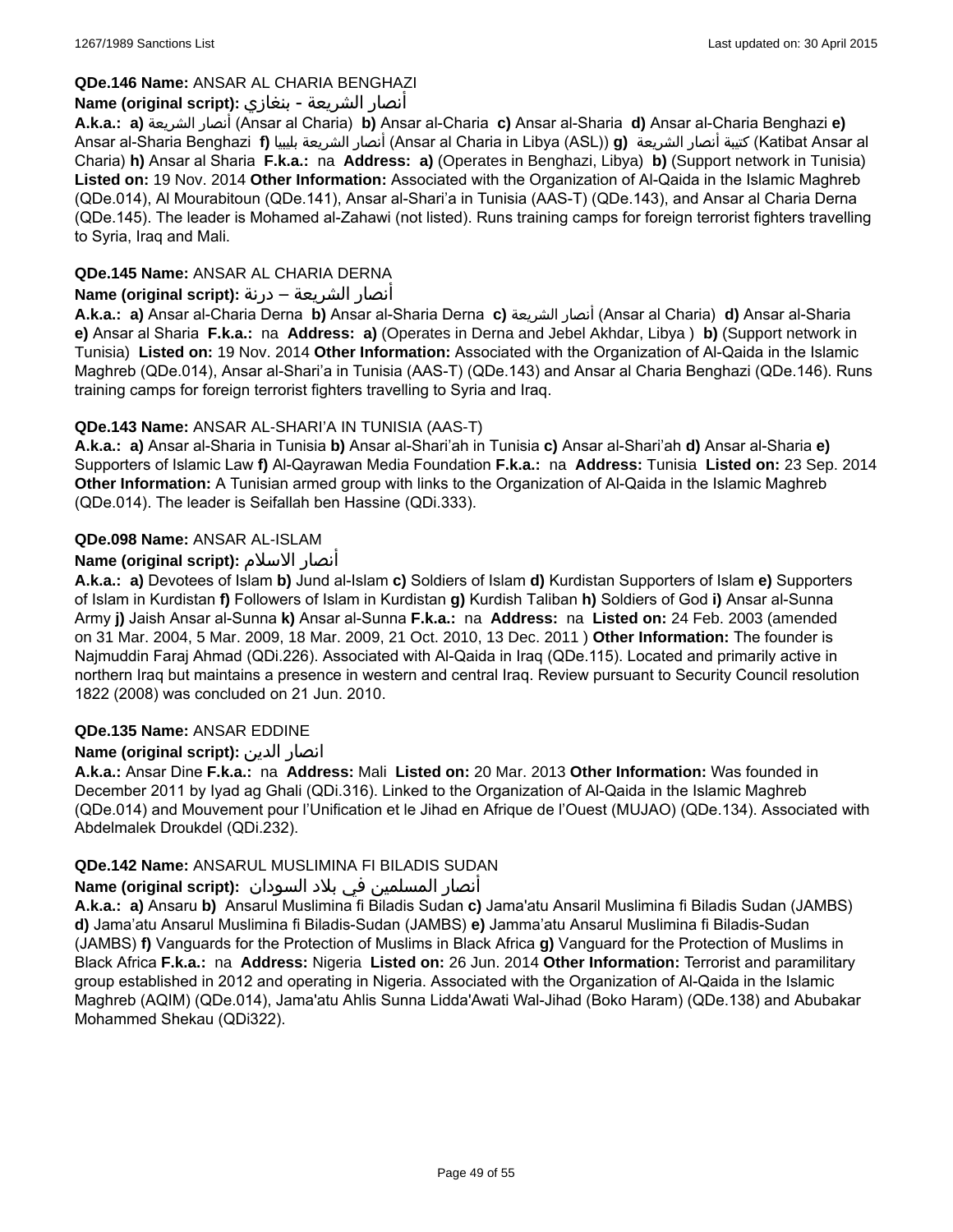**QDe.146 Name:** ANSAR AL CHARIA BENGHAZI

**Name (original script):** أنصار الشريعة - بنغازي

**A.k.a.:** **a)** أنصار الشريعة (Ansar al Charia) **b)** Ansar al-Charia **c)** Ansar al-Sharia **d)** Ansar al-Charia Benghazi **e)** Ansar al-Sharia Benghazi **f)** أنصار الشريعة بليبيا (Ansar al Charia in Libya (ASL)) **g)** كتيبة أنصار الشريعة (Katibat Ansar al Charia) **h)** Ansar al Sharia **F.k.a.:** na **Address:** **a)** (Operates in Benghazi, Libya) **b)** (Support network in Tunisia) **Listed on:** 19 Nov. 2014 **Other Information:** Associated with the Organization of Al-Qaida in the Islamic Maghreb (QDe.014), Al Mourabitoun (QDe.141), Ansar al-Shari'a in Tunisia (AAS-T) (QDe.143), and Ansar al Charia Derna (QDe.145). The leader is Mohamed al-Zahawi (not listed). Runs training camps for foreign terrorist fighters travelling to Syria, Iraq and Mali.

**QDe.145 Name:** ANSAR AL CHARIA DERNA

**Name (original script):** أنصار الشريعة – درنة

**A.k.a.:** **a)** Ansar al-Charia Derna **b)** Ansar al-Sharia Derna **c)** أنصار الشريعة (Ansar al Charia) **d)** Ansar al-Sharia **e)** Ansar al Sharia **F.k.a.:** na **Address:** **a)** (Operates in Derna and Jebel Akhdar, Libya ) **b)** (Support network in Tunisia) **Listed on:** 19 Nov. 2014 **Other Information:** Associated with the Organization of Al-Qaida in the Islamic Maghreb (QDe.014), Ansar al-Shari'a in Tunisia (AAS-T) (QDe.143) and Ansar al Charia Benghazi (QDe.146). Runs training camps for foreign terrorist fighters travelling to Syria and Iraq.

**QDe.143 Name:** ANSAR AL-SHARI'A IN TUNISIA (AAS-T)

**A.k.a.:** **a)** Ansar al-Sharia in Tunisia **b)** Ansar al-Shari'ah in Tunisia **c)** Ansar al-Shari'ah **d)** Ansar al-Sharia **e)** Supporters of Islamic Law **f)** Al-Qayrawan Media Foundation **F.k.a.:** na **Address:** Tunisia **Listed on:** 23 Sep. 2014 **Other Information:** A Tunisian armed group with links to the Organization of Al-Qaida in the Islamic Maghreb (QDe.014). The leader is Seifallah ben Hassine (QDi.333).

**QDe.098 Name:** ANSAR AL-ISLAM

**Name (original script):** أنصار الاسلام

**A.k.a.:** **a)** Devotees of Islam **b)** Jund al-Islam **c)** Soldiers of Islam **d)** Kurdistan Supporters of Islam **e)** Supporters of Islam in Kurdistan **f)** Followers of Islam in Kurdistan **g)** Kurdish Taliban **h)** Soldiers of God **i)** Ansar al-Sunna Army **j)** Jaish Ansar al-Sunna **k)** Ansar al-Sunna **F.k.a.:** na **Address:** na **Listed on:** 24 Feb. 2003 (amended on 31 Mar. 2004, 5 Mar. 2009, 18 Mar. 2009, 21 Oct. 2010, 13 Dec. 2011 ) **Other Information:** The founder is Najmuddin Faraj Ahmad (QDi.226). Associated with Al-Qaida in Iraq (QDe.115). Located and primarily active in northern Iraq but maintains a presence in western and central Iraq. Review pursuant to Security Council resolution 1822 (2008) was concluded on 21 Jun. 2010.

**QDe.135 Name:** ANSAR EDDINE

**Name (original script):** انصار الدين

**A.k.a.:** Ansar Dine **F.k.a.:** na **Address:** Mali **Listed on:** 20 Mar. 2013 **Other Information:** Was founded in December 2011 by Iyad ag Ghali (QDi.316). Linked to the Organization of Al-Qaida in the Islamic Maghreb (QDe.014) and Mouvement pour l'Unification et le Jihad en Afrique de l'Ouest (MUJAO) (QDe.134). Associated with Abdelmalek Droukdel (QDi.232).

**QDe.142 Name:** ANSARUL MUSLIMINA FI BILADIS SUDAN

**Name (original script):** أنصار المسلمين في بلاد السودان

**A.k.a.:** **a)** Ansaru **b)** Ansarul Muslimina fi Biladis Sudan **c)** Jama'atu Ansaril Muslimina fi Biladis Sudan (JAMBS) **d)** Jama'atu Ansarul Muslimina fi Biladis-Sudan (JAMBS) **e)** Jamma'atu Ansarul Muslimina fi Biladis-Sudan (JAMBS) **f)** Vanguards for the Protection of Muslims in Black Africa **g)** Vanguard for the Protection of Muslims in Black Africa **F.k.a.:** na **Address:** Nigeria **Listed on:** 26 Jun. 2014 **Other Information:** Terrorist and paramilitary group established in 2012 and operating in Nigeria. Associated with the Organization of Al-Qaida in the Islamic Maghreb (AQIM) (QDe.014), Jama'atu Ahlis Sunna Lidda'Awati Wal-Jihad (Boko Haram) (QDe.138) and Abubakar Mohammed Shekau (QDi322).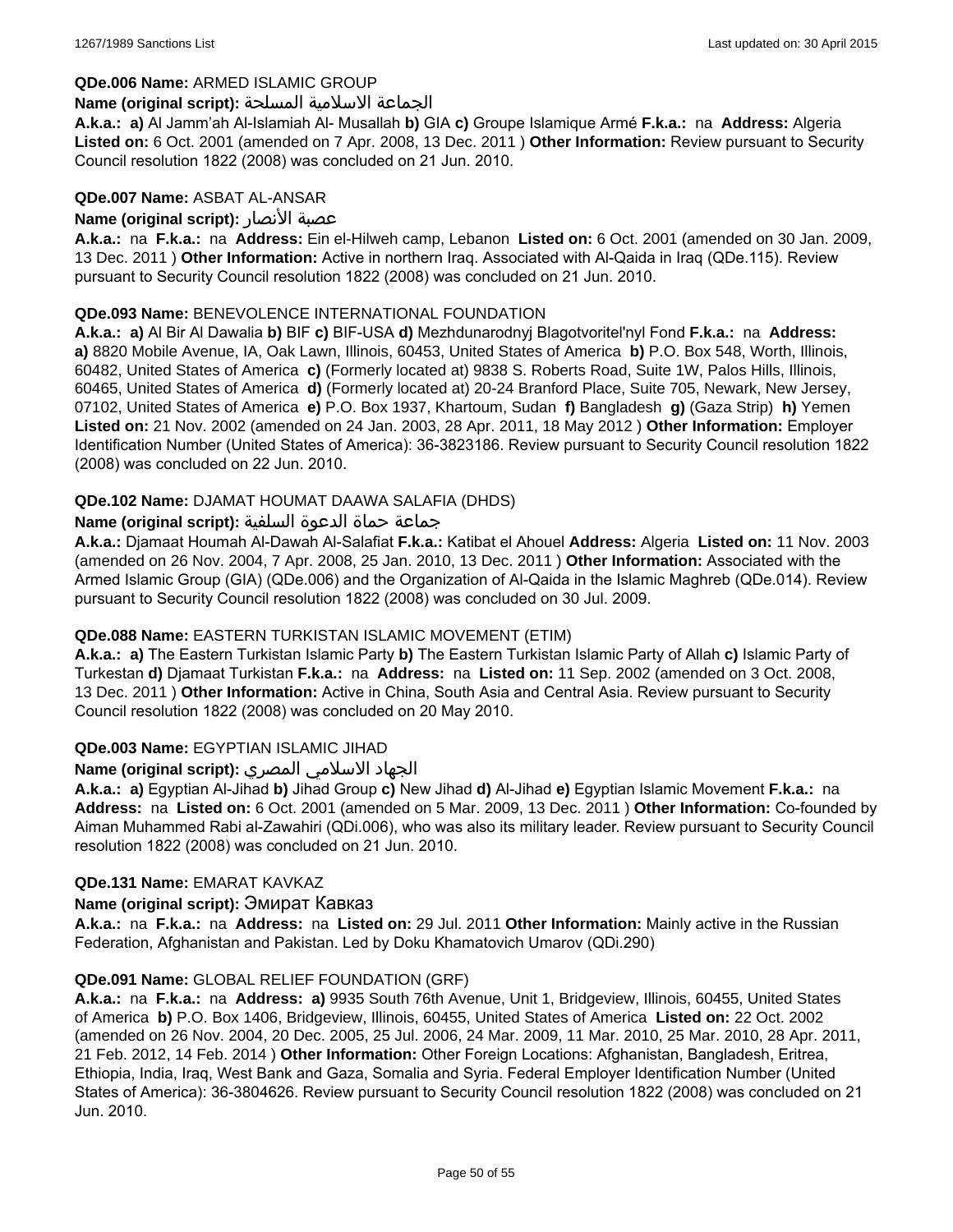**QDe.006 Name:** ARMED ISLAMIC GROUP

**Name (original script):** الجماعة الاسلامية المسلحة

**A.k.a.:** **a)** Al Jamm'ah Al-Islamiah Al- Musallah **b)** GIA **c)** Groupe Islamique Armé **F.k.a.:** na **Address:** Algeria **Listed on:** 6 Oct. 2001 (amended on 7 Apr. 2008, 13 Dec. 2011 ) **Other Information:** Review pursuant to Security Council resolution 1822 (2008) was concluded on 21 Jun. 2010.

**QDe.007 Name:** ASBAT AL-ANSAR

**Name (original script):** عصبة الأنصار

**A.k.a.:** na **F.k.a.:** na **Address:** Ein el-Hilweh camp, Lebanon **Listed on:** 6 Oct. 2001 (amended on 30 Jan. 2009, 13 Dec. 2011 ) **Other Information:** Active in northern Iraq. Associated with Al-Qaida in Iraq (QDe.115). Review pursuant to Security Council resolution 1822 (2008) was concluded on 21 Jun. 2010.

**QDe.093 Name:** BENEVOLENCE INTERNATIONAL FOUNDATION

**A.k.a.:** **a)** Al Bir Al Dawalia **b)** BIF **c)** BIF-USA **d)** Mezhdunarodnyj Blagotvoritel'nyl Fond **F.k.a.:** na **Address:** **a)** 8820 Mobile Avenue, IA, Oak Lawn, Illinois, 60453, United States of America **b)** P.O. Box 548, Worth, Illinois, 60482, United States of America **c)** (Formerly located at) 9838 S. Roberts Road, Suite 1W, Palos Hills, Illinois, 60465, United States of America **d)** (Formerly located at) 20-24 Branford Place, Suite 705, Newark, New Jersey, 07102, United States of America **e)** P.O. Box 1937, Khartoum, Sudan **f)** Bangladesh **g)** (Gaza Strip) **h)** Yemen **Listed on:** 21 Nov. 2002 (amended on 24 Jan. 2003, 28 Apr. 2011, 18 May 2012 ) **Other Information:** Employer Identification Number (United States of America): 36-3823186. Review pursuant to Security Council resolution 1822 (2008) was concluded on 22 Jun. 2010.

**QDe.102 Name:** DJAMAT HOUMAT DAAWA SALAFIA (DHDS)

**Name (original script):** جماعة حماة الدعوة السلفية

**A.k.a.:** Djamaat Houmah Al-Dawah Al-Salafiat **F.k.a.:** Katibat el Ahouel **Address:** Algeria **Listed on:** 11 Nov. 2003 (amended on 26 Nov. 2004, 7 Apr. 2008, 25 Jan. 2010, 13 Dec. 2011 ) **Other Information:** Associated with the Armed Islamic Group (GIA) (QDe.006) and the Organization of Al-Qaida in the Islamic Maghreb (QDe.014). Review pursuant to Security Council resolution 1822 (2008) was concluded on 30 Jul. 2009.

**QDe.088 Name:** EASTERN TURKISTAN ISLAMIC MOVEMENT (ETIM)

**A.k.a.:** **a)** The Eastern Turkistan Islamic Party **b)** The Eastern Turkistan Islamic Party of Allah **c)** Islamic Party of Turkestan **d)** Djamaat Turkistan **F.k.a.:** na **Address:** na **Listed on:** 11 Sep. 2002 (amended on 3 Oct. 2008, 13 Dec. 2011 ) **Other Information:** Active in China, South Asia and Central Asia. Review pursuant to Security Council resolution 1822 (2008) was concluded on 20 May 2010.

**QDe.003 Name:** EGYPTIAN ISLAMIC JIHAD

**Name (original script):** الجهاد الاسلامي المصري

**A.k.a.:** **a)** Egyptian Al-Jihad **b)** Jihad Group **c)** New Jihad **d)** Al-Jihad **e)** Egyptian Islamic Movement **F.k.a.:** na **Address:** na **Listed on:** 6 Oct. 2001 (amended on 5 Mar. 2009, 13 Dec. 2011 ) **Other Information:** Co-founded by Aiman Muhammed Rabi al-Zawahiri (QDi.006), who was also its military leader. Review pursuant to Security Council resolution 1822 (2008) was concluded on 21 Jun. 2010.

**QDe.131 Name:** EMARAT KAVKAZ

**Name (original script):** Эмират Кавказ

**A.k.a.:** na **F.k.a.:** na **Address:** na **Listed on:** 29 Jul. 2011 **Other Information:** Mainly active in the Russian Federation, Afghanistan and Pakistan. Led by Doku Khamatovich Umarov (QDi.290)

**QDe.091 Name:** GLOBAL RELIEF FOUNDATION (GRF)

**A.k.a.:** na **F.k.a.:** na **Address:** **a)** 9935 South 76th Avenue, Unit 1, Bridgeview, Illinois, 60455, United States of America **b)** P.O. Box 1406, Bridgeview, Illinois, 60455, United States of America **Listed on:** 22 Oct. 2002 (amended on 26 Nov. 2004, 20 Dec. 2005, 25 Jul. 2006, 24 Mar. 2009, 11 Mar. 2010, 25 Mar. 2010, 28 Apr. 2011, 21 Feb. 2012, 14 Feb. 2014 ) **Other Information:** Other Foreign Locations: Afghanistan, Bangladesh, Eritrea, Ethiopia, India, Iraq, West Bank and Gaza, Somalia and Syria. Federal Employer Identification Number (United States of America): 36-3804626. Review pursuant to Security Council resolution 1822 (2008) was concluded on 21 Jun. 2010.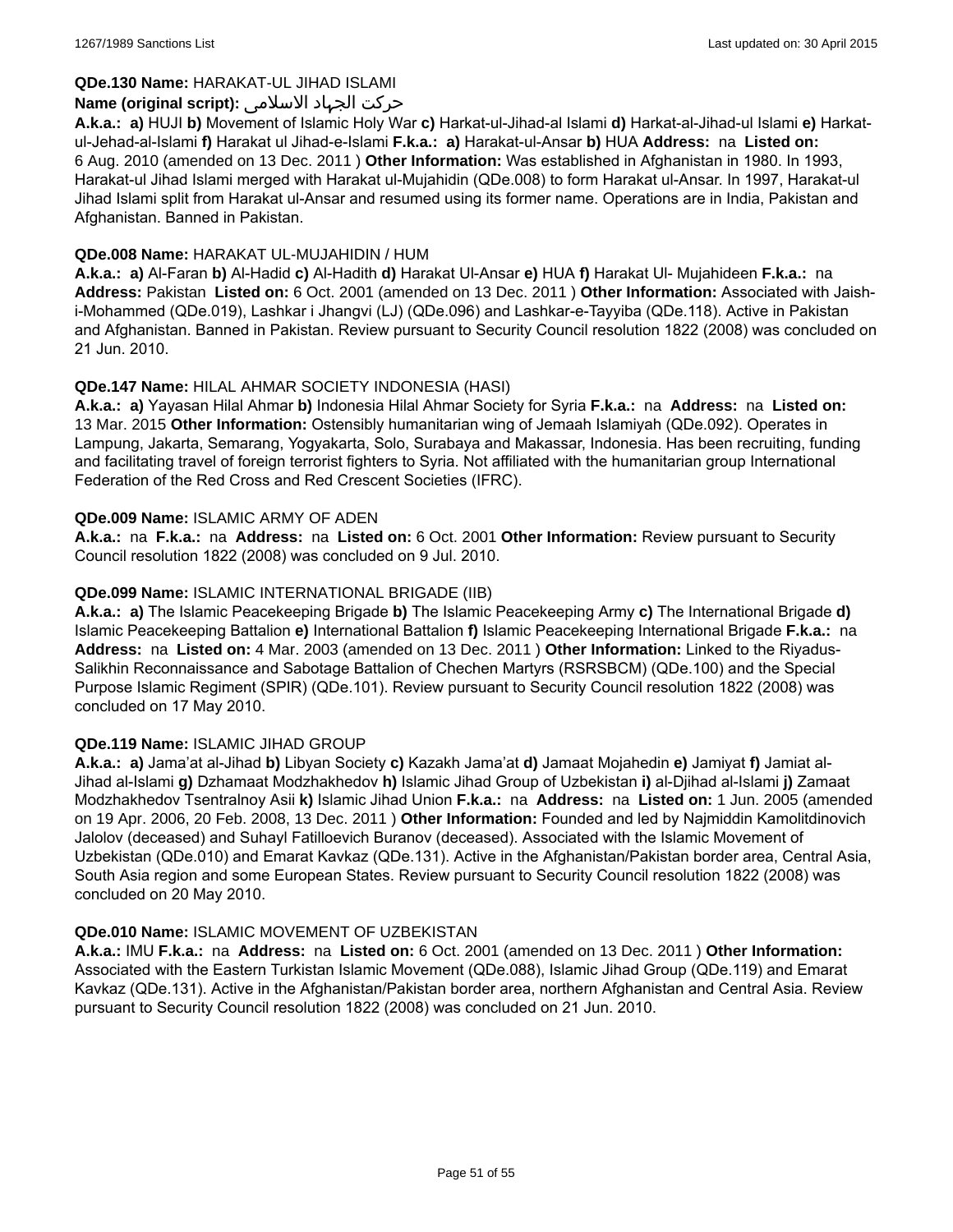**QDe.130 Name:** HARAKAT-UL JIHAD ISLAMI

**Name (original script):** حرکت الجهاد الاسلامی

**A.k.a.:** **a)** HUJI **b)** Movement of Islamic Holy War **c)** Harkat-ul-Jihad-al Islami **d)** Harkat-al-Jihad-ul Islami **e)** Harkat-ul-Jehad-al-Islami **f)** Harakat ul Jihad-e-Islami **F.k.a.:** **a)** Harakat-ul-Ansar **b)** HUA **Address:** na **Listed on:** 6 Aug. 2010 (amended on 13 Dec. 2011 ) **Other Information:** Was established in Afghanistan in 1980. In 1993, Harakat-ul Jihad Islami merged with Harakat ul-Mujahidin (QDe.008) to form Harakat ul-Ansar. In 1997, Harakat-ul Jihad Islami split from Harakat ul-Ansar and resumed using its former name. Operations are in India, Pakistan and Afghanistan. Banned in Pakistan.

**QDe.008 Name:** HARAKAT UL-MUJAHIDIN / HUM

**A.k.a.:** **a)** Al-Faran **b)** Al-Hadid **c)** Al-Hadith **d)** Harakat Ul-Ansar **e)** HUA **f)** Harakat Ul- Mujahideen **F.k.a.:** na **Address:** Pakistan **Listed on:** 6 Oct. 2001 (amended on 13 Dec. 2011 ) **Other Information:** Associated with Jaish-i-Mohammed (QDe.019), Lashkar i Jhangvi (LJ) (QDe.096) and Lashkar-e-Tayyiba (QDe.118). Active in Pakistan and Afghanistan. Banned in Pakistan. Review pursuant to Security Council resolution 1822 (2008) was concluded on 21 Jun. 2010.

**QDe.147 Name:** HILAL AHMAR SOCIETY INDONESIA (HASI)

**A.k.a.:** **a)** Yayasan Hilal Ahmar **b)** Indonesia Hilal Ahmar Society for Syria **F.k.a.:** na **Address:** na **Listed on:** 13 Mar. 2015 **Other Information:** Ostensibly humanitarian wing of Jemaah Islamiyah (QDe.092). Operates in Lampung, Jakarta, Semarang, Yogyakarta, Solo, Surabaya and Makassar, Indonesia. Has been recruiting, funding and facilitating travel of foreign terrorist fighters to Syria. Not affiliated with the humanitarian group International Federation of the Red Cross and Red Crescent Societies (IFRC).

**QDe.009 Name:** ISLAMIC ARMY OF ADEN

**A.k.a.:** na **F.k.a.:** na **Address:** na **Listed on:** 6 Oct. 2001 **Other Information:** Review pursuant to Security Council resolution 1822 (2008) was concluded on 9 Jul. 2010.

**QDe.099 Name:** ISLAMIC INTERNATIONAL BRIGADE (IIB)

**A.k.a.:** **a)** The Islamic Peacekeeping Brigade **b)** The Islamic Peacekeeping Army **c)** The International Brigade **d)** Islamic Peacekeeping Battalion **e)** International Battalion **f)** Islamic Peacekeeping International Brigade **F.k.a.:** na **Address:** na **Listed on:** 4 Mar. 2003 (amended on 13 Dec. 2011 ) **Other Information:** Linked to the Riyadus-Salikhin Reconnaissance and Sabotage Battalion of Chechen Martyrs (RSRSBCM) (QDe.100) and the Special Purpose Islamic Regiment (SPIR) (QDe.101). Review pursuant to Security Council resolution 1822 (2008) was concluded on 17 May 2010.

**QDe.119 Name:** ISLAMIC JIHAD GROUP

**A.k.a.:** **a)** Jama'at al-Jihad **b)** Libyan Society **c)** Kazakh Jama'at **d)** Jamaat Mojahedin **e)** Jamiyat **f)** Jamiat al-Jihad al-Islami **g)** Dzhamaat Modzhakhedov **h)** Islamic Jihad Group of Uzbekistan **i)** al-Djihad al-Islami **j)** Zamaat Modzhakhedov Tsentralnoy Asii **k)** Islamic Jihad Union **F.k.a.:** na **Address:** na **Listed on:** 1 Jun. 2005 (amended on 19 Apr. 2006, 20 Feb. 2008, 13 Dec. 2011 ) **Other Information:** Founded and led by Najmiddin Kamolitdinovich Jalolov (deceased) and Suhayl Fatilloevich Buranov (deceased). Associated with the Islamic Movement of Uzbekistan (QDe.010) and Emarat Kavkaz (QDe.131). Active in the Afghanistan/Pakistan border area, Central Asia, South Asia region and some European States. Review pursuant to Security Council resolution 1822 (2008) was concluded on 20 May 2010.

**QDe.010 Name:** ISLAMIC MOVEMENT OF UZBEKISTAN

**A.k.a.:** IMU **F.k.a.:** na **Address:** na **Listed on:** 6 Oct. 2001 (amended on 13 Dec. 2011 ) **Other Information:** Associated with the Eastern Turkistan Islamic Movement (QDe.088), Islamic Jihad Group (QDe.119) and Emarat Kavkaz (QDe.131). Active in the Afghanistan/Pakistan border area, northern Afghanistan and Central Asia. Review pursuant to Security Council resolution 1822 (2008) was concluded on 21 Jun. 2010.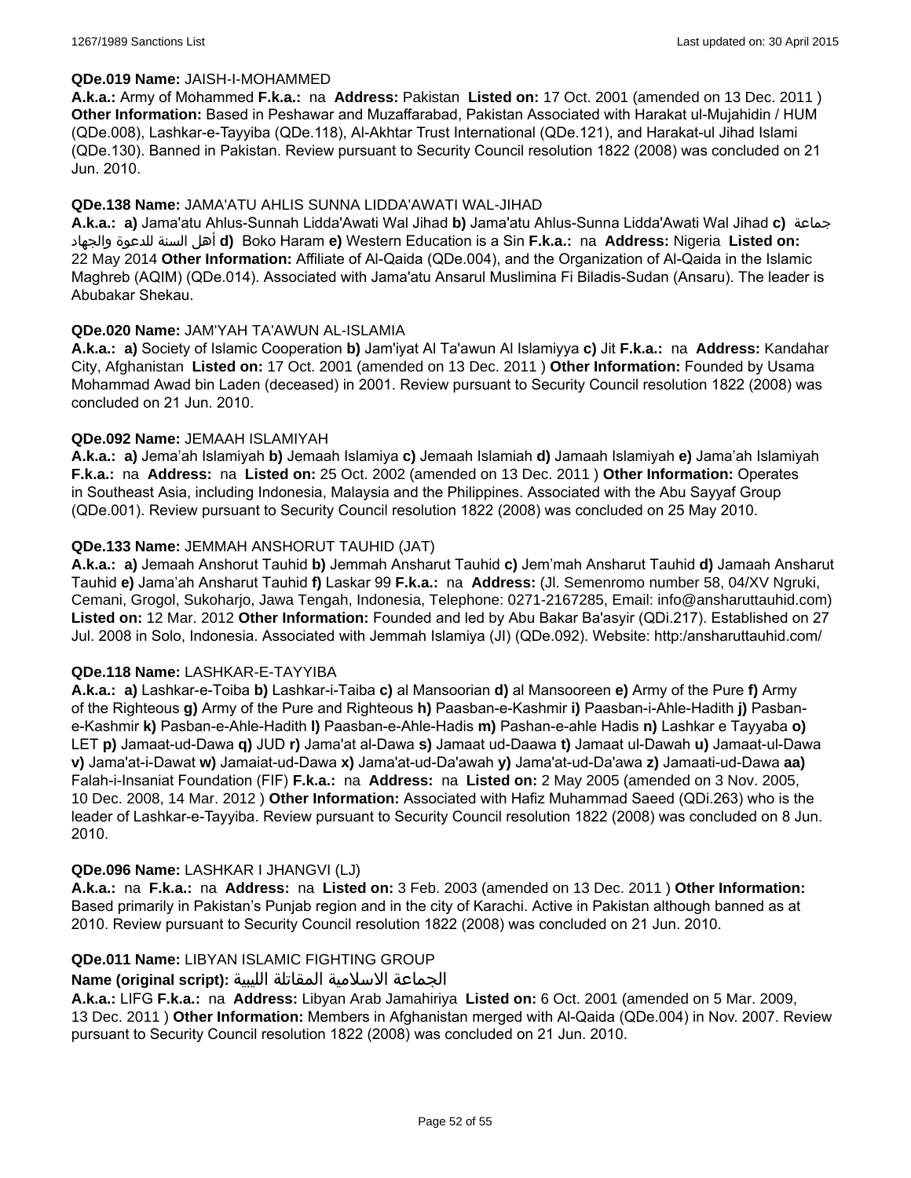**QDe.019 Name:** JAISH-I-MOHAMMED

**A.k.a.:** Army of Mohammed **F.k.a.:** na **Address:** Pakistan **Listed on:** 17 Oct. 2001 (amended on 13 Dec. 2011 ) **Other Information:** Based in Peshawar and Muzaffarabad, Pakistan Associated with Harakat ul-Mujahidin / HUM (QDe.008), Lashkar-e-Tayyiba (QDe.118), Al-Akhtar Trust International (QDe.121), and Harakat-ul Jihad Islami (QDe.130). Banned in Pakistan. Review pursuant to Security Council resolution 1822 (2008) was concluded on 21 Jun. 2010.

**QDe.138 Name:** JAMA'ATU AHLIS SUNNA LIDDA'AWATI WAL-JIHAD

**A.k.a.:** **a)** Jama'atu Ahlus-Sunnah Lidda'Awati Wal Jihad **b)** Jama'atu Ahlus-Sunna Lidda'Awati Wal Jihad **c)** جماعة أهل السنة للدعوة والجهاد **d)** Boko Haram **e)** Western Education is a Sin **F.k.a.:** na **Address:** Nigeria **Listed on:** 22 May 2014 **Other Information:** Affiliate of Al-Qaida (QDe.004), and the Organization of Al-Qaida in the Islamic Maghreb (AQIM) (QDe.014). Associated with Jama'atu Ansarul Muslimina Fi Biladis-Sudan (Ansaru). The leader is Abubakar Shekau.

**QDe.020 Name:** JAM'YAH TA'AWUN AL-ISLAMIA

**A.k.a.:** **a)** Society of Islamic Cooperation **b)** Jam'iyat Al Ta'awun Al Islamiyya **c)** Jit **F.k.a.:** na **Address:** Kandahar City, Afghanistan **Listed on:** 17 Oct. 2001 (amended on 13 Dec. 2011 ) **Other Information:** Founded by Usama Mohammad Awad bin Laden (deceased) in 2001. Review pursuant to Security Council resolution 1822 (2008) was concluded on 21 Jun. 2010.

**QDe.092 Name:** JEMAAH ISLAMIYAH

**A.k.a.:** **a)** Jema'ah Islamiyah **b)** Jemaah Islamiya **c)** Jemaah Islamiah **d)** Jamaah Islamiyah **e)** Jama'ah Islamiyah **F.k.a.:** na **Address:** na **Listed on:** 25 Oct. 2002 (amended on 13 Dec. 2011 ) **Other Information:** Operates in Southeast Asia, including Indonesia, Malaysia and the Philippines. Associated with the Abu Sayyaf Group (QDe.001). Review pursuant to Security Council resolution 1822 (2008) was concluded on 25 May 2010.

**QDe.133 Name:** JEMMAH ANSHORUT TAUHID (JAT)

**A.k.a.:** **a)** Jemaah Anshorut Tauhid **b)** Jemmah Ansharut Tauhid **c)** Jem'mah Ansharut Tauhid **d)** Jamaah Ansharut Tauhid **e)** Jama'ah Ansharut Tauhid **f)** Laskar 99 **F.k.a.:** na **Address:** (Jl. Semenromo number 58, 04/XV Ngruki, Cemani, Grogol, Sukoharjo, Jawa Tengah, Indonesia, Telephone: 0271-2167285, Email: info@ansharuttauhid.com) **Listed on:** 12 Mar. 2012 **Other Information:** Founded and led by Abu Bakar Ba'asyir (QDi.217). Established on 27 Jul. 2008 in Solo, Indonesia. Associated with Jemmah Islamiya (JI) (QDe.092). Website: http:/ansharuttauhid.com/

**QDe.118 Name:** LASHKAR-E-TAYYIBA

**A.k.a.:** **a)** Lashkar-e-Toiba **b)** Lashkar-i-Taiba **c)** al Mansoorian **d)** al Mansooreen **e)** Army of the Pure **f)** Army of the Righteous **g)** Army of the Pure and Righteous **h)** Paasban-e-Kashmir **i)** Paasban-i-Ahle-Hadith **j)** Pasban-e-Kashmir **k)** Pasban-e-Ahle-Hadith **l)** Paasban-e-Ahle-Hadis **m)** Pashan-e-ahle Hadis **n)** Lashkar e Tayyaba **o)** LET **p)** Jamaat-ud-Dawa **q)** JUD **r)** Jama'at al-Dawa **s)** Jamaat ud-Daawa **t)** Jamaat ul-Dawah **u)** Jamaat-ul-Dawa **v)** Jama'at-i-Dawat **w)** Jamaiat-ud-Dawa **x)** Jama'at-ud-Da'awah **y)** Jama'at-ud-Da'awa **z)** Jamaati-ud-Dawa **aa)** Falah-i-Insaniat Foundation (FIF) **F.k.a.:** na **Address:** na **Listed on:** 2 May 2005 (amended on 3 Nov. 2005, 10 Dec. 2008, 14 Mar. 2012 ) **Other Information:** Associated with Hafiz Muhammad Saeed (QDi.263) who is the leader of Lashkar-e-Tayyiba. Review pursuant to Security Council resolution 1822 (2008) was concluded on 8 Jun. 2010.

**QDe.096 Name:** LASHKAR I JHANGVI (LJ)

**A.k.a.:** na **F.k.a.:** na **Address:** na **Listed on:** 3 Feb. 2003 (amended on 13 Dec. 2011 ) **Other Information:** Based primarily in Pakistan's Punjab region and in the city of Karachi. Active in Pakistan although banned as at 2010. Review pursuant to Security Council resolution 1822 (2008) was concluded on 21 Jun. 2010.

**QDe.011 Name:** LIBYAN ISLAMIC FIGHTING GROUP

**Name (original script):** الجماعة الاسلامية المقاتلة الليبية

**A.k.a.:** LIFG **F.k.a.:** na **Address:** Libyan Arab Jamahiriya **Listed on:** 6 Oct. 2001 (amended on 5 Mar. 2009, 13 Dec. 2011 ) **Other Information:** Members in Afghanistan merged with Al-Qaida (QDe.004) in Nov. 2007. Review pursuant to Security Council resolution 1822 (2008) was concluded on 21 Jun. 2010.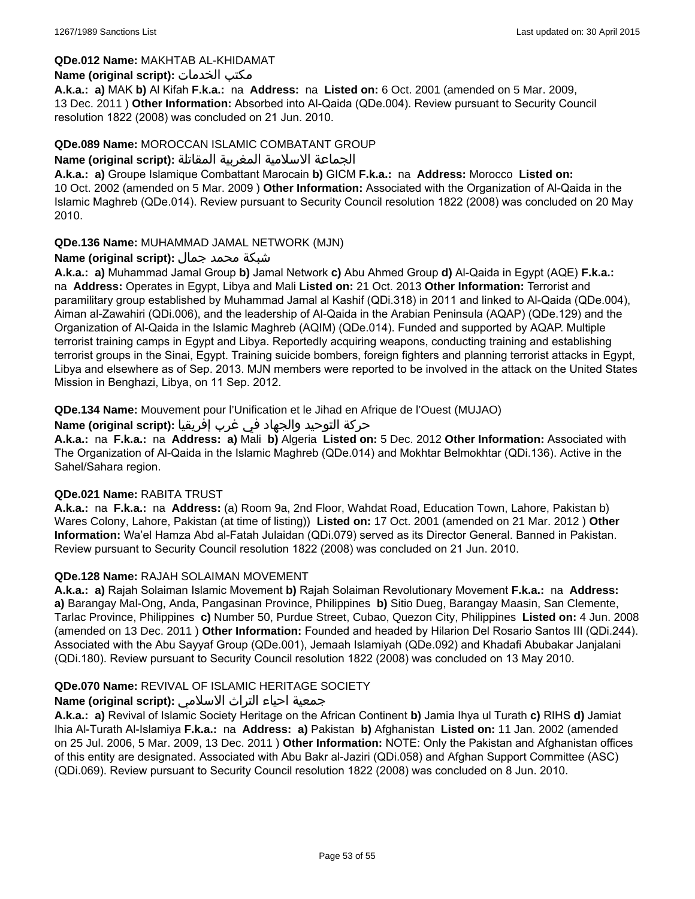**QDe.012 Name:** MAKHTAB AL-KHIDAMAT

**Name (original script):** مكتب الخدمات

**A.k.a.:** **a)** MAK **b)** Al Kifah **F.k.a.:** na **Address:** na **Listed on:** 6 Oct. 2001 (amended on 5 Mar. 2009, 13 Dec. 2011 ) **Other Information:** Absorbed into Al-Qaida (QDe.004). Review pursuant to Security Council resolution 1822 (2008) was concluded on 21 Jun. 2010.

**QDe.089 Name:** MOROCCAN ISLAMIC COMBATANT GROUP

**Name (original script):** الجماعة الاسلامية المغربية المقاتلة

**A.k.a.:** **a)** Groupe Islamique Combattant Marocain **b)** GICM **F.k.a.:** na **Address:** Morocco **Listed on:** 10 Oct. 2002 (amended on 5 Mar. 2009 ) **Other Information:** Associated with the Organization of Al-Qaida in the Islamic Maghreb (QDe.014). Review pursuant to Security Council resolution 1822 (2008) was concluded on 20 May 2010.

**QDe.136 Name:** MUHAMMAD JAMAL NETWORK (MJN)

**Name (original script):** شبكة محمد جمال

**A.k.a.:** **a)** Muhammad Jamal Group **b)** Jamal Network **c)** Abu Ahmed Group **d)** Al-Qaida in Egypt (AQE) **F.k.a.:** na **Address:** Operates in Egypt, Libya and Mali **Listed on:** 21 Oct. 2013 **Other Information:** Terrorist and paramilitary group established by Muhammad Jamal al Kashif (QDi.318) in 2011 and linked to Al-Qaida (QDe.004), Aiman al-Zawahiri (QDi.006), and the leadership of Al-Qaida in the Arabian Peninsula (AQAP) (QDe.129) and the Organization of Al-Qaida in the Islamic Maghreb (AQIM) (QDe.014). Funded and supported by AQAP. Multiple terrorist training camps in Egypt and Libya. Reportedly acquiring weapons, conducting training and establishing terrorist groups in the Sinai, Egypt. Training suicide bombers, foreign fighters and planning terrorist attacks in Egypt, Libya and elsewhere as of Sep. 2013. MJN members were reported to be involved in the attack on the United States Mission in Benghazi, Libya, on 11 Sep. 2012.

**QDe.134 Name:** Mouvement pour l'Unification et le Jihad en Afrique de l'Ouest (MUJAO)

**Name (original script):** حركة التوحيد والجهاد في غرب إفريقيا

**A.k.a.:** na **F.k.a.:** na **Address:** **a)** Mali **b)** Algeria **Listed on:** 5 Dec. 2012 **Other Information:** Associated with The Organization of Al-Qaida in the Islamic Maghreb (QDe.014) and Mokhtar Belmokhtar (QDi.136). Active in the Sahel/Sahara region.

**QDe.021 Name:** RABITA TRUST

**A.k.a.:** na **F.k.a.:** na **Address:** (a) Room 9a, 2nd Floor, Wahdat Road, Education Town, Lahore, Pakistan b) Wares Colony, Lahore, Pakistan (at time of listing)) **Listed on:** 17 Oct. 2001 (amended on 21 Mar. 2012 ) **Other Information:** Wa'el Hamza Abd al-Fatah Julaidan (QDi.079) served as its Director General. Banned in Pakistan. Review pursuant to Security Council resolution 1822 (2008) was concluded on 21 Jun. 2010.

**QDe.128 Name:** RAJAH SOLAIMAN MOVEMENT

**A.k.a.:** **a)** Rajah Solaiman Islamic Movement **b)** Rajah Solaiman Revolutionary Movement **F.k.a.:** na **Address:** **a)** Barangay Mal-Ong, Anda, Pangasinan Province, Philippines **b)** Sitio Dueg, Barangay Maasin, San Clemente, Tarlac Province, Philippines **c)** Number 50, Purdue Street, Cubao, Quezon City, Philippines **Listed on:** 4 Jun. 2008 (amended on 13 Dec. 2011 ) **Other Information:** Founded and headed by Hilarion Del Rosario Santos III (QDi.244). Associated with the Abu Sayyaf Group (QDe.001), Jemaah Islamiyah (QDe.092) and Khadafi Abubakar Janjalani (QDi.180). Review pursuant to Security Council resolution 1822 (2008) was concluded on 13 May 2010.

**QDe.070 Name:** REVIVAL OF ISLAMIC HERITAGE SOCIETY

**Name (original script):** جمعية احياء التراث الاسلامي

**A.k.a.:** **a)** Revival of Islamic Society Heritage on the African Continent **b)** Jamia Ihya ul Turath **c)** RIHS **d)** Jamiat Ihia Al-Turath Al-Islamiya **F.k.a.:** na **Address:** **a)** Pakistan **b)** Afghanistan **Listed on:** 11 Jan. 2002 (amended on 25 Jul. 2006, 5 Mar. 2009, 13 Dec. 2011 ) **Other Information:** NOTE: Only the Pakistan and Afghanistan offices of this entity are designated. Associated with Abu Bakr al-Jaziri (QDi.058) and Afghan Support Committee (ASC) (QDi.069). Review pursuant to Security Council resolution 1822 (2008) was concluded on 8 Jun. 2010.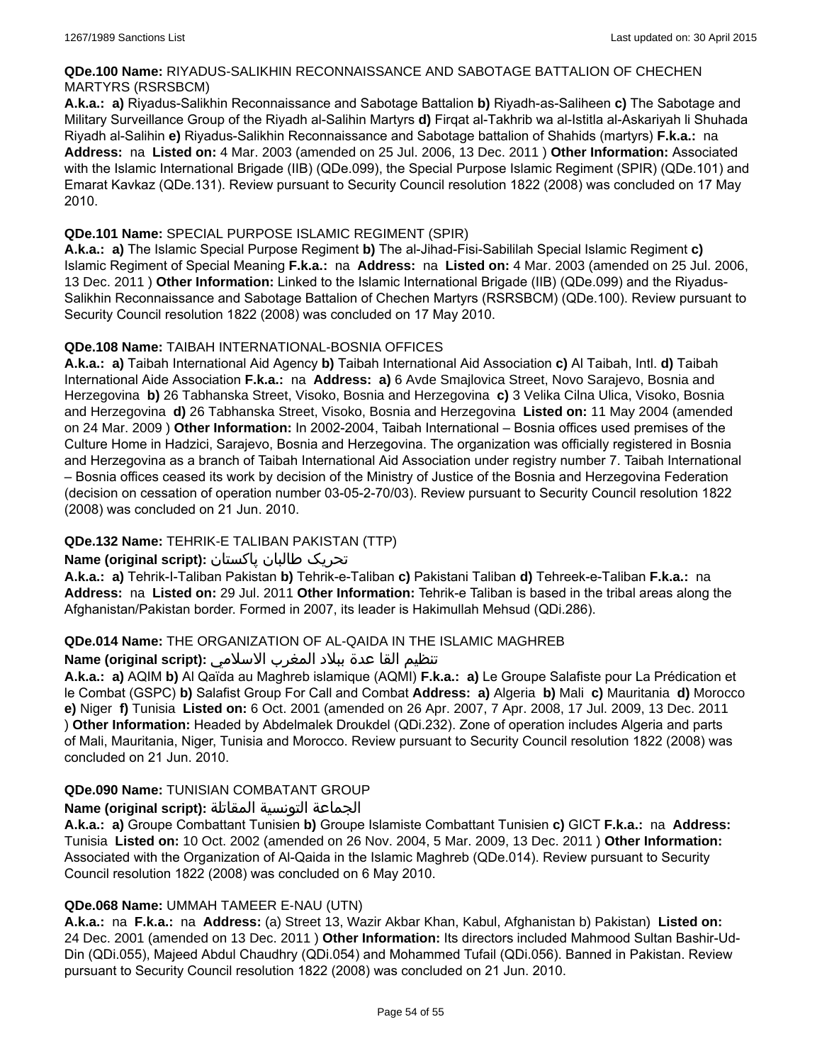**QDe.100 Name:** RIYADUS-SALIKHIN RECONNAISSANCE AND SABOTAGE BATTALION OF CHECHEN MARTYRS (RSRSBCM)

**A.k.a.:** **a)** Riyadus-Salikhin Reconnaissance and Sabotage Battalion **b)** Riyadh-as-Saliheen **c)** The Sabotage and Military Surveillance Group of the Riyadh al-Salihin Martyrs **d)** Firqat al-Takhrib wa al-Istitla al-Askariyah li Shuhada Riyadh al-Salihin **e)** Riyadus-Salikhin Reconnaissance and Sabotage battalion of Shahids (martyrs) **F.k.a.:** na **Address:** na **Listed on:** 4 Mar. 2003 (amended on 25 Jul. 2006, 13 Dec. 2011 ) **Other Information:** Associated with the Islamic International Brigade (IIB) (QDe.099), the Special Purpose Islamic Regiment (SPIR) (QDe.101) and Emarat Kavkaz (QDe.131). Review pursuant to Security Council resolution 1822 (2008) was concluded on 17 May 2010.

**QDe.101 Name:** SPECIAL PURPOSE ISLAMIC REGIMENT (SPIR)

**A.k.a.:** **a)** The Islamic Special Purpose Regiment **b)** The al-Jihad-Fisi-Sabililah Special Islamic Regiment **c)** Islamic Regiment of Special Meaning **F.k.a.:** na **Address:** na **Listed on:** 4 Mar. 2003 (amended on 25 Jul. 2006, 13 Dec. 2011 ) **Other Information:** Linked to the Islamic International Brigade (IIB) (QDe.099) and the Riyadus-Salikhin Reconnaissance and Sabotage Battalion of Chechen Martyrs (RSRSBCM) (QDe.100). Review pursuant to Security Council resolution 1822 (2008) was concluded on 17 May 2010.

**QDe.108 Name:** TAIBAH INTERNATIONAL-BOSNIA OFFICES

**A.k.a.:** **a)** Taibah International Aid Agency **b)** Taibah International Aid Association **c)** Al Taibah, Intl. **d)** Taibah International Aide Association **F.k.a.:** na **Address:** **a)** 6 Avde Smajlovica Street, Novo Sarajevo, Bosnia and Herzegovina **b)** 26 Tabhanska Street, Visoko, Bosnia and Herzegovina **c)** 3 Velika Cilna Ulica, Visoko, Bosnia and Herzegovina **d)** 26 Tabhanska Street, Visoko, Bosnia and Herzegovina **Listed on:** 11 May 2004 (amended on 24 Mar. 2009 ) **Other Information:** In 2002-2004, Taibah International – Bosnia offices used premises of the Culture Home in Hadzici, Sarajevo, Bosnia and Herzegovina. The organization was officially registered in Bosnia and Herzegovina as a branch of Taibah International Aid Association under registry number 7. Taibah International – Bosnia offices ceased its work by decision of the Ministry of Justice of the Bosnia and Herzegovina Federation (decision on cessation of operation number 03-05-2-70/03). Review pursuant to Security Council resolution 1822 (2008) was concluded on 21 Jun. 2010.

**QDe.132 Name:** TEHRIK-E TALIBAN PAKISTAN (TTP)

**Name (original script):** تحریک طالبان پاکستان

**A.k.a.:** **a)** Tehrik-I-Taliban Pakistan **b)** Tehrik-e-Taliban **c)** Pakistani Taliban **d)** Tehreek-e-Taliban **F.k.a.:** na **Address:** na **Listed on:** 29 Jul. 2011 **Other Information:** Tehrik-e Taliban is based in the tribal areas along the Afghanistan/Pakistan border. Formed in 2007, its leader is Hakimullah Mehsud (QDi.286).

**QDe.014 Name:** THE ORGANIZATION OF AL-QAIDA IN THE ISLAMIC MAGHREB

**Name (original script):** تنظيم القا عدة ببلاد المغرب الاسلامي

**A.k.a.:** **a)** AQIM **b)** Al Qaïda au Maghreb islamique (AQMI) **F.k.a.:** **a)** Le Groupe Salafiste pour La Prédication et le Combat (GSPC) **b)** Salafist Group For Call and Combat **Address:** **a)** Algeria **b)** Mali **c)** Mauritania **d)** Morocco **e)** Niger **f)** Tunisia **Listed on:** 6 Oct. 2001 (amended on 26 Apr. 2007, 7 Apr. 2008, 17 Jul. 2009, 13 Dec. 2011 ) **Other Information:** Headed by Abdelmalek Droukdel (QDi.232). Zone of operation includes Algeria and parts of Mali, Mauritania, Niger, Tunisia and Morocco. Review pursuant to Security Council resolution 1822 (2008) was concluded on 21 Jun. 2010.

**QDe.090 Name:** TUNISIAN COMBATANT GROUP

**Name (original script):** الجماعة التونسية المقاتلة

**A.k.a.:** **a)** Groupe Combattant Tunisien **b)** Groupe Islamiste Combattant Tunisien **c)** GICT **F.k.a.:** na **Address:** Tunisia **Listed on:** 10 Oct. 2002 (amended on 26 Nov. 2004, 5 Mar. 2009, 13 Dec. 2011 ) **Other Information:** Associated with the Organization of Al-Qaida in the Islamic Maghreb (QDe.014). Review pursuant to Security Council resolution 1822 (2008) was concluded on 6 May 2010.

**QDe.068 Name:** UMMAH TAMEER E-NAU (UTN)

**A.k.a.:** na **F.k.a.:** na **Address:** (a) Street 13, Wazir Akbar Khan, Kabul, Afghanistan b) Pakistan) **Listed on:** 24 Dec. 2001 (amended on 13 Dec. 2011 ) **Other Information:** Its directors included Mahmood Sultan Bashir-Ud-Din (QDi.055), Majeed Abdul Chaudhry (QDi.054) and Mohammed Tufail (QDi.056). Banned in Pakistan. Review pursuant to Security Council resolution 1822 (2008) was concluded on 21 Jun. 2010.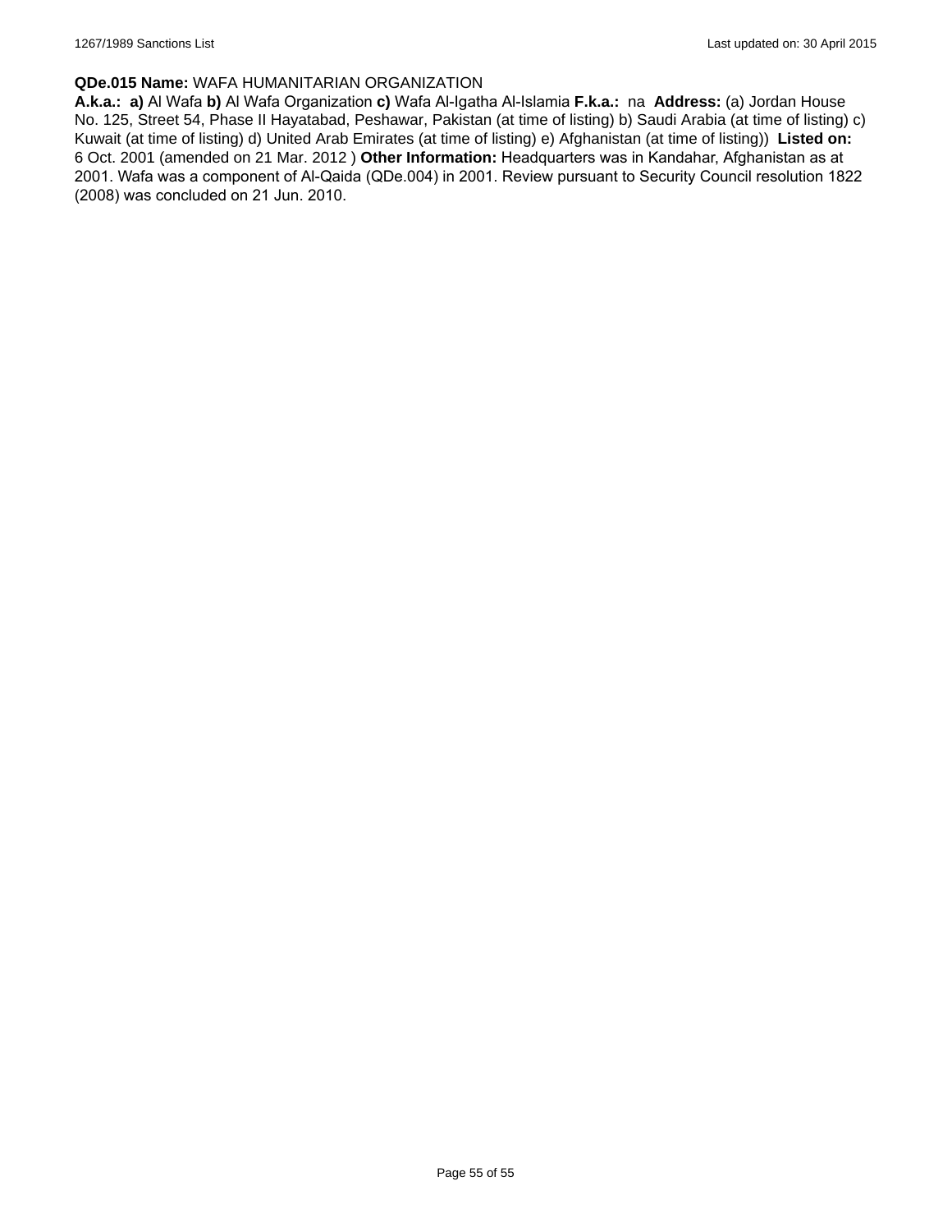**QDe.015 Name:** WAFA HUMANITARIAN ORGANIZATION
**A.k.a.: a)** Al Wafa **b)** Al Wafa Organization **c)** Wafa Al-Igatha Al-Islamia **F.k.a.:** na **Address:** (a) Jordan House No. 125, Street 54, Phase II Hayatabad, Peshawar, Pakistan (at time of listing) b) Saudi Arabia (at time of listing) c) Kuwait (at time of listing) d) United Arab Emirates (at time of listing) e) Afghanistan (at time of listing)) **Listed on:** 6 Oct. 2001 (amended on 21 Mar. 2012 ) **Other Information:** Headquarters was in Kandahar, Afghanistan as at 2001. Wafa was a component of Al-Qaida (QDe.004) in 2001. Review pursuant to Security Council resolution 1822 (2008) was concluded on 21 Jun. 2010.